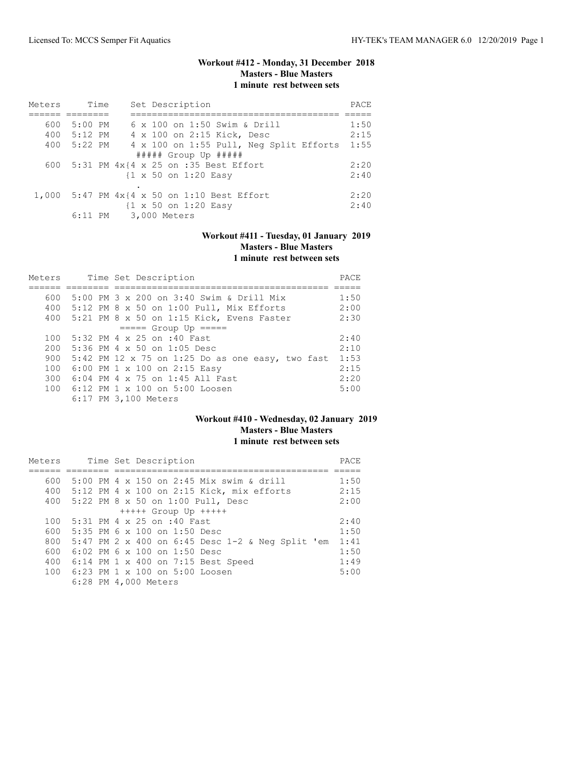### Workout #412 - Monday, 31 December 2018
**Masters - Blue Masters**
**1 minute rest between sets**

| Meters | Time | Set Description | PACE |
|---|---|---|---|
| 600 | 5:00 PM | 6 x 100 on 1:50 Swim & Drill | 1:50 |
| 400 | 5:12 PM | 4 x 100 on 2:15 Kick, Desc | 2:15 |
| 400 | 5:22 PM | 4 x 100 on 1:55 Pull, Neg Split Efforts | 1:55 |
| | | ##### Group Up ##### | |
| 600 | 5:31 PM | 4x{4 x 25 on :35 Best Effort | 2:20 |
| | | {1 x 50 on 1:20 Easy | 2:40 |
| | | . | |
| 1,000 | 5:47 PM | 4x{4 x 50 on 1:10 Best Effort | 2:20 |
| | | {1 x 50 on 1:20 Easy | 2:40 |
| | 6:11 PM | 3,000 Meters | |

### Workout #411 - Tuesday, 01 January 2019
**Masters - Blue Masters**
**1 minute rest between sets**

| Meters | Time | Set Description | PACE |
|---|---|---|---|
| 600 | 5:00 PM | 3 x 200 on 3:40 Swim & Drill Mix | 1:50 |
| 400 | 5:12 PM | 8 x 50 on 1:00 Pull, Mix Efforts | 2:00 |
| 400 | 5:21 PM | 8 x 50 on 1:15 Kick, Evens Faster | 2:30 |
| | | ===== Group Up ===== | |
| 100 | 5:32 PM | 4 x 25 on :40 Fast | 2:40 |
| 200 | 5:36 PM | 4 x 50 on 1:05 Desc | 2:10 |
| 900 | 5:42 PM | 12 x 75 on 1:25 Do as one easy, two fast | 1:53 |
| 100 | 6:00 PM | 1 x 100 on 2:15 Easy | 2:15 |
| 300 | 6:04 PM | 4 x 75 on 1:45 All Fast | 2:20 |
| 100 | 6:12 PM | 1 x 100 on 5:00 Loosen | 5:00 |
| | 6:17 PM | 3,100 Meters | |

### Workout #410 - Wednesday, 02 January 2019
**Masters - Blue Masters**
**1 minute rest between sets**

| Meters | Time | Set Description | PACE |
|---|---|---|---|
| 600 | 5:00 PM | 4 x 150 on 2:45 Mix swim & drill | 1:50 |
| 400 | 5:12 PM | 4 x 100 on 2:15 Kick, mix efforts | 2:15 |
| 400 | 5:22 PM | 8 x 50 on 1:00 Pull, Desc | 2:00 |
| | | +++++ Group Up +++++ | |
| 100 | 5:31 PM | 4 x 25 on :40 Fast | 2:40 |
| 600 | 5:35 PM | 6 x 100 on 1:50 Desc | 1:50 |
| 800 | 5:47 PM | 2 x 400 on 6:45 Desc 1-2 & Neg Split 'em | 1:41 |
| 600 | 6:02 PM | 6 x 100 on 1:50 Desc | 1:50 |
| 400 | 6:14 PM | 1 x 400 on 7:15 Best Speed | 1:49 |
| 100 | 6:23 PM | 1 x 100 on 5:00 Loosen | 5:00 |
| | 6:28 PM | 4,000 Meters | |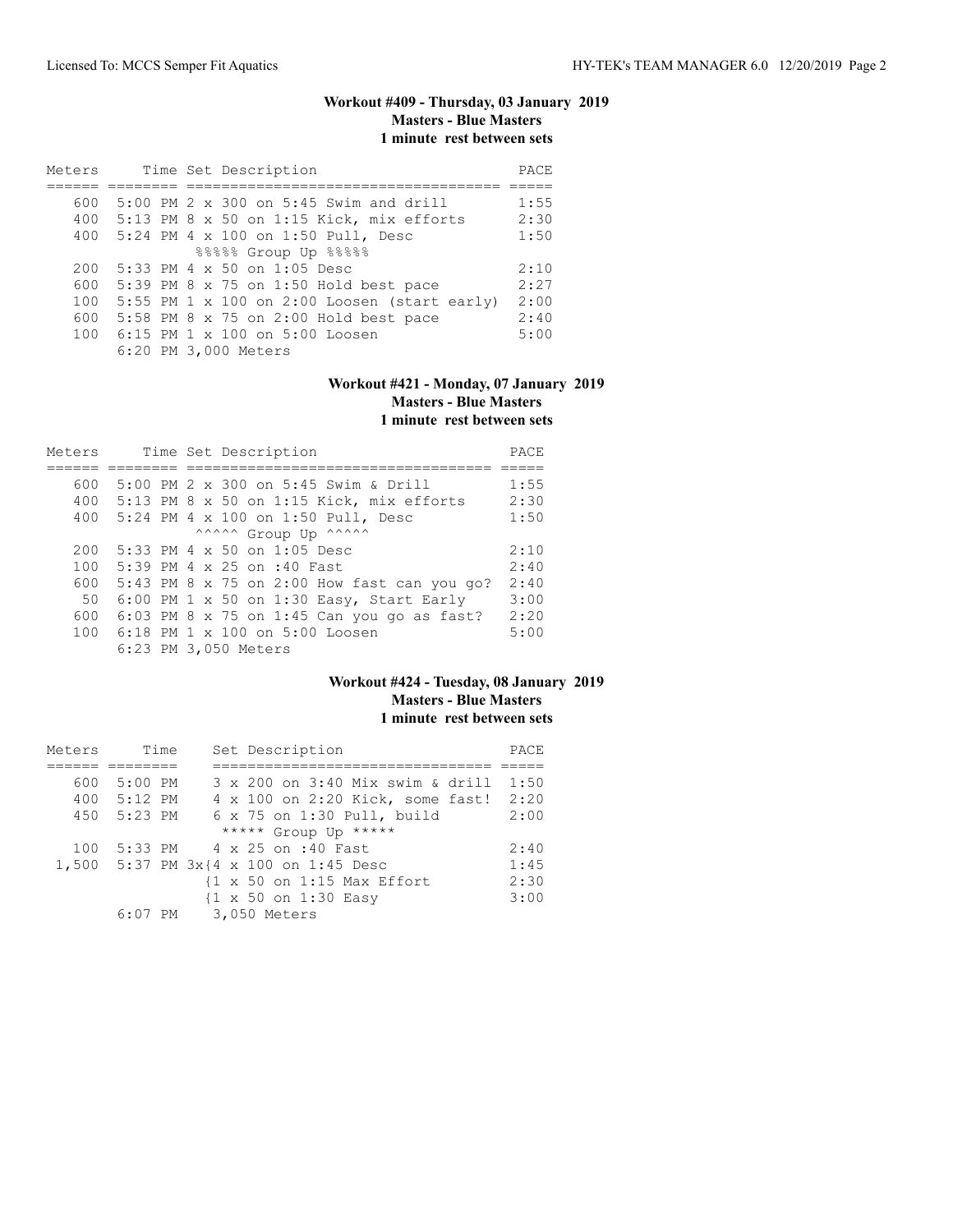### Workout #409 - Thursday, 03 January 2019
**Masters - Blue Masters**
**1 minute rest between sets**

| Meters | Time | Set Description | PACE |
|---|---|---|---|
| 600 | 5:00 PM | 2 x 300 on 5:45 Swim and drill | 1:55 |
| 400 | 5:13 PM | 8 x 50 on 1:15 Kick, mix efforts | 2:30 |
| 400 | 5:24 PM | 4 x 100 on 1:50 Pull, Desc | 1:50 |
| | | %%%%% Group Up %%%%% | |
| 200 | 5:33 PM | 4 x 50 on 1:05 Desc | 2:10 |
| 600 | 5:39 PM | 8 x 75 on 1:50 Hold best pace | 2:27 |
| 100 | 5:55 PM | 1 x 100 on 2:00 Loosen (start early) | 2:00 |
| 600 | 5:58 PM | 8 x 75 on 2:00 Hold best pace | 2:40 |
| 100 | 6:15 PM | 1 x 100 on 5:00 Loosen | 5:00 |
| | 6:20 PM | 3,000 Meters | |

### Workout #421 - Monday, 07 January 2019
**Masters - Blue Masters**
**1 minute rest between sets**

| Meters | Time | Set Description | PACE |
|---|---|---|---|
| 600 | 5:00 PM | 2 x 300 on 5:45 Swim & Drill | 1:55 |
| 400 | 5:13 PM | 8 x 50 on 1:15 Kick, mix efforts | 2:30 |
| 400 | 5:24 PM | 4 x 100 on 1:50 Pull, Desc | 1:50 |
| | | ^^^^^ Group Up ^^^^^ | |
| 200 | 5:33 PM | 4 x 50 on 1:05 Desc | 2:10 |
| 100 | 5:39 PM | 4 x 25 on :40 Fast | 2:40 |
| 600 | 5:43 PM | 8 x 75 on 2:00 How fast can you go? | 2:40 |
| 50 | 6:00 PM | 1 x 50 on 1:30 Easy, Start Early | 3:00 |
| 600 | 6:03 PM | 8 x 75 on 1:45 Can you go as fast? | 2:20 |
| 100 | 6:18 PM | 1 x 100 on 5:00 Loosen | 5:00 |
| | 6:23 PM | 3,050 Meters | |

### Workout #424 - Tuesday, 08 January 2019
**Masters - Blue Masters**
**1 minute rest between sets**

| Meters | Time | Set Description | PACE |
|---|---|---|---|
| 600 | 5:00 PM | 3 x 200 on 3:40 Mix swim & drill | 1:50 |
| 400 | 5:12 PM | 4 x 100 on 2:20 Kick, some fast! | 2:20 |
| 450 | 5:23 PM | 6 x 75 on 1:30 Pull, build | 2:00 |
| | | ***** Group Up ***** | |
| 100 | 5:33 PM | 4 x 25 on :40 Fast | 2:40 |
| 1,500 | 5:37 PM | 3x{4 x 100 on 1:45 Desc | 1:45 |
| | | {1 x 50 on 1:15 Max Effort | 2:30 |
| | | {1 x 50 on 1:30 Easy | 3:00 |
| | 6:07 PM | 3,050 Meters | |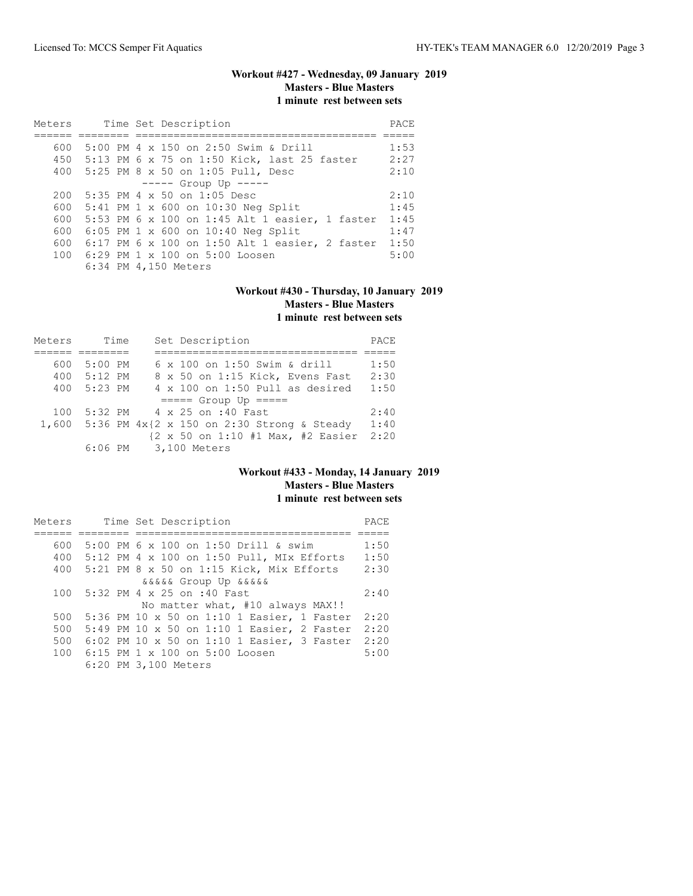### Workout #427 - Wednesday, 09 January 2019
**Masters - Blue Masters**
**1 minute rest between sets**

| Meters | Time | Set Description | PACE |
|---|---|---|---|
| 600 | 5:00 PM | 4 x 150 on 2:50 Swim & Drill | 1:53 |
| 450 | 5:13 PM | 6 x 75 on 1:50 Kick, last 25 faster | 2:27 |
| 400 | 5:25 PM | 8 x 50 on 1:05 Pull, Desc | 2:10 |
| | | ----- Group Up ----- | |
| 200 | 5:35 PM | 4 x 50 on 1:05 Desc | 2:10 |
| 600 | 5:41 PM | 1 x 600 on 10:30 Neg Split | 1:45 |
| 600 | 5:53 PM | 6 x 100 on 1:45 Alt 1 easier, 1 faster | 1:45 |
| 600 | 6:05 PM | 1 x 600 on 10:40 Neg Split | 1:47 |
| 600 | 6:17 PM | 6 x 100 on 1:50 Alt 1 easier, 2 faster | 1:50 |
| 100 | 6:29 PM | 1 x 100 on 5:00 Loosen | 5:00 |
| | 6:34 PM | 4,150 Meters | |

### Workout #430 - Thursday, 10 January 2019
**Masters - Blue Masters**
**1 minute rest between sets**

| Meters | Time | Set Description | PACE |
|---|---|---|---|
| 600 | 5:00 PM | 6 x 100 on 1:50 Swim & drill | 1:50 |
| 400 | 5:12 PM | 8 x 50 on 1:15 Kick, Evens Fast | 2:30 |
| 400 | 5:23 PM | 4 x 100 on 1:50 Pull as desired | 1:50 |
| | | ===== Group Up ===== | |
| 100 | 5:32 PM | 4 x 25 on :40 Fast | 2:40 |
| 1,600 | 5:36 PM | 4x{2 x 150 on 2:30 Strong & Steady | 1:40 |
| | | {2 x 50 on 1:10 #1 Max, #2 Easier | 2:20 |
| | 6:06 PM | 3,100 Meters | |

### Workout #433 - Monday, 14 January 2019
**Masters - Blue Masters**
**1 minute rest between sets**

| Meters | Time | Set Description | PACE |
|---|---|---|---|
| 600 | 5:00 PM | 6 x 100 on 1:50 Drill & swim | 1:50 |
| 400 | 5:12 PM | 4 x 100 on 1:50 Pull, MIx Efforts | 1:50 |
| 400 | 5:21 PM | 8 x 50 on 1:15 Kick, Mix Efforts | 2:30 |
| | | &&&&& Group Up &&&&& | |
| 100 | 5:32 PM | 4 x 25 on :40 Fast | 2:40 |
| | | No matter what, #10 always MAX!! | |
| 500 | 5:36 PM | 10 x 50 on 1:10 1 Easier, 1 Faster | 2:20 |
| 500 | 5:49 PM | 10 x 50 on 1:10 1 Easier, 2 Faster | 2:20 |
| 500 | 6:02 PM | 10 x 50 on 1:10 1 Easier, 3 Faster | 2:20 |
| 100 | 6:15 PM | 1 x 100 on 5:00 Loosen | 5:00 |
| | 6:20 PM | 3,100 Meters | |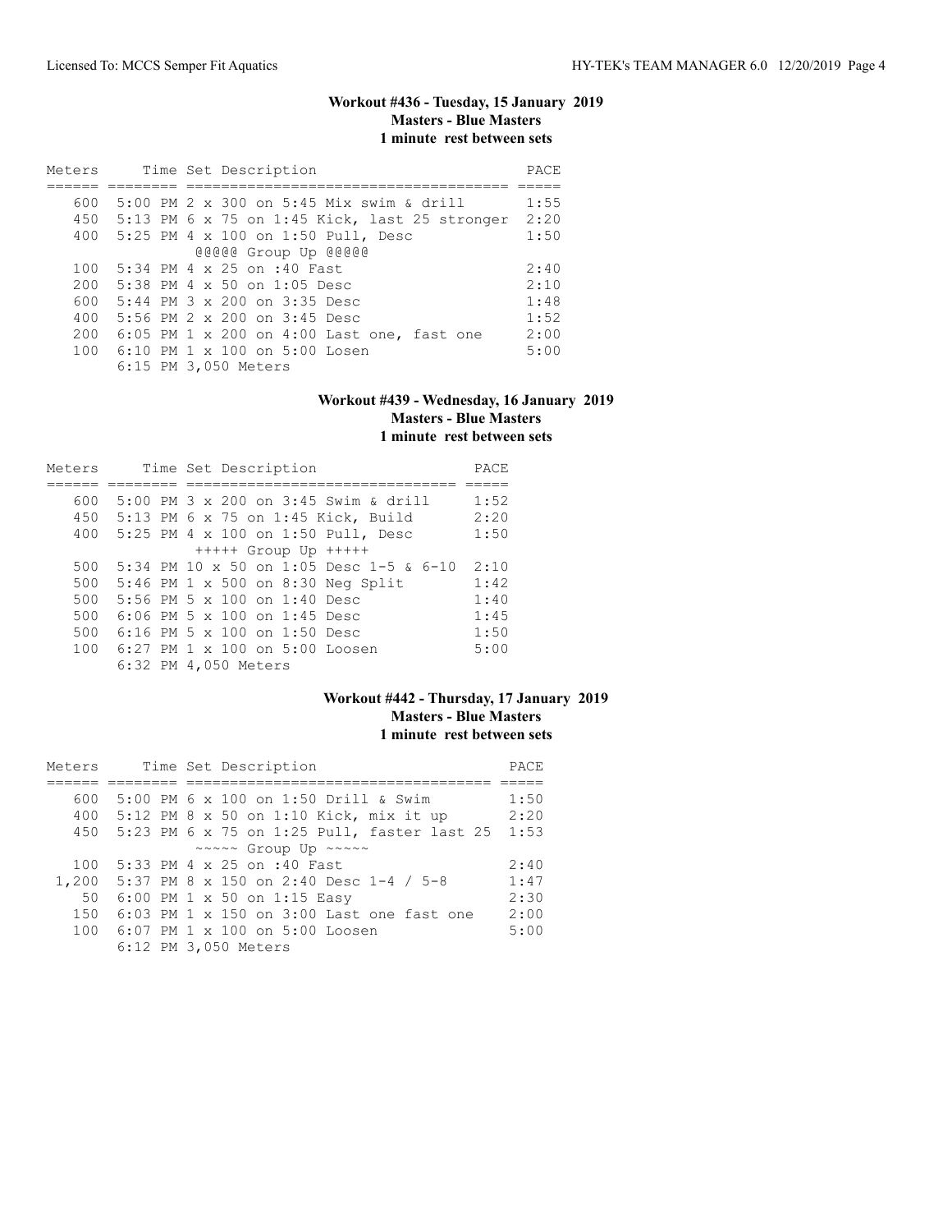### Workout #436 - Tuesday, 15 January 2019
**Masters - Blue Masters**
**1 minute rest between sets**

| Meters | Time | Set Description | PACE |
|---|---|---|---|
| 600 | 5:00 PM | 2 x 300 on 5:45 Mix swim & drill | 1:55 |
| 450 | 5:13 PM | 6 x 75 on 1:45 Kick, last 25 stronger | 2:20 |
| 400 | 5:25 PM | 4 x 100 on 1:50 Pull, Desc | 1:50 |
| | | @@@@@ Group Up @@@@@ | |
| 100 | 5:34 PM | 4 x 25 on :40 Fast | 2:40 |
| 200 | 5:38 PM | 4 x 50 on 1:05 Desc | 2:10 |
| 600 | 5:44 PM | 3 x 200 on 3:35 Desc | 1:48 |
| 400 | 5:56 PM | 2 x 200 on 3:45 Desc | 1:52 |
| 200 | 6:05 PM | 1 x 200 on 4:00 Last one, fast one | 2:00 |
| 100 | 6:10 PM | 1 x 100 on 5:00 Losen | 5:00 |
| | 6:15 PM | 3,050 Meters | |

### Workout #439 - Wednesday, 16 January 2019
**Masters - Blue Masters**
**1 minute rest between sets**

| Meters | Time | Set Description | PACE |
|---|---|---|---|
| 600 | 5:00 PM | 3 x 200 on 3:45 Swim & drill | 1:52 |
| 450 | 5:13 PM | 6 x 75 on 1:45 Kick, Build | 2:20 |
| 400 | 5:25 PM | 4 x 100 on 1:50 Pull, Desc | 1:50 |
| | | +++++ Group Up +++++ | |
| 500 | 5:34 PM | 10 x 50 on 1:05 Desc 1-5 & 6-10 | 2:10 |
| 500 | 5:46 PM | 1 x 500 on 8:30 Neg Split | 1:42 |
| 500 | 5:56 PM | 5 x 100 on 1:40 Desc | 1:40 |
| 500 | 6:06 PM | 5 x 100 on 1:45 Desc | 1:45 |
| 500 | 6:16 PM | 5 x 100 on 1:50 Desc | 1:50 |
| 100 | 6:27 PM | 1 x 100 on 5:00 Loosen | 5:00 |
| | 6:32 PM | 4,050 Meters | |

### Workout #442 - Thursday, 17 January 2019
**Masters - Blue Masters**
**1 minute rest between sets**

| Meters | Time | Set Description | PACE |
|---|---|---|---|
| 600 | 5:00 PM | 6 x 100 on 1:50 Drill & Swim | 1:50 |
| 400 | 5:12 PM | 8 x 50 on 1:10 Kick, mix it up | 2:20 |
| 450 | 5:23 PM | 6 x 75 on 1:25 Pull, faster last 25 | 1:53 |
| | | ~~~~~ Group Up ~~~~~ | |
| 100 | 5:33 PM | 4 x 25 on :40 Fast | 2:40 |
| 1,200 | 5:37 PM | 8 x 150 on 2:40 Desc 1-4 / 5-8 | 1:47 |
| 50 | 6:00 PM | 1 x 50 on 1:15 Easy | 2:30 |
| 150 | 6:03 PM | 1 x 150 on 3:00 Last one fast one | 2:00 |
| 100 | 6:07 PM | 1 x 100 on 5:00 Loosen | 5:00 |
| | 6:12 PM | 3,050 Meters | |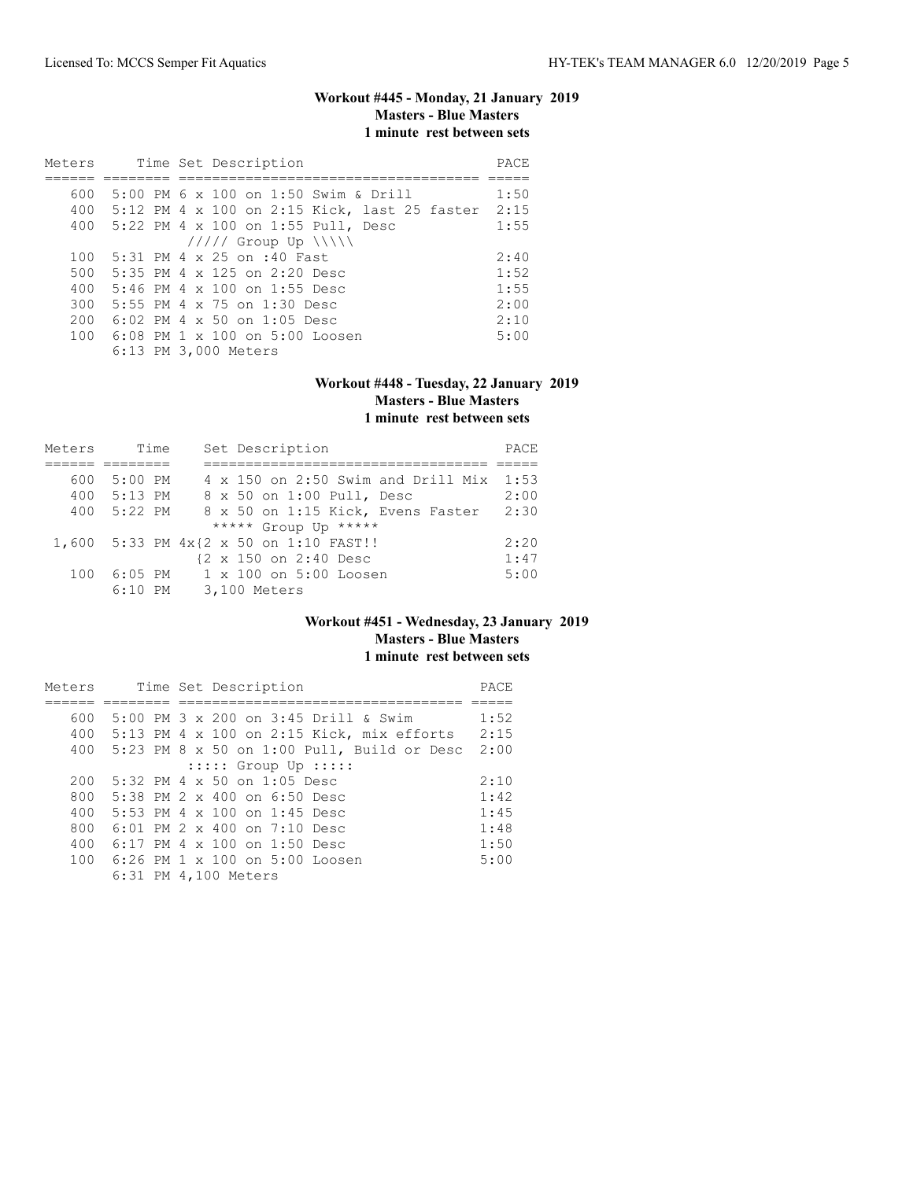## Workout #445 - Monday, 21 January 2019
### Masters - Blue Masters
### 1 minute rest between sets

| Meters | Time | Set Description | PACE |
|---|---|---|---|
| 600 | 5:00 PM | 6 x 100 on 1:50 Swim & Drill | 1:50 |
| 400 | 5:12 PM | 4 x 100 on 2:15 Kick, last 25 faster | 2:15 |
| 400 | 5:22 PM | 4 x 100 on 1:55 Pull, Desc | 1:55 |
| | | ///// Group Up \\\\\ | |
| 100 | 5:31 PM | 4 x 25 on :40 Fast | 2:40 |
| 500 | 5:35 PM | 4 x 125 on 2:20 Desc | 1:52 |
| 400 | 5:46 PM | 4 x 100 on 1:55 Desc | 1:55 |
| 300 | 5:55 PM | 4 x 75 on 1:30 Desc | 2:00 |
| 200 | 6:02 PM | 4 x 50 on 1:05 Desc | 2:10 |
| 100 | 6:08 PM | 1 x 100 on 5:00 Loosen | 5:00 |
| | 6:13 PM | 3,000 Meters | |

## Workout #448 - Tuesday, 22 January 2019
### Masters - Blue Masters
### 1 minute rest between sets

| Meters | Time | Set Description | PACE |
|---|---|---|---|
| 600 | 5:00 PM | 4 x 150 on 2:50 Swim and Drill Mix | 1:53 |
| 400 | 5:13 PM | 8 x 50 on 1:00 Pull, Desc | 2:00 |
| 400 | 5:22 PM | 8 x 50 on 1:15 Kick, Evens Faster | 2:30 |
| | | ***** Group Up ***** | |
| 1,600 | 5:33 PM | 4x{2 x 50 on 1:10 FAST!! | 2:20 |
| | | {2 x 150 on 2:40 Desc | 1:47 |
| 100 | 6:05 PM | 1 x 100 on 5:00 Loosen | 5:00 |
| | 6:10 PM | 3,100 Meters | |

## Workout #451 - Wednesday, 23 January 2019
### Masters - Blue Masters
### 1 minute rest between sets

| Meters | Time | Set Description | PACE |
|---|---|---|---|
| 600 | 5:00 PM | 3 x 200 on 3:45 Drill & Swim | 1:52 |
| 400 | 5:13 PM | 4 x 100 on 2:15 Kick, mix efforts | 2:15 |
| 400 | 5:23 PM | 8 x 50 on 1:00 Pull, Build or Desc | 2:00 |
| | | ::::: Group Up ::::: | |
| 200 | 5:32 PM | 4 x 50 on 1:05 Desc | 2:10 |
| 800 | 5:38 PM | 2 x 400 on 6:50 Desc | 1:42 |
| 400 | 5:53 PM | 4 x 100 on 1:45 Desc | 1:45 |
| 800 | 6:01 PM | 2 x 400 on 7:10 Desc | 1:48 |
| 400 | 6:17 PM | 4 x 100 on 1:50 Desc | 1:50 |
| 100 | 6:26 PM | 1 x 100 on 5:00 Loosen | 5:00 |
| | 6:31 PM | 4,100 Meters | |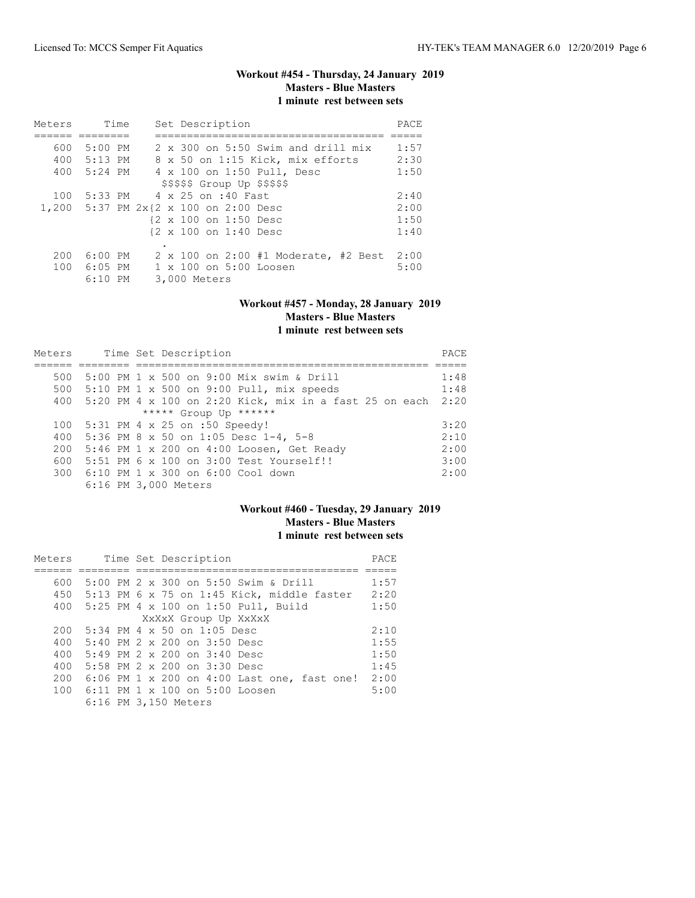## Workout #454 - Thursday, 24 January 2019
### Masters - Blue Masters
### 1 minute rest between sets

| Meters | Time | Set Description | PACE |
|---|---|---|---|
| 600 | 5:00 PM | 2 x 300 on 5:50 Swim and drill mix | 1:57 |
| 400 | 5:13 PM | 8 x 50 on 1:15 Kick, mix efforts | 2:30 |
| 400 | 5:24 PM | 4 x 100 on 1:50 Pull, Desc | 1:50 |
| | | $$$$$ Group Up $$$$$ | |
| 100 | 5:33 PM | 4 x 25 on :40 Fast | 2:40 |
| 1,200 | 5:37 PM | 2x{2 x 100 on 2:00 Desc | 2:00 |
| | | {2 x 100 on 1:50 Desc | 1:50 |
| | | {2 x 100 on 1:40 Desc | 1:40 |
| | | . | |
| 200 | 6:00 PM | 2 x 100 on 2:00 #1 Moderate, #2 Best | 2:00 |
| 100 | 6:05 PM | 1 x 100 on 5:00 Loosen | 5:00 |
| | 6:10 PM | 3,000 Meters | |

## Workout #457 - Monday, 28 January 2019
### Masters - Blue Masters
### 1 minute rest between sets

| Meters | Time | Set Description | PACE |
|---|---|---|---|
| 500 | 5:00 PM | 1 x 500 on 9:00 Mix swim & Drill | 1:48 |
| 500 | 5:10 PM | 1 x 500 on 9:00 Pull, mix speeds | 1:48 |
| 400 | 5:20 PM | 4 x 100 on 2:20 Kick, mix in a fast 25 on each | 2:20 |
| | | ***** Group Up ****** | |
| 100 | 5:31 PM | 4 x 25 on :50 Speedy! | 3:20 |
| 400 | 5:36 PM | 8 x 50 on 1:05 Desc 1-4, 5-8 | 2:10 |
| 200 | 5:46 PM | 1 x 200 on 4:00 Loosen, Get Ready | 2:00 |
| 600 | 5:51 PM | 6 x 100 on 3:00 Test Yourself!! | 3:00 |
| 300 | 6:10 PM | 1 x 300 on 6:00 Cool down | 2:00 |
| | 6:16 PM | 3,000 Meters | |

## Workout #460 - Tuesday, 29 January 2019
### Masters - Blue Masters
### 1 minute rest between sets

| Meters | Time | Set Description | PACE |
|---|---|---|---|
| 600 | 5:00 PM | 2 x 300 on 5:50 Swim & Drill | 1:57 |
| 450 | 5:13 PM | 6 x 75 on 1:45 Kick, middle faster | 2:20 |
| 400 | 5:25 PM | 4 x 100 on 1:50 Pull, Build | 1:50 |
| | | XxXxX Group Up XxXxX | |
| 200 | 5:34 PM | 4 x 50 on 1:05 Desc | 2:10 |
| 400 | 5:40 PM | 2 x 200 on 3:50 Desc | 1:55 |
| 400 | 5:49 PM | 2 x 200 on 3:40 Desc | 1:50 |
| 400 | 5:58 PM | 2 x 200 on 3:30 Desc | 1:45 |
| 200 | 6:06 PM | 1 x 200 on 4:00 Last one, fast one! | 2:00 |
| 100 | 6:11 PM | 1 x 100 on 5:00 Loosen | 5:00 |
| | 6:16 PM | 3,150 Meters | |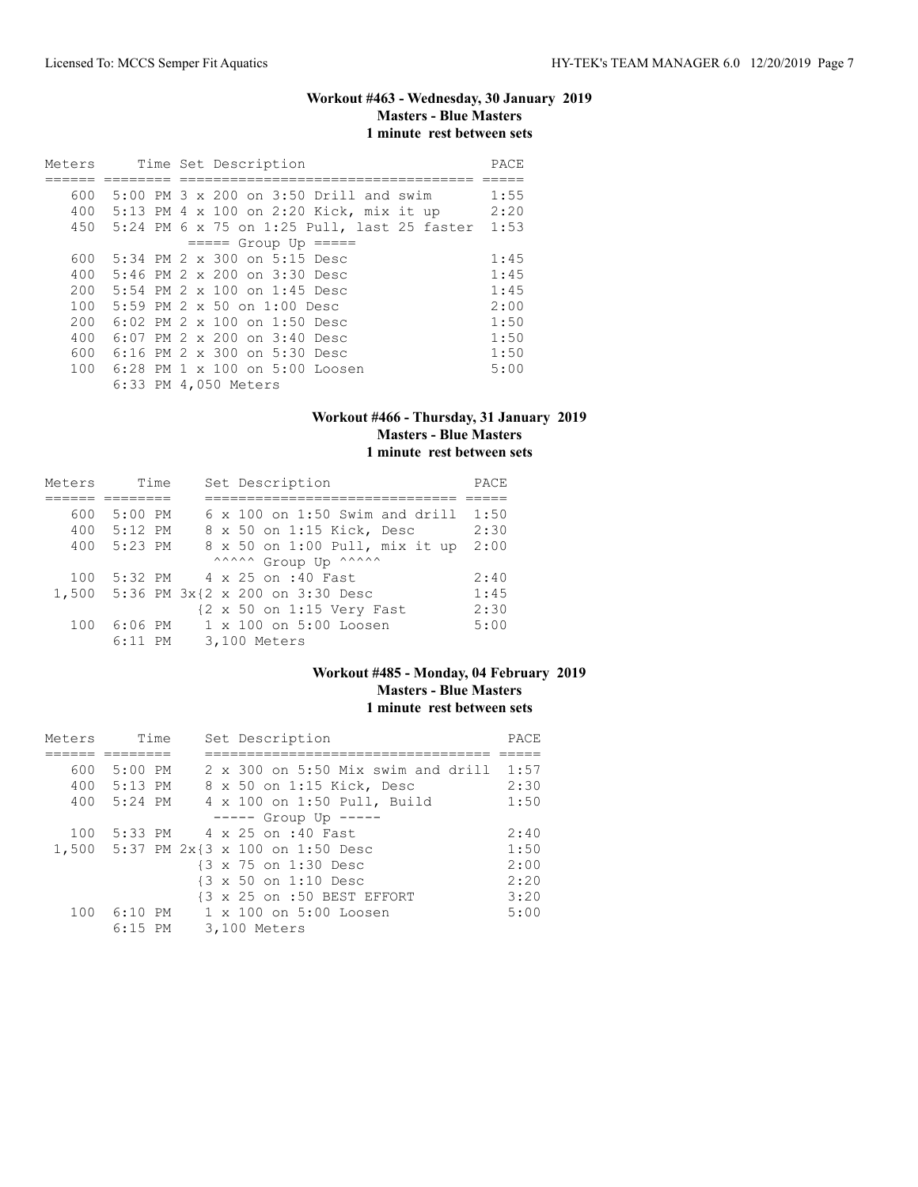### Workout #463 - Wednesday, 30 January 2019
**Masters - Blue Masters**
**1 minute rest between sets**

| Meters | Time | Set Description | PACE |
|---|---|---|---|
| 600 | 5:00 PM | 3 x 200 on 3:50 Drill and swim | 1:55 |
| 400 | 5:13 PM | 4 x 100 on 2:20 Kick, mix it up | 2:20 |
| 450 | 5:24 PM | 6 x 75 on 1:25 Pull, last 25 faster | 1:53 |
| | | ===== Group Up ===== | |
| 600 | 5:34 PM | 2 x 300 on 5:15 Desc | 1:45 |
| 400 | 5:46 PM | 2 x 200 on 3:30 Desc | 1:45 |
| 200 | 5:54 PM | 2 x 100 on 1:45 Desc | 1:45 |
| 100 | 5:59 PM | 2 x 50 on 1:00 Desc | 2:00 |
| 200 | 6:02 PM | 2 x 100 on 1:50 Desc | 1:50 |
| 400 | 6:07 PM | 2 x 200 on 3:40 Desc | 1:50 |
| 600 | 6:16 PM | 2 x 300 on 5:30 Desc | 1:50 |
| 100 | 6:28 PM | 1 x 100 on 5:00 Loosen | 5:00 |
| | 6:33 PM | 4,050 Meters | |

### Workout #466 - Thursday, 31 January 2019
**Masters - Blue Masters**
**1 minute rest between sets**

| Meters | Time | Set Description | PACE |
|---|---|---|---|
| 600 | 5:00 PM | 6 x 100 on 1:50 Swim and drill | 1:50 |
| 400 | 5:12 PM | 8 x 50 on 1:15 Kick, Desc | 2:30 |
| 400 | 5:23 PM | 8 x 50 on 1:00 Pull, mix it up | 2:00 |
| | | ^^^^^ Group Up ^^^^^ | |
| 100 | 5:32 PM | 4 x 25 on :40 Fast | 2:40 |
| 1,500 | 5:36 PM | 3x{2 x 200 on 3:30 Desc | 1:45 |
| | | {2 x 50 on 1:15 Very Fast | 2:30 |
| 100 | 6:06 PM | 1 x 100 on 5:00 Loosen | 5:00 |
| | 6:11 PM | 3,100 Meters | |

### Workout #485 - Monday, 04 February 2019
**Masters - Blue Masters**
**1 minute rest between sets**

| Meters | Time | Set Description | PACE |
|---|---|---|---|
| 600 | 5:00 PM | 2 x 300 on 5:50 Mix swim and drill | 1:57 |
| 400 | 5:13 PM | 8 x 50 on 1:15 Kick, Desc | 2:30 |
| 400 | 5:24 PM | 4 x 100 on 1:50 Pull, Build | 1:50 |
| | | ----- Group Up ----- | |
| 100 | 5:33 PM | 4 x 25 on :40 Fast | 2:40 |
| 1,500 | 5:37 PM | 2x{3 x 100 on 1:50 Desc | 1:50 |
| | | {3 x 75 on 1:30 Desc | 2:00 |
| | | {3 x 50 on 1:10 Desc | 2:20 |
| | | {3 x 25 on :50 BEST EFFORT | 3:20 |
| 100 | 6:10 PM | 1 x 100 on 5:00 Loosen | 5:00 |
| | 6:15 PM | 3,100 Meters | |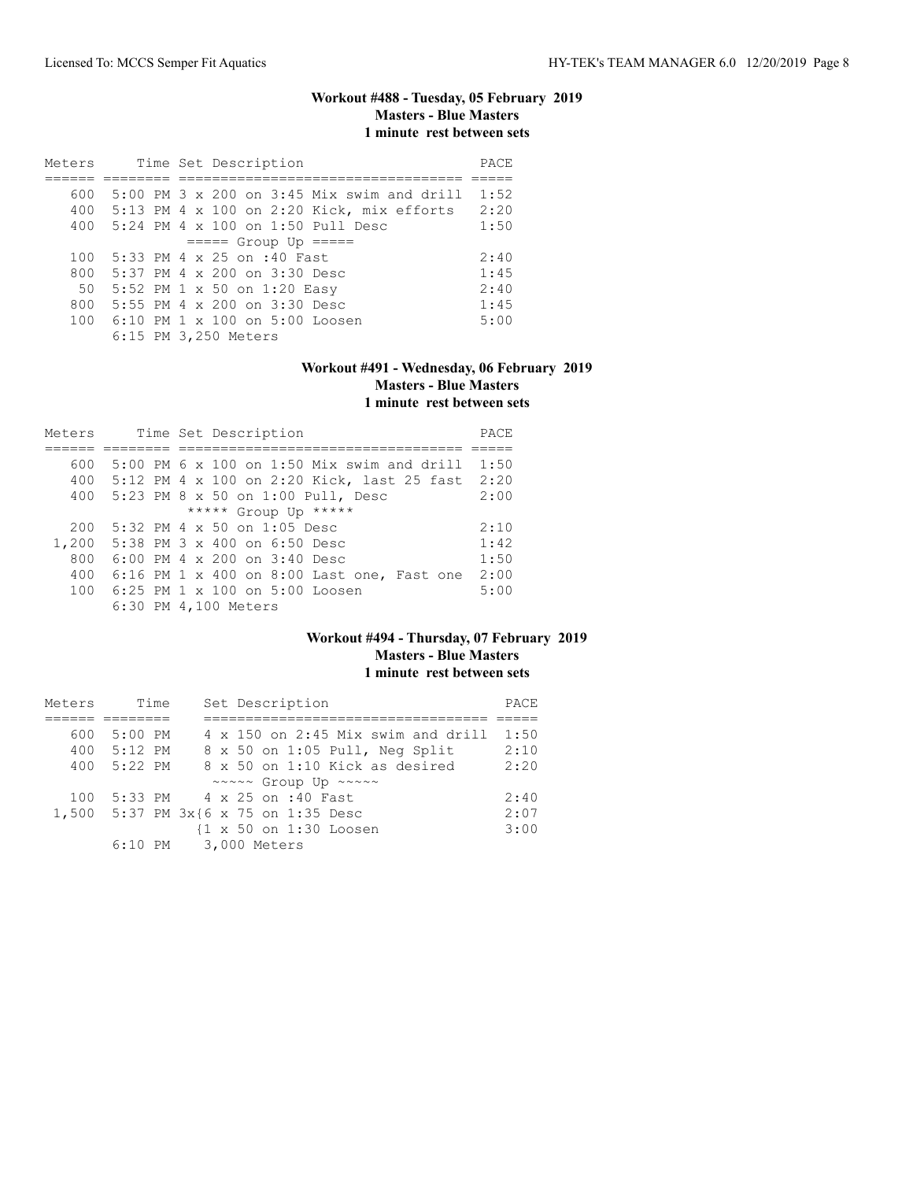### Workout #488 - Tuesday, 05 February 2019
**Masters - Blue Masters**
**1 minute rest between sets**

| Meters | Time | Set Description | PACE |
|---|---|---|---|
| 600 | 5:00 PM | 3 x 200 on 3:45 Mix swim and drill | 1:52 |
| 400 | 5:13 PM | 4 x 100 on 2:20 Kick, mix efforts | 2:20 |
| 400 | 5:24 PM | 4 x 100 on 1:50 Pull Desc | 1:50 |
| | | ===== Group Up ===== | |
| 100 | 5:33 PM | 4 x 25 on :40 Fast | 2:40 |
| 800 | 5:37 PM | 4 x 200 on 3:30 Desc | 1:45 |
| 50 | 5:52 PM | 1 x 50 on 1:20 Easy | 2:40 |
| 800 | 5:55 PM | 4 x 200 on 3:30 Desc | 1:45 |
| 100 | 6:10 PM | 1 x 100 on 5:00 Loosen | 5:00 |
| | 6:15 PM | 3,250 Meters | |

### Workout #491 - Wednesday, 06 February 2019
**Masters - Blue Masters**
**1 minute rest between sets**

| Meters | Time | Set Description | PACE |
|---|---|---|---|
| 600 | 5:00 PM | 6 x 100 on 1:50 Mix swim and drill | 1:50 |
| 400 | 5:12 PM | 4 x 100 on 2:20 Kick, last 25 fast | 2:20 |
| 400 | 5:23 PM | 8 x 50 on 1:00 Pull, Desc | 2:00 |
| | | ***** Group Up ***** | |
| 200 | 5:32 PM | 4 x 50 on 1:05 Desc | 2:10 |
| 1,200 | 5:38 PM | 3 x 400 on 6:50 Desc | 1:42 |
| 800 | 6:00 PM | 4 x 200 on 3:40 Desc | 1:50 |
| 400 | 6:16 PM | 1 x 400 on 8:00 Last one, Fast one | 2:00 |
| 100 | 6:25 PM | 1 x 100 on 5:00 Loosen | 5:00 |
| | 6:30 PM | 4,100 Meters | |

### Workout #494 - Thursday, 07 February 2019
**Masters - Blue Masters**
**1 minute rest between sets**

| Meters | Time | Set Description | PACE |
|---|---|---|---|
| 600 | 5:00 PM | 4 x 150 on 2:45 Mix swim and drill | 1:50 |
| 400 | 5:12 PM | 8 x 50 on 1:05 Pull, Neg Split | 2:10 |
| 400 | 5:22 PM | 8 x 50 on 1:10 Kick as desired | 2:20 |
| | | ~~~~~ Group Up ~~~~~ | |
| 100 | 5:33 PM | 4 x 25 on :40 Fast | 2:40 |
| 1,500 | 5:37 PM | 3x{6 x 75 on 1:35 Desc | 2:07 |
| | | {1 x 50 on 1:30 Loosen | 3:00 |
| | 6:10 PM | 3,000 Meters | |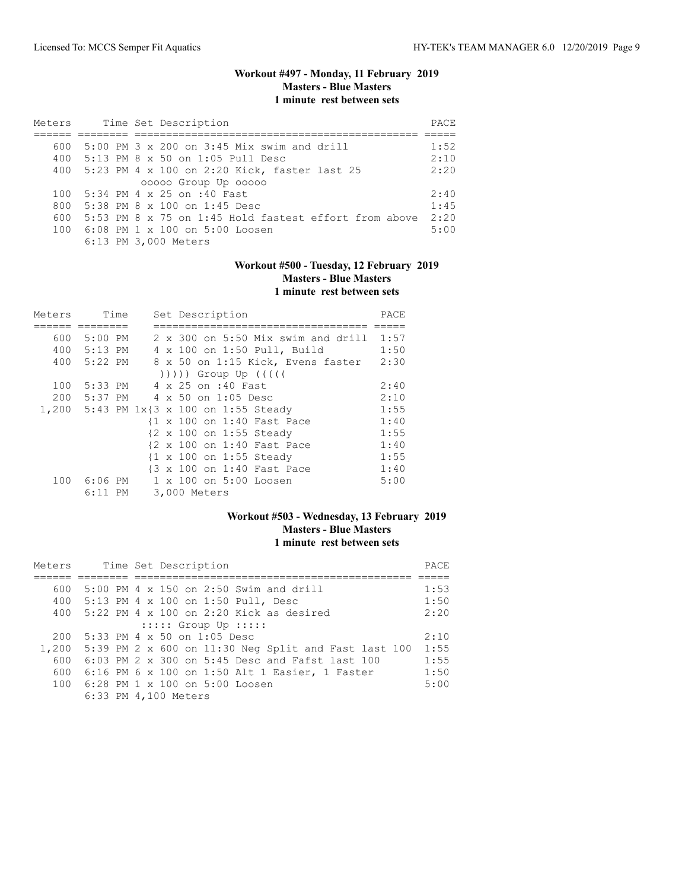### Workout #497 - Monday, 11 February 2019
**Masters - Blue Masters**
**1 minute rest between sets**

| Meters | Time | Set Description | PACE |
|---|---|---|---|
| 600 | 5:00 PM | 3 x 200 on 3:45 Mix swim and drill | 1:52 |
| 400 | 5:13 PM | 8 x 50 on 1:05 Pull Desc | 2:10 |
| 400 | 5:23 PM | 4 x 100 on 2:20 Kick, faster last 25 | 2:20 |
| | | ooooo Group Up ooooo | |
| 100 | 5:34 PM | 4 x 25 on :40 Fast | 2:40 |
| 800 | 5:38 PM | 8 x 100 on 1:45 Desc | 1:45 |
| 600 | 5:53 PM | 8 x 75 on 1:45 Hold fastest effort from above | 2:20 |
| 100 | 6:08 PM | 1 x 100 on 5:00 Loosen | 5:00 |
| | 6:13 PM | 3,000 Meters | |

### Workout #500 - Tuesday, 12 February 2019
**Masters - Blue Masters**
**1 minute rest between sets**

| Meters | Time | Set Description | PACE |
|---|---|---|---|
| 600 | 5:00 PM | 2 x 300 on 5:50 Mix swim and drill | 1:57 |
| 400 | 5:13 PM | 4 x 100 on 1:50 Pull, Build | 1:50 |
| 400 | 5:22 PM | 8 x 50 on 1:15 Kick, Evens faster | 2:30 |
| | | ))))) Group Up ((((( | |
| 100 | 5:33 PM | 4 x 25 on :40 Fast | 2:40 |
| 200 | 5:37 PM | 4 x 50 on 1:05 Desc | 2:10 |
| 1,200 | 5:43 PM | 1x{3 x 100 on 1:55 Steady | 1:55 |
| | | {1 x 100 on 1:40 Fast Pace | 1:40 |
| | | {2 x 100 on 1:55 Steady | 1:55 |
| | | {2 x 100 on 1:40 Fast Pace | 1:40 |
| | | {1 x 100 on 1:55 Steady | 1:55 |
| | | {3 x 100 on 1:40 Fast Pace | 1:40 |
| 100 | 6:06 PM | 1 x 100 on 5:00 Loosen | 5:00 |
| | 6:11 PM | 3,000 Meters | |

### Workout #503 - Wednesday, 13 February 2019
**Masters - Blue Masters**
**1 minute rest between sets**

| Meters | Time | Set Description | PACE |
|---|---|---|---|
| 600 | 5:00 PM | 4 x 150 on 2:50 Swim and drill | 1:53 |
| 400 | 5:13 PM | 4 x 100 on 1:50 Pull, Desc | 1:50 |
| 400 | 5:22 PM | 4 x 100 on 2:20 Kick as desired | 2:20 |
| | | ::::: Group Up ::::: | |
| 200 | 5:33 PM | 4 x 50 on 1:05 Desc | 2:10 |
| 1,200 | 5:39 PM | 2 x 600 on 11:30 Neg Split and Fast last 100 | 1:55 |
| 600 | 6:03 PM | 2 x 300 on 5:45 Desc and Fafst last 100 | 1:55 |
| 600 | 6:16 PM | 6 x 100 on 1:50 Alt 1 Easier, 1 Faster | 1:50 |
| 100 | 6:28 PM | 1 x 100 on 5:00 Loosen | 5:00 |
| | 6:33 PM | 4,100 Meters | |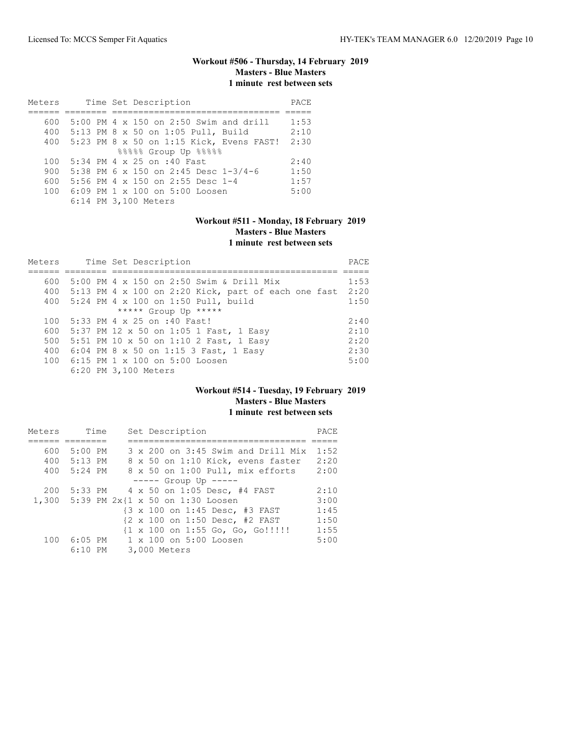### Workout #506 - Thursday, 14 February 2019
**Masters - Blue Masters**
**1 minute rest between sets**

| Meters | Time | Set Description | PACE |
|---|---|---|---|
| 600 | 5:00 PM | 4 x 150 on 2:50 Swim and drill | 1:53 |
| 400 | 5:13 PM | 8 x 50 on 1:05 Pull, Build | 2:10 |
| 400 | 5:23 PM | 8 x 50 on 1:15 Kick, Evens FAST! | 2:30 |
| | | %%%%% Group Up %%%%% | |
| 100 | 5:34 PM | 4 x 25 on :40 Fast | 2:40 |
| 900 | 5:38 PM | 6 x 150 on 2:45 Desc 1-3/4-6 | 1:50 |
| 600 | 5:56 PM | 4 x 150 on 2:55 Desc 1-4 | 1:57 |
| 100 | 6:09 PM | 1 x 100 on 5:00 Loosen | 5:00 |
| | 6:14 PM | 3,100 Meters | |

### Workout #511 - Monday, 18 February 2019
**Masters - Blue Masters**
**1 minute rest between sets**

| Meters | Time | Set Description | PACE |
|---|---|---|---|
| 600 | 5:00 PM | 4 x 150 on 2:50 Swim & Drill Mix | 1:53 |
| 400 | 5:13 PM | 4 x 100 on 2:20 Kick, part of each one fast | 2:20 |
| 400 | 5:24 PM | 4 x 100 on 1:50 Pull, build | 1:50 |
| | | ***** Group Up ***** | |
| 100 | 5:33 PM | 4 x 25 on :40 Fast! | 2:40 |
| 600 | 5:37 PM | 12 x 50 on 1:05 1 Fast, 1 Easy | 2:10 |
| 500 | 5:51 PM | 10 x 50 on 1:10 2 Fast, 1 Easy | 2:20 |
| 400 | 6:04 PM | 8 x 50 on 1:15 3 Fast, 1 Easy | 2:30 |
| 100 | 6:15 PM | 1 x 100 on 5:00 Loosen | 5:00 |
| | 6:20 PM | 3,100 Meters | |

### Workout #514 - Tuesday, 19 February 2019
**Masters - Blue Masters**
**1 minute rest between sets**

| Meters | Time | Set Description | PACE |
|---|---|---|---|
| 600 | 5:00 PM | 3 x 200 on 3:45 Swim and Drill Mix | 1:52 |
| 400 | 5:13 PM | 8 x 50 on 1:10 Kick, evens faster | 2:20 |
| 400 | 5:24 PM | 8 x 50 on 1:00 Pull, mix efforts | 2:00 |
| | | ----- Group Up ----- | |
| 200 | 5:33 PM | 4 x 50 on 1:05 Desc, #4 FAST | 2:10 |
| 1,300 | 5:39 PM | 2x{1 x 50 on 1:30 Loosen | 3:00 |
| | | {3 x 100 on 1:45 Desc, #3 FAST | 1:45 |
| | | {2 x 100 on 1:50 Desc, #2 FAST | 1:50 |
| | | {1 x 100 on 1:55 Go, Go, Go!!!!! | 1:55 |
| 100 | 6:05 PM | 1 x 100 on 5:00 Loosen | 5:00 |
| | 6:10 PM | 3,000 Meters | |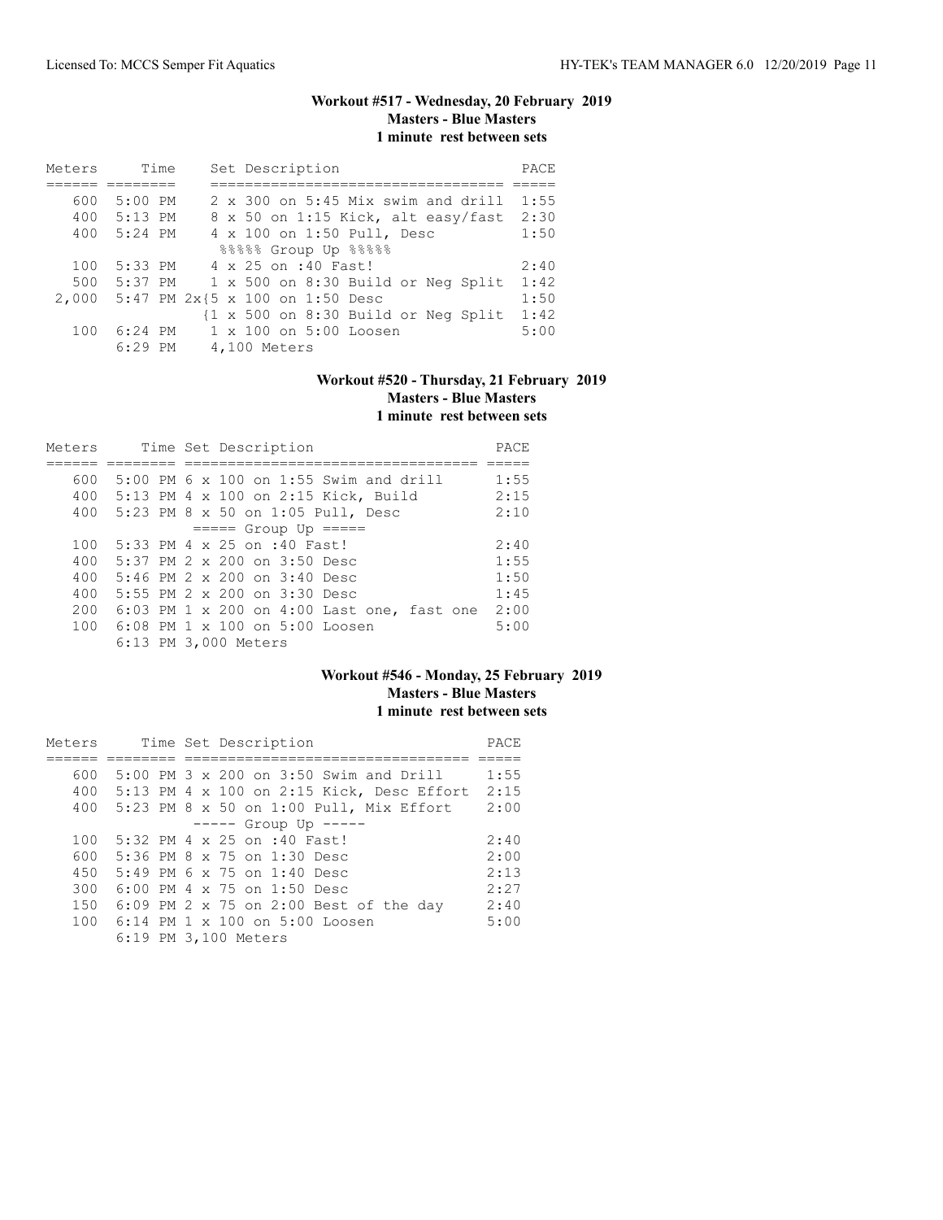### Workout #517 - Wednesday, 20 February 2019
**Masters - Blue Masters**
**1 minute rest between sets**

| Meters | Time | Set Description | PACE |
|---|---|---|---|
| 600 | 5:00 PM | 2 x 300 on 5:45 Mix swim and drill | 1:55 |
| 400 | 5:13 PM | 8 x 50 on 1:15 Kick, alt easy/fast | 2:30 |
| 400 | 5:24 PM | 4 x 100 on 1:50 Pull, Desc | 1:50 |
| | | %%%%% Group Up %%%%% | |
| 100 | 5:33 PM | 4 x 25 on :40 Fast! | 2:40 |
| 500 | 5:37 PM | 1 x 500 on 8:30 Build or Neg Split | 1:42 |
| 2,000 | 5:47 PM | 2x{5 x 100 on 1:50 Desc | 1:50 |
| | | {1 x 500 on 8:30 Build or Neg Split | 1:42 |
| 100 | 6:24 PM | 1 x 100 on 5:00 Loosen | 5:00 |
| | 6:29 PM | 4,100 Meters | |

### Workout #520 - Thursday, 21 February 2019
**Masters - Blue Masters**
**1 minute rest between sets**

| Meters | Time | Set Description | PACE |
|---|---|---|---|
| 600 | 5:00 PM | 6 x 100 on 1:55 Swim and drill | 1:55 |
| 400 | 5:13 PM | 4 x 100 on 2:15 Kick, Build | 2:15 |
| 400 | 5:23 PM | 8 x 50 on 1:05 Pull, Desc | 2:10 |
| | | ===== Group Up ===== | |
| 100 | 5:33 PM | 4 x 25 on :40 Fast! | 2:40 |
| 400 | 5:37 PM | 2 x 200 on 3:50 Desc | 1:55 |
| 400 | 5:46 PM | 2 x 200 on 3:40 Desc | 1:50 |
| 400 | 5:55 PM | 2 x 200 on 3:30 Desc | 1:45 |
| 200 | 6:03 PM | 1 x 200 on 4:00 Last one, fast one | 2:00 |
| 100 | 6:08 PM | 1 x 100 on 5:00 Loosen | 5:00 |
| | 6:13 PM | 3,000 Meters | |

### Workout #546 - Monday, 25 February 2019
**Masters - Blue Masters**
**1 minute rest between sets**

| Meters | Time | Set Description | PACE |
|---|---|---|---|
| 600 | 5:00 PM | 3 x 200 on 3:50 Swim and Drill | 1:55 |
| 400 | 5:13 PM | 4 x 100 on 2:15 Kick, Desc Effort | 2:15 |
| 400 | 5:23 PM | 8 x 50 on 1:00 Pull, Mix Effort | 2:00 |
| | | ----- Group Up ----- | |
| 100 | 5:32 PM | 4 x 25 on :40 Fast! | 2:40 |
| 600 | 5:36 PM | 8 x 75 on 1:30 Desc | 2:00 |
| 450 | 5:49 PM | 6 x 75 on 1:40 Desc | 2:13 |
| 300 | 6:00 PM | 4 x 75 on 1:50 Desc | 2:27 |
| 150 | 6:09 PM | 2 x 75 on 2:00 Best of the day | 2:40 |
| 100 | 6:14 PM | 1 x 100 on 5:00 Loosen | 5:00 |
| | 6:19 PM | 3,100 Meters | |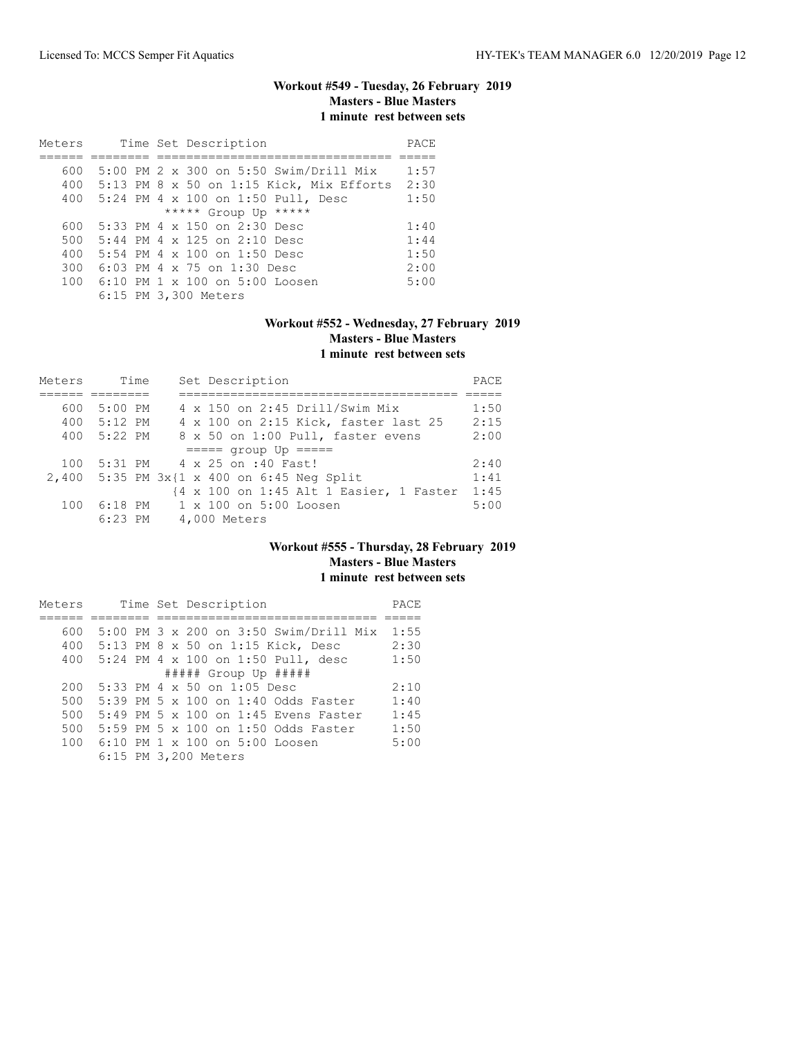## Workout #549 - Tuesday, 26 February 2019
### Masters - Blue Masters
### 1 minute rest between sets

| Meters | Time | Set Description | PACE |
|---|---|---|---|
| 600 | 5:00 PM | 2 x 300 on 5:50 Swim/Drill Mix | 1:57 |
| 400 | 5:13 PM | 8 x 50 on 1:15 Kick, Mix Efforts | 2:30 |
| 400 | 5:24 PM | 4 x 100 on 1:50 Pull, Desc | 1:50 |
| | | ***** Group Up ***** | |
| 600 | 5:33 PM | 4 x 150 on 2:30 Desc | 1:40 |
| 500 | 5:44 PM | 4 x 125 on 2:10 Desc | 1:44 |
| 400 | 5:54 PM | 4 x 100 on 1:50 Desc | 1:50 |
| 300 | 6:03 PM | 4 x 75 on 1:30 Desc | 2:00 |
| 100 | 6:10 PM | 1 x 100 on 5:00 Loosen | 5:00 |
| | 6:15 PM | 3,300 Meters | |

## Workout #552 - Wednesday, 27 February 2019
### Masters - Blue Masters
### 1 minute rest between sets

| Meters | Time | Set Description | PACE |
|---|---|---|---|
| 600 | 5:00 PM | 4 x 150 on 2:45 Drill/Swim Mix | 1:50 |
| 400 | 5:12 PM | 4 x 100 on 2:15 Kick, faster last 25 | 2:15 |
| 400 | 5:22 PM | 8 x 50 on 1:00 Pull, faster evens | 2:00 |
| | | ===== group Up ===== | |
| 100 | 5:31 PM | 4 x 25 on :40 Fast! | 2:40 |
| 2,400 | 5:35 PM | 3x{1 x 400 on 6:45 Neg Split | 1:41 |
| | | {4 x 100 on 1:45 Alt 1 Easier, 1 Faster | 1:45 |
| 100 | 6:18 PM | 1 x 100 on 5:00 Loosen | 5:00 |
| | 6:23 PM | 4,000 Meters | |

## Workout #555 - Thursday, 28 February 2019
### Masters - Blue Masters
### 1 minute rest between sets

| Meters | Time | Set Description | PACE |
|---|---|---|---|
| 600 | 5:00 PM | 3 x 200 on 3:50 Swim/Drill Mix | 1:55 |
| 400 | 5:13 PM | 8 x 50 on 1:15 Kick, Desc | 2:30 |
| 400 | 5:24 PM | 4 x 100 on 1:50 Pull, desc | 1:50 |
| | | ##### Group Up ##### | |
| 200 | 5:33 PM | 4 x 50 on 1:05 Desc | 2:10 |
| 500 | 5:39 PM | 5 x 100 on 1:40 Odds Faster | 1:40 |
| 500 | 5:49 PM | 5 x 100 on 1:45 Evens Faster | 1:45 |
| 500 | 5:59 PM | 5 x 100 on 1:50 Odds Faster | 1:50 |
| 100 | 6:10 PM | 1 x 100 on 5:00 Loosen | 5:00 |
| | 6:15 PM | 3,200 Meters | |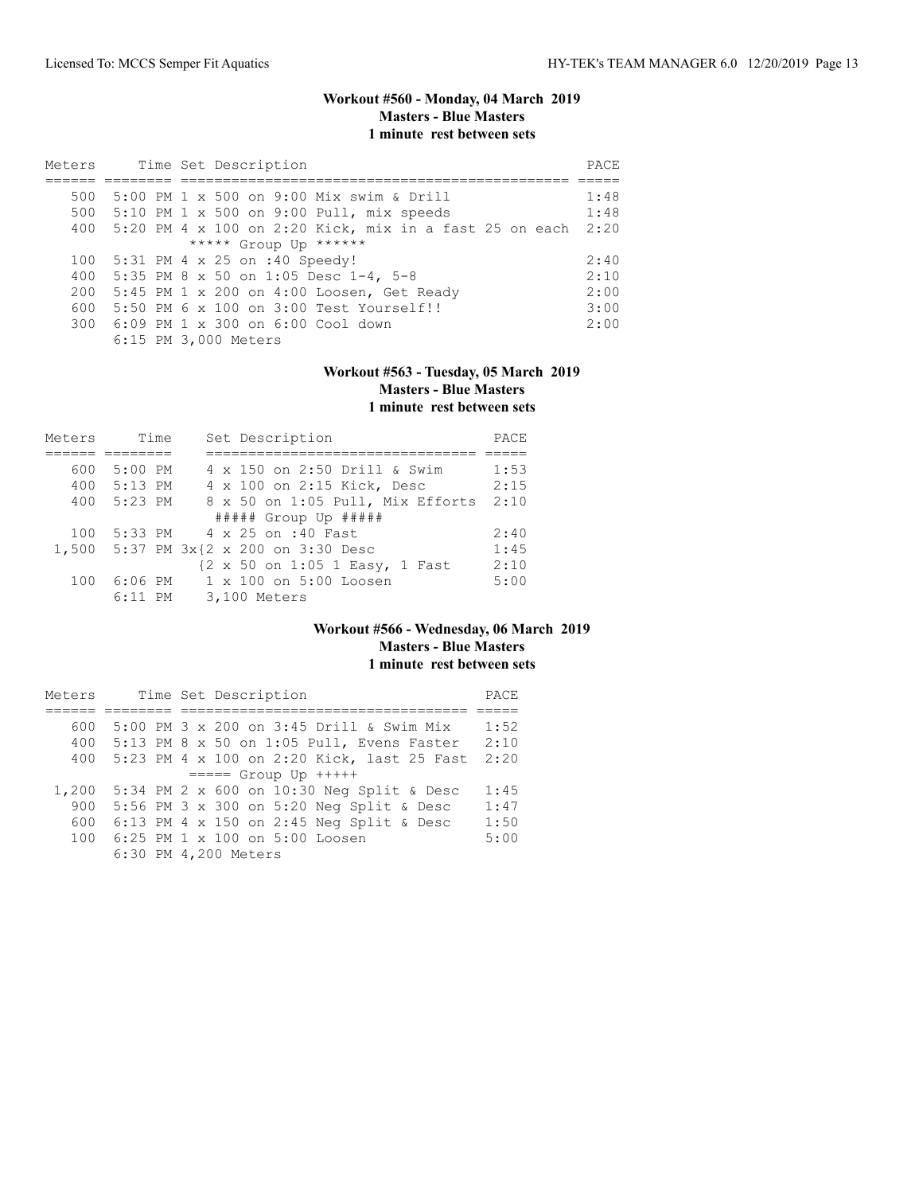### Workout #560 - Monday, 04 March 2019
**Masters - Blue Masters**
**1 minute rest between sets**

| Meters | Time | Set Description | PACE |
|---|---|---|---|
| 500 | 5:00 PM | 1 x 500 on 9:00 Mix swim & Drill | 1:48 |
| 500 | 5:10 PM | 1 x 500 on 9:00 Pull, mix speeds | 1:48 |
| 400 | 5:20 PM | 4 x 100 on 2:20 Kick, mix in a fast 25 on each | 2:20 |
| | | ***** Group Up ****** | |
| 100 | 5:31 PM | 4 x 25 on :40 Speedy! | 2:40 |
| 400 | 5:35 PM | 8 x 50 on 1:05 Desc 1-4, 5-8 | 2:10 |
| 200 | 5:45 PM | 1 x 200 on 4:00 Loosen, Get Ready | 2:00 |
| 600 | 5:50 PM | 6 x 100 on 3:00 Test Yourself!! | 3:00 |
| 300 | 6:09 PM | 1 x 300 on 6:00 Cool down | 2:00 |
| | 6:15 PM | 3,000 Meters | |

### Workout #563 - Tuesday, 05 March 2019
**Masters - Blue Masters**
**1 minute rest between sets**

| Meters | Time | Set Description | PACE |
|---|---|---|---|
| 600 | 5:00 PM | 4 x 150 on 2:50 Drill & Swim | 1:53 |
| 400 | 5:13 PM | 4 x 100 on 2:15 Kick, Desc | 2:15 |
| 400 | 5:23 PM | 8 x 50 on 1:05 Pull, Mix Efforts | 2:10 |
| | | ##### Group Up ##### | |
| 100 | 5:33 PM | 4 x 25 on :40 Fast | 2:40 |
| 1,500 | 5:37 PM | 3x{2 x 200 on 3:30 Desc | 1:45 |
| | | {2 x 50 on 1:05 1 Easy, 1 Fast | 2:10 |
| 100 | 6:06 PM | 1 x 100 on 5:00 Loosen | 5:00 |
| | 6:11 PM | 3,100 Meters | |

### Workout #566 - Wednesday, 06 March 2019
**Masters - Blue Masters**
**1 minute rest between sets**

| Meters | Time | Set Description | PACE |
|---|---|---|---|
| 600 | 5:00 PM | 3 x 200 on 3:45 Drill & Swim Mix | 1:52 |
| 400 | 5:13 PM | 8 x 50 on 1:05 Pull, Evens Faster | 2:10 |
| 400 | 5:23 PM | 4 x 100 on 2:20 Kick, last 25 Fast | 2:20 |
| | | ===== Group Up +++++ | |
| 1,200 | 5:34 PM | 2 x 600 on 10:30 Neg Split & Desc | 1:45 |
| 900 | 5:56 PM | 3 x 300 on 5:20 Neg Split & Desc | 1:47 |
| 600 | 6:13 PM | 4 x 150 on 2:45 Neg Split & Desc | 1:50 |
| 100 | 6:25 PM | 1 x 100 on 5:00 Loosen | 5:00 |
| | 6:30 PM | 4,200 Meters | |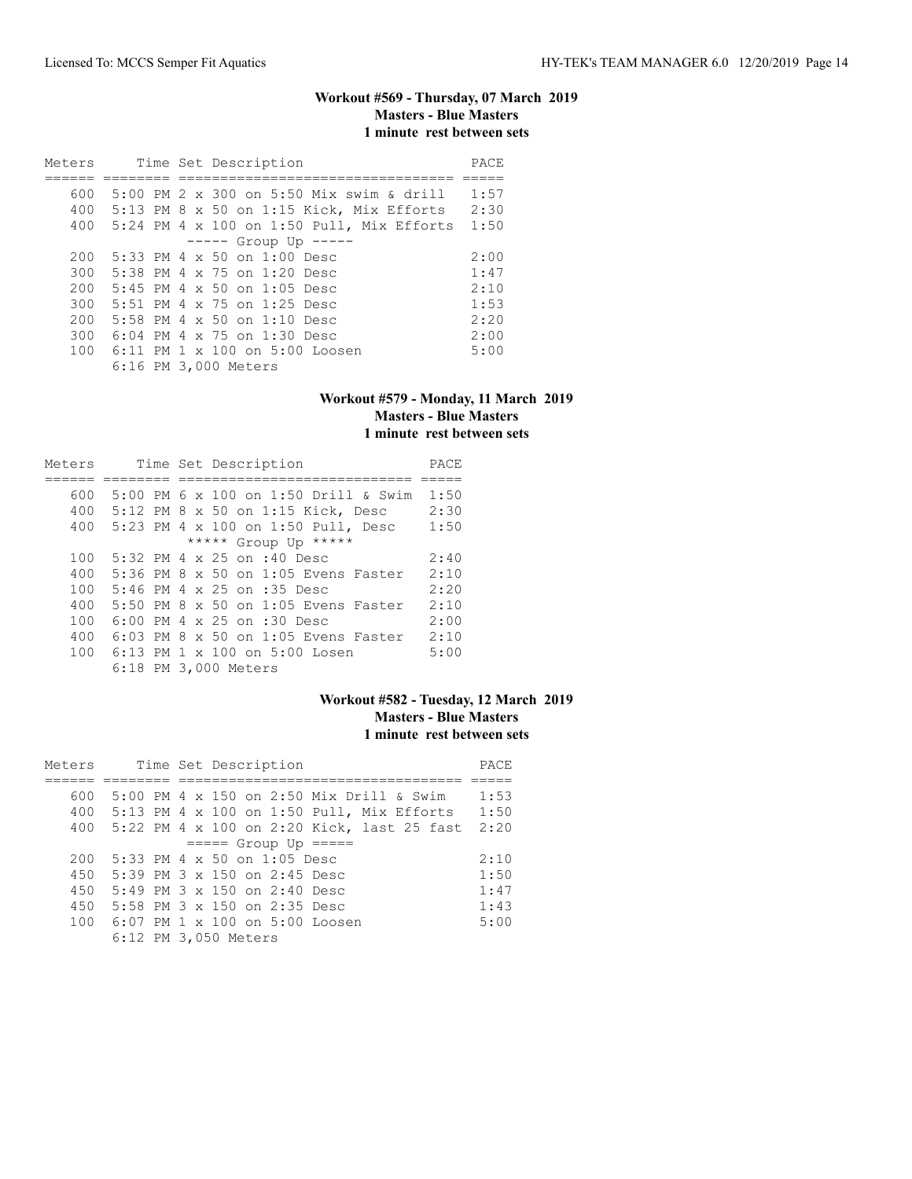### Workout #569 - Thursday, 07 March 2019
**Masters - Blue Masters**
**1 minute rest between sets**

| Meters | Time | Set Description | PACE |
|---|---|---|---|
| 600 | 5:00 PM | 2 x 300 on 5:50 Mix swim & drill | 1:57 |
| 400 | 5:13 PM | 8 x 50 on 1:15 Kick, Mix Efforts | 2:30 |
| 400 | 5:24 PM | 4 x 100 on 1:50 Pull, Mix Efforts | 1:50 |
| | | ----- Group Up ----- | |
| 200 | 5:33 PM | 4 x 50 on 1:00 Desc | 2:00 |
| 300 | 5:38 PM | 4 x 75 on 1:20 Desc | 1:47 |
| 200 | 5:45 PM | 4 x 50 on 1:05 Desc | 2:10 |
| 300 | 5:51 PM | 4 x 75 on 1:25 Desc | 1:53 |
| 200 | 5:58 PM | 4 x 50 on 1:10 Desc | 2:20 |
| 300 | 6:04 PM | 4 x 75 on 1:30 Desc | 2:00 |
| 100 | 6:11 PM | 1 x 100 on 5:00 Loosen | 5:00 |
| | 6:16 PM | 3,000 Meters | |

### Workout #579 - Monday, 11 March 2019
**Masters - Blue Masters**
**1 minute rest between sets**

| Meters | Time | Set Description | PACE |
|---|---|---|---|
| 600 | 5:00 PM | 6 x 100 on 1:50 Drill & Swim | 1:50 |
| 400 | 5:12 PM | 8 x 50 on 1:15 Kick, Desc | 2:30 |
| 400 | 5:23 PM | 4 x 100 on 1:50 Pull, Desc | 1:50 |
| | | ***** Group Up ***** | |
| 100 | 5:32 PM | 4 x 25 on :40 Desc | 2:40 |
| 400 | 5:36 PM | 8 x 50 on 1:05 Evens Faster | 2:10 |
| 100 | 5:46 PM | 4 x 25 on :35 Desc | 2:20 |
| 400 | 5:50 PM | 8 x 50 on 1:05 Evens Faster | 2:10 |
| 100 | 6:00 PM | 4 x 25 on :30 Desc | 2:00 |
| 400 | 6:03 PM | 8 x 50 on 1:05 Evens Faster | 2:10 |
| 100 | 6:13 PM | 1 x 100 on 5:00 Losen | 5:00 |
| | 6:18 PM | 3,000 Meters | |

### Workout #582 - Tuesday, 12 March 2019
**Masters - Blue Masters**
**1 minute rest between sets**

| Meters | Time | Set Description | PACE |
|---|---|---|---|
| 600 | 5:00 PM | 4 x 150 on 2:50 Mix Drill & Swim | 1:53 |
| 400 | 5:13 PM | 4 x 100 on 1:50 Pull, Mix Efforts | 1:50 |
| 400 | 5:22 PM | 4 x 100 on 2:20 Kick, last 25 fast | 2:20 |
| | | ===== Group Up ===== | |
| 200 | 5:33 PM | 4 x 50 on 1:05 Desc | 2:10 |
| 450 | 5:39 PM | 3 x 150 on 2:45 Desc | 1:50 |
| 450 | 5:49 PM | 3 x 150 on 2:40 Desc | 1:47 |
| 450 | 5:58 PM | 3 x 150 on 2:35 Desc | 1:43 |
| 100 | 6:07 PM | 1 x 100 on 5:00 Loosen | 5:00 |
| | 6:12 PM | 3,050 Meters | |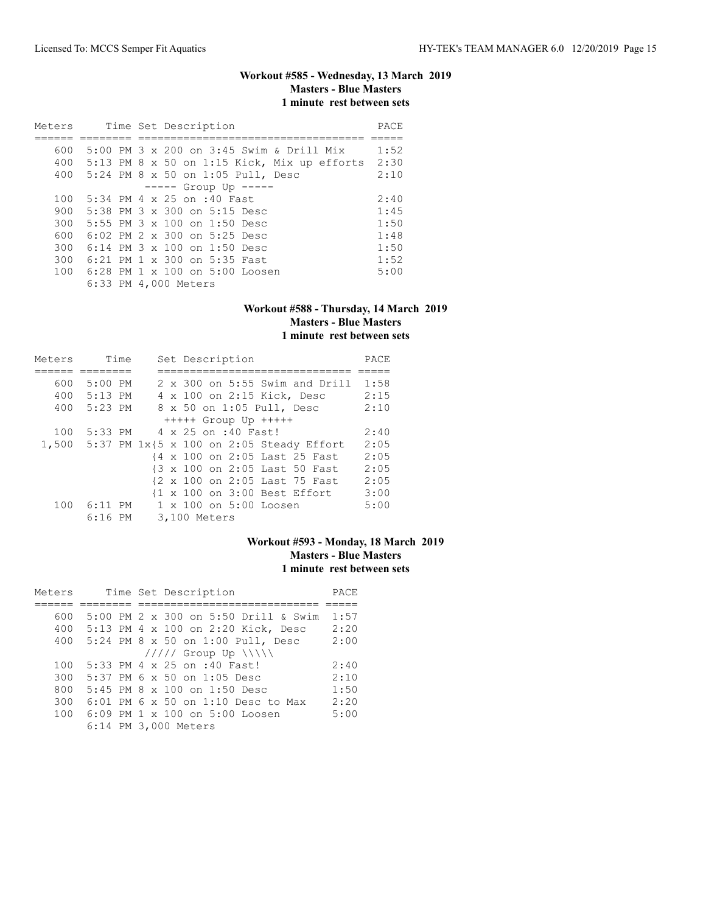### Workout #585 - Wednesday, 13 March 2019
**Masters - Blue Masters**
**1 minute rest between sets**

| Meters | Time | Set Description | PACE |
|---|---|---|---|
| 600 | 5:00 PM | 3 x 200 on 3:45 Swim & Drill Mix | 1:52 |
| 400 | 5:13 PM | 8 x 50 on 1:15 Kick, Mix up efforts | 2:30 |
| 400 | 5:24 PM | 8 x 50 on 1:05 Pull, Desc | 2:10 |
| | | ----- Group Up ----- | |
| 100 | 5:34 PM | 4 x 25 on :40 Fast | 2:40 |
| 900 | 5:38 PM | 3 x 300 on 5:15 Desc | 1:45 |
| 300 | 5:55 PM | 3 x 100 on 1:50 Desc | 1:50 |
| 600 | 6:02 PM | 2 x 300 on 5:25 Desc | 1:48 |
| 300 | 6:14 PM | 3 x 100 on 1:50 Desc | 1:50 |
| 300 | 6:21 PM | 1 x 300 on 5:35 Fast | 1:52 |
| 100 | 6:28 PM | 1 x 100 on 5:00 Loosen | 5:00 |
| | 6:33 PM | 4,000 Meters | |

### Workout #588 - Thursday, 14 March 2019
**Masters - Blue Masters**
**1 minute rest between sets**

| Meters | Time | Set Description | PACE |
|---|---|---|---|
| 600 | 5:00 PM | 2 x 300 on 5:55 Swim and Drill | 1:58 |
| 400 | 5:13 PM | 4 x 100 on 2:15 Kick, Desc | 2:15 |
| 400 | 5:23 PM | 8 x 50 on 1:05 Pull, Desc | 2:10 |
| | | +++++ Group Up +++++ | |
| 100 | 5:33 PM | 4 x 25 on :40 Fast! | 2:40 |
| 1,500 | 5:37 PM | 1x{5 x 100 on 2:05 Steady Effort | 2:05 |
| | | {4 x 100 on 2:05 Last 25 Fast | 2:05 |
| | | {3 x 100 on 2:05 Last 50 Fast | 2:05 |
| | | {2 x 100 on 2:05 Last 75 Fast | 2:05 |
| | | {1 x 100 on 3:00 Best Effort | 3:00 |
| 100 | 6:11 PM | 1 x 100 on 5:00 Loosen | 5:00 |
| | 6:16 PM | 3,100 Meters | |

### Workout #593 - Monday, 18 March 2019
**Masters - Blue Masters**
**1 minute rest between sets**

| Meters | Time | Set Description | PACE |
|---|---|---|---|
| 600 | 5:00 PM | 2 x 300 on 5:50 Drill & Swim | 1:57 |
| 400 | 5:13 PM | 4 x 100 on 2:20 Kick, Desc | 2:20 |
| 400 | 5:24 PM | 8 x 50 on 1:00 Pull, Desc | 2:00 |
| | | ///// Group Up \\\\\ | |
| 100 | 5:33 PM | 4 x 25 on :40 Fast! | 2:40 |
| 300 | 5:37 PM | 6 x 50 on 1:05 Desc | 2:10 |
| 800 | 5:45 PM | 8 x 100 on 1:50 Desc | 1:50 |
| 300 | 6:01 PM | 6 x 50 on 1:10 Desc to Max | 2:20 |
| 100 | 6:09 PM | 1 x 100 on 5:00 Loosen | 5:00 |
| | 6:14 PM | 3,000 Meters | |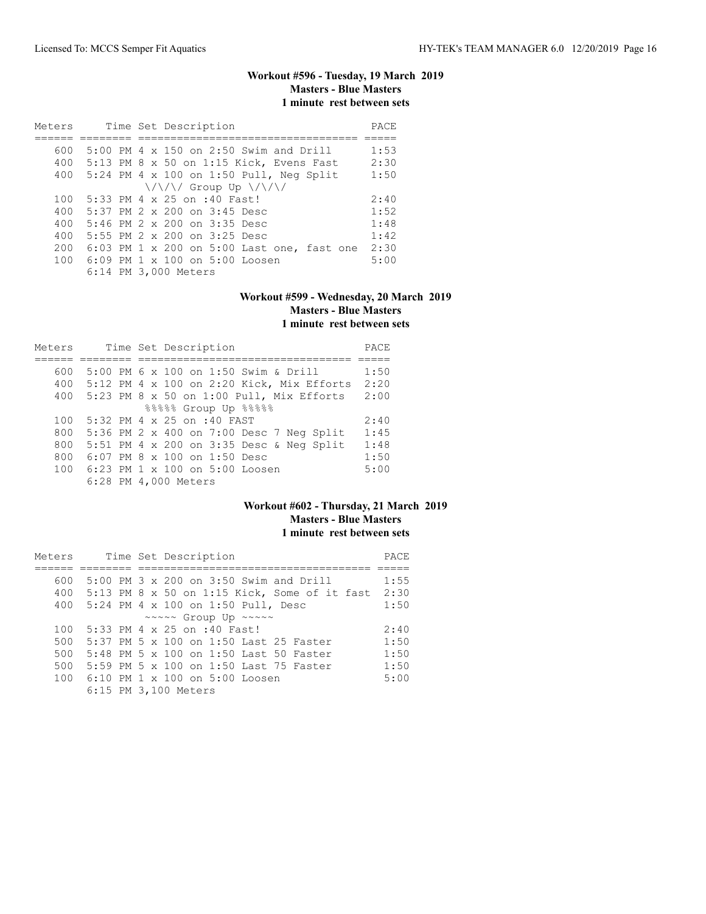### Workout #596 - Tuesday, 19 March 2019
**Masters - Blue Masters**
**1 minute rest between sets**

| Meters | Time | Set Description | PACE |
|---|---|---|---|
| 600 | 5:00 PM | 4 x 150 on 2:50 Swim and Drill | 1:53 |
| 400 | 5:13 PM | 8 x 50 on 1:15 Kick, Evens Fast | 2:30 |
| 400 | 5:24 PM | 4 x 100 on 1:50 Pull, Neg Split | 1:50 |
| | | \/\/\/ Group Up \/\/\/ | |
| 100 | 5:33 PM | 4 x 25 on :40 Fast! | 2:40 |
| 400 | 5:37 PM | 2 x 200 on 3:45 Desc | 1:52 |
| 400 | 5:46 PM | 2 x 200 on 3:35 Desc | 1:48 |
| 400 | 5:55 PM | 2 x 200 on 3:25 Desc | 1:42 |
| 200 | 6:03 PM | 1 x 200 on 5:00 Last one, fast one | 2:30 |
| 100 | 6:09 PM | 1 x 100 on 5:00 Loosen | 5:00 |
| | 6:14 PM | 3,000 Meters | |

### Workout #599 - Wednesday, 20 March 2019
**Masters - Blue Masters**
**1 minute rest between sets**

| Meters | Time | Set Description | PACE |
|---|---|---|---|
| 600 | 5:00 PM | 6 x 100 on 1:50 Swim & Drill | 1:50 |
| 400 | 5:12 PM | 4 x 100 on 2:20 Kick, Mix Efforts | 2:20 |
| 400 | 5:23 PM | 8 x 50 on 1:00 Pull, Mix Efforts | 2:00 |
| | | %%%%% Group Up %%%%% | |
| 100 | 5:32 PM | 4 x 25 on :40 FAST | 2:40 |
| 800 | 5:36 PM | 2 x 400 on 7:00 Desc 7 Neg Split | 1:45 |
| 800 | 5:51 PM | 4 x 200 on 3:35 Desc & Neg Split | 1:48 |
| 800 | 6:07 PM | 8 x 100 on 1:50 Desc | 1:50 |
| 100 | 6:23 PM | 1 x 100 on 5:00 Loosen | 5:00 |
| | 6:28 PM | 4,000 Meters | |

### Workout #602 - Thursday, 21 March 2019
**Masters - Blue Masters**
**1 minute rest between sets**

| Meters | Time | Set Description | PACE |
|---|---|---|---|
| 600 | 5:00 PM | 3 x 200 on 3:50 Swim and Drill | 1:55 |
| 400 | 5:13 PM | 8 x 50 on 1:15 Kick, Some of it fast | 2:30 |
| 400 | 5:24 PM | 4 x 100 on 1:50 Pull, Desc | 1:50 |
| | | ~~~~~ Group Up ~~~~~ | |
| 100 | 5:33 PM | 4 x 25 on :40 Fast! | 2:40 |
| 500 | 5:37 PM | 5 x 100 on 1:50 Last 25 Faster | 1:50 |
| 500 | 5:48 PM | 5 x 100 on 1:50 Last 50 Faster | 1:50 |
| 500 | 5:59 PM | 5 x 100 on 1:50 Last 75 Faster | 1:50 |
| 100 | 6:10 PM | 1 x 100 on 5:00 Loosen | 5:00 |
| | 6:15 PM | 3,100 Meters | |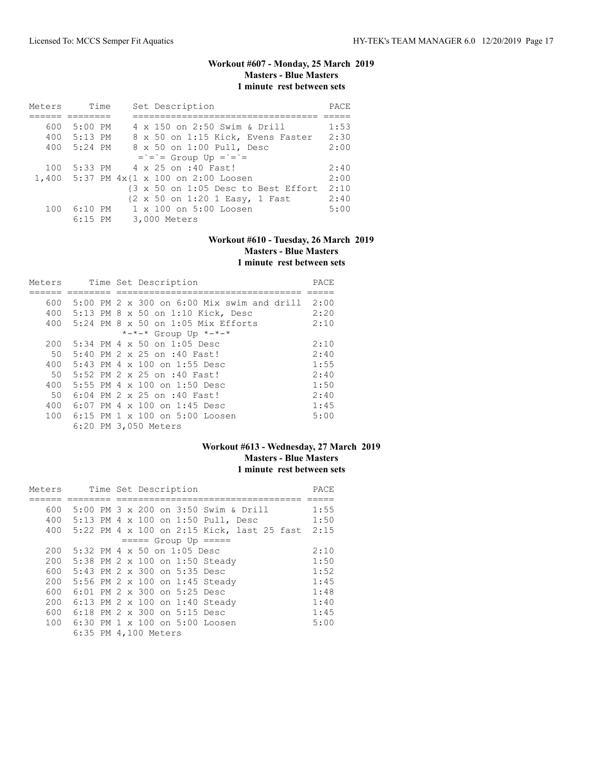### Workout #607 - Monday, 25 March 2019
**Masters - Blue Masters**
**1 minute rest between sets**

| Meters | Time | Set Description | PACE |
|---|---|---|---|
| 600 | 5:00 PM | 4 x 150 on 2:50 Swim & Drill | 1:53 |
| 400 | 5:13 PM | 8 x 50 on 1:15 Kick, Evens Faster | 2:30 |
| 400 | 5:24 PM | 8 x 50 on 1:00 Pull, Desc | 2:00 |
| | | =`=`= Group Up =`=`= | |
| 100 | 5:33 PM | 4 x 25 on :40 Fast! | 2:40 |
| 1,400 | 5:37 PM | 4x{1 x 100 on 2:00 Loosen | 2:00 |
| | | {3 x 50 on 1:05 Desc to Best Effort | 2:10 |
| | | {2 x 50 on 1:20 1 Easy, 1 Fast | 2:40 |
| 100 | 6:10 PM | 1 x 100 on 5:00 Loosen | 5:00 |
| | 6:15 PM | 3,000 Meters | |

### Workout #610 - Tuesday, 26 March 2019
**Masters - Blue Masters**
**1 minute rest between sets**

| Meters | Time | Set Description | PACE |
|---|---|---|---|
| 600 | 5:00 PM | 2 x 300 on 6:00 Mix swim and drill | 2:00 |
| 400 | 5:13 PM | 8 x 50 on 1:10 Kick, Desc | 2:20 |
| 400 | 5:24 PM | 8 x 50 on 1:05 Mix Efforts | 2:10 |
| | | *-*-* Group Up *-*-* | |
| 200 | 5:34 PM | 4 x 50 on 1:05 Desc | 2:10 |
| 50 | 5:40 PM | 2 x 25 on :40 Fast! | 2:40 |
| 400 | 5:43 PM | 4 x 100 on 1:55 Desc | 1:55 |
| 50 | 5:52 PM | 2 x 25 on :40 Fast! | 2:40 |
| 400 | 5:55 PM | 4 x 100 on 1:50 Desc | 1:50 |
| 50 | 6:04 PM | 2 x 25 on :40 Fast! | 2:40 |
| 400 | 6:07 PM | 4 x 100 on 1:45 Desc | 1:45 |
| 100 | 6:15 PM | 1 x 100 on 5:00 Loosen | 5:00 |
| | 6:20 PM | 3,050 Meters | |

### Workout #613 - Wednesday, 27 March 2019
**Masters - Blue Masters**
**1 minute rest between sets**

| Meters | Time | Set Description | PACE |
|---|---|---|---|
| 600 | 5:00 PM | 3 x 200 on 3:50 Swim & Drill | 1:55 |
| 400 | 5:13 PM | 4 x 100 on 1:50 Pull, Desc | 1:50 |
| 400 | 5:22 PM | 4 x 100 on 2:15 Kick, last 25 fast | 2:15 |
| | | ===== Group Up ===== | |
| 200 | 5:32 PM | 4 x 50 on 1:05 Desc | 2:10 |
| 200 | 5:38 PM | 2 x 100 on 1:50 Steady | 1:50 |
| 600 | 5:43 PM | 2 x 300 on 5:35 Desc | 1:52 |
| 200 | 5:56 PM | 2 x 100 on 1:45 Steady | 1:45 |
| 600 | 6:01 PM | 2 x 300 on 5:25 Desc | 1:48 |
| 200 | 6:13 PM | 2 x 100 on 1:40 Steady | 1:40 |
| 600 | 6:18 PM | 2 x 300 on 5:15 Desc | 1:45 |
| 100 | 6:30 PM | 1 x 100 on 5:00 Loosen | 5:00 |
| | 6:35 PM | 4,100 Meters | |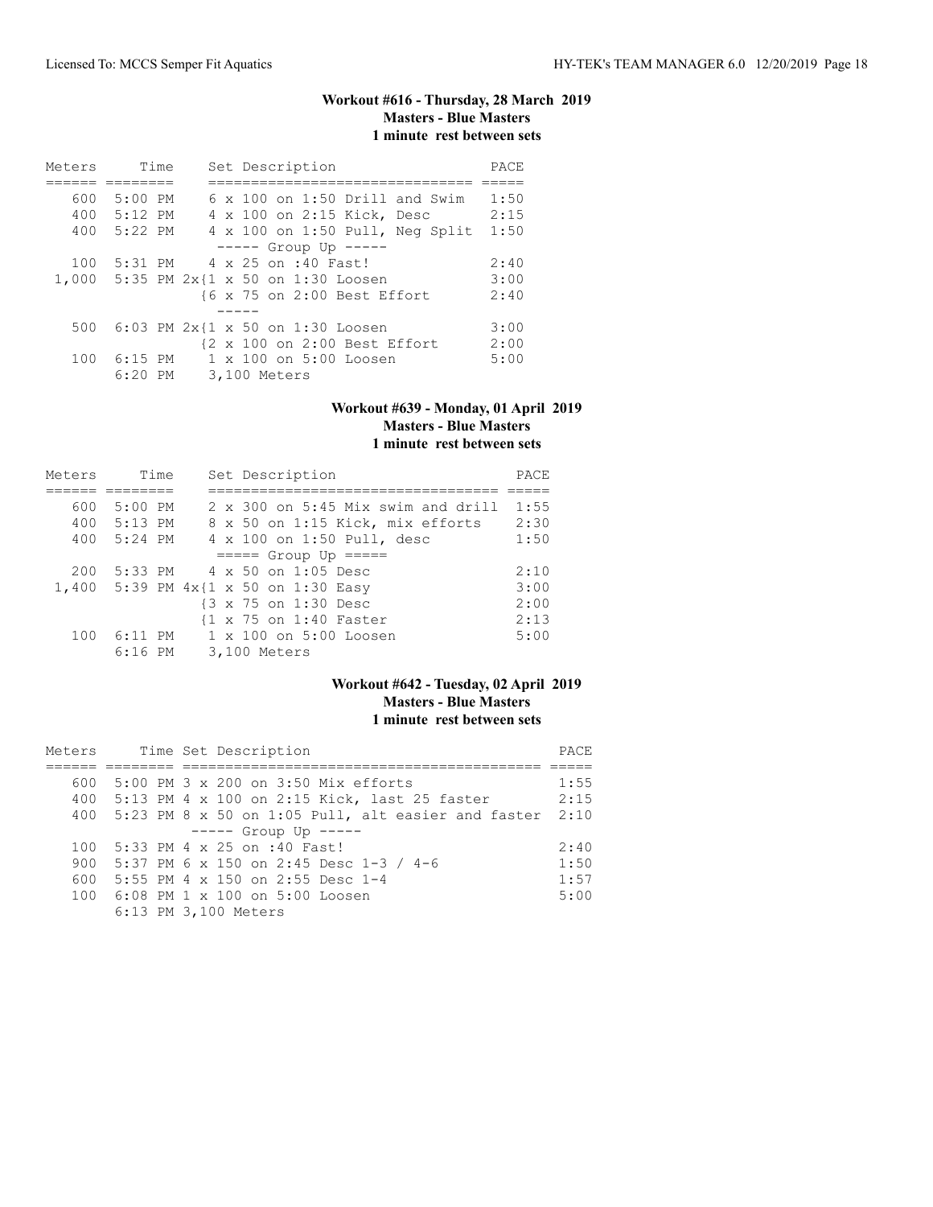### Workout #616 - Thursday, 28 March 2019
**Masters - Blue Masters**
**1 minute rest between sets**

| Meters | Time | Set Description | PACE |
|---|---|---|---|
| 600 | 5:00 PM | 6 x 100 on 1:50 Drill and Swim | 1:50 |
| 400 | 5:12 PM | 4 x 100 on 2:15 Kick, Desc | 2:15 |
| 400 | 5:22 PM | 4 x 100 on 1:50 Pull, Neg Split | 1:50 |
| | | ----- Group Up ----- | |
| 100 | 5:31 PM | 4 x 25 on :40 Fast! | 2:40 |
| 1,000 | 5:35 PM | 2x{1 x 50 on 1:30 Loosen | 3:00 |
| | | {6 x 75 on 2:00 Best Effort | 2:40 |
| | | ----- | |
| 500 | 6:03 PM | 2x{1 x 50 on 1:30 Loosen | 3:00 |
| | | {2 x 100 on 2:00 Best Effort | 2:00 |
| 100 | 6:15 PM | 1 x 100 on 5:00 Loosen | 5:00 |
| | 6:20 PM | 3,100 Meters | |

### Workout #639 - Monday, 01 April 2019
**Masters - Blue Masters**
**1 minute rest between sets**

| Meters | Time | Set Description | PACE |
|---|---|---|---|
| 600 | 5:00 PM | 2 x 300 on 5:45 Mix swim and drill | 1:55 |
| 400 | 5:13 PM | 8 x 50 on 1:15 Kick, mix efforts | 2:30 |
| 400 | 5:24 PM | 4 x 100 on 1:50 Pull, desc | 1:50 |
| | | ===== Group Up ===== | |
| 200 | 5:33 PM | 4 x 50 on 1:05 Desc | 2:10 |
| 1,400 | 5:39 PM | 4x{1 x 50 on 1:30 Easy | 3:00 |
| | | {3 x 75 on 1:30 Desc | 2:00 |
| | | {1 x 75 on 1:40 Faster | 2:13 |
| 100 | 6:11 PM | 1 x 100 on 5:00 Loosen | 5:00 |
| | 6:16 PM | 3,100 Meters | |

### Workout #642 - Tuesday, 02 April 2019
**Masters - Blue Masters**
**1 minute rest between sets**

| Meters | Time | Set Description | PACE |
|---|---|---|---|
| 600 | 5:00 PM | 3 x 200 on 3:50 Mix efforts | 1:55 |
| 400 | 5:13 PM | 4 x 100 on 2:15 Kick, last 25 faster | 2:15 |
| 400 | 5:23 PM | 8 x 50 on 1:05 Pull, alt easier and faster | 2:10 |
| | | ----- Group Up ----- | |
| 100 | 5:33 PM | 4 x 25 on :40 Fast! | 2:40 |
| 900 | 5:37 PM | 6 x 150 on 2:45 Desc 1-3 / 4-6 | 1:50 |
| 600 | 5:55 PM | 4 x 150 on 2:55 Desc 1-4 | 1:57 |
| 100 | 6:08 PM | 1 x 100 on 5:00 Loosen | 5:00 |
| | 6:13 PM | 3,100 Meters | |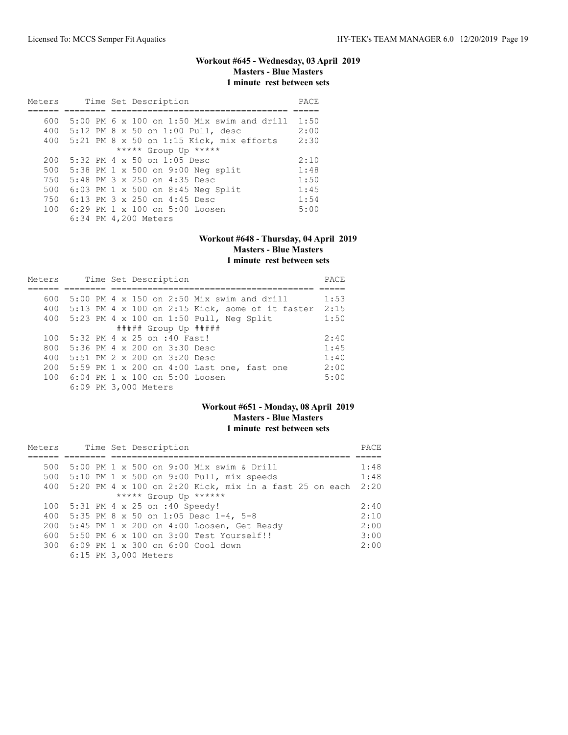### Workout #645 - Wednesday, 03 April 2019
**Masters - Blue Masters**
**1 minute rest between sets**

| Meters | Time | Set Description | PACE |
|---|---|---|---|
| 600 | 5:00 PM | 6 x 100 on 1:50 Mix swim and drill | 1:50 |
| 400 | 5:12 PM | 8 x 50 on 1:00 Pull, desc | 2:00 |
| 400 | 5:21 PM | 8 x 50 on 1:15 Kick, mix efforts | 2:30 |
| | | ***** Group Up ***** | |
| 200 | 5:32 PM | 4 x 50 on 1:05 Desc | 2:10 |
| 500 | 5:38 PM | 1 x 500 on 9:00 Neg split | 1:48 |
| 750 | 5:48 PM | 3 x 250 on 4:35 Desc | 1:50 |
| 500 | 6:03 PM | 1 x 500 on 8:45 Neg Split | 1:45 |
| 750 | 6:13 PM | 3 x 250 on 4:45 Desc | 1:54 |
| 100 | 6:29 PM | 1 x 100 on 5:00 Loosen | 5:00 |
| | 6:34 PM | 4,200 Meters | |

### Workout #648 - Thursday, 04 April 2019
**Masters - Blue Masters**
**1 minute rest between sets**

| Meters | Time | Set Description | PACE |
|---|---|---|---|
| 600 | 5:00 PM | 4 x 150 on 2:50 Mix swim and drill | 1:53 |
| 400 | 5:13 PM | 4 x 100 on 2:15 Kick, some of it faster | 2:15 |
| 400 | 5:23 PM | 4 x 100 on 1:50 Pull, Neg Split | 1:50 |
| | | ##### Group Up ##### | |
| 100 | 5:32 PM | 4 x 25 on :40 Fast! | 2:40 |
| 800 | 5:36 PM | 4 x 200 on 3:30 Desc | 1:45 |
| 400 | 5:51 PM | 2 x 200 on 3:20 Desc | 1:40 |
| 200 | 5:59 PM | 1 x 200 on 4:00 Last one, fast one | 2:00 |
| 100 | 6:04 PM | 1 x 100 on 5:00 Loosen | 5:00 |
| | 6:09 PM | 3,000 Meters | |

### Workout #651 - Monday, 08 April 2019
**Masters - Blue Masters**
**1 minute rest between sets**

| Meters | Time | Set Description | PACE |
|---|---|---|---|
| 500 | 5:00 PM | 1 x 500 on 9:00 Mix swim & Drill | 1:48 |
| 500 | 5:10 PM | 1 x 500 on 9:00 Pull, mix speeds | 1:48 |
| 400 | 5:20 PM | 4 x 100 on 2:20 Kick, mix in a fast 25 on each | 2:20 |
| | | ***** Group Up ****** | |
| 100 | 5:31 PM | 4 x 25 on :40 Speedy! | 2:40 |
| 400 | 5:35 PM | 8 x 50 on 1:05 Desc 1-4, 5-8 | 2:10 |
| 200 | 5:45 PM | 1 x 200 on 4:00 Loosen, Get Ready | 2:00 |
| 600 | 5:50 PM | 6 x 100 on 3:00 Test Yourself!! | 3:00 |
| 300 | 6:09 PM | 1 x 300 on 6:00 Cool down | 2:00 |
| | 6:15 PM | 3,000 Meters | |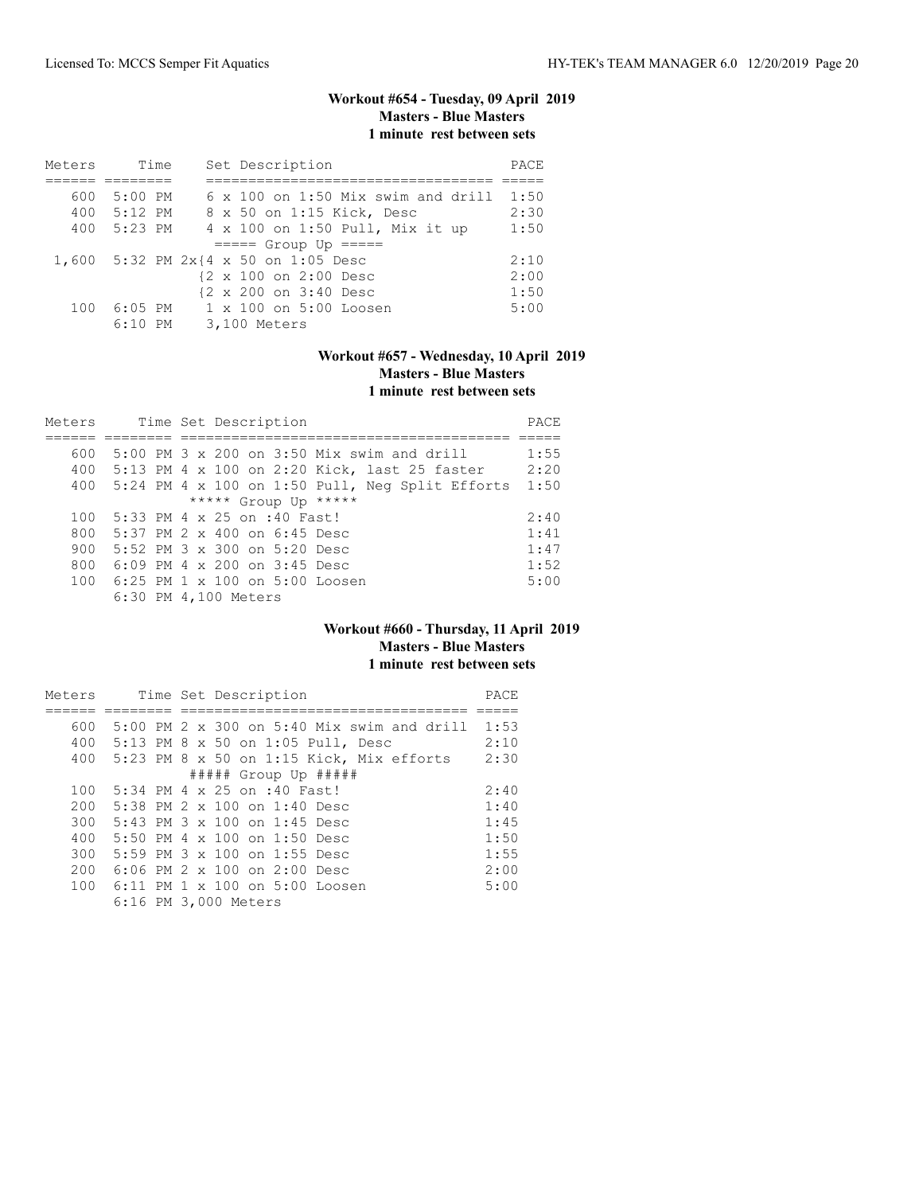## Workout #654 - Tuesday, 09 April 2019
### Masters - Blue Masters
### 1 minute rest between sets

| Meters | Time | Set Description | PACE |
|---|---|---|---|
| 600 | 5:00 PM | 6 x 100 on 1:50 Mix swim and drill | 1:50 |
| 400 | 5:12 PM | 8 x 50 on 1:15 Kick, Desc | 2:30 |
| 400 | 5:23 PM | 4 x 100 on 1:50 Pull, Mix it up | 1:50 |
| | | ===== Group Up ===== | |
| 1,600 | 5:32 PM | 2x{4 x 50 on 1:05 Desc | 2:10 |
| | | {2 x 100 on 2:00 Desc | 2:00 |
| | | {2 x 200 on 3:40 Desc | 1:50 |
| 100 | 6:05 PM | 1 x 100 on 5:00 Loosen | 5:00 |
| | 6:10 PM | 3,100 Meters | |

## Workout #657 - Wednesday, 10 April 2019
### Masters - Blue Masters
### 1 minute rest between sets

| Meters | Time | Set Description | PACE |
|---|---|---|---|
| 600 | 5:00 PM | 3 x 200 on 3:50 Mix swim and drill | 1:55 |
| 400 | 5:13 PM | 4 x 100 on 2:20 Kick, last 25 faster | 2:20 |
| 400 | 5:24 PM | 4 x 100 on 1:50 Pull, Neg Split Efforts | 1:50 |
| | | ***** Group Up ***** | |
| 100 | 5:33 PM | 4 x 25 on :40 Fast! | 2:40 |
| 800 | 5:37 PM | 2 x 400 on 6:45 Desc | 1:41 |
| 900 | 5:52 PM | 3 x 300 on 5:20 Desc | 1:47 |
| 800 | 6:09 PM | 4 x 200 on 3:45 Desc | 1:52 |
| 100 | 6:25 PM | 1 x 100 on 5:00 Loosen | 5:00 |
| | 6:30 PM | 4,100 Meters | |

## Workout #660 - Thursday, 11 April 2019
### Masters - Blue Masters
### 1 minute rest between sets

| Meters | Time | Set Description | PACE |
|---|---|---|---|
| 600 | 5:00 PM | 2 x 300 on 5:40 Mix swim and drill | 1:53 |
| 400 | 5:13 PM | 8 x 50 on 1:05 Pull, Desc | 2:10 |
| 400 | 5:23 PM | 8 x 50 on 1:15 Kick, Mix efforts | 2:30 |
| | | ##### Group Up ##### | |
| 100 | 5:34 PM | 4 x 25 on :40 Fast! | 2:40 |
| 200 | 5:38 PM | 2 x 100 on 1:40 Desc | 1:40 |
| 300 | 5:43 PM | 3 x 100 on 1:45 Desc | 1:45 |
| 400 | 5:50 PM | 4 x 100 on 1:50 Desc | 1:50 |
| 300 | 5:59 PM | 3 x 100 on 1:55 Desc | 1:55 |
| 200 | 6:06 PM | 2 x 100 on 2:00 Desc | 2:00 |
| 100 | 6:11 PM | 1 x 100 on 5:00 Loosen | 5:00 |
| | 6:16 PM | 3,000 Meters | |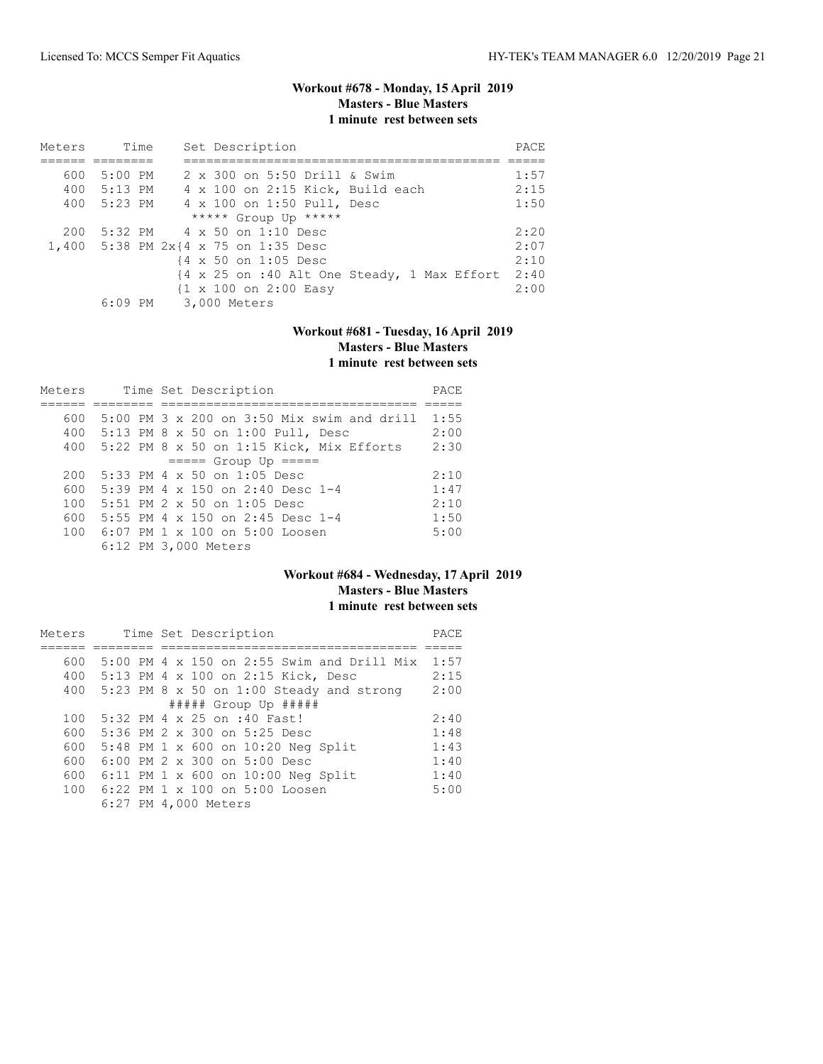### Workout #678 - Monday, 15 April 2019
**Masters - Blue Masters**
**1 minute rest between sets**

| Meters | Time | Set Description | PACE |
|---|---|---|---|
| 600 | 5:00 PM | 2 x 300 on 5:50 Drill & Swim | 1:57 |
| 400 | 5:13 PM | 4 x 100 on 2:15 Kick, Build each | 2:15 |
| 400 | 5:23 PM | 4 x 100 on 1:50 Pull, Desc | 1:50 |
| | | ***** Group Up ***** | |
| 200 | 5:32 PM | 4 x 50 on 1:10 Desc | 2:20 |
| 1,400 | 5:38 PM | 2x{4 x 75 on 1:35 Desc | 2:07 |
| | | {4 x 50 on 1:05 Desc | 2:10 |
| | | {4 x 25 on :40 Alt One Steady, 1 Max Effort | 2:40 |
| | | {1 x 100 on 2:00 Easy | 2:00 |
| | 6:09 PM | 3,000 Meters | |

### Workout #681 - Tuesday, 16 April 2019
**Masters - Blue Masters**
**1 minute rest between sets**

| Meters | Time | Set Description | PACE |
|---|---|---|---|
| 600 | 5:00 PM | 3 x 200 on 3:50 Mix swim and drill | 1:55 |
| 400 | 5:13 PM | 8 x 50 on 1:00 Pull, Desc | 2:00 |
| 400 | 5:22 PM | 8 x 50 on 1:15 Kick, Mix Efforts | 2:30 |
| | | ===== Group Up ===== | |
| 200 | 5:33 PM | 4 x 50 on 1:05 Desc | 2:10 |
| 600 | 5:39 PM | 4 x 150 on 2:40 Desc 1-4 | 1:47 |
| 100 | 5:51 PM | 2 x 50 on 1:05 Desc | 2:10 |
| 600 | 5:55 PM | 4 x 150 on 2:45 Desc 1-4 | 1:50 |
| 100 | 6:07 PM | 1 x 100 on 5:00 Loosen | 5:00 |
| | 6:12 PM | 3,000 Meters | |

### Workout #684 - Wednesday, 17 April 2019
**Masters - Blue Masters**
**1 minute rest between sets**

| Meters | Time | Set Description | PACE |
|---|---|---|---|
| 600 | 5:00 PM | 4 x 150 on 2:55 Swim and Drill Mix | 1:57 |
| 400 | 5:13 PM | 4 x 100 on 2:15 Kick, Desc | 2:15 |
| 400 | 5:23 PM | 8 x 50 on 1:00 Steady and strong | 2:00 |
| | | ##### Group Up ##### | |
| 100 | 5:32 PM | 4 x 25 on :40 Fast! | 2:40 |
| 600 | 5:36 PM | 2 x 300 on 5:25 Desc | 1:48 |
| 600 | 5:48 PM | 1 x 600 on 10:20 Neg Split | 1:43 |
| 600 | 6:00 PM | 2 x 300 on 5:00 Desc | 1:40 |
| 600 | 6:11 PM | 1 x 600 on 10:00 Neg Split | 1:40 |
| 100 | 6:22 PM | 1 x 100 on 5:00 Loosen | 5:00 |
| | 6:27 PM | 4,000 Meters | |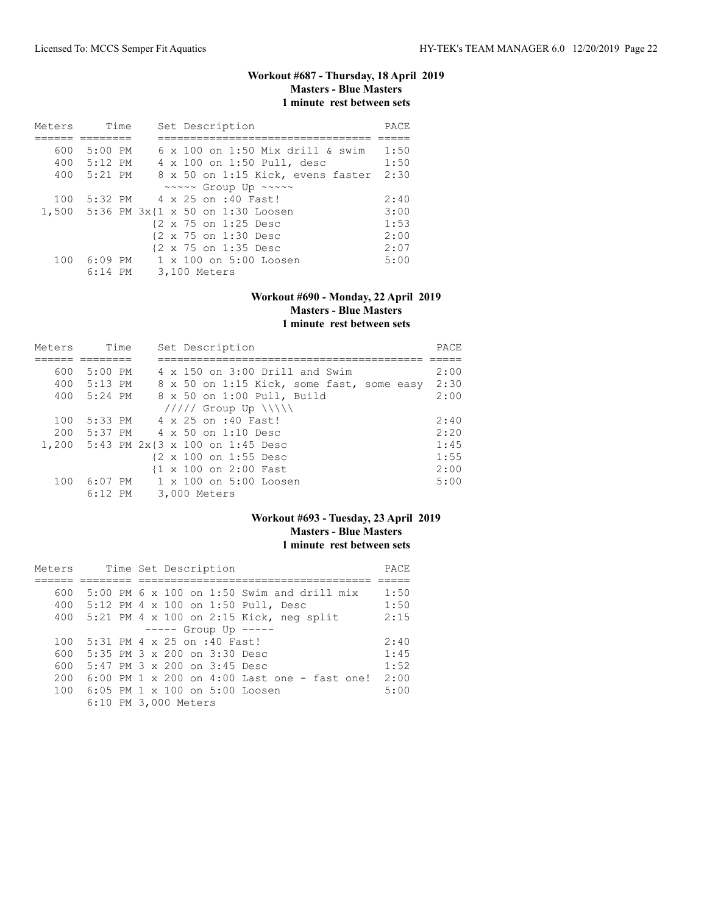### Workout #687 - Thursday, 18 April 2019
**Masters - Blue Masters**
**1 minute rest between sets**

| Meters | Time | Set Description | PACE |
|---|---|---|---|
| 600 | 5:00 PM | 6 x 100 on 1:50 Mix drill & swim | 1:50 |
| 400 | 5:12 PM | 4 x 100 on 1:50 Pull, desc | 1:50 |
| 400 | 5:21 PM | 8 x 50 on 1:15 Kick, evens faster | 2:30 |
| | | ~~~~~ Group Up ~~~~~ | |
| 100 | 5:32 PM | 4 x 25 on :40 Fast! | 2:40 |
| 1,500 | 5:36 PM | 3x{1 x 50 on 1:30 Loosen | 3:00 |
| | | {2 x 75 on 1:25 Desc | 1:53 |
| | | {2 x 75 on 1:30 Desc | 2:00 |
| | | {2 x 75 on 1:35 Desc | 2:07 |
| 100 | 6:09 PM | 1 x 100 on 5:00 Loosen | 5:00 |
| | 6:14 PM | 3,100 Meters | |

### Workout #690 - Monday, 22 April 2019
**Masters - Blue Masters**
**1 minute rest between sets**

| Meters | Time | Set Description | PACE |
|---|---|---|---|
| 600 | 5:00 PM | 4 x 150 on 3:00 Drill and Swim | 2:00 |
| 400 | 5:13 PM | 8 x 50 on 1:15 Kick, some fast, some easy | 2:30 |
| 400 | 5:24 PM | 8 x 50 on 1:00 Pull, Build | 2:00 |
| | | ///// Group Up \\\\\ | |
| 100 | 5:33 PM | 4 x 25 on :40 Fast! | 2:40 |
| 200 | 5:37 PM | 4 x 50 on 1:10 Desc | 2:20 |
| 1,200 | 5:43 PM | 2x{3 x 100 on 1:45 Desc | 1:45 |
| | | {2 x 100 on 1:55 Desc | 1:55 |
| | | {1 x 100 on 2:00 Fast | 2:00 |
| 100 | 6:07 PM | 1 x 100 on 5:00 Loosen | 5:00 |
| | 6:12 PM | 3,000 Meters | |

### Workout #693 - Tuesday, 23 April 2019
**Masters - Blue Masters**
**1 minute rest between sets**

| Meters | Time | Set Description | PACE |
|---|---|---|---|
| 600 | 5:00 PM | 6 x 100 on 1:50 Swim and drill mix | 1:50 |
| 400 | 5:12 PM | 4 x 100 on 1:50 Pull, Desc | 1:50 |
| 400 | 5:21 PM | 4 x 100 on 2:15 Kick, neg split | 2:15 |
| | | ----- Group Up ----- | |
| 100 | 5:31 PM | 4 x 25 on :40 Fast! | 2:40 |
| 600 | 5:35 PM | 3 x 200 on 3:30 Desc | 1:45 |
| 600 | 5:47 PM | 3 x 200 on 3:45 Desc | 1:52 |
| 200 | 6:00 PM | 1 x 200 on 4:00 Last one - fast one! | 2:00 |
| 100 | 6:05 PM | 1 x 100 on 5:00 Loosen | 5:00 |
| | 6:10 PM | 3,000 Meters | |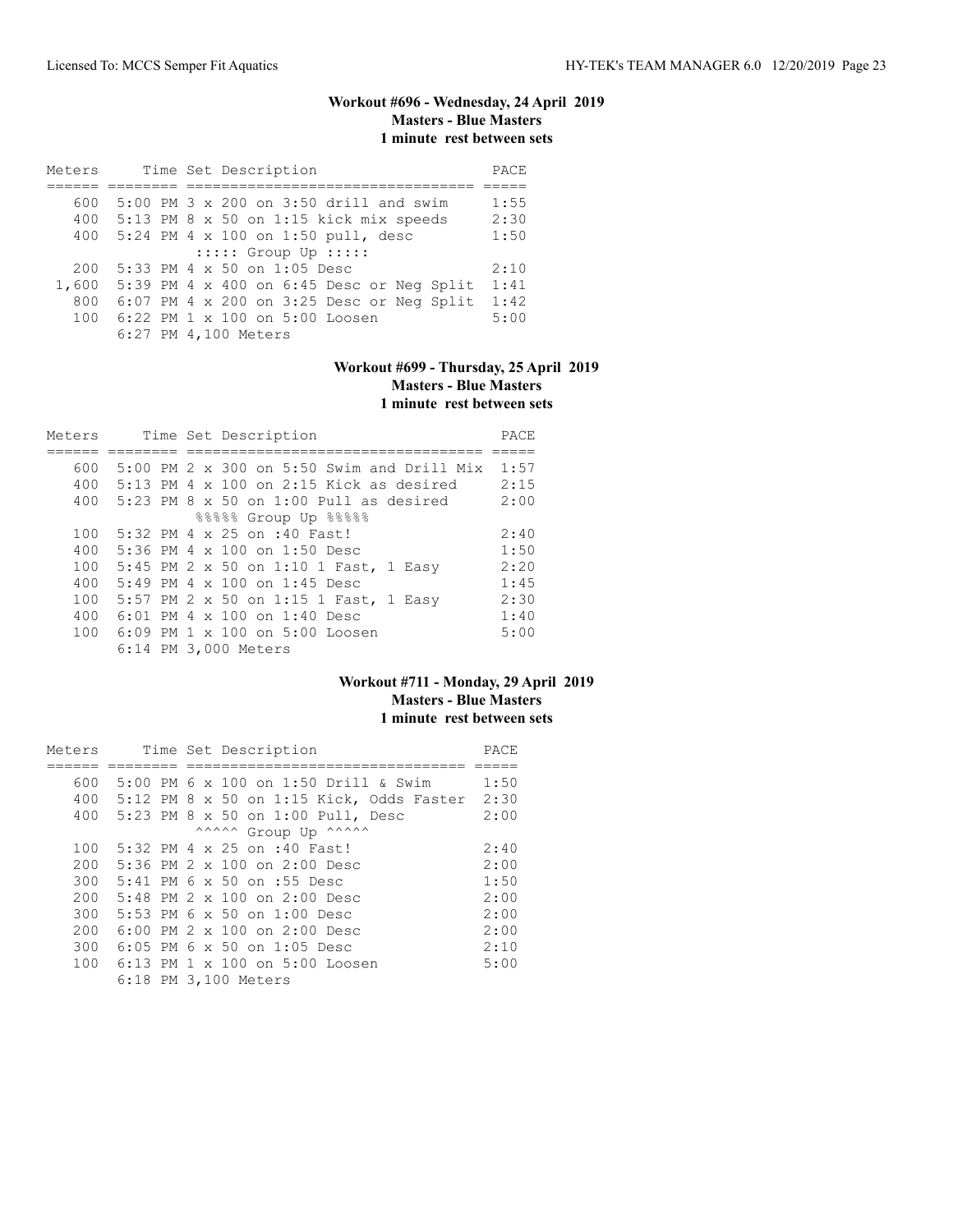### Workout #696 - Wednesday, 24 April 2019
**Masters - Blue Masters**
**1 minute rest between sets**

| Meters | Time | Set Description | PACE |
|---|---|---|---|
| 600 | 5:00 PM | 3 x 200 on 3:50 drill and swim | 1:55 |
| 400 | 5:13 PM | 8 x 50 on 1:15 kick mix speeds | 2:30 |
| 400 | 5:24 PM | 4 x 100 on 1:50 pull, desc | 1:50 |
| | | ::::: Group Up ::::: | |
| 200 | 5:33 PM | 4 x 50 on 1:05 Desc | 2:10 |
| 1,600 | 5:39 PM | 4 x 400 on 6:45 Desc or Neg Split | 1:41 |
| 800 | 6:07 PM | 4 x 200 on 3:25 Desc or Neg Split | 1:42 |
| 100 | 6:22 PM | 1 x 100 on 5:00 Loosen | 5:00 |
| | 6:27 PM | 4,100 Meters | |

### Workout #699 - Thursday, 25 April 2019
**Masters - Blue Masters**
**1 minute rest between sets**

| Meters | Time | Set Description | PACE |
|---|---|---|---|
| 600 | 5:00 PM | 2 x 300 on 5:50 Swim and Drill Mix | 1:57 |
| 400 | 5:13 PM | 4 x 100 on 2:15 Kick as desired | 2:15 |
| 400 | 5:23 PM | 8 x 50 on 1:00 Pull as desired | 2:00 |
| | | %%%%% Group Up %%%%% | |
| 100 | 5:32 PM | 4 x 25 on :40 Fast! | 2:40 |
| 400 | 5:36 PM | 4 x 100 on 1:50 Desc | 1:50 |
| 100 | 5:45 PM | 2 x 50 on 1:10 1 Fast, 1 Easy | 2:20 |
| 400 | 5:49 PM | 4 x 100 on 1:45 Desc | 1:45 |
| 100 | 5:57 PM | 2 x 50 on 1:15 1 Fast, 1 Easy | 2:30 |
| 400 | 6:01 PM | 4 x 100 on 1:40 Desc | 1:40 |
| 100 | 6:09 PM | 1 x 100 on 5:00 Loosen | 5:00 |
| | 6:14 PM | 3,000 Meters | |

### Workout #711 - Monday, 29 April 2019
**Masters - Blue Masters**
**1 minute rest between sets**

| Meters | Time | Set Description | PACE |
|---|---|---|---|
| 600 | 5:00 PM | 6 x 100 on 1:50 Drill & Swim | 1:50 |
| 400 | 5:12 PM | 8 x 50 on 1:15 Kick, Odds Faster | 2:30 |
| 400 | 5:23 PM | 8 x 50 on 1:00 Pull, Desc | 2:00 |
| | | ^^^^^ Group Up ^^^^^ | |
| 100 | 5:32 PM | 4 x 25 on :40 Fast! | 2:40 |
| 200 | 5:36 PM | 2 x 100 on 2:00 Desc | 2:00 |
| 300 | 5:41 PM | 6 x 50 on :55 Desc | 1:50 |
| 200 | 5:48 PM | 2 x 100 on 2:00 Desc | 2:00 |
| 300 | 5:53 PM | 6 x 50 on 1:00 Desc | 2:00 |
| 200 | 6:00 PM | 2 x 100 on 2:00 Desc | 2:00 |
| 300 | 6:05 PM | 6 x 50 on 1:05 Desc | 2:10 |
| 100 | 6:13 PM | 1 x 100 on 5:00 Loosen | 5:00 |
| | 6:18 PM | 3,100 Meters | |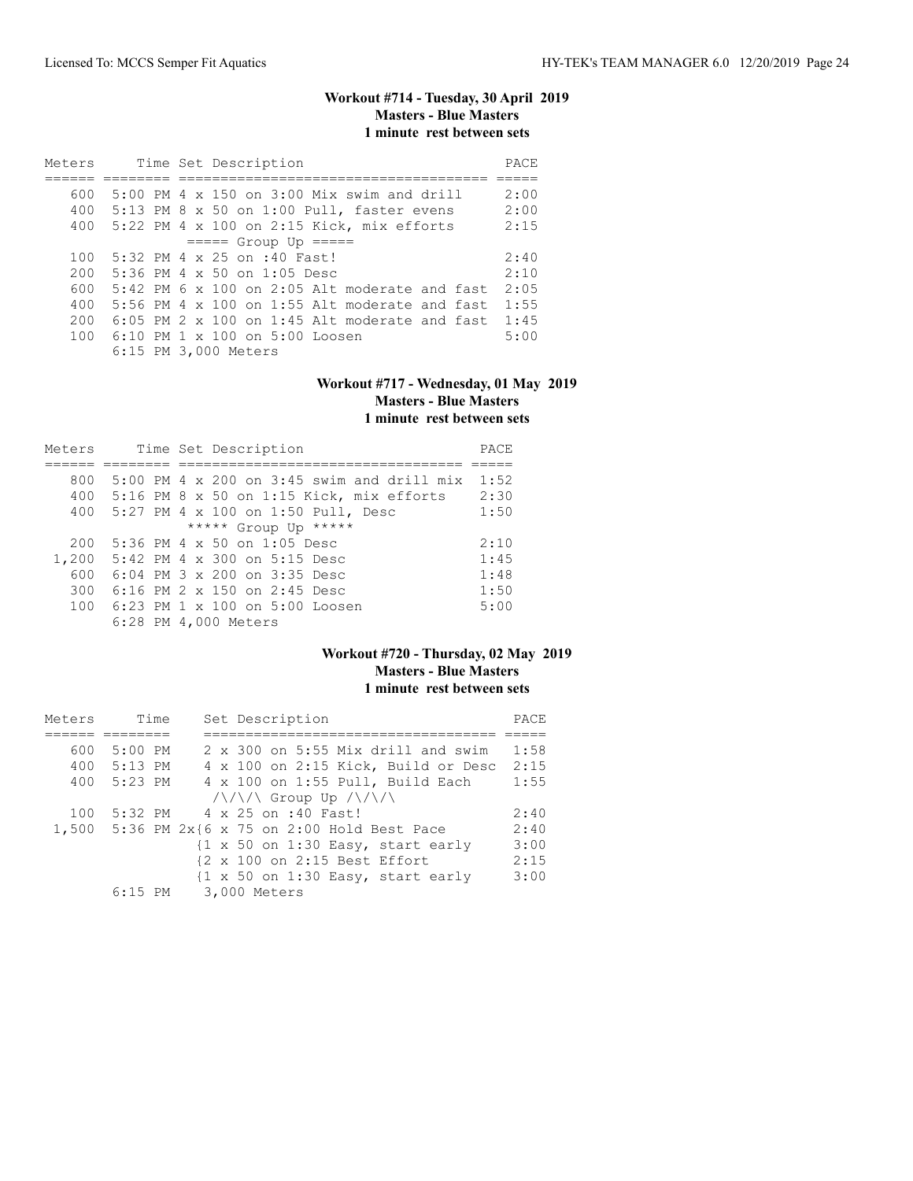### Workout #714 - Tuesday, 30 April 2019
**Masters - Blue Masters**
**1 minute rest between sets**

| Meters | Time | Set Description | PACE |
|---|---|---|---|
| 600 | 5:00 PM | 4 x 150 on 3:00 Mix swim and drill | 2:00 |
| 400 | 5:13 PM | 8 x 50 on 1:00 Pull, faster evens | 2:00 |
| 400 | 5:22 PM | 4 x 100 on 2:15 Kick, mix efforts | 2:15 |
| | | ===== Group Up ===== | |
| 100 | 5:32 PM | 4 x 25 on :40 Fast! | 2:40 |
| 200 | 5:36 PM | 4 x 50 on 1:05 Desc | 2:10 |
| 600 | 5:42 PM | 6 x 100 on 2:05 Alt moderate and fast | 2:05 |
| 400 | 5:56 PM | 4 x 100 on 1:55 Alt moderate and fast | 1:55 |
| 200 | 6:05 PM | 2 x 100 on 1:45 Alt moderate and fast | 1:45 |
| 100 | 6:10 PM | 1 x 100 on 5:00 Loosen | 5:00 |
| | 6:15 PM | 3,000 Meters | |

### Workout #717 - Wednesday, 01 May 2019
**Masters - Blue Masters**
**1 minute rest between sets**

| Meters | Time | Set Description | PACE |
|---|---|---|---|
| 800 | 5:00 PM | 4 x 200 on 3:45 swim and drill mix | 1:52 |
| 400 | 5:16 PM | 8 x 50 on 1:15 Kick, mix efforts | 2:30 |
| 400 | 5:27 PM | 4 x 100 on 1:50 Pull, Desc | 1:50 |
| | | ***** Group Up ***** | |
| 200 | 5:36 PM | 4 x 50 on 1:05 Desc | 2:10 |
| 1,200 | 5:42 PM | 4 x 300 on 5:15 Desc | 1:45 |
| 600 | 6:04 PM | 3 x 200 on 3:35 Desc | 1:48 |
| 300 | 6:16 PM | 2 x 150 on 2:45 Desc | 1:50 |
| 100 | 6:23 PM | 1 x 100 on 5:00 Loosen | 5:00 |
| | 6:28 PM | 4,000 Meters | |

### Workout #720 - Thursday, 02 May 2019
**Masters - Blue Masters**
**1 minute rest between sets**

| Meters | Time | Set Description | PACE |
|---|---|---|---|
| 600 | 5:00 PM | 2 x 300 on 5:55 Mix drill and swim | 1:58 |
| 400 | 5:13 PM | 4 x 100 on 2:15 Kick, Build or Desc | 2:15 |
| 400 | 5:23 PM | 4 x 100 on 1:55 Pull, Build Each | 1:55 |
| | | /\/\/\ Group Up /\/\/\ | |
| 100 | 5:32 PM | 4 x 25 on :40 Fast! | 2:40 |
| 1,500 | 5:36 PM | 2x{6 x 75 on 2:00 Hold Best Pace | 2:40 |
| | | {1 x 50 on 1:30 Easy, start early | 3:00 |
| | | {2 x 100 on 2:15 Best Effort | 2:15 |
| | | {1 x 50 on 1:30 Easy, start early | 3:00 |
| | 6:15 PM | 3,000 Meters | |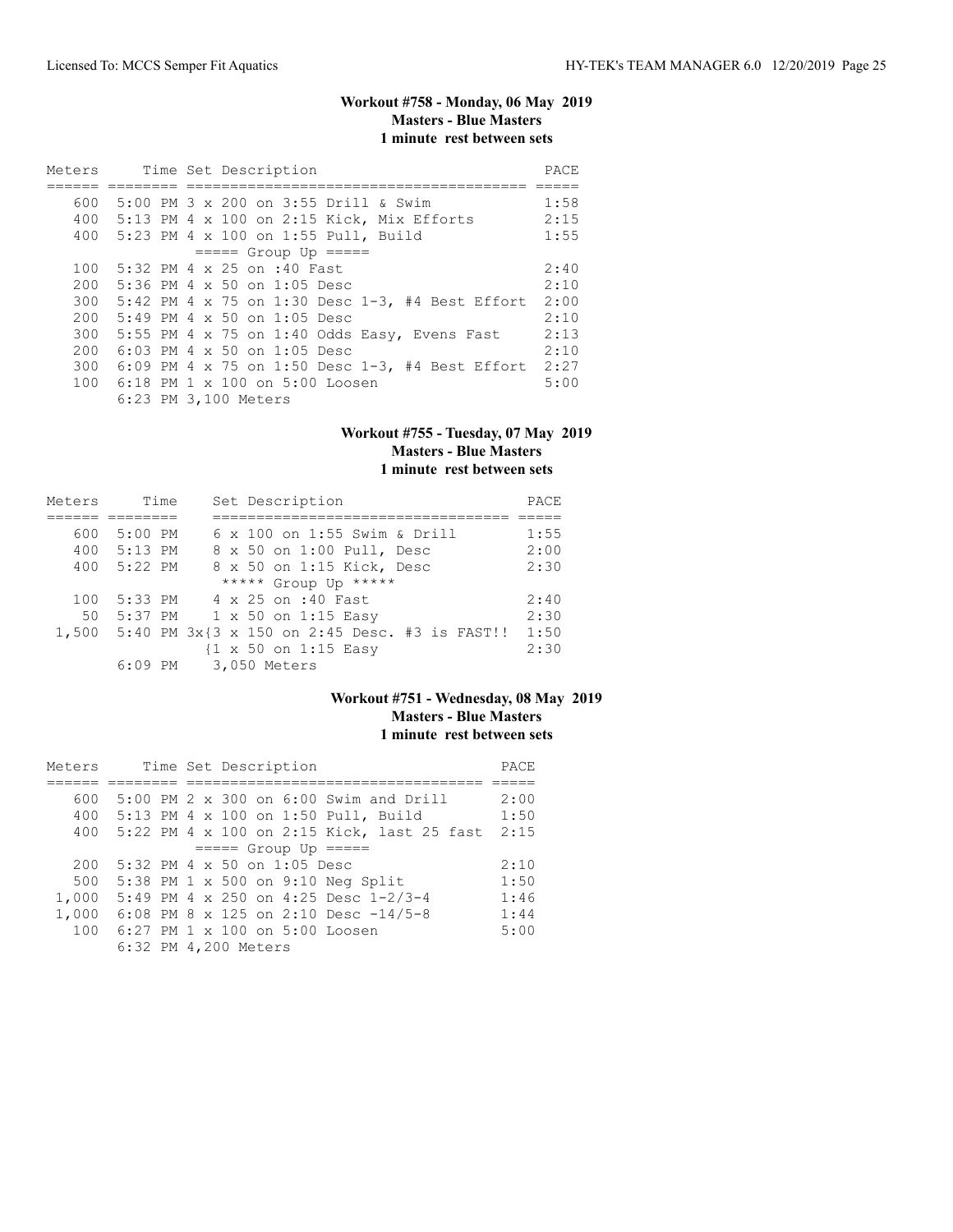### Workout #758 - Monday, 06 May 2019
**Masters - Blue Masters**
**1 minute rest between sets**

| Meters | Time | Set Description | PACE |
|---|---|---|---|
| 600 | 5:00 PM | 3 x 200 on 3:55 Drill & Swim | 1:58 |
| 400 | 5:13 PM | 4 x 100 on 2:15 Kick, Mix Efforts | 2:15 |
| 400 | 5:23 PM | 4 x 100 on 1:55 Pull, Build | 1:55 |
| | | ===== Group Up ===== | |
| 100 | 5:32 PM | 4 x 25 on :40 Fast | 2:40 |
| 200 | 5:36 PM | 4 x 50 on 1:05 Desc | 2:10 |
| 300 | 5:42 PM | 4 x 75 on 1:30 Desc 1-3, #4 Best Effort | 2:00 |
| 200 | 5:49 PM | 4 x 50 on 1:05 Desc | 2:10 |
| 300 | 5:55 PM | 4 x 75 on 1:40 Odds Easy, Evens Fast | 2:13 |
| 200 | 6:03 PM | 4 x 50 on 1:05 Desc | 2:10 |
| 300 | 6:09 PM | 4 x 75 on 1:50 Desc 1-3, #4 Best Effort | 2:27 |
| 100 | 6:18 PM | 1 x 100 on 5:00 Loosen | 5:00 |
| | 6:23 PM | 3,100 Meters | |

### Workout #755 - Tuesday, 07 May 2019
**Masters - Blue Masters**
**1 minute rest between sets**

| Meters | Time | Set Description | PACE |
|---|---|---|---|
| 600 | 5:00 PM | 6 x 100 on 1:55 Swim & Drill | 1:55 |
| 400 | 5:13 PM | 8 x 50 on 1:00 Pull, Desc | 2:00 |
| 400 | 5:22 PM | 8 x 50 on 1:15 Kick, Desc | 2:30 |
| | | ***** Group Up ***** | |
| 100 | 5:33 PM | 4 x 25 on :40 Fast | 2:40 |
| 50 | 5:37 PM | 1 x 50 on 1:15 Easy | 2:30 |
| 1,500 | 5:40 PM | 3x{3 x 150 on 2:45 Desc. #3 is FAST!! | 1:50 |
| | | {1 x 50 on 1:15 Easy | 2:30 |
| | 6:09 PM | 3,050 Meters | |

### Workout #751 - Wednesday, 08 May 2019
**Masters - Blue Masters**
**1 minute rest between sets**

| Meters | Time | Set Description | PACE |
|---|---|---|---|
| 600 | 5:00 PM | 2 x 300 on 6:00 Swim and Drill | 2:00 |
| 400 | 5:13 PM | 4 x 100 on 1:50 Pull, Build | 1:50 |
| 400 | 5:22 PM | 4 x 100 on 2:15 Kick, last 25 fast | 2:15 |
| | | ===== Group Up ===== | |
| 200 | 5:32 PM | 4 x 50 on 1:05 Desc | 2:10 |
| 500 | 5:38 PM | 1 x 500 on 9:10 Neg Split | 1:50 |
| 1,000 | 5:49 PM | 4 x 250 on 4:25 Desc 1-2/3-4 | 1:46 |
| 1,000 | 6:08 PM | 8 x 125 on 2:10 Desc -14/5-8 | 1:44 |
| 100 | 6:27 PM | 1 x 100 on 5:00 Loosen | 5:00 |
| | 6:32 PM | 4,200 Meters | |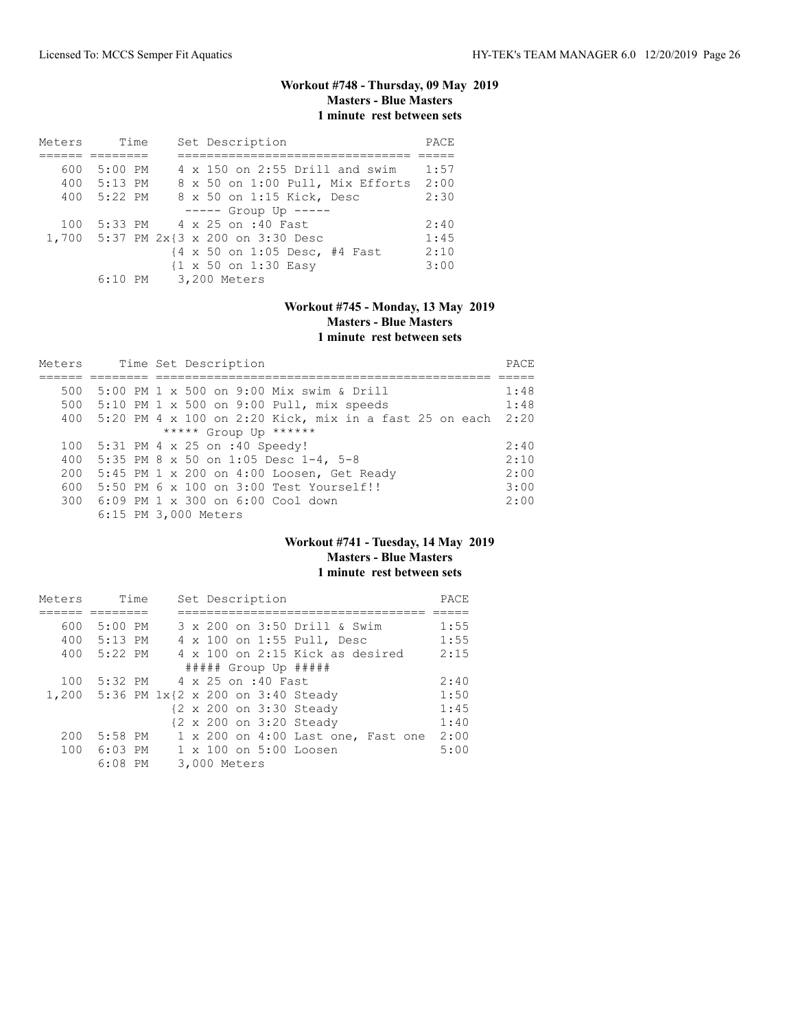### Workout #748 - Thursday, 09 May 2019
**Masters - Blue Masters**
**1 minute rest between sets**

| Meters | Time | Set Description | PACE |
|---|---|---|---|
| 600 | 5:00 PM | 4 x 150 on 2:55 Drill and swim | 1:57 |
| 400 | 5:13 PM | 8 x 50 on 1:00 Pull, Mix Efforts | 2:00 |
| 400 | 5:22 PM | 8 x 50 on 1:15 Kick, Desc | 2:30 |
| | | ----- Group Up ----- | |
| 100 | 5:33 PM | 4 x 25 on :40 Fast | 2:40 |
| 1,700 | 5:37 PM | 2x{3 x 200 on 3:30 Desc | 1:45 |
| | | {4 x 50 on 1:05 Desc, #4 Fast | 2:10 |
| | | {1 x 50 on 1:30 Easy | 3:00 |
| | 6:10 PM | 3,200 Meters | |

### Workout #745 - Monday, 13 May 2019
**Masters - Blue Masters**
**1 minute rest between sets**

| Meters | Time | Set Description | PACE |
|---|---|---|---|
| 500 | 5:00 PM | 1 x 500 on 9:00 Mix swim & Drill | 1:48 |
| 500 | 5:10 PM | 1 x 500 on 9:00 Pull, mix speeds | 1:48 |
| 400 | 5:20 PM | 4 x 100 on 2:20 Kick, mix in a fast 25 on each | 2:20 |
| | | ***** Group Up ****** | |
| 100 | 5:31 PM | 4 x 25 on :40 Speedy! | 2:40 |
| 400 | 5:35 PM | 8 x 50 on 1:05 Desc 1-4, 5-8 | 2:10 |
| 200 | 5:45 PM | 1 x 200 on 4:00 Loosen, Get Ready | 2:00 |
| 600 | 5:50 PM | 6 x 100 on 3:00 Test Yourself!! | 3:00 |
| 300 | 6:09 PM | 1 x 300 on 6:00 Cool down | 2:00 |
| | 6:15 PM | 3,000 Meters | |

### Workout #741 - Tuesday, 14 May 2019
**Masters - Blue Masters**
**1 minute rest between sets**

| Meters | Time | Set Description | PACE |
|---|---|---|---|
| 600 | 5:00 PM | 3 x 200 on 3:50 Drill & Swim | 1:55 |
| 400 | 5:13 PM | 4 x 100 on 1:55 Pull, Desc | 1:55 |
| 400 | 5:22 PM | 4 x 100 on 2:15 Kick as desired | 2:15 |
| | | ##### Group Up ##### | |
| 100 | 5:32 PM | 4 x 25 on :40 Fast | 2:40 |
| 1,200 | 5:36 PM | 1x{2 x 200 on 3:40 Steady | 1:50 |
| | | {2 x 200 on 3:30 Steady | 1:45 |
| | | {2 x 200 on 3:20 Steady | 1:40 |
| 200 | 5:58 PM | 1 x 200 on 4:00 Last one, Fast one | 2:00 |
| 100 | 6:03 PM | 1 x 100 on 5:00 Loosen | 5:00 |
| | 6:08 PM | 3,000 Meters | |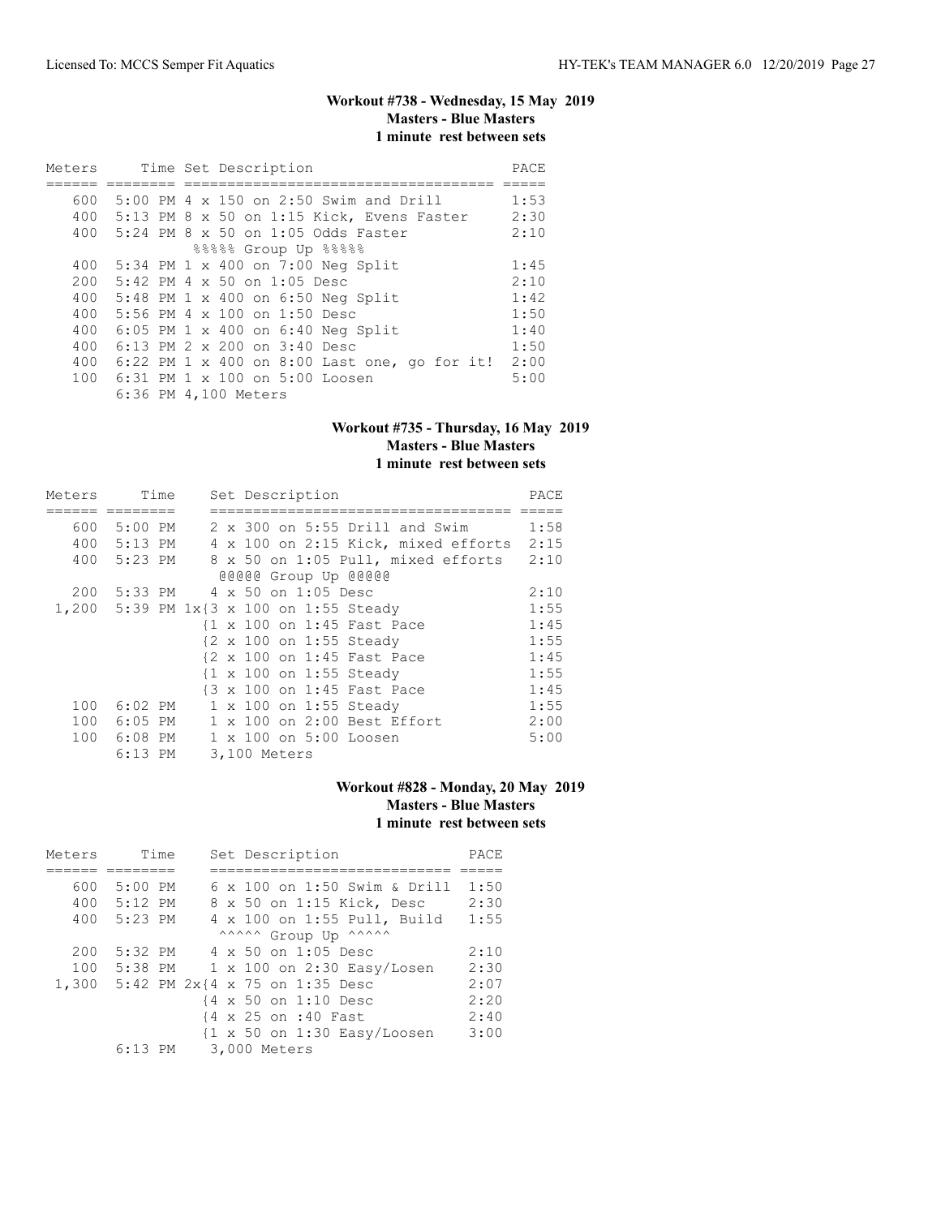### Workout #738 - Wednesday, 15 May 2019
**Masters - Blue Masters**
**1 minute rest between sets**

| Meters | Time | Set Description | PACE |
|---|---|---|---|
| 600 | 5:00 PM | 4 x 150 on 2:50 Swim and Drill | 1:53 |
| 400 | 5:13 PM | 8 x 50 on 1:15 Kick, Evens Faster | 2:30 |
| 400 | 5:24 PM | 8 x 50 on 1:05 Odds Faster | 2:10 |
| | | %%%%% Group Up %%%%% | |
| 400 | 5:34 PM | 1 x 400 on 7:00 Neg Split | 1:45 |
| 200 | 5:42 PM | 4 x 50 on 1:05 Desc | 2:10 |
| 400 | 5:48 PM | 1 x 400 on 6:50 Neg Split | 1:42 |
| 400 | 5:56 PM | 4 x 100 on 1:50 Desc | 1:50 |
| 400 | 6:05 PM | 1 x 400 on 6:40 Neg Split | 1:40 |
| 400 | 6:13 PM | 2 x 200 on 3:40 Desc | 1:50 |
| 400 | 6:22 PM | 1 x 400 on 8:00 Last one, go for it! | 2:00 |
| 100 | 6:31 PM | 1 x 100 on 5:00 Loosen | 5:00 |
| | 6:36 PM | 4,100 Meters | |

### Workout #735 - Thursday, 16 May 2019
**Masters - Blue Masters**
**1 minute rest between sets**

| Meters | Time | Set Description | PACE |
|---|---|---|---|
| 600 | 5:00 PM | 2 x 300 on 5:55 Drill and Swim | 1:58 |
| 400 | 5:13 PM | 4 x 100 on 2:15 Kick, mixed efforts | 2:15 |
| 400 | 5:23 PM | 8 x 50 on 1:05 Pull, mixed efforts | 2:10 |
| | | @@@@@ Group Up @@@@@ | |
| 200 | 5:33 PM | 4 x 50 on 1:05 Desc | 2:10 |
| 1,200 | 5:39 PM | 1x{3 x 100 on 1:55 Steady | 1:55 |
| | | {1 x 100 on 1:45 Fast Pace | 1:45 |
| | | {2 x 100 on 1:55 Steady | 1:55 |
| | | {2 x 100 on 1:45 Fast Pace | 1:45 |
| | | {1 x 100 on 1:55 Steady | 1:55 |
| | | {3 x 100 on 1:45 Fast Pace | 1:45 |
| 100 | 6:02 PM | 1 x 100 on 1:55 Steady | 1:55 |
| 100 | 6:05 PM | 1 x 100 on 2:00 Best Effort | 2:00 |
| 100 | 6:08 PM | 1 x 100 on 5:00 Loosen | 5:00 |
| | 6:13 PM | 3,100 Meters | |

### Workout #828 - Monday, 20 May 2019
**Masters - Blue Masters**
**1 minute rest between sets**

| Meters | Time | Set Description | PACE |
|---|---|---|---|
| 600 | 5:00 PM | 6 x 100 on 1:50 Swim & Drill | 1:50 |
| 400 | 5:12 PM | 8 x 50 on 1:15 Kick, Desc | 2:30 |
| 400 | 5:23 PM | 4 x 100 on 1:55 Pull, Build | 1:55 |
| | | ^^^^^ Group Up ^^^^^ | |
| 200 | 5:32 PM | 4 x 50 on 1:05 Desc | 2:10 |
| 100 | 5:38 PM | 1 x 100 on 2:30 Easy/Losen | 2:30 |
| 1,300 | 5:42 PM | 2x{4 x 75 on 1:35 Desc | 2:07 |
| | | {4 x 50 on 1:10 Desc | 2:20 |
| | | {4 x 25 on :40 Fast | 2:40 |
| | | {1 x 50 on 1:30 Easy/Loosen | 3:00 |
| | 6:13 PM | 3,000 Meters | |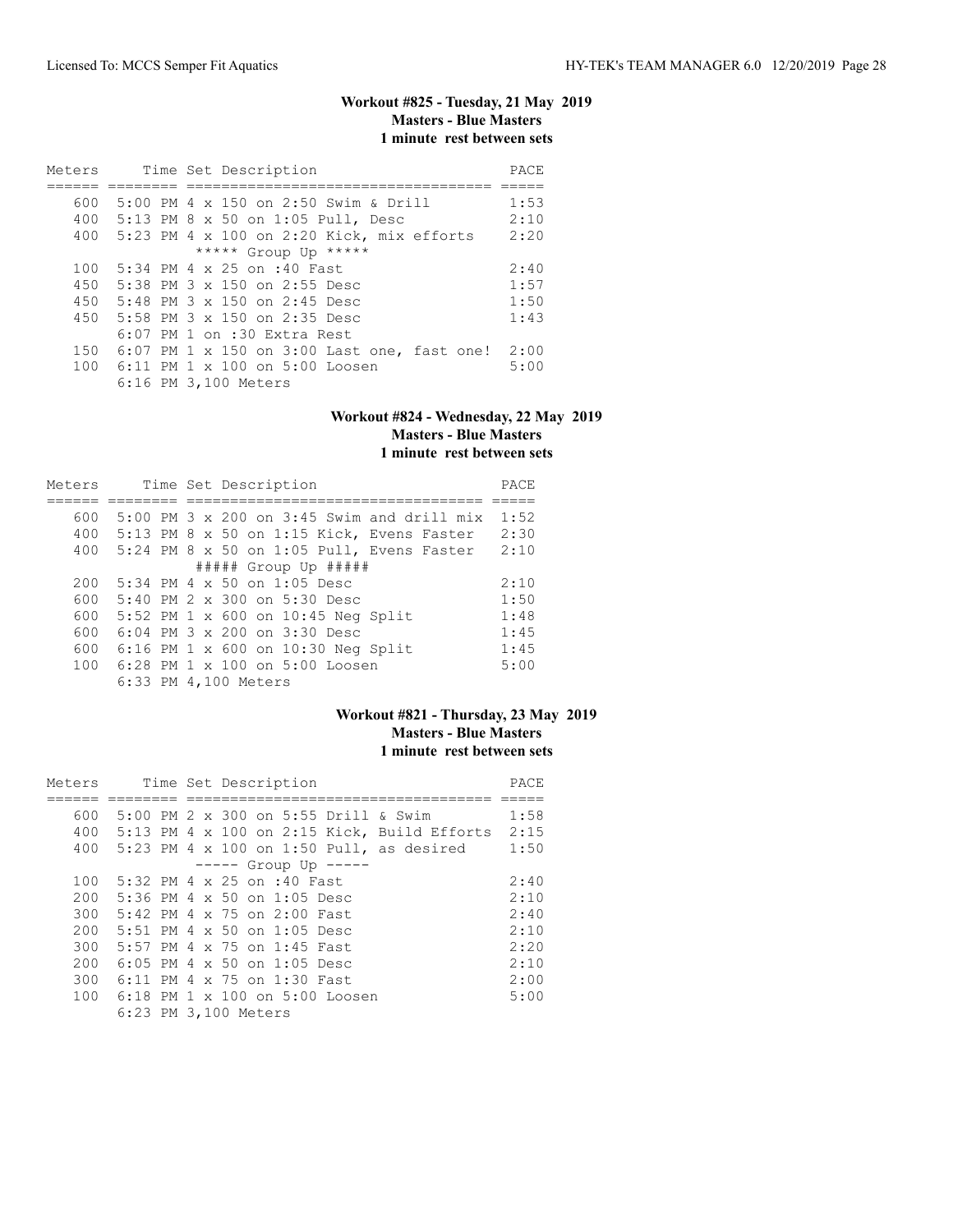## Workout #825 - Tuesday, 21 May 2019
### Masters - Blue Masters
### 1 minute rest between sets

| Meters | Time | Set Description | PACE |
|---|---|---|---|
| 600 | 5:00 PM | 4 x 150 on 2:50 Swim & Drill | 1:53 |
| 400 | 5:13 PM | 8 x 50 on 1:05 Pull, Desc | 2:10 |
| 400 | 5:23 PM | 4 x 100 on 2:20 Kick, mix efforts | 2:20 |
| | | ***** Group Up ***** | |
| 100 | 5:34 PM | 4 x 25 on :40 Fast | 2:40 |
| 450 | 5:38 PM | 3 x 150 on 2:55 Desc | 1:57 |
| 450 | 5:48 PM | 3 x 150 on 2:45 Desc | 1:50 |
| 450 | 5:58 PM | 3 x 150 on 2:35 Desc | 1:43 |
| | 6:07 PM | 1 on :30 Extra Rest | |
| 150 | 6:07 PM | 1 x 150 on 3:00 Last one, fast one! | 2:00 |
| 100 | 6:11 PM | 1 x 100 on 5:00 Loosen | 5:00 |
| | 6:16 PM | 3,100 Meters | |

## Workout #824 - Wednesday, 22 May 2019
### Masters - Blue Masters
### 1 minute rest between sets

| Meters | Time | Set Description | PACE |
|---|---|---|---|
| 600 | 5:00 PM | 3 x 200 on 3:45 Swim and drill mix | 1:52 |
| 400 | 5:13 PM | 8 x 50 on 1:15 Kick, Evens Faster | 2:30 |
| 400 | 5:24 PM | 8 x 50 on 1:05 Pull, Evens Faster | 2:10 |
| | | ##### Group Up ##### | |
| 200 | 5:34 PM | 4 x 50 on 1:05 Desc | 2:10 |
| 600 | 5:40 PM | 2 x 300 on 5:30 Desc | 1:50 |
| 600 | 5:52 PM | 1 x 600 on 10:45 Neg Split | 1:48 |
| 600 | 6:04 PM | 3 x 200 on 3:30 Desc | 1:45 |
| 600 | 6:16 PM | 1 x 600 on 10:30 Neg Split | 1:45 |
| 100 | 6:28 PM | 1 x 100 on 5:00 Loosen | 5:00 |
| | 6:33 PM | 4,100 Meters | |

## Workout #821 - Thursday, 23 May 2019
### Masters - Blue Masters
### 1 minute rest between sets

| Meters | Time | Set Description | PACE |
|---|---|---|---|
| 600 | 5:00 PM | 2 x 300 on 5:55 Drill & Swim | 1:58 |
| 400 | 5:13 PM | 4 x 100 on 2:15 Kick, Build Efforts | 2:15 |
| 400 | 5:23 PM | 4 x 100 on 1:50 Pull, as desired | 1:50 |
| | | ----- Group Up ----- | |
| 100 | 5:32 PM | 4 x 25 on :40 Fast | 2:40 |
| 200 | 5:36 PM | 4 x 50 on 1:05 Desc | 2:10 |
| 300 | 5:42 PM | 4 x 75 on 2:00 Fast | 2:40 |
| 200 | 5:51 PM | 4 x 50 on 1:05 Desc | 2:10 |
| 300 | 5:57 PM | 4 x 75 on 1:45 Fast | 2:20 |
| 200 | 6:05 PM | 4 x 50 on 1:05 Desc | 2:10 |
| 300 | 6:11 PM | 4 x 75 on 1:30 Fast | 2:00 |
| 100 | 6:18 PM | 1 x 100 on 5:00 Loosen | 5:00 |
| | 6:23 PM | 3,100 Meters | |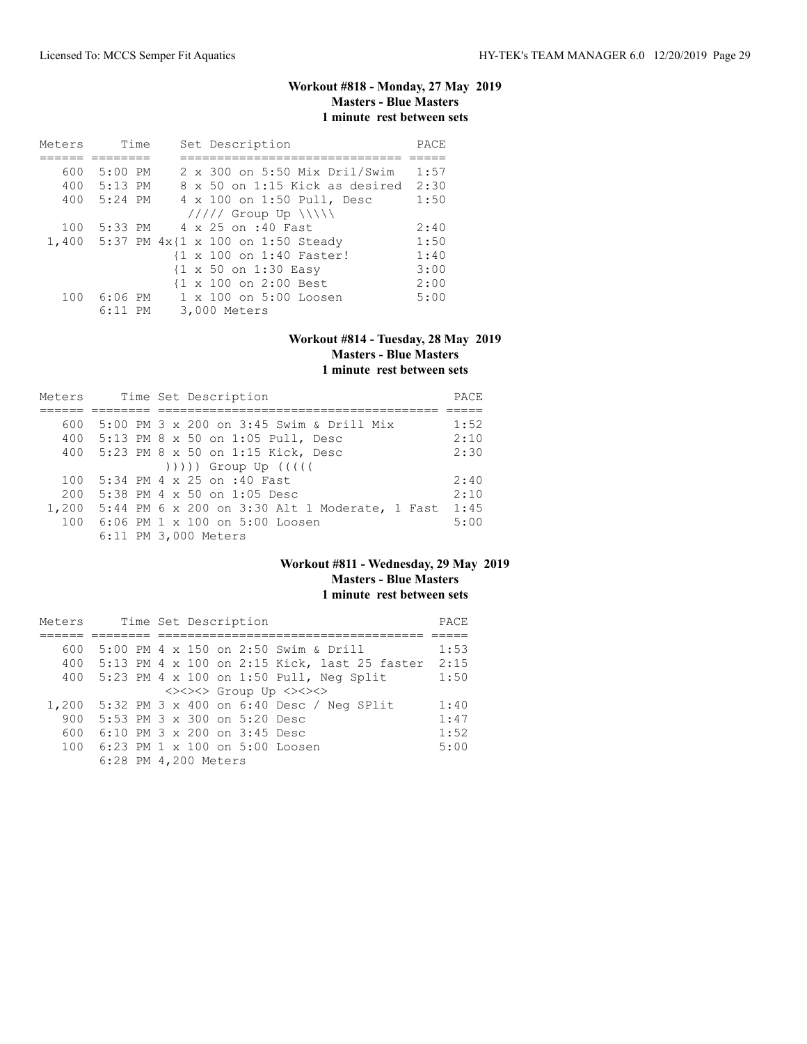### Workout #818 - Monday, 27 May 2019
**Masters - Blue Masters**
**1 minute rest between sets**

| Meters | Time | Set Description | PACE |
|---|---|---|---|
| 600 | 5:00 PM | 2 x 300 on 5:50 Mix Dril/Swim | 1:57 |
| 400 | 5:13 PM | 8 x 50 on 1:15 Kick as desired | 2:30 |
| 400 | 5:24 PM | 4 x 100 on 1:50 Pull, Desc | 1:50 |
| | | ///// Group Up \\\\\ | |
| 100 | 5:33 PM | 4 x 25 on :40 Fast | 2:40 |
| 1,400 | 5:37 PM | 4x{1 x 100 on 1:50 Steady | 1:50 |
| | | {1 x 100 on 1:40 Faster! | 1:40 |
| | | {1 x 50 on 1:30 Easy | 3:00 |
| | | {1 x 100 on 2:00 Best | 2:00 |
| 100 | 6:06 PM | 1 x 100 on 5:00 Loosen | 5:00 |
| | 6:11 PM | 3,000 Meters | |

### Workout #814 - Tuesday, 28 May 2019
**Masters - Blue Masters**
**1 minute rest between sets**

| Meters | Time | Set Description | PACE |
|---|---|---|---|
| 600 | 5:00 PM | 3 x 200 on 3:45 Swim & Drill Mix | 1:52 |
| 400 | 5:13 PM | 8 x 50 on 1:05 Pull, Desc | 2:10 |
| 400 | 5:23 PM | 8 x 50 on 1:15 Kick, Desc | 2:30 |
| | | ))))) Group Up ((((( | |
| 100 | 5:34 PM | 4 x 25 on :40 Fast | 2:40 |
| 200 | 5:38 PM | 4 x 50 on 1:05 Desc | 2:10 |
| 1,200 | 5:44 PM | 6 x 200 on 3:30 Alt 1 Moderate, 1 Fast | 1:45 |
| 100 | 6:06 PM | 1 x 100 on 5:00 Loosen | 5:00 |
| | 6:11 PM | 3,000 Meters | |

### Workout #811 - Wednesday, 29 May 2019
**Masters - Blue Masters**
**1 minute rest between sets**

| Meters | Time | Set Description | PACE |
|---|---|---|---|
| 600 | 5:00 PM | 4 x 150 on 2:50 Swim & Drill | 1:53 |
| 400 | 5:13 PM | 4 x 100 on 2:15 Kick, last 25 faster | 2:15 |
| 400 | 5:23 PM | 4 x 100 on 1:50 Pull, Neg Split | 1:50 |
| | | <><><> Group Up <><><> | |
| 1,200 | 5:32 PM | 3 x 400 on 6:40 Desc / Neg SPlit | 1:40 |
| 900 | 5:53 PM | 3 x 300 on 5:20 Desc | 1:47 |
| 600 | 6:10 PM | 3 x 200 on 3:45 Desc | 1:52 |
| 100 | 6:23 PM | 1 x 100 on 5:00 Loosen | 5:00 |
| | 6:28 PM | 4,200 Meters | |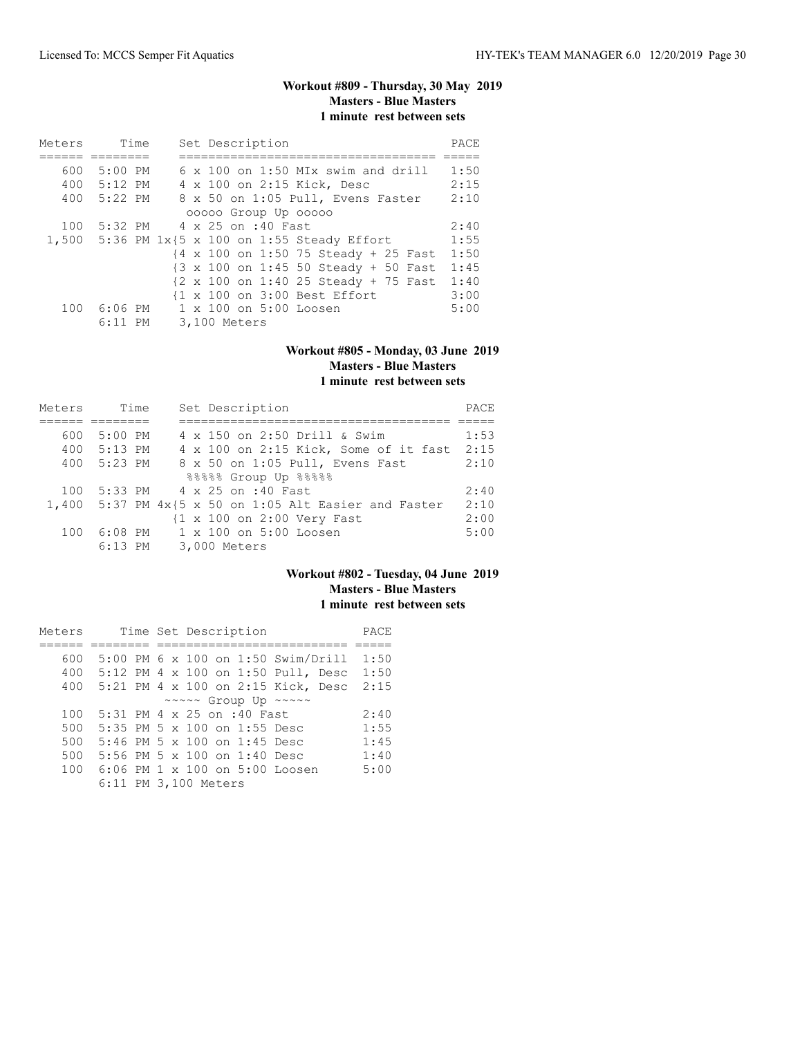### Workout #809 - Thursday, 30 May 2019
**Masters - Blue Masters**
**1 minute rest between sets**

| Meters | Time | Set Description | PACE |
|---|---|---|---|
| 600 | 5:00 PM | 6 x 100 on 1:50 MIx swim and drill | 1:50 |
| 400 | 5:12 PM | 4 x 100 on 2:15 Kick, Desc | 2:15 |
| 400 | 5:22 PM | 8 x 50 on 1:05 Pull, Evens Faster | 2:10 |
| | | ooooo Group Up ooooo | |
| 100 | 5:32 PM | 4 x 25 on :40 Fast | 2:40 |
| 1,500 | 5:36 PM | 1x{5 x 100 on 1:55 Steady Effort | 1:55 |
| | | {4 x 100 on 1:50 75 Steady + 25 Fast | 1:50 |
| | | {3 x 100 on 1:45 50 Steady + 50 Fast | 1:45 |
| | | {2 x 100 on 1:40 25 Steady + 75 Fast | 1:40 |
| | | {1 x 100 on 3:00 Best Effort | 3:00 |
| 100 | 6:06 PM | 1 x 100 on 5:00 Loosen | 5:00 |
| | 6:11 PM | 3,100 Meters | |

### Workout #805 - Monday, 03 June 2019
**Masters - Blue Masters**
**1 minute rest between sets**

| Meters | Time | Set Description | PACE |
|---|---|---|---|
| 600 | 5:00 PM | 4 x 150 on 2:50 Drill & Swim | 1:53 |
| 400 | 5:13 PM | 4 x 100 on 2:15 Kick, Some of it fast | 2:15 |
| 400 | 5:23 PM | 8 x 50 on 1:05 Pull, Evens Fast | 2:10 |
| | | %%%%% Group Up %%%%% | |
| 100 | 5:33 PM | 4 x 25 on :40 Fast | 2:40 |
| 1,400 | 5:37 PM | 4x{5 x 50 on 1:05 Alt Easier and Faster | 2:10 |
| | | {1 x 100 on 2:00 Very Fast | 2:00 |
| 100 | 6:08 PM | 1 x 100 on 5:00 Loosen | 5:00 |
| | 6:13 PM | 3,000 Meters | |

### Workout #802 - Tuesday, 04 June 2019
**Masters - Blue Masters**
**1 minute rest between sets**

| Meters | Time | Set Description | PACE |
|---|---|---|---|
| 600 | 5:00 PM | 6 x 100 on 1:50 Swim/Drill | 1:50 |
| 400 | 5:12 PM | 4 x 100 on 1:50 Pull, Desc | 1:50 |
| 400 | 5:21 PM | 4 x 100 on 2:15 Kick, Desc | 2:15 |
| | | ~~~~~ Group Up ~~~~~ | |
| 100 | 5:31 PM | 4 x 25 on :40 Fast | 2:40 |
| 500 | 5:35 PM | 5 x 100 on 1:55 Desc | 1:55 |
| 500 | 5:46 PM | 5 x 100 on 1:45 Desc | 1:45 |
| 500 | 5:56 PM | 5 x 100 on 1:40 Desc | 1:40 |
| 100 | 6:06 PM | 1 x 100 on 5:00 Loosen | 5:00 |
| | 6:11 PM | 3,100 Meters | |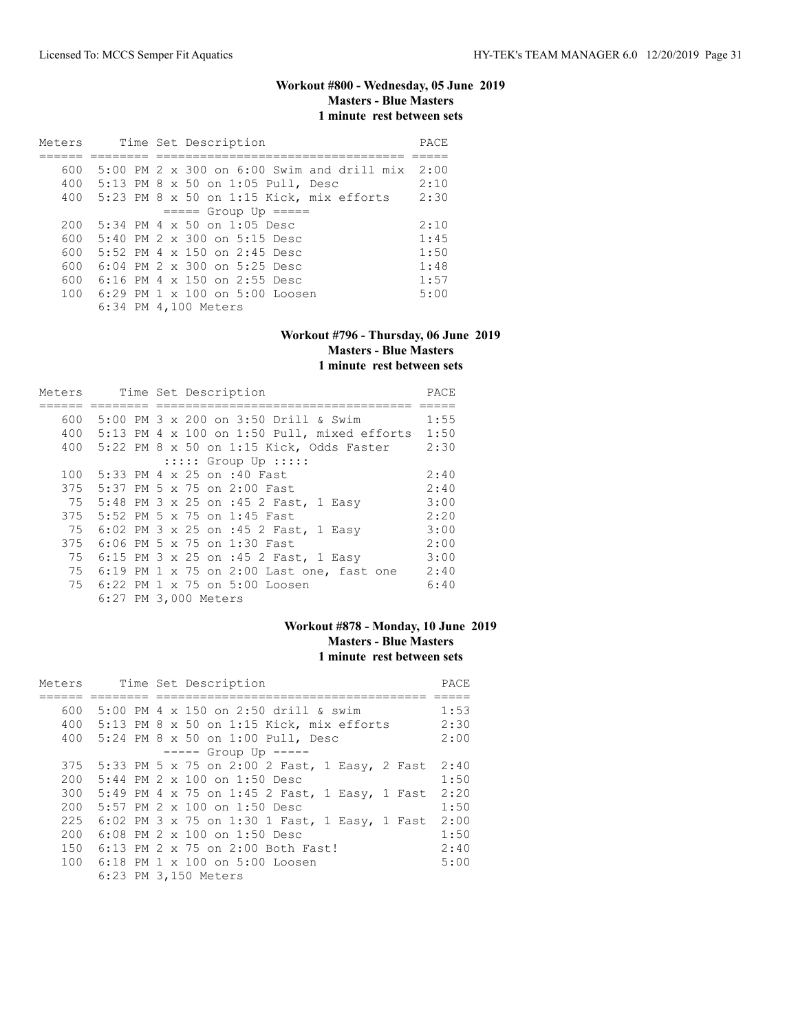### Workout #800 - Wednesday, 05 June 2019
**Masters - Blue Masters**
**1 minute rest between sets**

| Meters | Time | Set Description | PACE |
|---|---|---|---|
| 600 | 5:00 PM | 2 x 300 on 6:00 Swim and drill mix | 2:00 |
| 400 | 5:13 PM | 8 x 50 on 1:05 Pull, Desc | 2:10 |
| 400 | 5:23 PM | 8 x 50 on 1:15 Kick, mix efforts | 2:30 |
| | | ===== Group Up ===== | |
| 200 | 5:34 PM | 4 x 50 on 1:05 Desc | 2:10 |
| 600 | 5:40 PM | 2 x 300 on 5:15 Desc | 1:45 |
| 600 | 5:52 PM | 4 x 150 on 2:45 Desc | 1:50 |
| 600 | 6:04 PM | 2 x 300 on 5:25 Desc | 1:48 |
| 600 | 6:16 PM | 4 x 150 on 2:55 Desc | 1:57 |
| 100 | 6:29 PM | 1 x 100 on 5:00 Loosen | 5:00 |
| | 6:34 PM | 4,100 Meters | |

### Workout #796 - Thursday, 06 June 2019
**Masters - Blue Masters**
**1 minute rest between sets**

| Meters | Time | Set Description | PACE |
|---|---|---|---|
| 600 | 5:00 PM | 3 x 200 on 3:50 Drill & Swim | 1:55 |
| 400 | 5:13 PM | 4 x 100 on 1:50 Pull, mixed efforts | 1:50 |
| 400 | 5:22 PM | 8 x 50 on 1:15 Kick, Odds Faster | 2:30 |
| | | ::::: Group Up ::::: | |
| 100 | 5:33 PM | 4 x 25 on :40 Fast | 2:40 |
| 375 | 5:37 PM | 5 x 75 on 2:00 Fast | 2:40 |
| 75 | 5:48 PM | 3 x 25 on :45 2 Fast, 1 Easy | 3:00 |
| 375 | 5:52 PM | 5 x 75 on 1:45 Fast | 2:20 |
| 75 | 6:02 PM | 3 x 25 on :45 2 Fast, 1 Easy | 3:00 |
| 375 | 6:06 PM | 5 x 75 on 1:30 Fast | 2:00 |
| 75 | 6:15 PM | 3 x 25 on :45 2 Fast, 1 Easy | 3:00 |
| 75 | 6:19 PM | 1 x 75 on 2:00 Last one, fast one | 2:40 |
| 75 | 6:22 PM | 1 x 75 on 5:00 Loosen | 6:40 |
| | 6:27 PM | 3,000 Meters | |

### Workout #878 - Monday, 10 June 2019
**Masters - Blue Masters**
**1 minute rest between sets**

| Meters | Time | Set Description | PACE |
|---|---|---|---|
| 600 | 5:00 PM | 4 x 150 on 2:50 drill & swim | 1:53 |
| 400 | 5:13 PM | 8 x 50 on 1:15 Kick, mix efforts | 2:30 |
| 400 | 5:24 PM | 8 x 50 on 1:00 Pull, Desc | 2:00 |
| | | ----- Group Up ----- | |
| 375 | 5:33 PM | 5 x 75 on 2:00 2 Fast, 1 Easy, 2 Fast | 2:40 |
| 200 | 5:44 PM | 2 x 100 on 1:50 Desc | 1:50 |
| 300 | 5:49 PM | 4 x 75 on 1:45 2 Fast, 1 Easy, 1 Fast | 2:20 |
| 200 | 5:57 PM | 2 x 100 on 1:50 Desc | 1:50 |
| 225 | 6:02 PM | 3 x 75 on 1:30 1 Fast, 1 Easy, 1 Fast | 2:00 |
| 200 | 6:08 PM | 2 x 100 on 1:50 Desc | 1:50 |
| 150 | 6:13 PM | 2 x 75 on 2:00 Both Fast! | 2:40 |
| 100 | 6:18 PM | 1 x 100 on 5:00 Loosen | 5:00 |
| | 6:23 PM | 3,150 Meters | |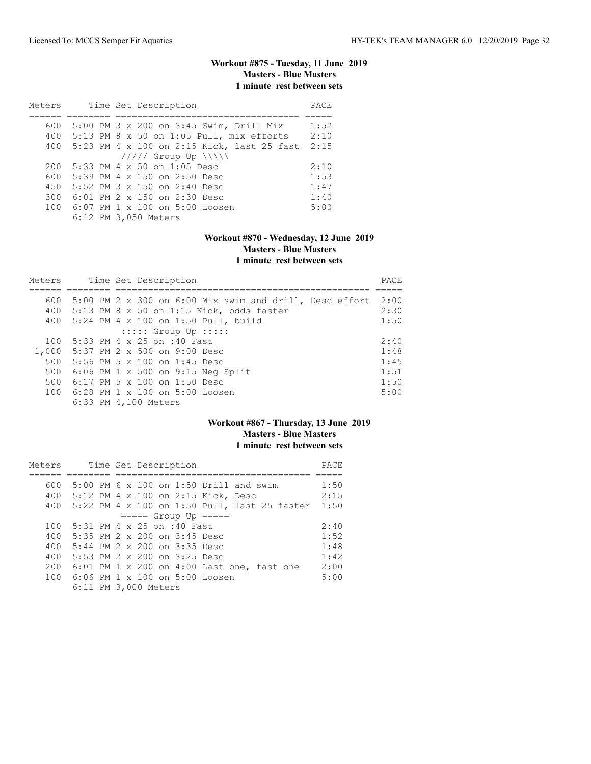### Workout #875 - Tuesday, 11 June 2019
**Masters - Blue Masters**
**1 minute rest between sets**

| Meters | Time | Set Description | PACE |
|---|---|---|---|
| 600 | 5:00 PM | 3 x 200 on 3:45 Swim, Drill Mix | 1:52 |
| 400 | 5:13 PM | 8 x 50 on 1:05 Pull, mix efforts | 2:10 |
| 400 | 5:23 PM | 4 x 100 on 2:15 Kick, last 25 fast | 2:15 |
| | | ///// Group Up \\\\\ | |
| 200 | 5:33 PM | 4 x 50 on 1:05 Desc | 2:10 |
| 600 | 5:39 PM | 4 x 150 on 2:50 Desc | 1:53 |
| 450 | 5:52 PM | 3 x 150 on 2:40 Desc | 1:47 |
| 300 | 6:01 PM | 2 x 150 on 2:30 Desc | 1:40 |
| 100 | 6:07 PM | 1 x 100 on 5:00 Loosen | 5:00 |
| | 6:12 PM | 3,050 Meters | |

### Workout #870 - Wednesday, 12 June 2019
**Masters - Blue Masters**
**1 minute rest between sets**

| Meters | Time | Set Description | PACE |
|---|---|---|---|
| 600 | 5:00 PM | 2 x 300 on 6:00 Mix swim and drill, Desc effort | 2:00 |
| 400 | 5:13 PM | 8 x 50 on 1:15 Kick, odds faster | 2:30 |
| 400 | 5:24 PM | 4 x 100 on 1:50 Pull, build | 1:50 |
| | | ::::: Group Up ::::: | |
| 100 | 5:33 PM | 4 x 25 on :40 Fast | 2:40 |
| 1,000 | 5:37 PM | 2 x 500 on 9:00 Desc | 1:48 |
| 500 | 5:56 PM | 5 x 100 on 1:45 Desc | 1:45 |
| 500 | 6:06 PM | 1 x 500 on 9:15 Neg Split | 1:51 |
| 500 | 6:17 PM | 5 x 100 on 1:50 Desc | 1:50 |
| 100 | 6:28 PM | 1 x 100 on 5:00 Loosen | 5:00 |
| | 6:33 PM | 4,100 Meters | |

### Workout #867 - Thursday, 13 June 2019
**Masters - Blue Masters**
**1 minute rest between sets**

| Meters | Time | Set Description | PACE |
|---|---|---|---|
| 600 | 5:00 PM | 6 x 100 on 1:50 Drill and swim | 1:50 |
| 400 | 5:12 PM | 4 x 100 on 2:15 Kick, Desc | 2:15 |
| 400 | 5:22 PM | 4 x 100 on 1:50 Pull, last 25 faster | 1:50 |
| | | ===== Group Up ===== | |
| 100 | 5:31 PM | 4 x 25 on :40 Fast | 2:40 |
| 400 | 5:35 PM | 2 x 200 on 3:45 Desc | 1:52 |
| 400 | 5:44 PM | 2 x 200 on 3:35 Desc | 1:48 |
| 400 | 5:53 PM | 2 x 200 on 3:25 Desc | 1:42 |
| 200 | 6:01 PM | 1 x 200 on 4:00 Last one, fast one | 2:00 |
| 100 | 6:06 PM | 1 x 100 on 5:00 Loosen | 5:00 |
| | 6:11 PM | 3,000 Meters | |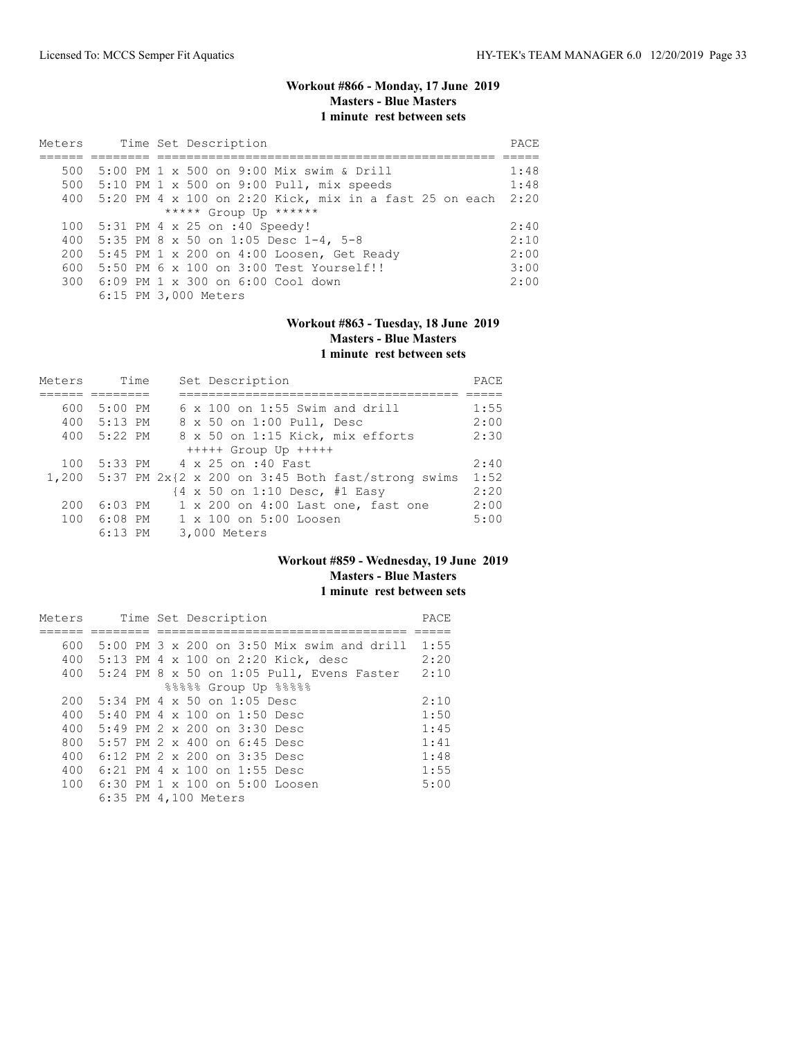## Workout #866 - Monday, 17 June 2019

**Masters - Blue Masters**

**1 minute rest between sets**

| Meters | Time | Set Description | PACE |
|---|---|---|---|
| 500 | 5:00 PM | 1 x 500 on 9:00 Mix swim & Drill | 1:48 |
| 500 | 5:10 PM | 1 x 500 on 9:00 Pull, mix speeds | 1:48 |
| 400 | 5:20 PM | 4 x 100 on 2:20 Kick, mix in a fast 25 on each | 2:20 |
| | | ***** Group Up ****** | |
| 100 | 5:31 PM | 4 x 25 on :40 Speedy! | 2:40 |
| 400 | 5:35 PM | 8 x 50 on 1:05 Desc 1-4, 5-8 | 2:10 |
| 200 | 5:45 PM | 1 x 200 on 4:00 Loosen, Get Ready | 2:00 |
| 600 | 5:50 PM | 6 x 100 on 3:00 Test Yourself!! | 3:00 |
| 300 | 6:09 PM | 1 x 300 on 6:00 Cool down | 2:00 |
| | 6:15 PM | 3,000 Meters | |

## Workout #863 - Tuesday, 18 June 2019

**Masters - Blue Masters**

**1 minute rest between sets**

| Meters | Time | Set Description | PACE |
|---|---|---|---|
| 600 | 5:00 PM | 6 x 100 on 1:55 Swim and drill | 1:55 |
| 400 | 5:13 PM | 8 x 50 on 1:00 Pull, Desc | 2:00 |
| 400 | 5:22 PM | 8 x 50 on 1:15 Kick, mix efforts | 2:30 |
| | | +++++ Group Up +++++ | |
| 100 | 5:33 PM | 4 x 25 on :40 Fast | 2:40 |
| 1,200 | 5:37 PM | 2x{2 x 200 on 3:45 Both fast/strong swims | 1:52 |
| | | {4 x 50 on 1:10 Desc, #1 Easy | 2:20 |
| 200 | 6:03 PM | 1 x 200 on 4:00 Last one, fast one | 2:00 |
| 100 | 6:08 PM | 1 x 100 on 5:00 Loosen | 5:00 |
| | 6:13 PM | 3,000 Meters | |

## Workout #859 - Wednesday, 19 June 2019

**Masters - Blue Masters**

**1 minute rest between sets**

| Meters | Time | Set Description | PACE |
|---|---|---|---|
| 600 | 5:00 PM | 3 x 200 on 3:50 Mix swim and drill | 1:55 |
| 400 | 5:13 PM | 4 x 100 on 2:20 Kick, desc | 2:20 |
| 400 | 5:24 PM | 8 x 50 on 1:05 Pull, Evens Faster | 2:10 |
| | | %%%%% Group Up %%%%% | |
| 200 | 5:34 PM | 4 x 50 on 1:05 Desc | 2:10 |
| 400 | 5:40 PM | 4 x 100 on 1:50 Desc | 1:50 |
| 400 | 5:49 PM | 2 x 200 on 3:30 Desc | 1:45 |
| 800 | 5:57 PM | 2 x 400 on 6:45 Desc | 1:41 |
| 400 | 6:12 PM | 2 x 200 on 3:35 Desc | 1:48 |
| 400 | 6:21 PM | 4 x 100 on 1:55 Desc | 1:55 |
| 100 | 6:30 PM | 1 x 100 on 5:00 Loosen | 5:00 |
| | 6:35 PM | 4,100 Meters | |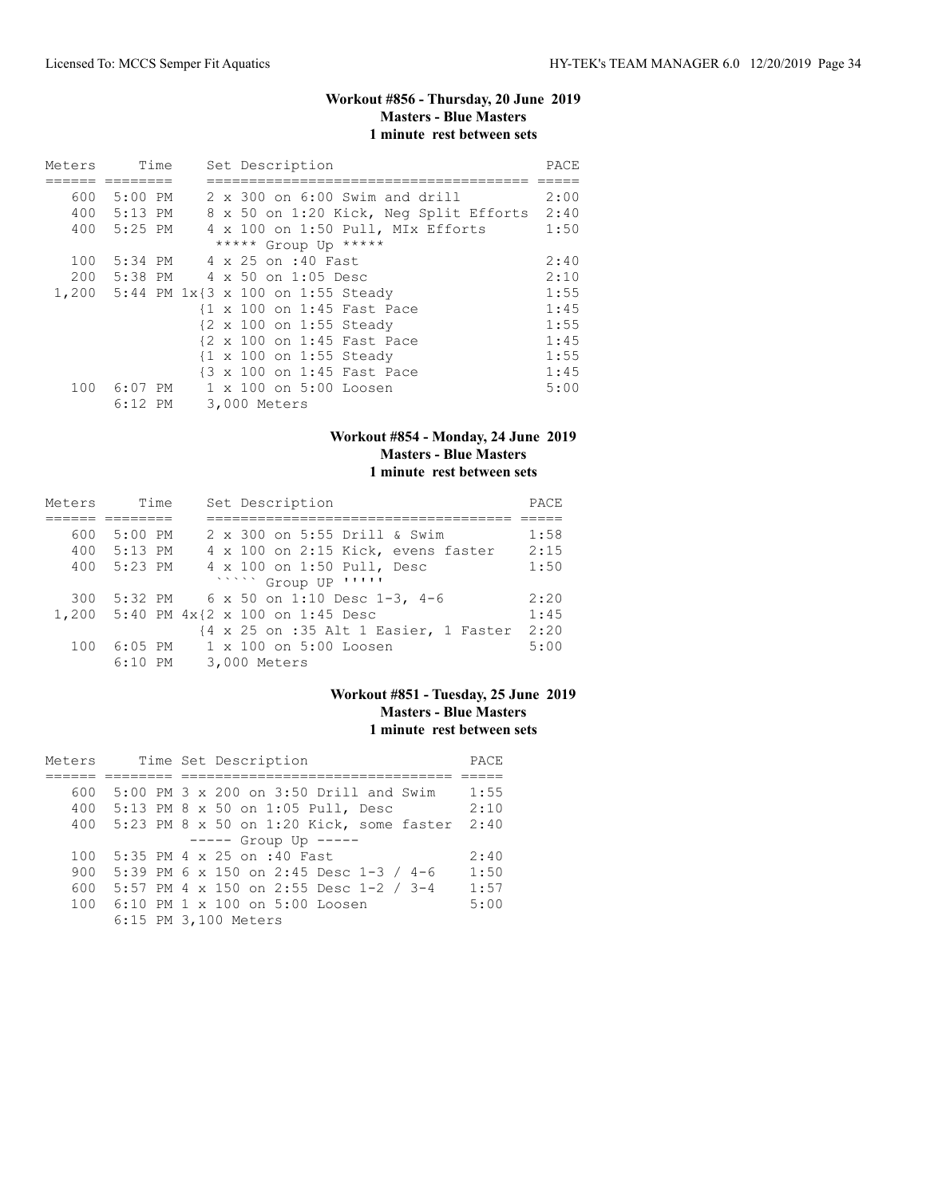### Workout #856 - Thursday, 20 June 2019
**Masters - Blue Masters**
**1 minute rest between sets**

| Meters | Time | Set Description | PACE |
|---|---|---|---|
| 600 | 5:00 PM | 2 x 300 on 6:00 Swim and drill | 2:00 |
| 400 | 5:13 PM | 8 x 50 on 1:20 Kick, Neg Split Efforts | 2:40 |
| 400 | 5:25 PM | 4 x 100 on 1:50 Pull, MIx Efforts | 1:50 |
| | | ***** Group Up ***** | |
| 100 | 5:34 PM | 4 x 25 on :40 Fast | 2:40 |
| 200 | 5:38 PM | 4 x 50 on 1:05 Desc | 2:10 |
| 1,200 | 5:44 PM | 1x{3 x 100 on 1:55 Steady | 1:55 |
| | | {1 x 100 on 1:45 Fast Pace | 1:45 |
| | | {2 x 100 on 1:55 Steady | 1:55 |
| | | {2 x 100 on 1:45 Fast Pace | 1:45 |
| | | {1 x 100 on 1:55 Steady | 1:55 |
| | | {3 x 100 on 1:45 Fast Pace | 1:45 |
| 100 | 6:07 PM | 1 x 100 on 5:00 Loosen | 5:00 |
| | 6:12 PM | 3,000 Meters | |

### Workout #854 - Monday, 24 June 2019
**Masters - Blue Masters**
**1 minute rest between sets**

| Meters | Time | Set Description | PACE |
|---|---|---|---|
| 600 | 5:00 PM | 2 x 300 on 5:55 Drill & Swim | 1:58 |
| 400 | 5:13 PM | 4 x 100 on 2:15 Kick, evens faster | 2:15 |
| 400 | 5:23 PM | 4 x 100 on 1:50 Pull, Desc | 1:50 |
| | | ````` Group UP ''''' | |
| 300 | 5:32 PM | 6 x 50 on 1:10 Desc 1-3, 4-6 | 2:20 |
| 1,200 | 5:40 PM | 4x{2 x 100 on 1:45 Desc | 1:45 |
| | | {4 x 25 on :35 Alt 1 Easier, 1 Faster | 2:20 |
| 100 | 6:05 PM | 1 x 100 on 5:00 Loosen | 5:00 |
| | 6:10 PM | 3,000 Meters | |

### Workout #851 - Tuesday, 25 June 2019
**Masters - Blue Masters**
**1 minute rest between sets**

| Meters | Time | Set Description | PACE |
|---|---|---|---|
| 600 | 5:00 PM | 3 x 200 on 3:50 Drill and Swim | 1:55 |
| 400 | 5:13 PM | 8 x 50 on 1:05 Pull, Desc | 2:10 |
| 400 | 5:23 PM | 8 x 50 on 1:20 Kick, some faster | 2:40 |
| | | ----- Group Up ----- | |
| 100 | 5:35 PM | 4 x 25 on :40 Fast | 2:40 |
| 900 | 5:39 PM | 6 x 150 on 2:45 Desc 1-3 / 4-6 | 1:50 |
| 600 | 5:57 PM | 4 x 150 on 2:55 Desc 1-2 / 3-4 | 1:57 |
| 100 | 6:10 PM | 1 x 100 on 5:00 Loosen | 5:00 |
| | 6:15 PM | 3,100 Meters | |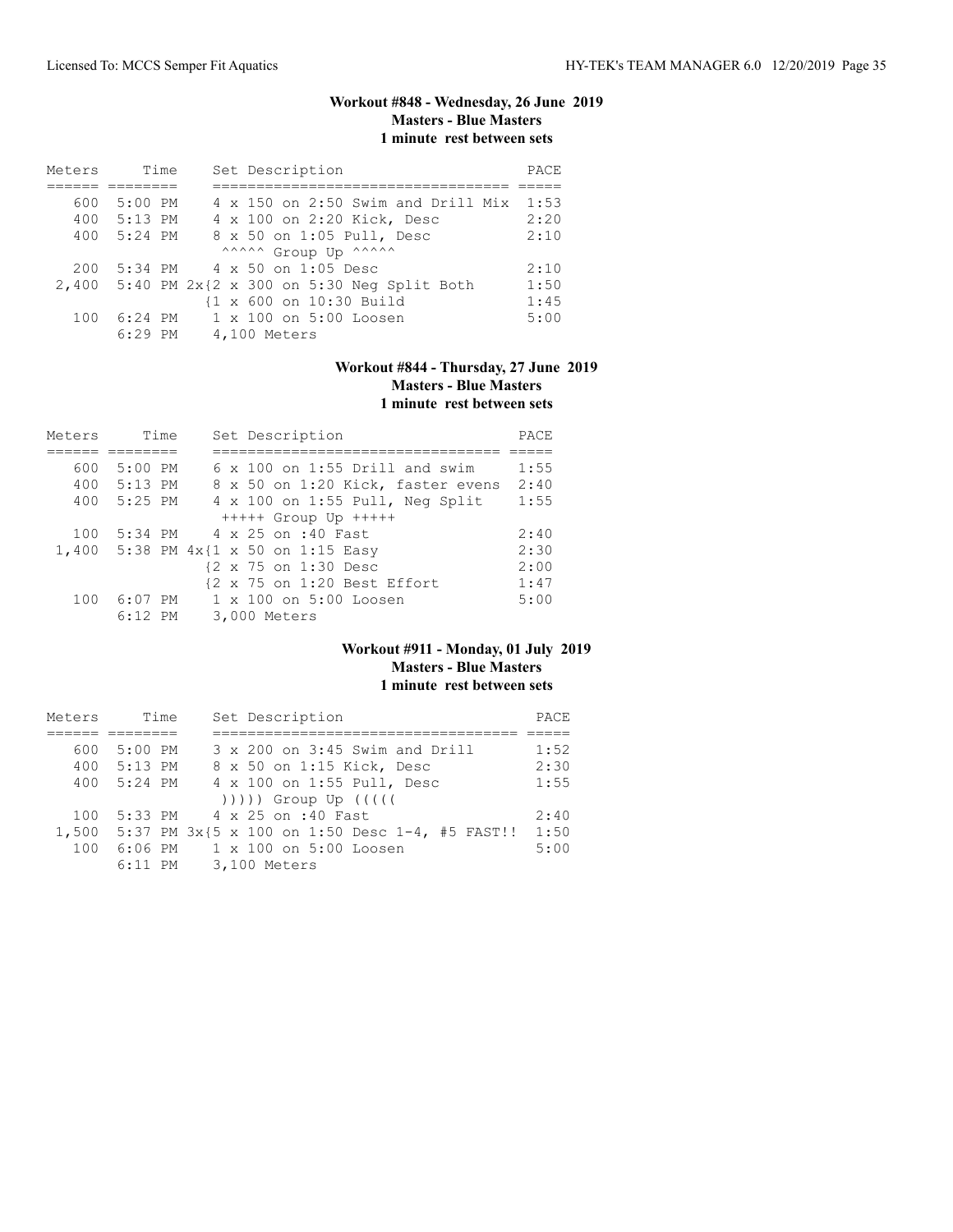### Workout #848 - Wednesday, 26 June 2019
**Masters - Blue Masters**
**1 minute rest between sets**

| Meters | Time | Set Description | PACE |
|---|---|---|---|
| 600 | 5:00 PM | 4 x 150 on 2:50 Swim and Drill Mix | 1:53 |
| 400 | 5:13 PM | 4 x 100 on 2:20 Kick, Desc | 2:20 |
| 400 | 5:24 PM | 8 x 50 on 1:05 Pull, Desc | 2:10 |
| | | ^^^^^ Group Up ^^^^^ | |
| 200 | 5:34 PM | 4 x 50 on 1:05 Desc | 2:10 |
| 2,400 | 5:40 PM | 2x{2 x 300 on 5:30 Neg Split Both | 1:50 |
| | | {1 x 600 on 10:30 Build | 1:45 |
| 100 | 6:24 PM | 1 x 100 on 5:00 Loosen | 5:00 |
| | 6:29 PM | 4,100 Meters | |

### Workout #844 - Thursday, 27 June 2019
**Masters - Blue Masters**
**1 minute rest between sets**

| Meters | Time | Set Description | PACE |
|---|---|---|---|
| 600 | 5:00 PM | 6 x 100 on 1:55 Drill and swim | 1:55 |
| 400 | 5:13 PM | 8 x 50 on 1:20 Kick, faster evens | 2:40 |
| 400 | 5:25 PM | 4 x 100 on 1:55 Pull, Neg Split | 1:55 |
| | | +++++ Group Up +++++ | |
| 100 | 5:34 PM | 4 x 25 on :40 Fast | 2:40 |
| 1,400 | 5:38 PM | 4x{1 x 50 on 1:15 Easy | 2:30 |
| | | {2 x 75 on 1:30 Desc | 2:00 |
| | | {2 x 75 on 1:20 Best Effort | 1:47 |
| 100 | 6:07 PM | 1 x 100 on 5:00 Loosen | 5:00 |
| | 6:12 PM | 3,000 Meters | |

### Workout #911 - Monday, 01 July 2019
**Masters - Blue Masters**
**1 minute rest between sets**

| Meters | Time | Set Description | PACE |
|---|---|---|---|
| 600 | 5:00 PM | 3 x 200 on 3:45 Swim and Drill | 1:52 |
| 400 | 5:13 PM | 8 x 50 on 1:15 Kick, Desc | 2:30 |
| 400 | 5:24 PM | 4 x 100 on 1:55 Pull, Desc | 1:55 |
| | | ))))) Group Up ((((( | |
| 100 | 5:33 PM | 4 x 25 on :40 Fast | 2:40 |
| 1,500 | 5:37 PM | 3x{5 x 100 on 1:50 Desc 1-4, #5 FAST!! | 1:50 |
| 100 | 6:06 PM | 1 x 100 on 5:00 Loosen | 5:00 |
| | 6:11 PM | 3,100 Meters | |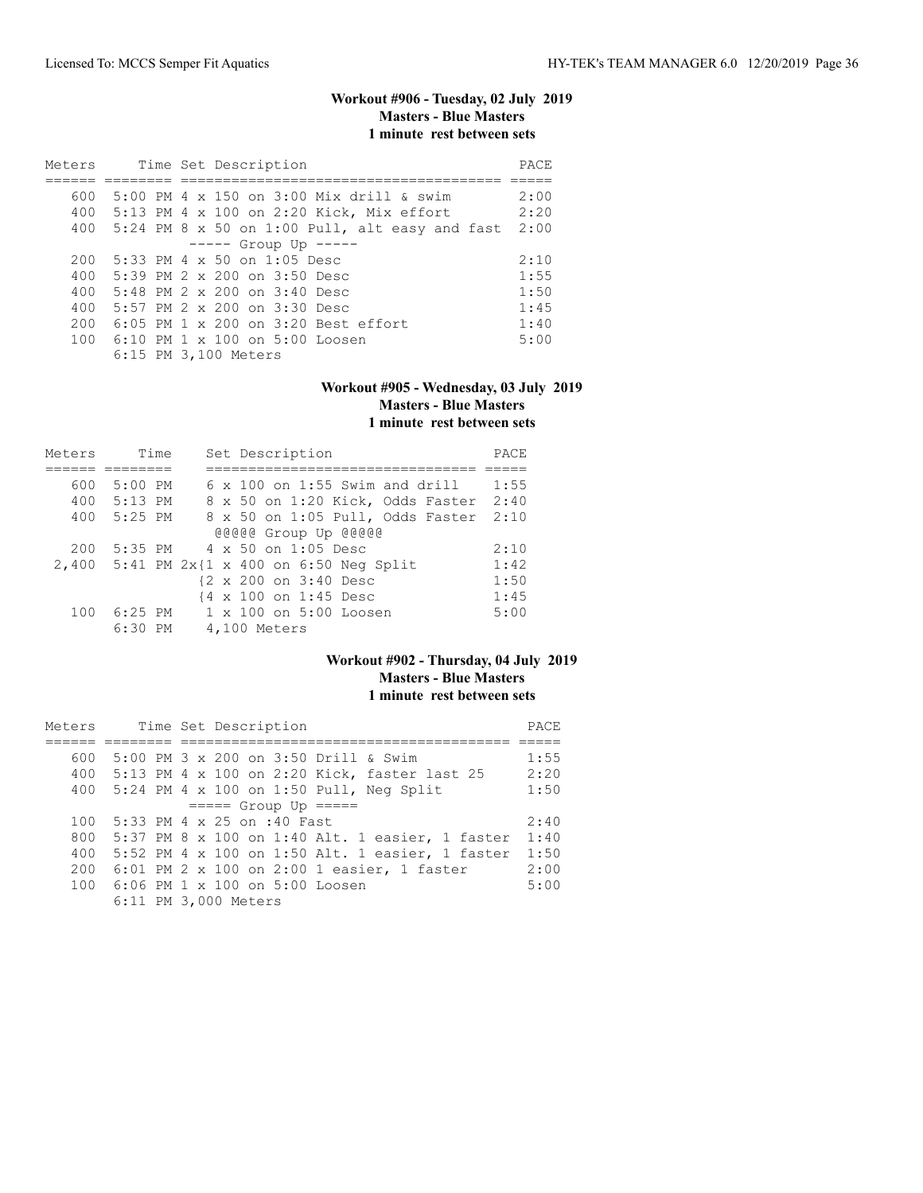**Workout #906 - Tuesday, 02 July 2019**
**Masters - Blue Masters**
**1 minute rest between sets**

| Meters | Time | Set Description | PACE |
|---|---|---|---|
| 600 | 5:00 PM | 4 x 150 on 3:00 Mix drill & swim | 2:00 |
| 400 | 5:13 PM | 4 x 100 on 2:20 Kick, Mix effort | 2:20 |
| 400 | 5:24 PM | 8 x 50 on 1:00 Pull, alt easy and fast | 2:00 |
| | | ----- Group Up ----- | |
| 200 | 5:33 PM | 4 x 50 on 1:05 Desc | 2:10 |
| 400 | 5:39 PM | 2 x 200 on 3:50 Desc | 1:55 |
| 400 | 5:48 PM | 2 x 200 on 3:40 Desc | 1:50 |
| 400 | 5:57 PM | 2 x 200 on 3:30 Desc | 1:45 |
| 200 | 6:05 PM | 1 x 200 on 3:20 Best effort | 1:40 |
| 100 | 6:10 PM | 1 x 100 on 5:00 Loosen | 5:00 |
| | 6:15 PM | 3,100 Meters | |

**Workout #905 - Wednesday, 03 July 2019**
**Masters - Blue Masters**
**1 minute rest between sets**

| Meters | Time | Set Description | PACE |
|---|---|---|---|
| 600 | 5:00 PM | 6 x 100 on 1:55 Swim and drill | 1:55 |
| 400 | 5:13 PM | 8 x 50 on 1:20 Kick, Odds Faster | 2:40 |
| 400 | 5:25 PM | 8 x 50 on 1:05 Pull, Odds Faster | 2:10 |
| | | @@@@@ Group Up @@@@@ | |
| 200 | 5:35 PM | 4 x 50 on 1:05 Desc | 2:10 |
| 2,400 | 5:41 PM | 2x{1 x 400 on 6:50 Neg Split | 1:42 |
| | | {2 x 200 on 3:40 Desc | 1:50 |
| | | {4 x 100 on 1:45 Desc | 1:45 |
| 100 | 6:25 PM | 1 x 100 on 5:00 Loosen | 5:00 |
| | 6:30 PM | 4,100 Meters | |

**Workout #902 - Thursday, 04 July 2019**
**Masters - Blue Masters**
**1 minute rest between sets**

| Meters | Time | Set Description | PACE |
|---|---|---|---|
| 600 | 5:00 PM | 3 x 200 on 3:50 Drill & Swim | 1:55 |
| 400 | 5:13 PM | 4 x 100 on 2:20 Kick, faster last 25 | 2:20 |
| 400 | 5:24 PM | 4 x 100 on 1:50 Pull, Neg Split | 1:50 |
| | | ===== Group Up ===== | |
| 100 | 5:33 PM | 4 x 25 on :40 Fast | 2:40 |
| 800 | 5:37 PM | 8 x 100 on 1:40 Alt. 1 easier, 1 faster | 1:40 |
| 400 | 5:52 PM | 4 x 100 on 1:50 Alt. 1 easier, 1 faster | 1:50 |
| 200 | 6:01 PM | 2 x 100 on 2:00 1 easier, 1 faster | 2:00 |
| 100 | 6:06 PM | 1 x 100 on 5:00 Loosen | 5:00 |
| | 6:11 PM | 3,000 Meters | |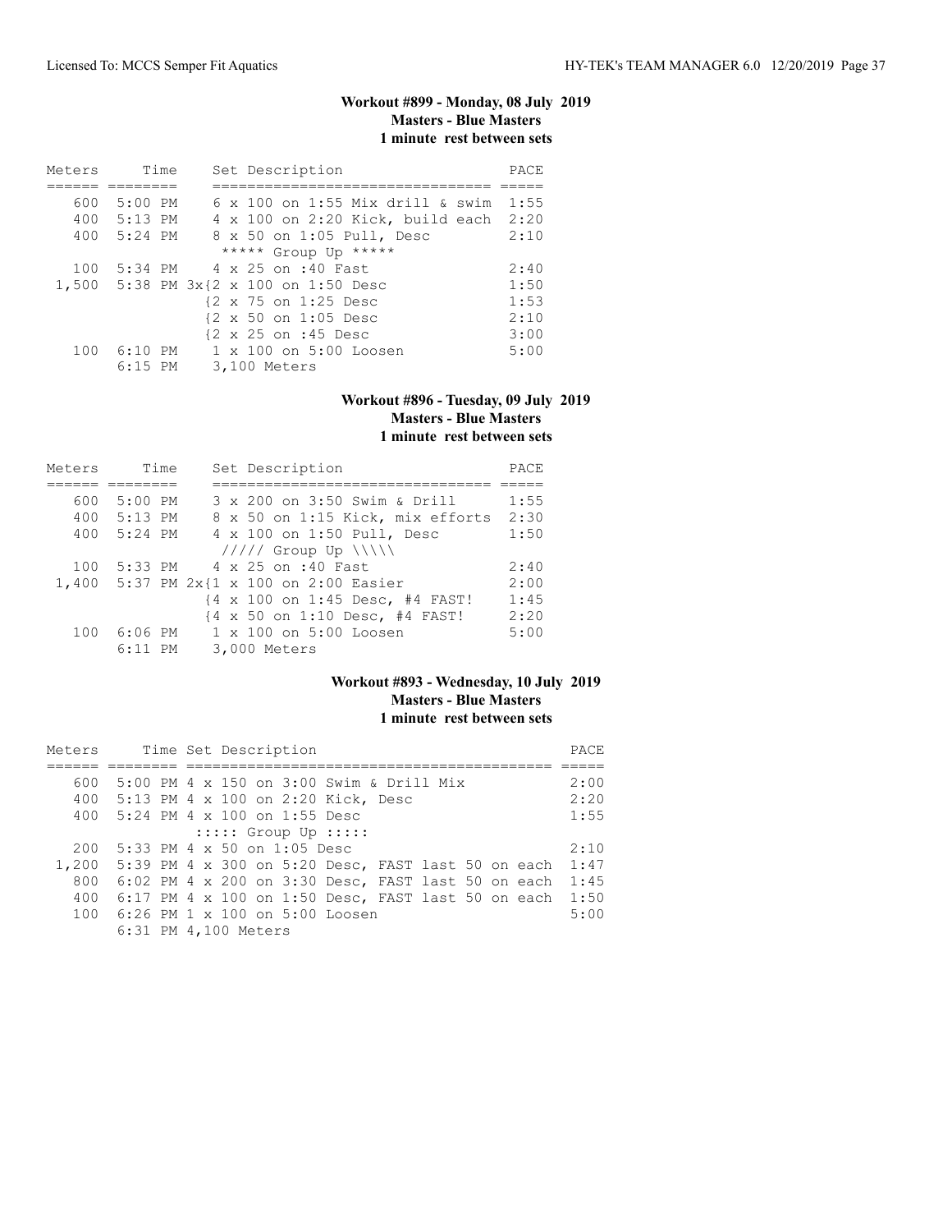### Workout #899 - Monday, 08 July 2019
**Masters - Blue Masters**
**1 minute rest between sets**

| Meters | Time | Set Description | PACE |
|---|---|---|---|
| 600 | 5:00 PM | 6 x 100 on 1:55 Mix drill & swim | 1:55 |
| 400 | 5:13 PM | 4 x 100 on 2:20 Kick, build each | 2:20 |
| 400 | 5:24 PM | 8 x 50 on 1:05 Pull, Desc | 2:10 |
| | | ***** Group Up ***** | |
| 100 | 5:34 PM | 4 x 25 on :40 Fast | 2:40 |
| 1,500 | 5:38 PM | 3x{2 x 100 on 1:50 Desc | 1:50 |
| | | {2 x 75 on 1:25 Desc | 1:53 |
| | | {2 x 50 on 1:05 Desc | 2:10 |
| | | {2 x 25 on :45 Desc | 3:00 |
| 100 | 6:10 PM | 1 x 100 on 5:00 Loosen | 5:00 |
| | 6:15 PM | 3,100 Meters | |

### Workout #896 - Tuesday, 09 July 2019
**Masters - Blue Masters**
**1 minute rest between sets**

| Meters | Time | Set Description | PACE |
|---|---|---|---|
| 600 | 5:00 PM | 3 x 200 on 3:50 Swim & Drill | 1:55 |
| 400 | 5:13 PM | 8 x 50 on 1:15 Kick, mix efforts | 2:30 |
| 400 | 5:24 PM | 4 x 100 on 1:50 Pull, Desc | 1:50 |
| | | ///// Group Up \\\\\ | |
| 100 | 5:33 PM | 4 x 25 on :40 Fast | 2:40 |
| 1,400 | 5:37 PM | 2x{1 x 100 on 2:00 Easier | 2:00 |
| | | {4 x 100 on 1:45 Desc, #4 FAST! | 1:45 |
| | | {4 x 50 on 1:10 Desc, #4 FAST! | 2:20 |
| 100 | 6:06 PM | 1 x 100 on 5:00 Loosen | 5:00 |
| | 6:11 PM | 3,000 Meters | |

### Workout #893 - Wednesday, 10 July 2019
**Masters - Blue Masters**
**1 minute rest between sets**

| Meters | Time | Set Description | PACE |
|---|---|---|---|
| 600 | 5:00 PM | 4 x 150 on 3:00 Swim & Drill Mix | 2:00 |
| 400 | 5:13 PM | 4 x 100 on 2:20 Kick, Desc | 2:20 |
| 400 | 5:24 PM | 4 x 100 on 1:55 Desc | 1:55 |
| | | ::::: Group Up ::::: | |
| 200 | 5:33 PM | 4 x 50 on 1:05 Desc | 2:10 |
| 1,200 | 5:39 PM | 4 x 300 on 5:20 Desc, FAST last 50 on each | 1:47 |
| 800 | 6:02 PM | 4 x 200 on 3:30 Desc, FAST last 50 on each | 1:45 |
| 400 | 6:17 PM | 4 x 100 on 1:50 Desc, FAST last 50 on each | 1:50 |
| 100 | 6:26 PM | 1 x 100 on 5:00 Loosen | 5:00 |
| | 6:31 PM | 4,100 Meters | |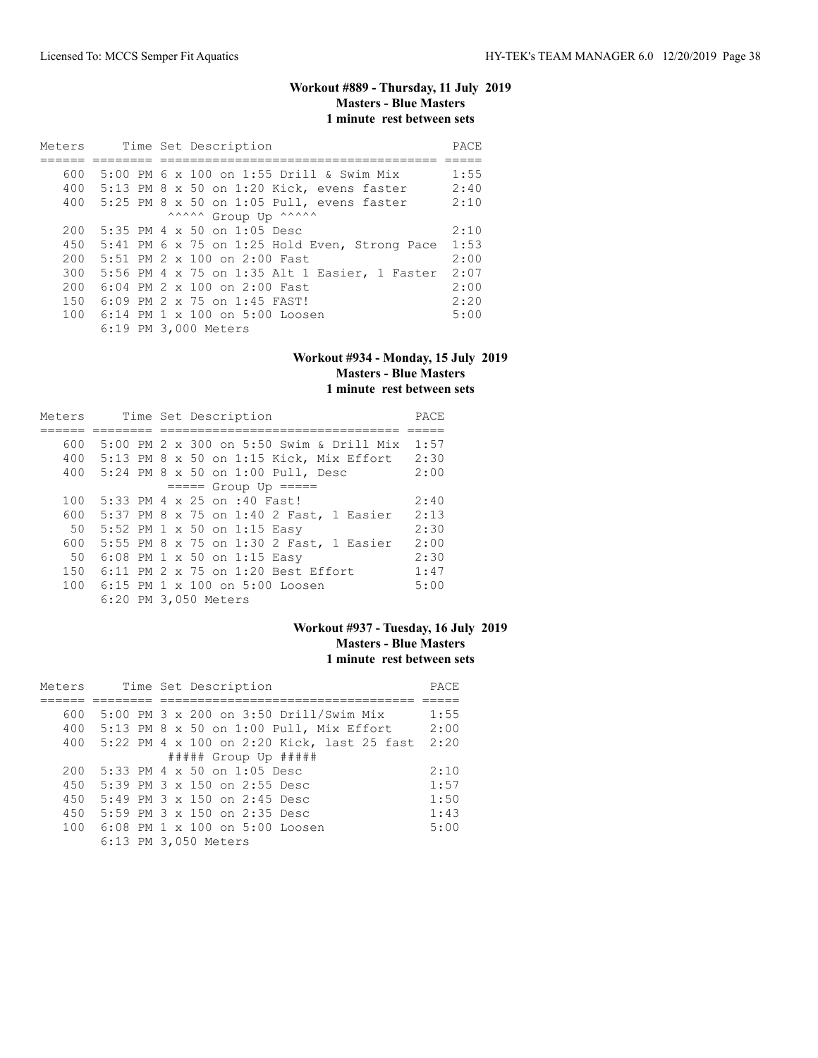### Workout #889 - Thursday, 11 July 2019
**Masters - Blue Masters**
**1 minute rest between sets**

| Meters | Time | Set Description | PACE |
|---|---|---|---|
| 600 | 5:00 PM | 6 x 100 on 1:55 Drill & Swim Mix | 1:55 |
| 400 | 5:13 PM | 8 x 50 on 1:20 Kick, evens faster | 2:40 |
| 400 | 5:25 PM | 8 x 50 on 1:05 Pull, evens faster | 2:10 |
| | | ^^^^^ Group Up ^^^^^ | |
| 200 | 5:35 PM | 4 x 50 on 1:05 Desc | 2:10 |
| 450 | 5:41 PM | 6 x 75 on 1:25 Hold Even, Strong Pace | 1:53 |
| 200 | 5:51 PM | 2 x 100 on 2:00 Fast | 2:00 |
| 300 | 5:56 PM | 4 x 75 on 1:35 Alt 1 Easier, 1 Faster | 2:07 |
| 200 | 6:04 PM | 2 x 100 on 2:00 Fast | 2:00 |
| 150 | 6:09 PM | 2 x 75 on 1:45 FAST! | 2:20 |
| 100 | 6:14 PM | 1 x 100 on 5:00 Loosen | 5:00 |
| | 6:19 PM | 3,000 Meters | |

### Workout #934 - Monday, 15 July 2019
**Masters - Blue Masters**
**1 minute rest between sets**

| Meters | Time | Set Description | PACE |
|---|---|---|---|
| 600 | 5:00 PM | 2 x 300 on 5:50 Swim & Drill Mix | 1:57 |
| 400 | 5:13 PM | 8 x 50 on 1:15 Kick, Mix Effort | 2:30 |
| 400 | 5:24 PM | 8 x 50 on 1:00 Pull, Desc | 2:00 |
| | | ===== Group Up ===== | |
| 100 | 5:33 PM | 4 x 25 on :40 Fast! | 2:40 |
| 600 | 5:37 PM | 8 x 75 on 1:40 2 Fast, 1 Easier | 2:13 |
| 50 | 5:52 PM | 1 x 50 on 1:15 Easy | 2:30 |
| 600 | 5:55 PM | 8 x 75 on 1:30 2 Fast, 1 Easier | 2:00 |
| 50 | 6:08 PM | 1 x 50 on 1:15 Easy | 2:30 |
| 150 | 6:11 PM | 2 x 75 on 1:20 Best Effort | 1:47 |
| 100 | 6:15 PM | 1 x 100 on 5:00 Loosen | 5:00 |
| | 6:20 PM | 3,050 Meters | |

### Workout #937 - Tuesday, 16 July 2019
**Masters - Blue Masters**
**1 minute rest between sets**

| Meters | Time | Set Description | PACE |
|---|---|---|---|
| 600 | 5:00 PM | 3 x 200 on 3:50 Drill/Swim Mix | 1:55 |
| 400 | 5:13 PM | 8 x 50 on 1:00 Pull, Mix Effort | 2:00 |
| 400 | 5:22 PM | 4 x 100 on 2:20 Kick, last 25 fast | 2:20 |
| | | ##### Group Up ##### | |
| 200 | 5:33 PM | 4 x 50 on 1:05 Desc | 2:10 |
| 450 | 5:39 PM | 3 x 150 on 2:55 Desc | 1:57 |
| 450 | 5:49 PM | 3 x 150 on 2:45 Desc | 1:50 |
| 450 | 5:59 PM | 3 x 150 on 2:35 Desc | 1:43 |
| 100 | 6:08 PM | 1 x 100 on 5:00 Loosen | 5:00 |
| | 6:13 PM | 3,050 Meters | |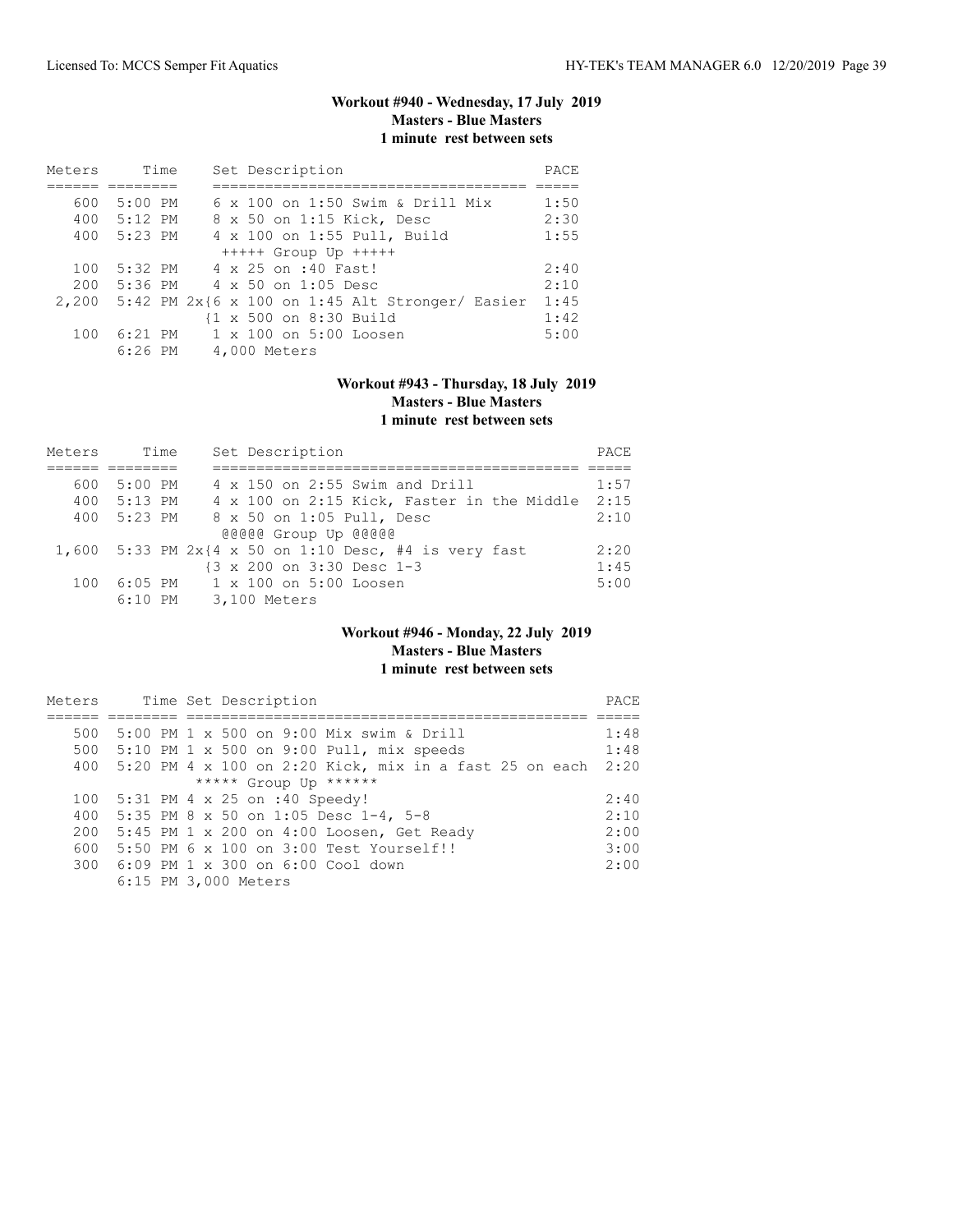### Workout #940 - Wednesday, 17 July 2019
**Masters - Blue Masters**
**1 minute rest between sets**

| Meters | Time | Set Description | PACE |
|---|---|---|---|
| 600 | 5:00 PM | 6 x 100 on 1:50 Swim & Drill Mix | 1:50 |
| 400 | 5:12 PM | 8 x 50 on 1:15 Kick, Desc | 2:30 |
| 400 | 5:23 PM | 4 x 100 on 1:55 Pull, Build | 1:55 |
| | | +++++ Group Up +++++ | |
| 100 | 5:32 PM | 4 x 25 on :40 Fast! | 2:40 |
| 200 | 5:36 PM | 4 x 50 on 1:05 Desc | 2:10 |
| 2,200 | 5:42 PM | 2x{6 x 100 on 1:45 Alt Stronger/ Easier | 1:45 |
| | | {1 x 500 on 8:30 Build | 1:42 |
| 100 | 6:21 PM | 1 x 100 on 5:00 Loosen | 5:00 |
| | 6:26 PM | 4,000 Meters | |

### Workout #943 - Thursday, 18 July 2019
**Masters - Blue Masters**
**1 minute rest between sets**

| Meters | Time | Set Description | PACE |
|---|---|---|---|
| 600 | 5:00 PM | 4 x 150 on 2:55 Swim and Drill | 1:57 |
| 400 | 5:13 PM | 4 x 100 on 2:15 Kick, Faster in the Middle | 2:15 |
| 400 | 5:23 PM | 8 x 50 on 1:05 Pull, Desc | 2:10 |
| | | @@@@@ Group Up @@@@@ | |
| 1,600 | 5:33 PM | 2x{4 x 50 on 1:10 Desc, #4 is very fast | 2:20 |
| | | {3 x 200 on 3:30 Desc 1-3 | 1:45 |
| 100 | 6:05 PM | 1 x 100 on 5:00 Loosen | 5:00 |
| | 6:10 PM | 3,100 Meters | |

### Workout #946 - Monday, 22 July 2019
**Masters - Blue Masters**
**1 minute rest between sets**

| Meters | Time | Set Description | PACE |
|---|---|---|---|
| 500 | 5:00 PM | 1 x 500 on 9:00 Mix swim & Drill | 1:48 |
| 500 | 5:10 PM | 1 x 500 on 9:00 Pull, mix speeds | 1:48 |
| 400 | 5:20 PM | 4 x 100 on 2:20 Kick, mix in a fast 25 on each | 2:20 |
| | | ***** Group Up ****** | |
| 100 | 5:31 PM | 4 x 25 on :40 Speedy! | 2:40 |
| 400 | 5:35 PM | 8 x 50 on 1:05 Desc 1-4, 5-8 | 2:10 |
| 200 | 5:45 PM | 1 x 200 on 4:00 Loosen, Get Ready | 2:00 |
| 600 | 5:50 PM | 6 x 100 on 3:00 Test Yourself!! | 3:00 |
| 300 | 6:09 PM | 1 x 300 on 6:00 Cool down | 2:00 |
| | 6:15 PM | 3,000 Meters | |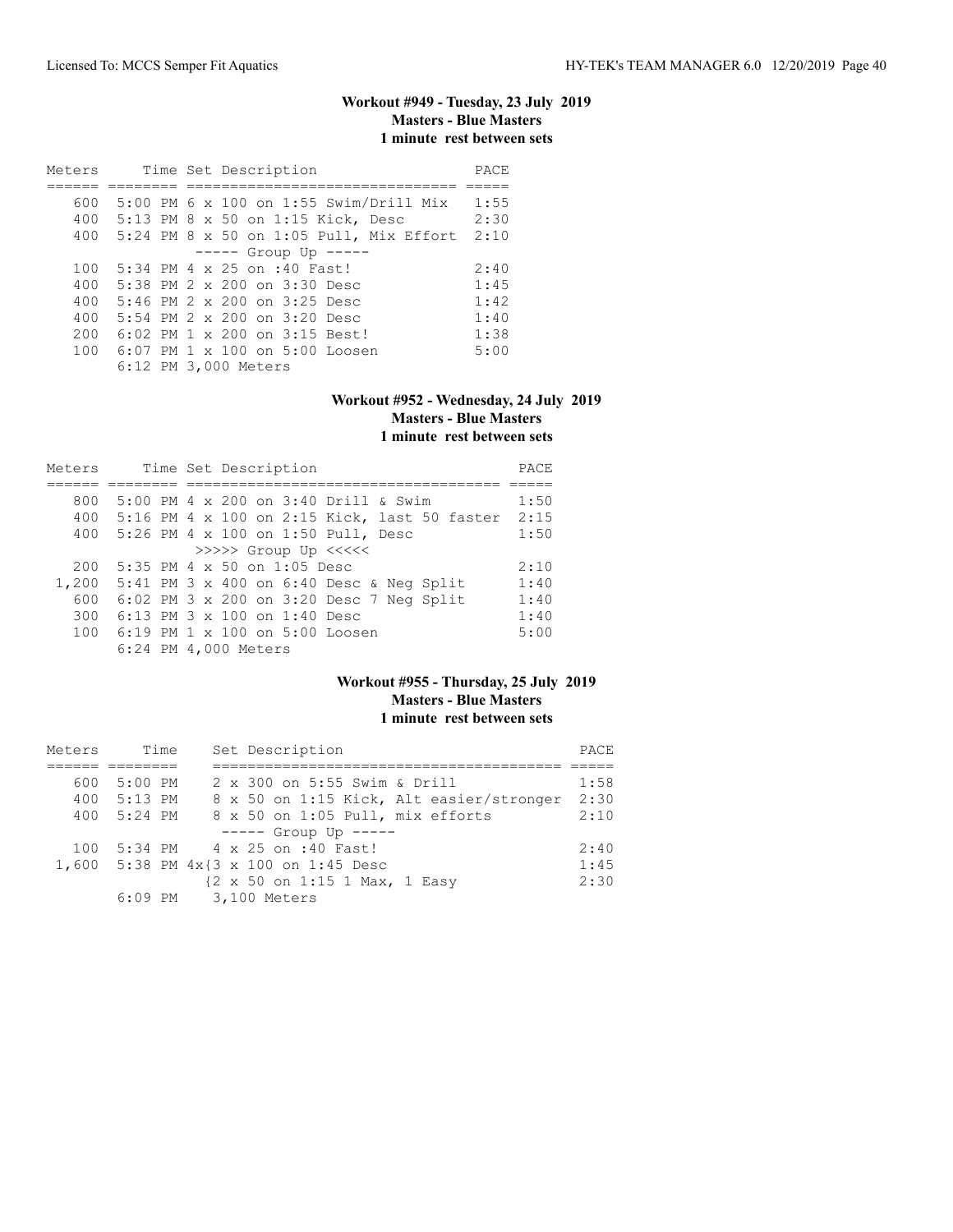### Workout #949 - Tuesday, 23 July 2019
**Masters - Blue Masters**
**1 minute rest between sets**

| Meters | Time | Set Description | PACE |
|---|---|---|---|
| 600 | 5:00 PM | 6 x 100 on 1:55 Swim/Drill Mix | 1:55 |
| 400 | 5:13 PM | 8 x 50 on 1:15 Kick, Desc | 2:30 |
| 400 | 5:24 PM | 8 x 50 on 1:05 Pull, Mix Effort | 2:10 |
| | | ----- Group Up ----- | |
| 100 | 5:34 PM | 4 x 25 on :40 Fast! | 2:40 |
| 400 | 5:38 PM | 2 x 200 on 3:30 Desc | 1:45 |
| 400 | 5:46 PM | 2 x 200 on 3:25 Desc | 1:42 |
| 400 | 5:54 PM | 2 x 200 on 3:20 Desc | 1:40 |
| 200 | 6:02 PM | 1 x 200 on 3:15 Best! | 1:38 |
| 100 | 6:07 PM | 1 x 100 on 5:00 Loosen | 5:00 |
| | 6:12 PM | 3,000 Meters | |

### Workout #952 - Wednesday, 24 July 2019
**Masters - Blue Masters**
**1 minute rest between sets**

| Meters | Time | Set Description | PACE |
|---|---|---|---|
| 800 | 5:00 PM | 4 x 200 on 3:40 Drill & Swim | 1:50 |
| 400 | 5:16 PM | 4 x 100 on 2:15 Kick, last 50 faster | 2:15 |
| 400 | 5:26 PM | 4 x 100 on 1:50 Pull, Desc | 1:50 |
| | | >>>>> Group Up <<<<< | |
| 200 | 5:35 PM | 4 x 50 on 1:05 Desc | 2:10 |
| 1,200 | 5:41 PM | 3 x 400 on 6:40 Desc & Neg Split | 1:40 |
| 600 | 6:02 PM | 3 x 200 on 3:20 Desc 7 Neg Split | 1:40 |
| 300 | 6:13 PM | 3 x 100 on 1:40 Desc | 1:40 |
| 100 | 6:19 PM | 1 x 100 on 5:00 Loosen | 5:00 |
| | 6:24 PM | 4,000 Meters | |

### Workout #955 - Thursday, 25 July 2019
**Masters - Blue Masters**
**1 minute rest between sets**

| Meters | Time | Set Description | PACE |
|---|---|---|---|
| 600 | 5:00 PM | 2 x 300 on 5:55 Swim & Drill | 1:58 |
| 400 | 5:13 PM | 8 x 50 on 1:15 Kick, Alt easier/stronger | 2:30 |
| 400 | 5:24 PM | 8 x 50 on 1:05 Pull, mix efforts | 2:10 |
| | | ----- Group Up ----- | |
| 100 | 5:34 PM | 4 x 25 on :40 Fast! | 2:40 |
| 1,600 | 5:38 PM | 4x{3 x 100 on 1:45 Desc | 1:45 |
| | | {2 x 50 on 1:15 1 Max, 1 Easy | 2:30 |
| | 6:09 PM | 3,100 Meters | |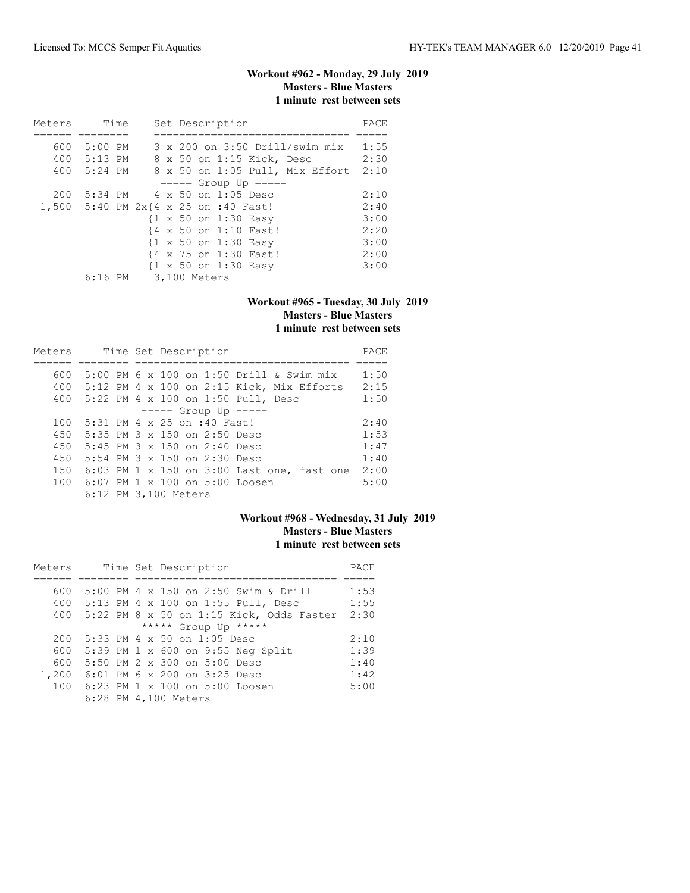### Workout #962 - Monday, 29 July 2019
**Masters - Blue Masters**
**1 minute rest between sets**

| Meters | Time | Set Description | PACE |
|---|---|---|---|
| 600 | 5:00 PM | 3 x 200 on 3:50 Drill/swim mix | 1:55 |
| 400 | 5:13 PM | 8 x 50 on 1:15 Kick, Desc | 2:30 |
| 400 | 5:24 PM | 8 x 50 on 1:05 Pull, Mix Effort | 2:10 |
| | | ===== Group Up ===== | |
| 200 | 5:34 PM | 4 x 50 on 1:05 Desc | 2:10 |
| 1,500 | 5:40 PM | 2x{4 x 25 on :40 Fast! | 2:40 |
| | | {1 x 50 on 1:30 Easy | 3:00 |
| | | {4 x 50 on 1:10 Fast! | 2:20 |
| | | {1 x 50 on 1:30 Easy | 3:00 |
| | | {4 x 75 on 1:30 Fast! | 2:00 |
| | | {1 x 50 on 1:30 Easy | 3:00 |
| | 6:16 PM | 3,100 Meters | |

### Workout #965 - Tuesday, 30 July 2019
**Masters - Blue Masters**
**1 minute rest between sets**

| Meters | Time | Set Description | PACE |
|---|---|---|---|
| 600 | 5:00 PM | 6 x 100 on 1:50 Drill & Swim mix | 1:50 |
| 400 | 5:12 PM | 4 x 100 on 2:15 Kick, Mix Efforts | 2:15 |
| 400 | 5:22 PM | 4 x 100 on 1:50 Pull, Desc | 1:50 |
| | | ----- Group Up ----- | |
| 100 | 5:31 PM | 4 x 25 on :40 Fast! | 2:40 |
| 450 | 5:35 PM | 3 x 150 on 2:50 Desc | 1:53 |
| 450 | 5:45 PM | 3 x 150 on 2:40 Desc | 1:47 |
| 450 | 5:54 PM | 3 x 150 on 2:30 Desc | 1:40 |
| 150 | 6:03 PM | 1 x 150 on 3:00 Last one, fast one | 2:00 |
| 100 | 6:07 PM | 1 x 100 on 5:00 Loosen | 5:00 |
| | 6:12 PM | 3,100 Meters | |

### Workout #968 - Wednesday, 31 July 2019
**Masters - Blue Masters**
**1 minute rest between sets**

| Meters | Time | Set Description | PACE |
|---|---|---|---|
| 600 | 5:00 PM | 4 x 150 on 2:50 Swim & Drill | 1:53 |
| 400 | 5:13 PM | 4 x 100 on 1:55 Pull, Desc | 1:55 |
| 400 | 5:22 PM | 8 x 50 on 1:15 Kick, Odds Faster | 2:30 |
| | | ***** Group Up ***** | |
| 200 | 5:33 PM | 4 x 50 on 1:05 Desc | 2:10 |
| 600 | 5:39 PM | 1 x 600 on 9:55 Neg Split | 1:39 |
| 600 | 5:50 PM | 2 x 300 on 5:00 Desc | 1:40 |
| 1,200 | 6:01 PM | 6 x 200 on 3:25 Desc | 1:42 |
| 100 | 6:23 PM | 1 x 100 on 5:00 Loosen | 5:00 |
| | 6:28 PM | 4,100 Meters | |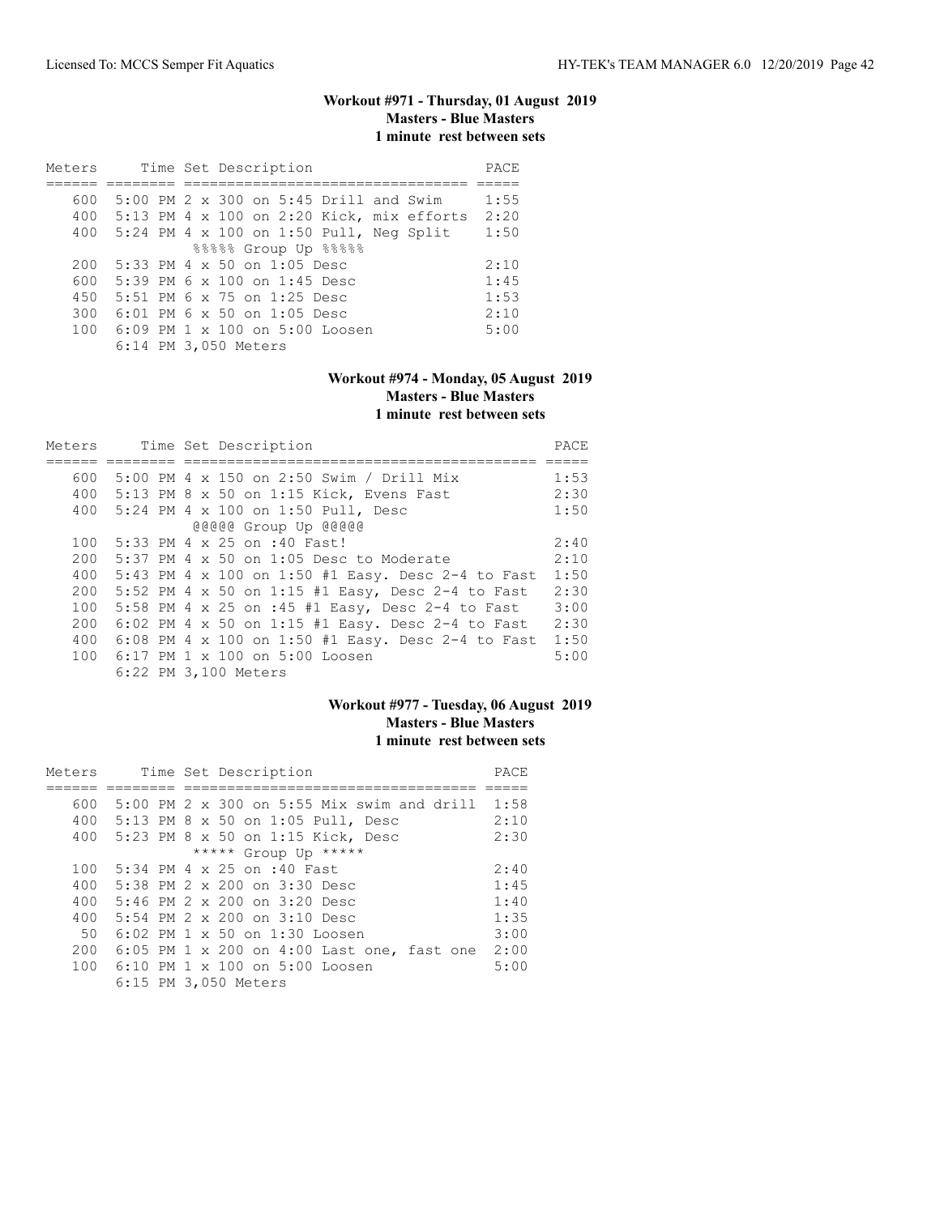### Workout #971 - Thursday, 01 August 2019
**Masters - Blue Masters**
**1 minute rest between sets**

| Meters | Time | Set Description | PACE |
|---|---|---|---|
| 600 | 5:00 PM | 2 x 300 on 5:45 Drill and Swim | 1:55 |
| 400 | 5:13 PM | 4 x 100 on 2:20 Kick, mix efforts | 2:20 |
| 400 | 5:24 PM | 4 x 100 on 1:50 Pull, Neg Split | 1:50 |
| | | %%%%% Group Up %%%%% | |
| 200 | 5:33 PM | 4 x 50 on 1:05 Desc | 2:10 |
| 600 | 5:39 PM | 6 x 100 on 1:45 Desc | 1:45 |
| 450 | 5:51 PM | 6 x 75 on 1:25 Desc | 1:53 |
| 300 | 6:01 PM | 6 x 50 on 1:05 Desc | 2:10 |
| 100 | 6:09 PM | 1 x 100 on 5:00 Loosen | 5:00 |
| | 6:14 PM | 3,050 Meters | |

### Workout #974 - Monday, 05 August 2019
**Masters - Blue Masters**
**1 minute rest between sets**

| Meters | Time | Set Description | PACE |
|---|---|---|---|
| 600 | 5:00 PM | 4 x 150 on 2:50 Swim / Drill Mix | 1:53 |
| 400 | 5:13 PM | 8 x 50 on 1:15 Kick, Evens Fast | 2:30 |
| 400 | 5:24 PM | 4 x 100 on 1:50 Pull, Desc | 1:50 |
| | | @@@@@ Group Up @@@@@ | |
| 100 | 5:33 PM | 4 x 25 on :40 Fast! | 2:40 |
| 200 | 5:37 PM | 4 x 50 on 1:05 Desc to Moderate | 2:10 |
| 400 | 5:43 PM | 4 x 100 on 1:50 #1 Easy. Desc 2-4 to Fast | 1:50 |
| 200 | 5:52 PM | 4 x 50 on 1:15 #1 Easy, Desc 2-4 to Fast | 2:30 |
| 100 | 5:58 PM | 4 x 25 on :45 #1 Easy, Desc 2-4 to Fast | 3:00 |
| 200 | 6:02 PM | 4 x 50 on 1:15 #1 Easy. Desc 2-4 to Fast | 2:30 |
| 400 | 6:08 PM | 4 x 100 on 1:50 #1 Easy. Desc 2-4 to Fast | 1:50 |
| 100 | 6:17 PM | 1 x 100 on 5:00 Loosen | 5:00 |
| | 6:22 PM | 3,100 Meters | |

### Workout #977 - Tuesday, 06 August 2019
**Masters - Blue Masters**
**1 minute rest between sets**

| Meters | Time | Set Description | PACE |
|---|---|---|---|
| 600 | 5:00 PM | 2 x 300 on 5:55 Mix swim and drill | 1:58 |
| 400 | 5:13 PM | 8 x 50 on 1:05 Pull, Desc | 2:10 |
| 400 | 5:23 PM | 8 x 50 on 1:15 Kick, Desc | 2:30 |
| | | ***** Group Up ***** | |
| 100 | 5:34 PM | 4 x 25 on :40 Fast | 2:40 |
| 400 | 5:38 PM | 2 x 200 on 3:30 Desc | 1:45 |
| 400 | 5:46 PM | 2 x 200 on 3:20 Desc | 1:40 |
| 400 | 5:54 PM | 2 x 200 on 3:10 Desc | 1:35 |
| 50 | 6:02 PM | 1 x 50 on 1:30 Loosen | 3:00 |
| 200 | 6:05 PM | 1 x 200 on 4:00 Last one, fast one | 2:00 |
| 100 | 6:10 PM | 1 x 100 on 5:00 Loosen | 5:00 |
| | 6:15 PM | 3,050 Meters | |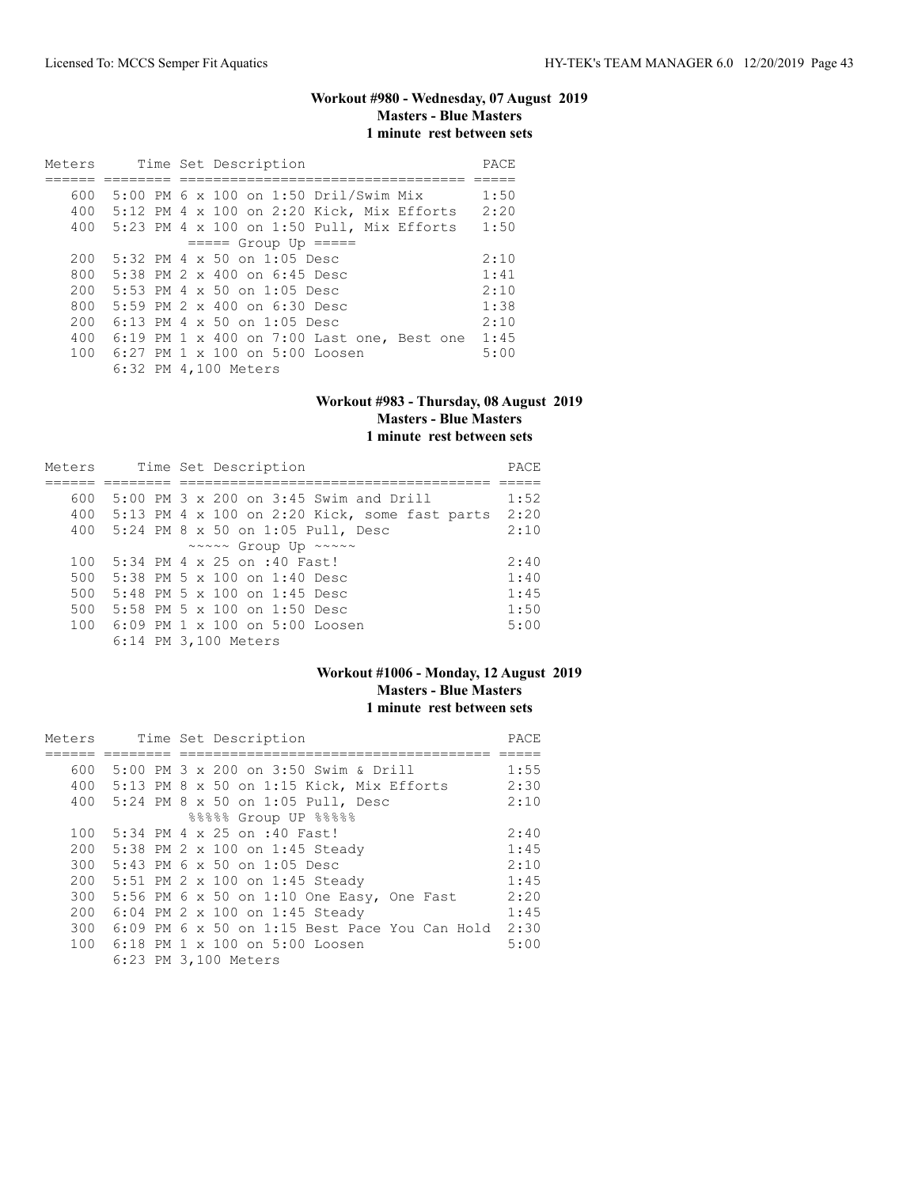### Workout #980 - Wednesday, 07 August 2019
**Masters - Blue Masters**
**1 minute rest between sets**

| Meters | Time | Set Description | PACE |
|---|---|---|---|
| 600 | 5:00 PM | 6 x 100 on 1:50 Dril/Swim Mix | 1:50 |
| 400 | 5:12 PM | 4 x 100 on 2:20 Kick, Mix Efforts | 2:20 |
| 400 | 5:23 PM | 4 x 100 on 1:50 Pull, Mix Efforts | 1:50 |
| | | ===== Group Up ===== | |
| 200 | 5:32 PM | 4 x 50 on 1:05 Desc | 2:10 |
| 800 | 5:38 PM | 2 x 400 on 6:45 Desc | 1:41 |
| 200 | 5:53 PM | 4 x 50 on 1:05 Desc | 2:10 |
| 800 | 5:59 PM | 2 x 400 on 6:30 Desc | 1:38 |
| 200 | 6:13 PM | 4 x 50 on 1:05 Desc | 2:10 |
| 400 | 6:19 PM | 1 x 400 on 7:00 Last one, Best one | 1:45 |
| 100 | 6:27 PM | 1 x 100 on 5:00 Loosen | 5:00 |
| | 6:32 PM | 4,100 Meters | |

### Workout #983 - Thursday, 08 August 2019
**Masters - Blue Masters**
**1 minute rest between sets**

| Meters | Time | Set Description | PACE |
|---|---|---|---|
| 600 | 5:00 PM | 3 x 200 on 3:45 Swim and Drill | 1:52 |
| 400 | 5:13 PM | 4 x 100 on 2:20 Kick, some fast parts | 2:20 |
| 400 | 5:24 PM | 8 x 50 on 1:05 Pull, Desc | 2:10 |
| | | ~~~~~ Group Up ~~~~~ | |
| 100 | 5:34 PM | 4 x 25 on :40 Fast! | 2:40 |
| 500 | 5:38 PM | 5 x 100 on 1:40 Desc | 1:40 |
| 500 | 5:48 PM | 5 x 100 on 1:45 Desc | 1:45 |
| 500 | 5:58 PM | 5 x 100 on 1:50 Desc | 1:50 |
| 100 | 6:09 PM | 1 x 100 on 5:00 Loosen | 5:00 |
| | 6:14 PM | 3,100 Meters | |

### Workout #1006 - Monday, 12 August 2019
**Masters - Blue Masters**
**1 minute rest between sets**

| Meters | Time | Set Description | PACE |
|---|---|---|---|
| 600 | 5:00 PM | 3 x 200 on 3:50 Swim & Drill | 1:55 |
| 400 | 5:13 PM | 8 x 50 on 1:15 Kick, Mix Efforts | 2:30 |
| 400 | 5:24 PM | 8 x 50 on 1:05 Pull, Desc | 2:10 |
| | | %%%%% Group UP %%%%% | |
| 100 | 5:34 PM | 4 x 25 on :40 Fast! | 2:40 |
| 200 | 5:38 PM | 2 x 100 on 1:45 Steady | 1:45 |
| 300 | 5:43 PM | 6 x 50 on 1:05 Desc | 2:10 |
| 200 | 5:51 PM | 2 x 100 on 1:45 Steady | 1:45 |
| 300 | 5:56 PM | 6 x 50 on 1:10 One Easy, One Fast | 2:20 |
| 200 | 6:04 PM | 2 x 100 on 1:45 Steady | 1:45 |
| 300 | 6:09 PM | 6 x 50 on 1:15 Best Pace You Can Hold | 2:30 |
| 100 | 6:18 PM | 1 x 100 on 5:00 Loosen | 5:00 |
| | 6:23 PM | 3,100 Meters | |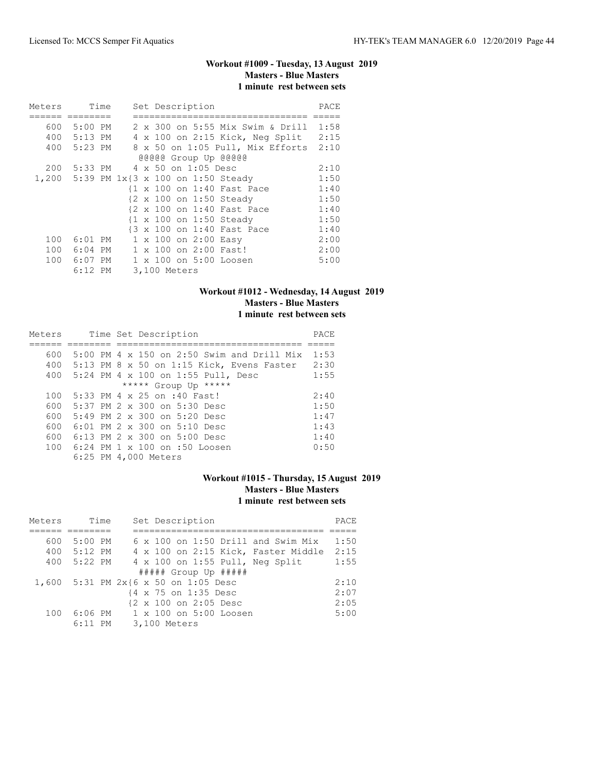### Workout #1009 - Tuesday, 13 August 2019
### Masters - Blue Masters
### 1 minute rest between sets

| Meters | Time | Set Description | PACE |
|---|---|---|---|
| 600 | 5:00 PM | 2 x 300 on 5:55 Mix Swim & Drill | 1:58 |
| 400 | 5:13 PM | 4 x 100 on 2:15 Kick, Neg Split | 2:15 |
| 400 | 5:23 PM | 8 x 50 on 1:05 Pull, Mix Efforts | 2:10 |
| | | @@@@@ Group Up @@@@@ | |
| 200 | 5:33 PM | 4 x 50 on 1:05 Desc | 2:10 |
| 1,200 | 5:39 PM | 1x{3 x 100 on 1:50 Steady | 1:50 |
| | | {1 x 100 on 1:40 Fast Pace | 1:40 |
| | | {2 x 100 on 1:50 Steady | 1:50 |
| | | {2 x 100 on 1:40 Fast Pace | 1:40 |
| | | {1 x 100 on 1:50 Steady | 1:50 |
| | | {3 x 100 on 1:40 Fast Pace | 1:40 |
| 100 | 6:01 PM | 1 x 100 on 2:00 Easy | 2:00 |
| 100 | 6:04 PM | 1 x 100 on 2:00 Fast! | 2:00 |
| 100 | 6:07 PM | 1 x 100 on 5:00 Loosen | 5:00 |
| | 6:12 PM | 3,100 Meters | |

### Workout #1012 - Wednesday, 14 August 2019
### Masters - Blue Masters
### 1 minute rest between sets

| Meters | Time | Set Description | PACE |
|---|---|---|---|
| 600 | 5:00 PM | 4 x 150 on 2:50 Swim and Drill Mix | 1:53 |
| 400 | 5:13 PM | 8 x 50 on 1:15 Kick, Evens Faster | 2:30 |
| 400 | 5:24 PM | 4 x 100 on 1:55 Pull, Desc | 1:55 |
| | | ***** Group Up ***** | |
| 100 | 5:33 PM | 4 x 25 on :40 Fast! | 2:40 |
| 600 | 5:37 PM | 2 x 300 on 5:30 Desc | 1:50 |
| 600 | 5:49 PM | 2 x 300 on 5:20 Desc | 1:47 |
| 600 | 6:01 PM | 2 x 300 on 5:10 Desc | 1:43 |
| 600 | 6:13 PM | 2 x 300 on 5:00 Desc | 1:40 |
| 100 | 6:24 PM | 1 x 100 on :50 Loosen | 0:50 |
| | 6:25 PM | 4,000 Meters | |

### Workout #1015 - Thursday, 15 August 2019
### Masters - Blue Masters
### 1 minute rest between sets

| Meters | Time | Set Description | PACE |
|---|---|---|---|
| 600 | 5:00 PM | 6 x 100 on 1:50 Drill and Swim Mix | 1:50 |
| 400 | 5:12 PM | 4 x 100 on 2:15 Kick, Faster Middle | 2:15 |
| 400 | 5:22 PM | 4 x 100 on 1:55 Pull, Neg Split | 1:55 |
| | | ##### Group Up ##### | |
| 1,600 | 5:31 PM | 2x{6 x 50 on 1:05 Desc | 2:10 |
| | | {4 x 75 on 1:35 Desc | 2:07 |
| | | {2 x 100 on 2:05 Desc | 2:05 |
| 100 | 6:06 PM | 1 x 100 on 5:00 Loosen | 5:00 |
| | 6:11 PM | 3,100 Meters | |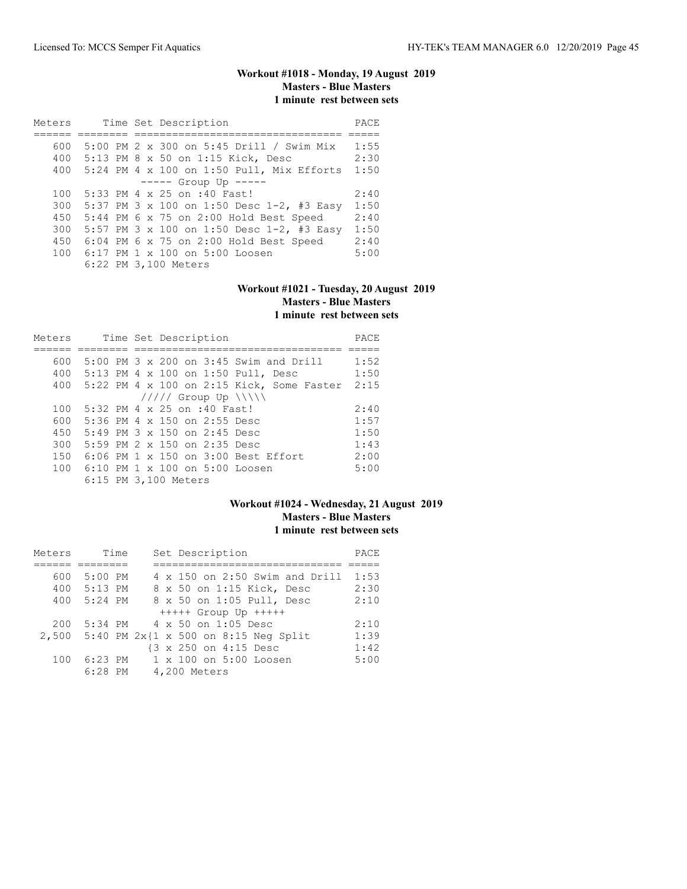### Workout #1018 - Monday, 19 August 2019
**Masters - Blue Masters**
**1 minute rest between sets**

| Meters | Time | Set Description | PACE |
|---|---|---|---|
| 600 | 5:00 PM | 2 x 300 on 5:45 Drill / Swim Mix | 1:55 |
| 400 | 5:13 PM | 8 x 50 on 1:15 Kick, Desc | 2:30 |
| 400 | 5:24 PM | 4 x 100 on 1:50 Pull, Mix Efforts | 1:50 |
| | | ----- Group Up ----- | |
| 100 | 5:33 PM | 4 x 25 on :40 Fast! | 2:40 |
| 300 | 5:37 PM | 3 x 100 on 1:50 Desc 1-2, #3 Easy | 1:50 |
| 450 | 5:44 PM | 6 x 75 on 2:00 Hold Best Speed | 2:40 |
| 300 | 5:57 PM | 3 x 100 on 1:50 Desc 1-2, #3 Easy | 1:50 |
| 450 | 6:04 PM | 6 x 75 on 2:00 Hold Best Speed | 2:40 |
| 100 | 6:17 PM | 1 x 100 on 5:00 Loosen | 5:00 |
| | 6:22 PM | 3,100 Meters | |

### Workout #1021 - Tuesday, 20 August 2019
**Masters - Blue Masters**
**1 minute rest between sets**

| Meters | Time | Set Description | PACE |
|---|---|---|---|
| 600 | 5:00 PM | 3 x 200 on 3:45 Swim and Drill | 1:52 |
| 400 | 5:13 PM | 4 x 100 on 1:50 Pull, Desc | 1:50 |
| 400 | 5:22 PM | 4 x 100 on 2:15 Kick, Some Faster | 2:15 |
| | | ///// Group Up \\\\\ | |
| 100 | 5:32 PM | 4 x 25 on :40 Fast! | 2:40 |
| 600 | 5:36 PM | 4 x 150 on 2:55 Desc | 1:57 |
| 450 | 5:49 PM | 3 x 150 on 2:45 Desc | 1:50 |
| 300 | 5:59 PM | 2 x 150 on 2:35 Desc | 1:43 |
| 150 | 6:06 PM | 1 x 150 on 3:00 Best Effort | 2:00 |
| 100 | 6:10 PM | 1 x 100 on 5:00 Loosen | 5:00 |
| | 6:15 PM | 3,100 Meters | |

### Workout #1024 - Wednesday, 21 August 2019
**Masters - Blue Masters**
**1 minute rest between sets**

| Meters | Time | Set Description | PACE |
|---|---|---|---|
| 600 | 5:00 PM | 4 x 150 on 2:50 Swim and Drill | 1:53 |
| 400 | 5:13 PM | 8 x 50 on 1:15 Kick, Desc | 2:30 |
| 400 | 5:24 PM | 8 x 50 on 1:05 Pull, Desc | 2:10 |
| | | +++++ Group Up +++++ | |
| 200 | 5:34 PM | 4 x 50 on 1:05 Desc | 2:10 |
| 2,500 | 5:40 PM | 2x{1 x 500 on 8:15 Neg Split | 1:39 |
| | | {3 x 250 on 4:15 Desc | 1:42 |
| 100 | 6:23 PM | 1 x 100 on 5:00 Loosen | 5:00 |
| | 6:28 PM | 4,200 Meters | |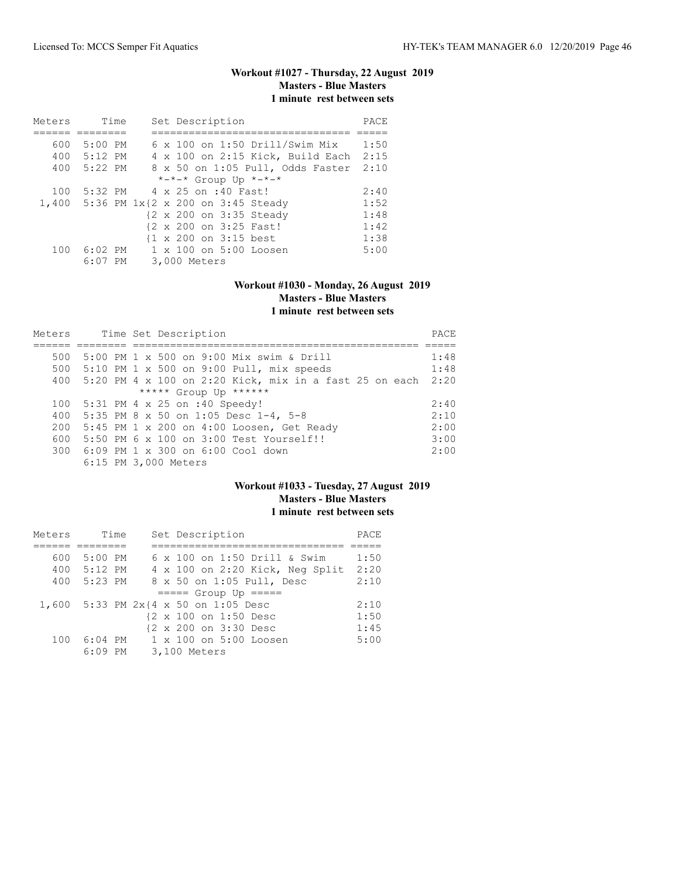## Workout #1027 - Thursday, 22 August 2019
### Masters - Blue Masters
### 1 minute rest between sets

| Meters | Time | Set Description | PACE |
|---|---|---|---|
| 600 | 5:00 PM | 6 x 100 on 1:50 Drill/Swim Mix | 1:50 |
| 400 | 5:12 PM | 4 x 100 on 2:15 Kick, Build Each | 2:15 |
| 400 | 5:22 PM | 8 x 50 on 1:05 Pull, Odds Faster | 2:10 |
| | | *-*-* Group Up *-*-* | |
| 100 | 5:32 PM | 4 x 25 on :40 Fast! | 2:40 |
| 1,400 | 5:36 PM | 1x{2 x 200 on 3:45 Steady | 1:52 |
| | | {2 x 200 on 3:35 Steady | 1:48 |
| | | {2 x 200 on 3:25 Fast! | 1:42 |
| | | {1 x 200 on 3:15 best | 1:38 |
| 100 | 6:02 PM | 1 x 100 on 5:00 Loosen | 5:00 |
| | 6:07 PM | 3,000 Meters | |

## Workout #1030 - Monday, 26 August 2019
### Masters - Blue Masters
### 1 minute rest between sets

| Meters | Time | Set Description | PACE |
|---|---|---|---|
| 500 | 5:00 PM | 1 x 500 on 9:00 Mix swim & Drill | 1:48 |
| 500 | 5:10 PM | 1 x 500 on 9:00 Pull, mix speeds | 1:48 |
| 400 | 5:20 PM | 4 x 100 on 2:20 Kick, mix in a fast 25 on each | 2:20 |
| | | ***** Group Up ****** | |
| 100 | 5:31 PM | 4 x 25 on :40 Speedy! | 2:40 |
| 400 | 5:35 PM | 8 x 50 on 1:05 Desc 1-4, 5-8 | 2:10 |
| 200 | 5:45 PM | 1 x 200 on 4:00 Loosen, Get Ready | 2:00 |
| 600 | 5:50 PM | 6 x 100 on 3:00 Test Yourself!! | 3:00 |
| 300 | 6:09 PM | 1 x 300 on 6:00 Cool down | 2:00 |
| | 6:15 PM | 3,000 Meters | |

## Workout #1033 - Tuesday, 27 August 2019
### Masters - Blue Masters
### 1 minute rest between sets

| Meters | Time | Set Description | PACE |
|---|---|---|---|
| 600 | 5:00 PM | 6 x 100 on 1:50 Drill & Swim | 1:50 |
| 400 | 5:12 PM | 4 x 100 on 2:20 Kick, Neg Split | 2:20 |
| 400 | 5:23 PM | 8 x 50 on 1:05 Pull, Desc | 2:10 |
| | | ===== Group Up ===== | |
| 1,600 | 5:33 PM | 2x{4 x 50 on 1:05 Desc | 2:10 |
| | | {2 x 100 on 1:50 Desc | 1:50 |
| | | {2 x 200 on 3:30 Desc | 1:45 |
| 100 | 6:04 PM | 1 x 100 on 5:00 Loosen | 5:00 |
| | 6:09 PM | 3,100 Meters | |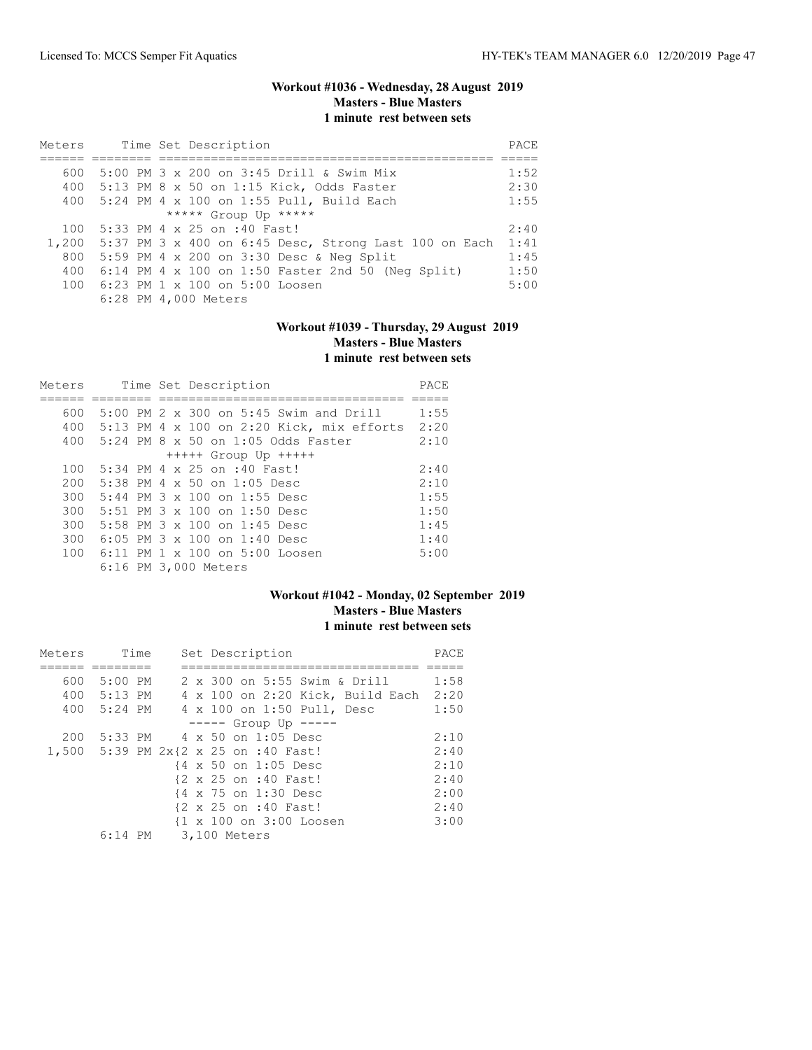### Workout #1036 - Wednesday, 28 August 2019
**Masters - Blue Masters**
**1 minute rest between sets**

| Meters | Time | Set Description | PACE |
|---|---|---|---|
| 600 | 5:00 PM | 3 x 200 on 3:45 Drill & Swim Mix | 1:52 |
| 400 | 5:13 PM | 8 x 50 on 1:15 Kick, Odds Faster | 2:30 |
| 400 | 5:24 PM | 4 x 100 on 1:55 Pull, Build Each | 1:55 |
| | | ***** Group Up ***** | |
| 100 | 5:33 PM | 4 x 25 on :40 Fast! | 2:40 |
| 1,200 | 5:37 PM | 3 x 400 on 6:45 Desc, Strong Last 100 on Each | 1:41 |
| 800 | 5:59 PM | 4 x 200 on 3:30 Desc & Neg Split | 1:45 |
| 400 | 6:14 PM | 4 x 100 on 1:50 Faster 2nd 50 (Neg Split) | 1:50 |
| 100 | 6:23 PM | 1 x 100 on 5:00 Loosen | 5:00 |
| | 6:28 PM | 4,000 Meters | |

### Workout #1039 - Thursday, 29 August 2019
**Masters - Blue Masters**
**1 minute rest between sets**

| Meters | Time | Set Description | PACE |
|---|---|---|---|
| 600 | 5:00 PM | 2 x 300 on 5:45 Swim and Drill | 1:55 |
| 400 | 5:13 PM | 4 x 100 on 2:20 Kick, mix efforts | 2:20 |
| 400 | 5:24 PM | 8 x 50 on 1:05 Odds Faster | 2:10 |
| | | +++++ Group Up +++++ | |
| 100 | 5:34 PM | 4 x 25 on :40 Fast! | 2:40 |
| 200 | 5:38 PM | 4 x 50 on 1:05 Desc | 2:10 |
| 300 | 5:44 PM | 3 x 100 on 1:55 Desc | 1:55 |
| 300 | 5:51 PM | 3 x 100 on 1:50 Desc | 1:50 |
| 300 | 5:58 PM | 3 x 100 on 1:45 Desc | 1:45 |
| 300 | 6:05 PM | 3 x 100 on 1:40 Desc | 1:40 |
| 100 | 6:11 PM | 1 x 100 on 5:00 Loosen | 5:00 |
| | 6:16 PM | 3,000 Meters | |

### Workout #1042 - Monday, 02 September 2019
**Masters - Blue Masters**
**1 minute rest between sets**

| Meters | Time | Set Description | PACE |
|---|---|---|---|
| 600 | 5:00 PM | 2 x 300 on 5:55 Swim & Drill | 1:58 |
| 400 | 5:13 PM | 4 x 100 on 2:20 Kick, Build Each | 2:20 |
| 400 | 5:24 PM | 4 x 100 on 1:50 Pull, Desc | 1:50 |
| | | ----- Group Up ----- | |
| 200 | 5:33 PM | 4 x 50 on 1:05 Desc | 2:10 |
| 1,500 | 5:39 PM | 2x{2 x 25 on :40 Fast! | 2:40 |
| | | {4 x 50 on 1:05 Desc | 2:10 |
| | | {2 x 25 on :40 Fast! | 2:40 |
| | | {4 x 75 on 1:30 Desc | 2:00 |
| | | {2 x 25 on :40 Fast! | 2:40 |
| | | {1 x 100 on 3:00 Loosen | 3:00 |
| | 6:14 PM | 3,100 Meters | |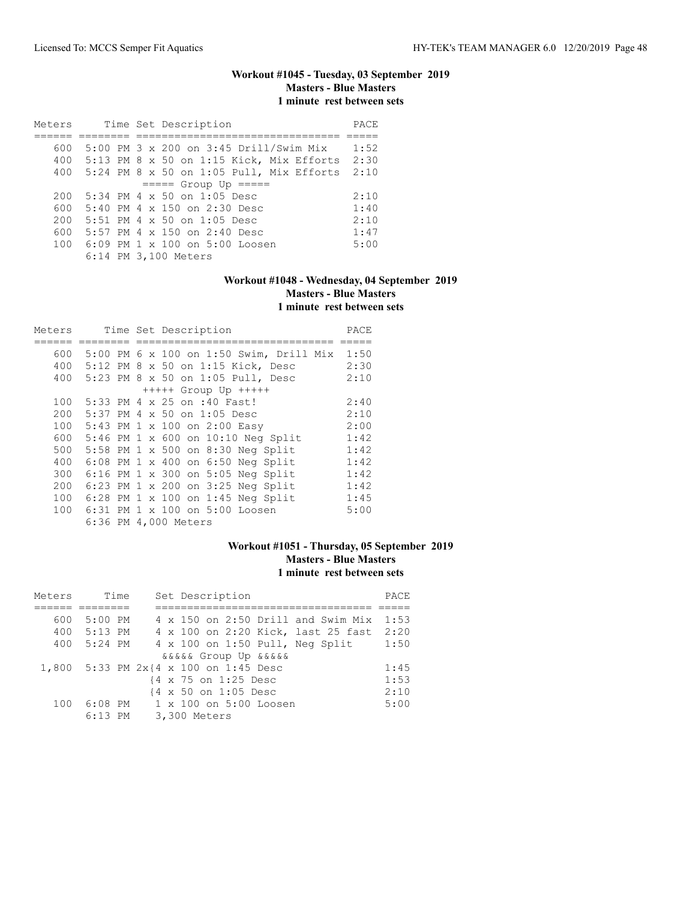### Workout #1045 - Tuesday, 03 September 2019
**Masters - Blue Masters**
**1 minute rest between sets**

| Meters | Time | Set Description | PACE |
|---|---|---|---|
| 600 | 5:00 PM | 3 x 200 on 3:45 Drill/Swim Mix | 1:52 |
| 400 | 5:13 PM | 8 x 50 on 1:15 Kick, Mix Efforts | 2:30 |
| 400 | 5:24 PM | 8 x 50 on 1:05 Pull, Mix Efforts | 2:10 |
| | | ===== Group Up ===== | |
| 200 | 5:34 PM | 4 x 50 on 1:05 Desc | 2:10 |
| 600 | 5:40 PM | 4 x 150 on 2:30 Desc | 1:40 |
| 200 | 5:51 PM | 4 x 50 on 1:05 Desc | 2:10 |
| 600 | 5:57 PM | 4 x 150 on 2:40 Desc | 1:47 |
| 100 | 6:09 PM | 1 x 100 on 5:00 Loosen | 5:00 |
| | 6:14 PM | 3,100 Meters | |

### Workout #1048 - Wednesday, 04 September 2019
**Masters - Blue Masters**
**1 minute rest between sets**

| Meters | Time | Set Description | PACE |
|---|---|---|---|
| 600 | 5:00 PM | 6 x 100 on 1:50 Swim, Drill Mix | 1:50 |
| 400 | 5:12 PM | 8 x 50 on 1:15 Kick, Desc | 2:30 |
| 400 | 5:23 PM | 8 x 50 on 1:05 Pull, Desc | 2:10 |
| | | +++++ Group Up +++++ | |
| 100 | 5:33 PM | 4 x 25 on :40 Fast! | 2:40 |
| 200 | 5:37 PM | 4 x 50 on 1:05 Desc | 2:10 |
| 100 | 5:43 PM | 1 x 100 on 2:00 Easy | 2:00 |
| 600 | 5:46 PM | 1 x 600 on 10:10 Neg Split | 1:42 |
| 500 | 5:58 PM | 1 x 500 on 8:30 Neg Split | 1:42 |
| 400 | 6:08 PM | 1 x 400 on 6:50 Neg Split | 1:42 |
| 300 | 6:16 PM | 1 x 300 on 5:05 Neg Split | 1:42 |
| 200 | 6:23 PM | 1 x 200 on 3:25 Neg Split | 1:42 |
| 100 | 6:28 PM | 1 x 100 on 1:45 Neg Split | 1:45 |
| 100 | 6:31 PM | 1 x 100 on 5:00 Loosen | 5:00 |
| | 6:36 PM | 4,000 Meters | |

### Workout #1051 - Thursday, 05 September 2019
**Masters - Blue Masters**
**1 minute rest between sets**

| Meters | Time | Set Description | PACE |
|---|---|---|---|
| 600 | 5:00 PM | 4 x 150 on 2:50 Drill and Swim Mix | 1:53 |
| 400 | 5:13 PM | 4 x 100 on 2:20 Kick, last 25 fast | 2:20 |
| 400 | 5:24 PM | 4 x 100 on 1:50 Pull, Neg Split | 1:50 |
| | | &&&&& Group Up &&&&& | |
| 1,800 | 5:33 PM | 2x{4 x 100 on 1:45 Desc | 1:45 |
| | | {4 x 75 on 1:25 Desc | 1:53 |
| | | {4 x 50 on 1:05 Desc | 2:10 |
| 100 | 6:08 PM | 1 x 100 on 5:00 Loosen | 5:00 |
| | 6:13 PM | 3,300 Meters | |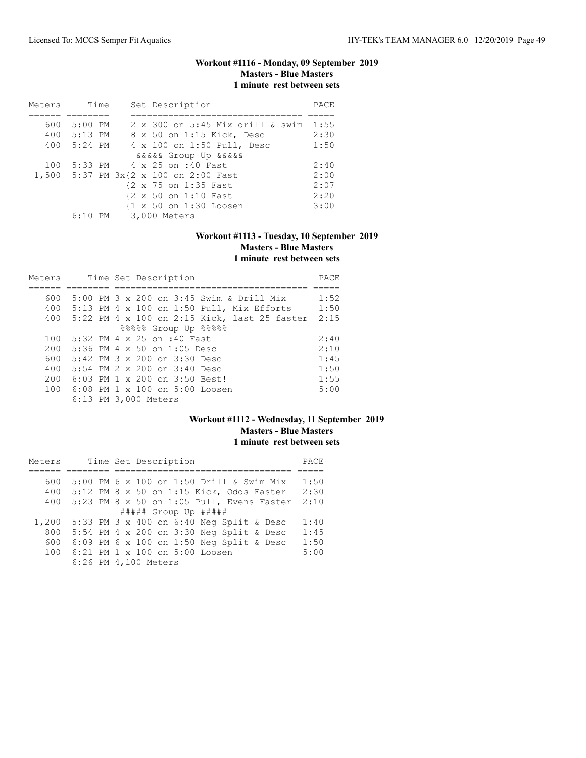## Workout #1116 - Monday, 09 September 2019

**Masters - Blue Masters**

**1 minute rest between sets**

| Meters | Time | Set Description | PACE |
|---|---|---|---|
| 600 | 5:00 PM | 2 x 300 on 5:45 Mix drill & swim | 1:55 |
| 400 | 5:13 PM | 8 x 50 on 1:15 Kick, Desc | 2:30 |
| 400 | 5:24 PM | 4 x 100 on 1:50 Pull, Desc | 1:50 |
| | | &&&&& Group Up &&&&& | |
| 100 | 5:33 PM | 4 x 25 on :40 Fast | 2:40 |
| 1,500 | 5:37 PM | 3x{2 x 100 on 2:00 Fast | 2:00 |
| | | {2 x 75 on 1:35 Fast | 2:07 |
| | | {2 x 50 on 1:10 Fast | 2:20 |
| | | {1 x 50 on 1:30 Loosen | 3:00 |
| | 6:10 PM | 3,000 Meters | |

## Workout #1113 - Tuesday, 10 September 2019

**Masters - Blue Masters**

**1 minute rest between sets**

| Meters | Time | Set Description | PACE |
|---|---|---|---|
| 600 | 5:00 PM | 3 x 200 on 3:45 Swim & Drill Mix | 1:52 |
| 400 | 5:13 PM | 4 x 100 on 1:50 Pull, Mix Efforts | 1:50 |
| 400 | 5:22 PM | 4 x 100 on 2:15 Kick, last 25 faster | 2:15 |
| | | %%%%% Group Up %%%%% | |
| 100 | 5:32 PM | 4 x 25 on :40 Fast | 2:40 |
| 200 | 5:36 PM | 4 x 50 on 1:05 Desc | 2:10 |
| 600 | 5:42 PM | 3 x 200 on 3:30 Desc | 1:45 |
| 400 | 5:54 PM | 2 x 200 on 3:40 Desc | 1:50 |
| 200 | 6:03 PM | 1 x 200 on 3:50 Best! | 1:55 |
| 100 | 6:08 PM | 1 x 100 on 5:00 Loosen | 5:00 |
| | 6:13 PM | 3,000 Meters | |

## Workout #1112 - Wednesday, 11 September 2019

**Masters - Blue Masters**

**1 minute rest between sets**

| Meters | Time | Set Description | PACE |
|---|---|---|---|
| 600 | 5:00 PM | 6 x 100 on 1:50 Drill & Swim Mix | 1:50 |
| 400 | 5:12 PM | 8 x 50 on 1:15 Kick, Odds Faster | 2:30 |
| 400 | 5:23 PM | 8 x 50 on 1:05 Pull, Evens Faster | 2:10 |
| | | ##### Group Up ##### | |
| 1,200 | 5:33 PM | 3 x 400 on 6:40 Neg Split & Desc | 1:40 |
| 800 | 5:54 PM | 4 x 200 on 3:30 Neg Split & Desc | 1:45 |
| 600 | 6:09 PM | 6 x 100 on 1:50 Neg Split & Desc | 1:50 |
| 100 | 6:21 PM | 1 x 100 on 5:00 Loosen | 5:00 |
| | 6:26 PM | 4,100 Meters | |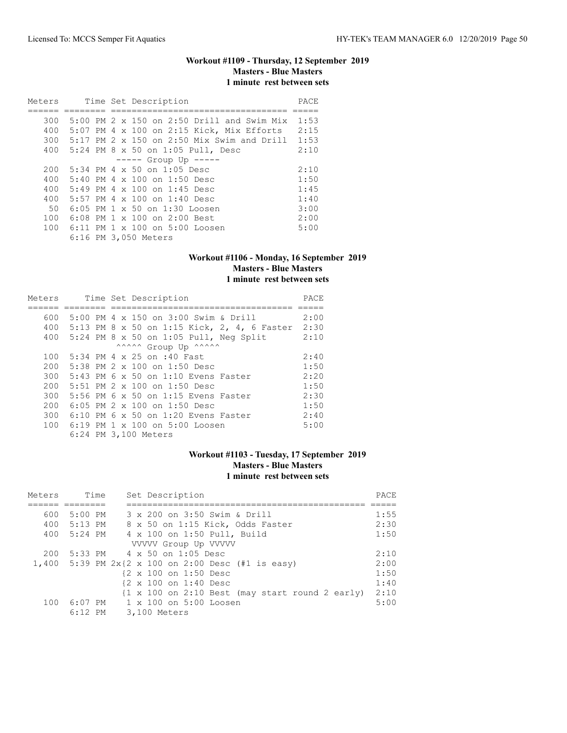### Workout #1109 - Thursday, 12 September 2019
**Masters - Blue Masters**
**1 minute rest between sets**

| Meters | Time | Set Description | PACE |
|---|---|---|---|
| 300 | 5:00 PM | 2 x 150 on 2:50 Drill and Swim Mix | 1:53 |
| 400 | 5:07 PM | 4 x 100 on 2:15 Kick, Mix Efforts | 2:15 |
| 300 | 5:17 PM | 2 x 150 on 2:50 Mix Swim and Drill | 1:53 |
| 400 | 5:24 PM | 8 x 50 on 1:05 Pull, Desc | 2:10 |
| | | ----- Group Up ----- | |
| 200 | 5:34 PM | 4 x 50 on 1:05 Desc | 2:10 |
| 400 | 5:40 PM | 4 x 100 on 1:50 Desc | 1:50 |
| 400 | 5:49 PM | 4 x 100 on 1:45 Desc | 1:45 |
| 400 | 5:57 PM | 4 x 100 on 1:40 Desc | 1:40 |
| 50 | 6:05 PM | 1 x 50 on 1:30 Loosen | 3:00 |
| 100 | 6:08 PM | 1 x 100 on 2:00 Best | 2:00 |
| 100 | 6:11 PM | 1 x 100 on 5:00 Loosen | 5:00 |
| | 6:16 PM | 3,050 Meters | |

### Workout #1106 - Monday, 16 September 2019
**Masters - Blue Masters**
**1 minute rest between sets**

| Meters | Time | Set Description | PACE |
|---|---|---|---|
| 600 | 5:00 PM | 4 x 150 on 3:00 Swim & Drill | 2:00 |
| 400 | 5:13 PM | 8 x 50 on 1:15 Kick, 2, 4, 6 Faster | 2:30 |
| 400 | 5:24 PM | 8 x 50 on 1:05 Pull, Neg Split | 2:10 |
| | | ^^^^^ Group Up ^^^^^ | |
| 100 | 5:34 PM | 4 x 25 on :40 Fast | 2:40 |
| 200 | 5:38 PM | 2 x 100 on 1:50 Desc | 1:50 |
| 300 | 5:43 PM | 6 x 50 on 1:10 Evens Faster | 2:20 |
| 200 | 5:51 PM | 2 x 100 on 1:50 Desc | 1:50 |
| 300 | 5:56 PM | 6 x 50 on 1:15 Evens Faster | 2:30 |
| 200 | 6:05 PM | 2 x 100 on 1:50 Desc | 1:50 |
| 300 | 6:10 PM | 6 x 50 on 1:20 Evens Faster | 2:40 |
| 100 | 6:19 PM | 1 x 100 on 5:00 Loosen | 5:00 |
| | 6:24 PM | 3,100 Meters | |

### Workout #1103 - Tuesday, 17 September 2019
**Masters - Blue Masters**
**1 minute rest between sets**

| Meters | Time | Set Description | PACE |
|---|---|---|---|
| 600 | 5:00 PM | 3 x 200 on 3:50 Swim & Drill | 1:55 |
| 400 | 5:13 PM | 8 x 50 on 1:15 Kick, Odds Faster | 2:30 |
| 400 | 5:24 PM | 4 x 100 on 1:50 Pull, Build | 1:50 |
| | | VVVVV Group Up VVVVV | |
| 200 | 5:33 PM | 4 x 50 on 1:05 Desc | 2:10 |
| 1,400 | 5:39 PM | 2x{2 x 100 on 2:00 Desc (#1 is easy) | 2:00 |
| | | {2 x 100 on 1:50 Desc | 1:50 |
| | | {2 x 100 on 1:40 Desc | 1:40 |
| | | {1 x 100 on 2:10 Best (may start round 2 early) | 2:10 |
| 100 | 6:07 PM | 1 x 100 on 5:00 Loosen | 5:00 |
| | 6:12 PM | 3,100 Meters | |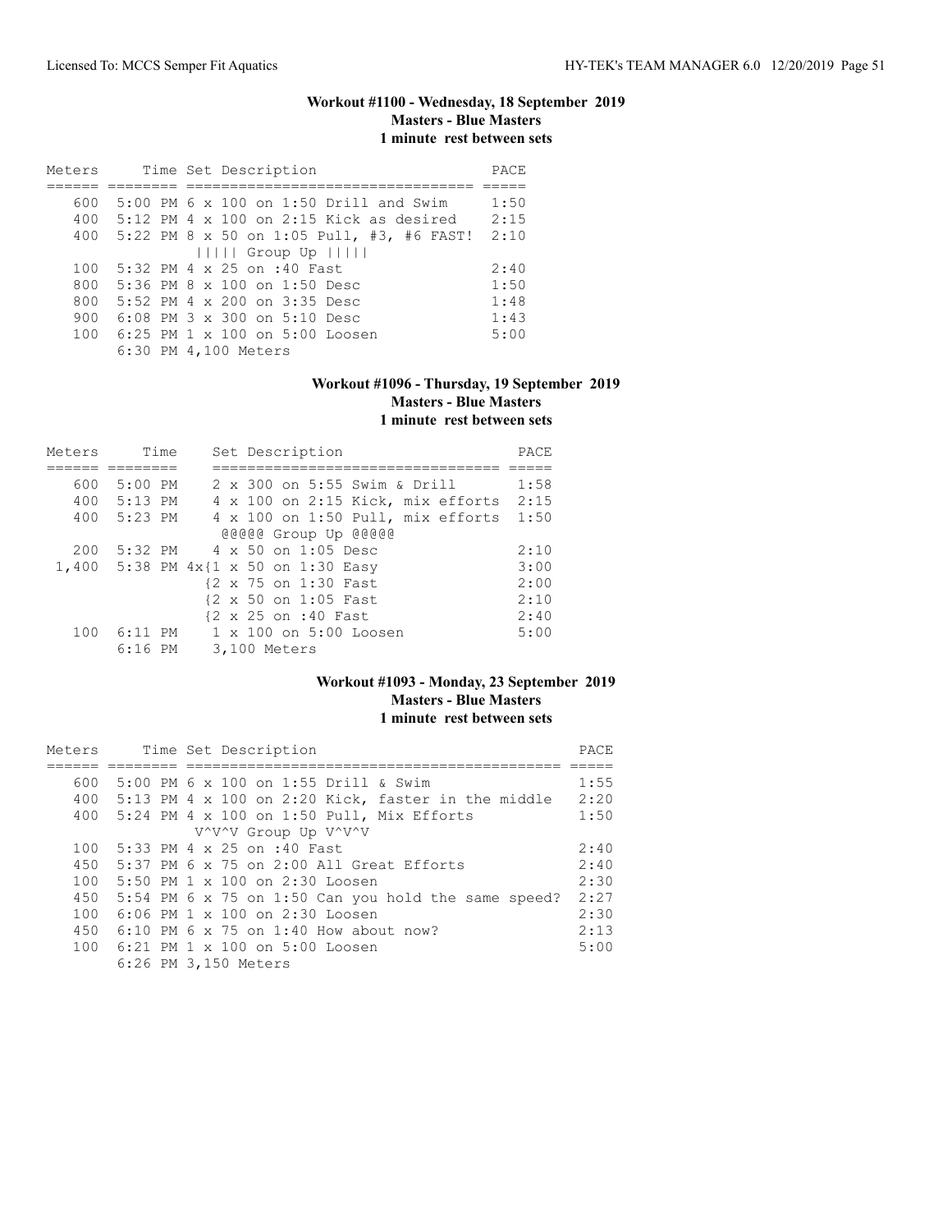## Workout #1100 - Wednesday, 18 September 2019
### Masters - Blue Masters
### 1 minute rest between sets

| Meters | Time | Set Description | PACE |
|---|---|---|---|
| 600 | 5:00 PM | 6 x 100 on 1:50 Drill and Swim | 1:50 |
| 400 | 5:12 PM | 4 x 100 on 2:15 Kick as desired | 2:15 |
| 400 | 5:22 PM | 8 x 50 on 1:05 Pull, #3, #6 FAST! | 2:10 |
| | | ||||| Group Up ||||| | |
| 100 | 5:32 PM | 4 x 25 on :40 Fast | 2:40 |
| 800 | 5:36 PM | 8 x 100 on 1:50 Desc | 1:50 |
| 800 | 5:52 PM | 4 x 200 on 3:35 Desc | 1:48 |
| 900 | 6:08 PM | 3 x 300 on 5:10 Desc | 1:43 |
| 100 | 6:25 PM | 1 x 100 on 5:00 Loosen | 5:00 |
| | 6:30 PM | 4,100 Meters | |

## Workout #1096 - Thursday, 19 September 2019
### Masters - Blue Masters
### 1 minute rest between sets

| Meters | Time | Set Description | PACE |
|---|---|---|---|
| 600 | 5:00 PM | 2 x 300 on 5:55 Swim & Drill | 1:58 |
| 400 | 5:13 PM | 4 x 100 on 2:15 Kick, mix efforts | 2:15 |
| 400 | 5:23 PM | 4 x 100 on 1:50 Pull, mix efforts | 1:50 |
| | | @@@@@ Group Up @@@@@ | |
| 200 | 5:32 PM | 4 x 50 on 1:05 Desc | 2:10 |
| 1,400 | 5:38 PM | 4x{1 x 50 on 1:30 Easy | 3:00 |
| | | {2 x 75 on 1:30 Fast | 2:00 |
| | | {2 x 50 on 1:05 Fast | 2:10 |
| | | {2 x 25 on :40 Fast | 2:40 |
| 100 | 6:11 PM | 1 x 100 on 5:00 Loosen | 5:00 |
| | 6:16 PM | 3,100 Meters | |

## Workout #1093 - Monday, 23 September 2019
### Masters - Blue Masters
### 1 minute rest between sets

| Meters | Time | Set Description | PACE |
|---|---|---|---|
| 600 | 5:00 PM | 6 x 100 on 1:55 Drill & Swim | 1:55 |
| 400 | 5:13 PM | 4 x 100 on 2:20 Kick, faster in the middle | 2:20 |
| 400 | 5:24 PM | 4 x 100 on 1:50 Pull, Mix Efforts | 1:50 |
| | | V^V^V Group Up V^V^V | |
| 100 | 5:33 PM | 4 x 25 on :40 Fast | 2:40 |
| 450 | 5:37 PM | 6 x 75 on 2:00 All Great Efforts | 2:40 |
| 100 | 5:50 PM | 1 x 100 on 2:30 Loosen | 2:30 |
| 450 | 5:54 PM | 6 x 75 on 1:50 Can you hold the same speed? | 2:27 |
| 100 | 6:06 PM | 1 x 100 on 2:30 Loosen | 2:30 |
| 450 | 6:10 PM | 6 x 75 on 1:40 How about now? | 2:13 |
| 100 | 6:21 PM | 1 x 100 on 5:00 Loosen | 5:00 |
| | 6:26 PM | 3,150 Meters | |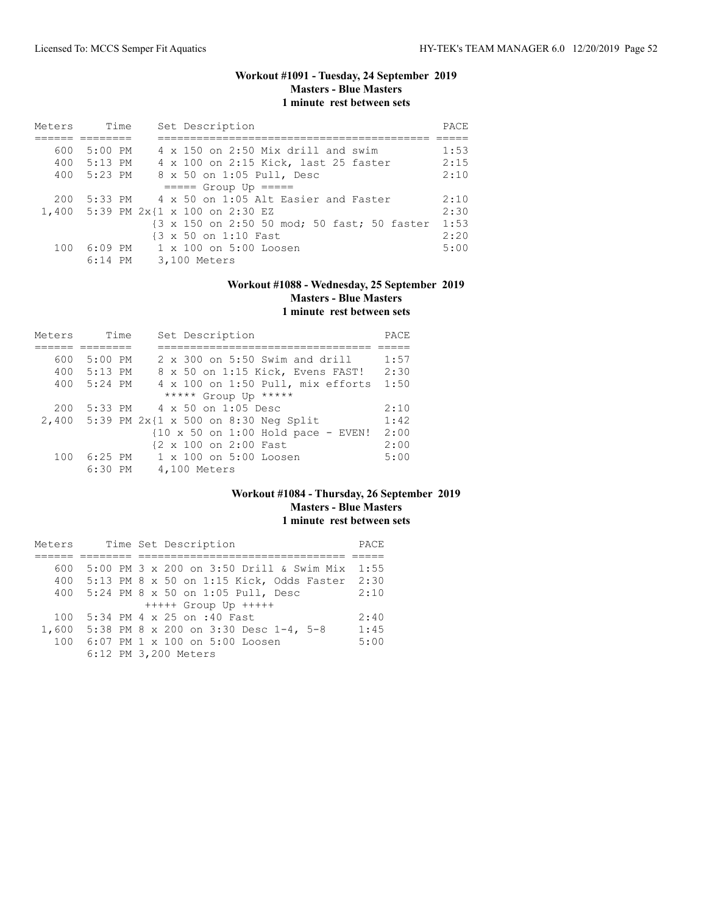### Workout #1091 - Tuesday, 24 September 2019
**Masters - Blue Masters**
**1 minute rest between sets**

| Meters | Time | Set Description | PACE |
|---|---|---|---|
| 600 | 5:00 PM | 4 x 150 on 2:50 Mix drill and swim | 1:53 |
| 400 | 5:13 PM | 4 x 100 on 2:15 Kick, last 25 faster | 2:15 |
| 400 | 5:23 PM | 8 x 50 on 1:05 Pull, Desc | 2:10 |
| | | ===== Group Up ===== | |
| 200 | 5:33 PM | 4 x 50 on 1:05 Alt Easier and Faster | 2:10 |
| 1,400 | 5:39 PM | 2x{1 x 100 on 2:30 EZ | 2:30 |
| | | {3 x 150 on 2:50 50 mod; 50 fast; 50 faster | 1:53 |
| | | {3 x 50 on 1:10 Fast | 2:20 |
| 100 | 6:09 PM | 1 x 100 on 5:00 Loosen | 5:00 |
| | 6:14 PM | 3,100 Meters | |

### Workout #1088 - Wednesday, 25 September 2019
**Masters - Blue Masters**
**1 minute rest between sets**

| Meters | Time | Set Description | PACE |
|---|---|---|---|
| 600 | 5:00 PM | 2 x 300 on 5:50 Swim and drill | 1:57 |
| 400 | 5:13 PM | 8 x 50 on 1:15 Kick, Evens FAST! | 2:30 |
| 400 | 5:24 PM | 4 x 100 on 1:50 Pull, mix efforts | 1:50 |
| | | ***** Group Up ***** | |
| 200 | 5:33 PM | 4 x 50 on 1:05 Desc | 2:10 |
| 2,400 | 5:39 PM | 2x{1 x 500 on 8:30 Neg Split | 1:42 |
| | | {10 x 50 on 1:00 Hold pace - EVEN! | 2:00 |
| | | {2 x 100 on 2:00 Fast | 2:00 |
| 100 | 6:25 PM | 1 x 100 on 5:00 Loosen | 5:00 |
| | 6:30 PM | 4,100 Meters | |

### Workout #1084 - Thursday, 26 September 2019
**Masters - Blue Masters**
**1 minute rest between sets**

| Meters | Time | Set Description | PACE |
|---|---|---|---|
| 600 | 5:00 PM | 3 x 200 on 3:50 Drill & Swim Mix | 1:55 |
| 400 | 5:13 PM | 8 x 50 on 1:15 Kick, Odds Faster | 2:30 |
| 400 | 5:24 PM | 8 x 50 on 1:05 Pull, Desc | 2:10 |
| | | +++++ Group Up +++++ | |
| 100 | 5:34 PM | 4 x 25 on :40 Fast | 2:40 |
| 1,600 | 5:38 PM | 8 x 200 on 3:30 Desc 1-4, 5-8 | 1:45 |
| 100 | 6:07 PM | 1 x 100 on 5:00 Loosen | 5:00 |
| | 6:12 PM | 3,200 Meters | |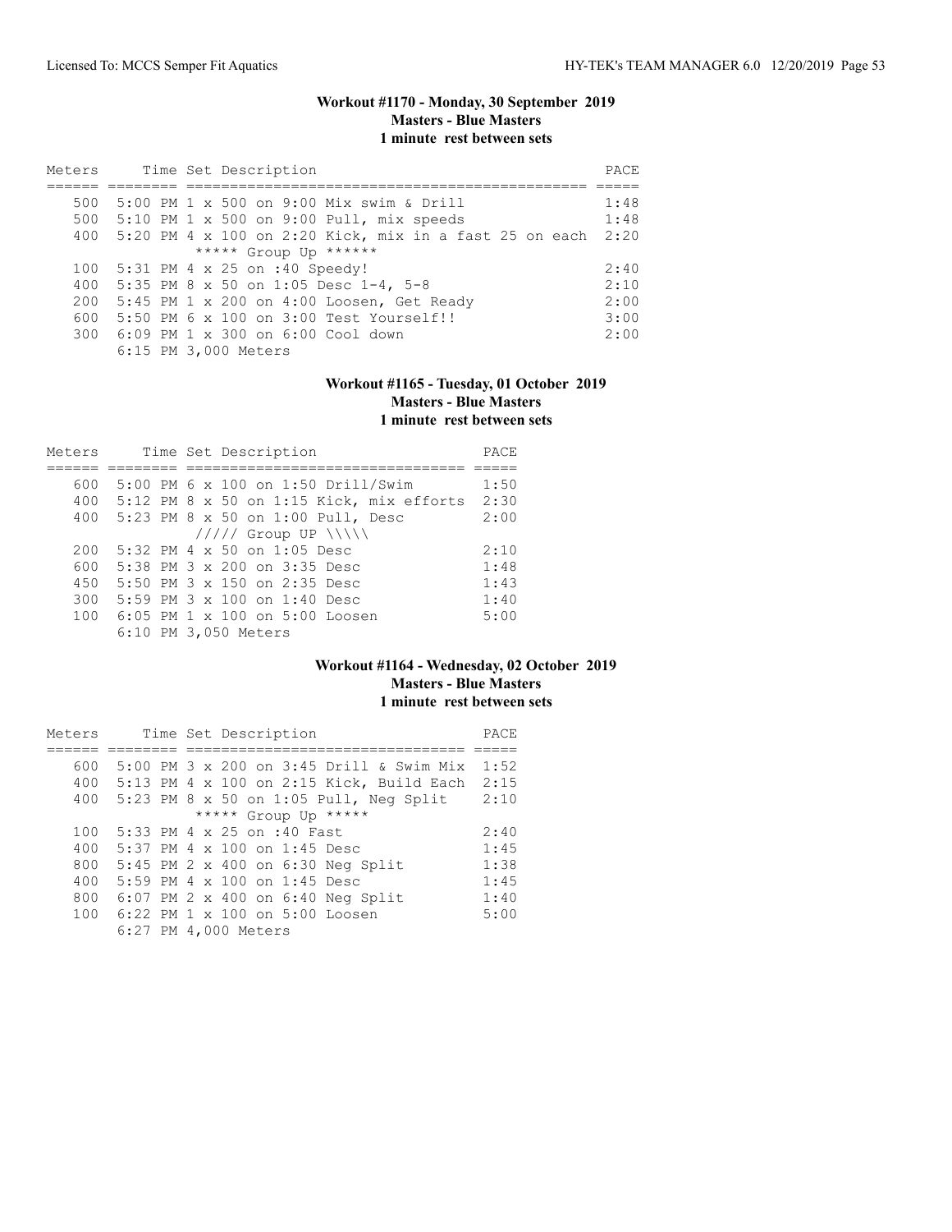### Workout #1170 - Monday, 30 September 2019
**Masters - Blue Masters**
**1 minute rest between sets**

| Meters | Time | Set Description | PACE |
|---|---|---|---|
| 500 | 5:00 PM | 1 x 500 on 9:00 Mix swim & Drill | 1:48 |
| 500 | 5:10 PM | 1 x 500 on 9:00 Pull, mix speeds | 1:48 |
| 400 | 5:20 PM | 4 x 100 on 2:20 Kick, mix in a fast 25 on each | 2:20 |
| | | ***** Group Up ****** | |
| 100 | 5:31 PM | 4 x 25 on :40 Speedy! | 2:40 |
| 400 | 5:35 PM | 8 x 50 on 1:05 Desc 1-4, 5-8 | 2:10 |
| 200 | 5:45 PM | 1 x 200 on 4:00 Loosen, Get Ready | 2:00 |
| 600 | 5:50 PM | 6 x 100 on 3:00 Test Yourself!! | 3:00 |
| 300 | 6:09 PM | 1 x 300 on 6:00 Cool down | 2:00 |
| | 6:15 PM | 3,000 Meters | |

### Workout #1165 - Tuesday, 01 October 2019
**Masters - Blue Masters**
**1 minute rest between sets**

| Meters | Time | Set Description | PACE |
|---|---|---|---|
| 600 | 5:00 PM | 6 x 100 on 1:50 Drill/Swim | 1:50 |
| 400 | 5:12 PM | 8 x 50 on 1:15 Kick, mix efforts | 2:30 |
| 400 | 5:23 PM | 8 x 50 on 1:00 Pull, Desc | 2:00 |
| | | ///// Group UP \\\\\ | |
| 200 | 5:32 PM | 4 x 50 on 1:05 Desc | 2:10 |
| 600 | 5:38 PM | 3 x 200 on 3:35 Desc | 1:48 |
| 450 | 5:50 PM | 3 x 150 on 2:35 Desc | 1:43 |
| 300 | 5:59 PM | 3 x 100 on 1:40 Desc | 1:40 |
| 100 | 6:05 PM | 1 x 100 on 5:00 Loosen | 5:00 |
| | 6:10 PM | 3,050 Meters | |

### Workout #1164 - Wednesday, 02 October 2019
**Masters - Blue Masters**
**1 minute rest between sets**

| Meters | Time | Set Description | PACE |
|---|---|---|---|
| 600 | 5:00 PM | 3 x 200 on 3:45 Drill & Swim Mix | 1:52 |
| 400 | 5:13 PM | 4 x 100 on 2:15 Kick, Build Each | 2:15 |
| 400 | 5:23 PM | 8 x 50 on 1:05 Pull, Neg Split | 2:10 |
| | | ***** Group Up ***** | |
| 100 | 5:33 PM | 4 x 25 on :40 Fast | 2:40 |
| 400 | 5:37 PM | 4 x 100 on 1:45 Desc | 1:45 |
| 800 | 5:45 PM | 2 x 400 on 6:30 Neg Split | 1:38 |
| 400 | 5:59 PM | 4 x 100 on 1:45 Desc | 1:45 |
| 800 | 6:07 PM | 2 x 400 on 6:40 Neg Split | 1:40 |
| 100 | 6:22 PM | 1 x 100 on 5:00 Loosen | 5:00 |
| | 6:27 PM | 4,000 Meters | |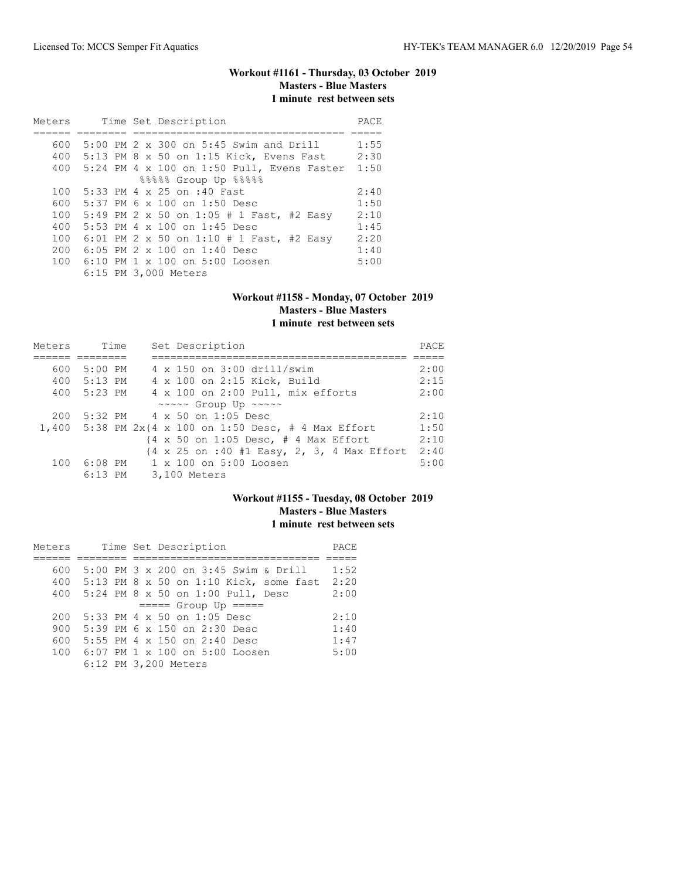### Workout #1161 - Thursday, 03 October 2019
**Masters - Blue Masters**
**1 minute rest between sets**

| Meters | Time | Set Description | PACE |
|---|---|---|---|
| 600 | 5:00 PM | 2 x 300 on 5:45 Swim and Drill | 1:55 |
| 400 | 5:13 PM | 8 x 50 on 1:15 Kick, Evens Fast | 2:30 |
| 400 | 5:24 PM | 4 x 100 on 1:50 Pull, Evens Faster | 1:50 |
| | | %%%%% Group Up %%%%% | |
| 100 | 5:33 PM | 4 x 25 on :40 Fast | 2:40 |
| 600 | 5:37 PM | 6 x 100 on 1:50 Desc | 1:50 |
| 100 | 5:49 PM | 2 x 50 on 1:05 # 1 Fast, #2 Easy | 2:10 |
| 400 | 5:53 PM | 4 x 100 on 1:45 Desc | 1:45 |
| 100 | 6:01 PM | 2 x 50 on 1:10 # 1 Fast, #2 Easy | 2:20 |
| 200 | 6:05 PM | 2 x 100 on 1:40 Desc | 1:40 |
| 100 | 6:10 PM | 1 x 100 on 5:00 Loosen | 5:00 |
| | 6:15 PM | 3,000 Meters | |

### Workout #1158 - Monday, 07 October 2019
**Masters - Blue Masters**
**1 minute rest between sets**

| Meters | Time | Set Description | PACE |
|---|---|---|---|
| 600 | 5:00 PM | 4 x 150 on 3:00 drill/swim | 2:00 |
| 400 | 5:13 PM | 4 x 100 on 2:15 Kick, Build | 2:15 |
| 400 | 5:23 PM | 4 x 100 on 2:00 Pull, mix efforts | 2:00 |
| | | ~~~~~ Group Up ~~~~~ | |
| 200 | 5:32 PM | 4 x 50 on 1:05 Desc | 2:10 |
| 1,400 | 5:38 PM | 2x{4 x 100 on 1:50 Desc, # 4 Max Effort | 1:50 |
| | | {4 x 50 on 1:05 Desc, # 4 Max Effort | 2:10 |
| | | {4 x 25 on :40 #1 Easy, 2, 3, 4 Max Effort | 2:40 |
| 100 | 6:08 PM | 1 x 100 on 5:00 Loosen | 5:00 |
| | 6:13 PM | 3,100 Meters | |

### Workout #1155 - Tuesday, 08 October 2019
**Masters - Blue Masters**
**1 minute rest between sets**

| Meters | Time | Set Description | PACE |
|---|---|---|---|
| 600 | 5:00 PM | 3 x 200 on 3:45 Swim & Drill | 1:52 |
| 400 | 5:13 PM | 8 x 50 on 1:10 Kick, some fast | 2:20 |
| 400 | 5:24 PM | 8 x 50 on 1:00 Pull, Desc | 2:00 |
| | | ===== Group Up ===== | |
| 200 | 5:33 PM | 4 x 50 on 1:05 Desc | 2:10 |
| 900 | 5:39 PM | 6 x 150 on 2:30 Desc | 1:40 |
| 600 | 5:55 PM | 4 x 150 on 2:40 Desc | 1:47 |
| 100 | 6:07 PM | 1 x 100 on 5:00 Loosen | 5:00 |
| | 6:12 PM | 3,200 Meters | |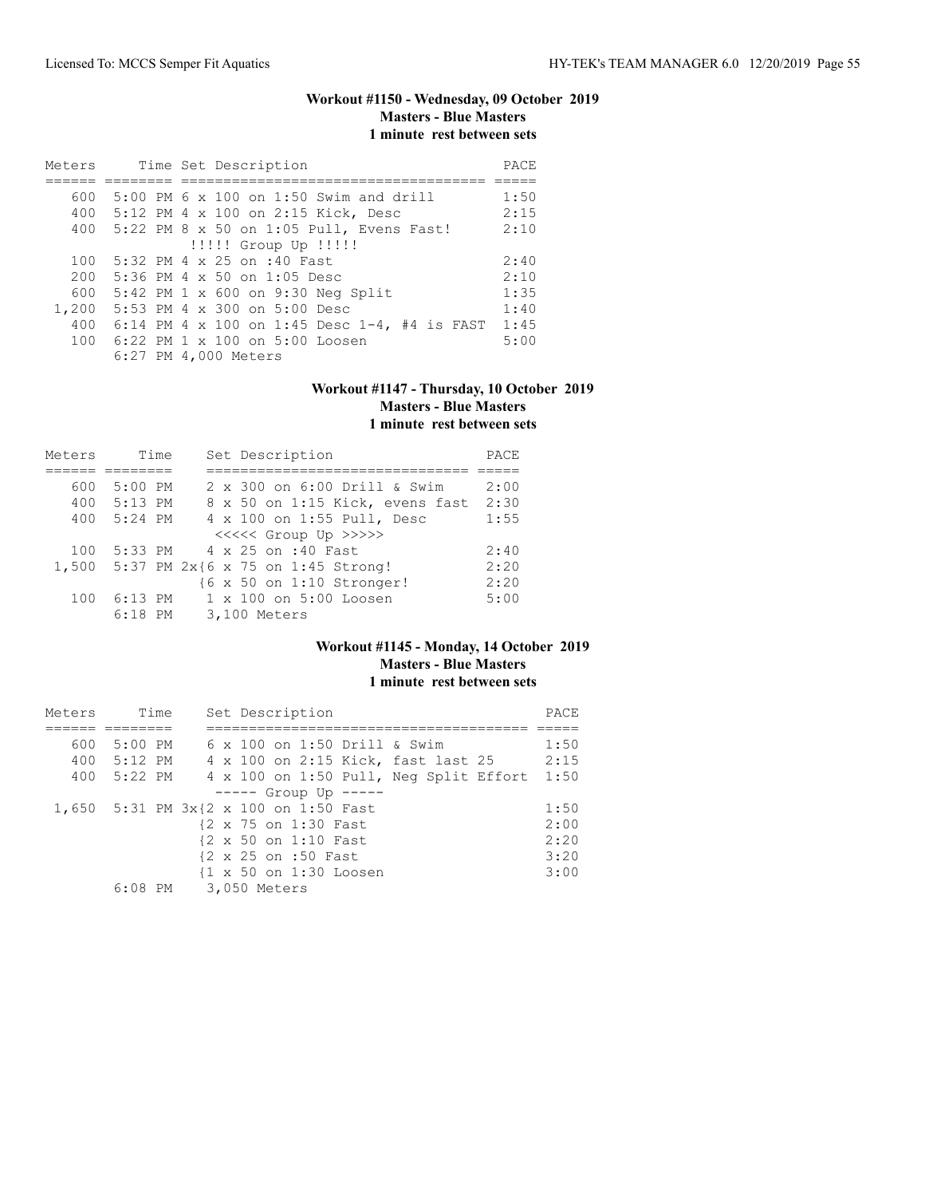**Workout #1150 - Wednesday, 09 October 2019**
**Masters - Blue Masters**
**1 minute rest between sets**

| Meters | Time | Set Description | PACE |
|---|---|---|---|
| 600 | 5:00 PM | 6 x 100 on 1:50 Swim and drill | 1:50 |
| 400 | 5:12 PM | 4 x 100 on 2:15 Kick, Desc | 2:15 |
| 400 | 5:22 PM | 8 x 50 on 1:05 Pull, Evens Fast! | 2:10 |
| | | !!!!! Group Up !!!!! | |
| 100 | 5:32 PM | 4 x 25 on :40 Fast | 2:40 |
| 200 | 5:36 PM | 4 x 50 on 1:05 Desc | 2:10 |
| 600 | 5:42 PM | 1 x 600 on 9:30 Neg Split | 1:35 |
| 1,200 | 5:53 PM | 4 x 300 on 5:00 Desc | 1:40 |
| 400 | 6:14 PM | 4 x 100 on 1:45 Desc 1-4, #4 is FAST | 1:45 |
| 100 | 6:22 PM | 1 x 100 on 5:00 Loosen | 5:00 |
| | 6:27 PM | 4,000 Meters | |

**Workout #1147 - Thursday, 10 October 2019**
**Masters - Blue Masters**
**1 minute rest between sets**

| Meters | Time | Set Description | PACE |
|---|---|---|---|
| 600 | 5:00 PM | 2 x 300 on 6:00 Drill & Swim | 2:00 |
| 400 | 5:13 PM | 8 x 50 on 1:15 Kick, evens fast | 2:30 |
| 400 | 5:24 PM | 4 x 100 on 1:55 Pull, Desc | 1:55 |
| | | <<<<< Group Up >>>>> | |
| 100 | 5:33 PM | 4 x 25 on :40 Fast | 2:40 |
| 1,500 | 5:37 PM | 2x{6 x 75 on 1:45 Strong! | 2:20 |
| | | {6 x 50 on 1:10 Stronger! | 2:20 |
| 100 | 6:13 PM | 1 x 100 on 5:00 Loosen | 5:00 |
| | 6:18 PM | 3,100 Meters | |

**Workout #1145 - Monday, 14 October 2019**
**Masters - Blue Masters**
**1 minute rest between sets**

| Meters | Time | Set Description | PACE |
|---|---|---|---|
| 600 | 5:00 PM | 6 x 100 on 1:50 Drill & Swim | 1:50 |
| 400 | 5:12 PM | 4 x 100 on 2:15 Kick, fast last 25 | 2:15 |
| 400 | 5:22 PM | 4 x 100 on 1:50 Pull, Neg Split Effort | 1:50 |
| | | ----- Group Up ----- | |
| 1,650 | 5:31 PM | 3x{2 x 100 on 1:50 Fast | 1:50 |
| | | {2 x 75 on 1:30 Fast | 2:00 |
| | | {2 x 50 on 1:10 Fast | 2:20 |
| | | {2 x 25 on :50 Fast | 3:20 |
| | | {1 x 50 on 1:30 Loosen | 3:00 |
| | 6:08 PM | 3,050 Meters | |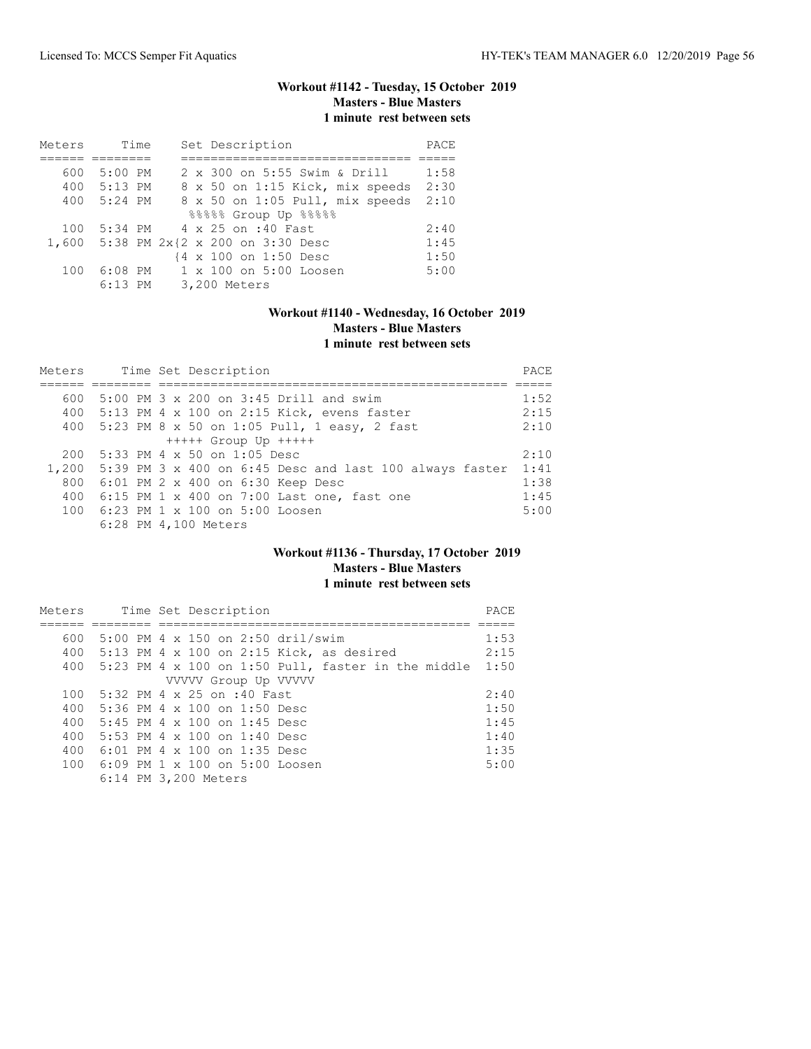### Workout #1142 - Tuesday, 15 October 2019
### Masters - Blue Masters
### 1 minute rest between sets

| Meters | Time | Set Description | PACE |
|---|---|---|---|
| 600 | 5:00 PM | 2 x 300 on 5:55 Swim & Drill | 1:58 |
| 400 | 5:13 PM | 8 x 50 on 1:15 Kick, mix speeds | 2:30 |
| 400 | 5:24 PM | 8 x 50 on 1:05 Pull, mix speeds | 2:10 |
| | | %%%%% Group Up %%%%% | |
| 100 | 5:34 PM | 4 x 25 on :40 Fast | 2:40 |
| 1,600 | 5:38 PM | 2x{2 x 200 on 3:30 Desc | 1:45 |
| | | {4 x 100 on 1:50 Desc | 1:50 |
| 100 | 6:08 PM | 1 x 100 on 5:00 Loosen | 5:00 |
| | 6:13 PM | 3,200 Meters | |

### Workout #1140 - Wednesday, 16 October 2019
### Masters - Blue Masters
### 1 minute rest between sets

| Meters | Time | Set Description | PACE |
|---|---|---|---|
| 600 | 5:00 PM | 3 x 200 on 3:45 Drill and swim | 1:52 |
| 400 | 5:13 PM | 4 x 100 on 2:15 Kick, evens faster | 2:15 |
| 400 | 5:23 PM | 8 x 50 on 1:05 Pull, 1 easy, 2 fast | 2:10 |
| | | +++++ Group Up +++++ | |
| 200 | 5:33 PM | 4 x 50 on 1:05 Desc | 2:10 |
| 1,200 | 5:39 PM | 3 x 400 on 6:45 Desc and last 100 always faster | 1:41 |
| 800 | 6:01 PM | 2 x 400 on 6:30 Keep Desc | 1:38 |
| 400 | 6:15 PM | 1 x 400 on 7:00 Last one, fast one | 1:45 |
| 100 | 6:23 PM | 1 x 100 on 5:00 Loosen | 5:00 |
| | 6:28 PM | 4,100 Meters | |

### Workout #1136 - Thursday, 17 October 2019
### Masters - Blue Masters
### 1 minute rest between sets

| Meters | Time | Set Description | PACE |
|---|---|---|---|
| 600 | 5:00 PM | 4 x 150 on 2:50 dril/swim | 1:53 |
| 400 | 5:13 PM | 4 x 100 on 2:15 Kick, as desired | 2:15 |
| 400 | 5:23 PM | 4 x 100 on 1:50 Pull, faster in the middle | 1:50 |
| | | VVVVV Group Up VVVVV | |
| 100 | 5:32 PM | 4 x 25 on :40 Fast | 2:40 |
| 400 | 5:36 PM | 4 x 100 on 1:50 Desc | 1:50 |
| 400 | 5:45 PM | 4 x 100 on 1:45 Desc | 1:45 |
| 400 | 5:53 PM | 4 x 100 on 1:40 Desc | 1:40 |
| 400 | 6:01 PM | 4 x 100 on 1:35 Desc | 1:35 |
| 100 | 6:09 PM | 1 x 100 on 5:00 Loosen | 5:00 |
| | 6:14 PM | 3,200 Meters | |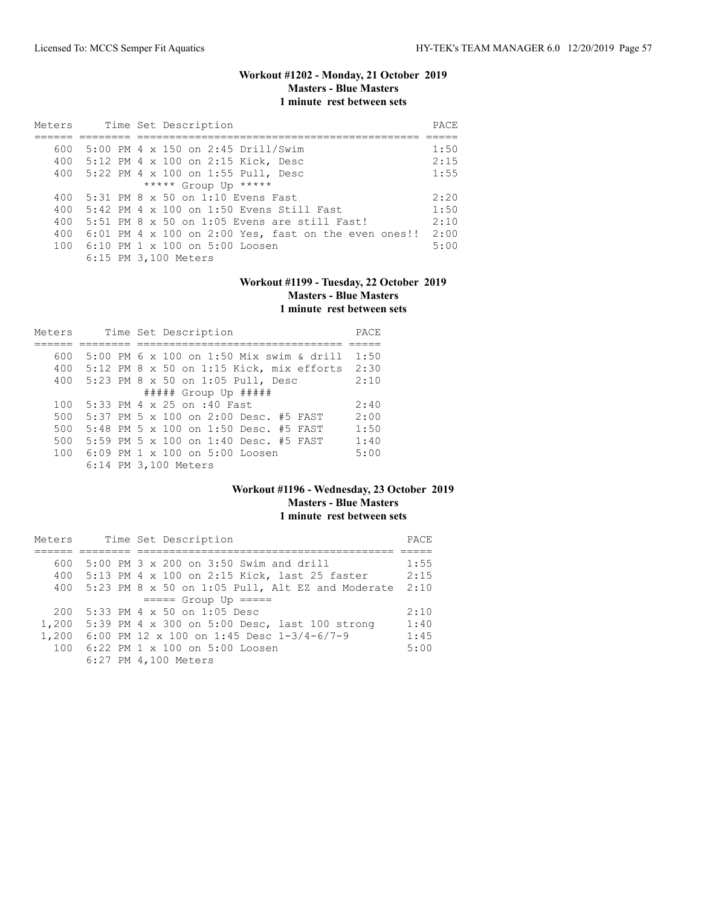### Workout #1202 - Monday, 21 October 2019
**Masters - Blue Masters**
**1 minute rest between sets**

| Meters | Time | Set Description | PACE |
|---|---|---|---|
| 600 | 5:00 PM | 4 x 150 on 2:45 Drill/Swim | 1:50 |
| 400 | 5:12 PM | 4 x 100 on 2:15 Kick, Desc | 2:15 |
| 400 | 5:22 PM | 4 x 100 on 1:55 Pull, Desc | 1:55 |
| | | ***** Group Up ***** | |
| 400 | 5:31 PM | 8 x 50 on 1:10 Evens Fast | 2:20 |
| 400 | 5:42 PM | 4 x 100 on 1:50 Evens Still Fast | 1:50 |
| 400 | 5:51 PM | 8 x 50 on 1:05 Evens are still Fast! | 2:10 |
| 400 | 6:01 PM | 4 x 100 on 2:00 Yes, fast on the even ones!! | 2:00 |
| 100 | 6:10 PM | 1 x 100 on 5:00 Loosen | 5:00 |
| | 6:15 PM | 3,100 Meters | |

### Workout #1199 - Tuesday, 22 October 2019
**Masters - Blue Masters**
**1 minute rest between sets**

| Meters | Time | Set Description | PACE |
|---|---|---|---|
| 600 | 5:00 PM | 6 x 100 on 1:50 Mix swim & drill | 1:50 |
| 400 | 5:12 PM | 8 x 50 on 1:15 Kick, mix efforts | 2:30 |
| 400 | 5:23 PM | 8 x 50 on 1:05 Pull, Desc | 2:10 |
| | | ##### Group Up ##### | |
| 100 | 5:33 PM | 4 x 25 on :40 Fast | 2:40 |
| 500 | 5:37 PM | 5 x 100 on 2:00 Desc. #5 FAST | 2:00 |
| 500 | 5:48 PM | 5 x 100 on 1:50 Desc. #5 FAST | 1:50 |
| 500 | 5:59 PM | 5 x 100 on 1:40 Desc. #5 FAST | 1:40 |
| 100 | 6:09 PM | 1 x 100 on 5:00 Loosen | 5:00 |
| | 6:14 PM | 3,100 Meters | |

### Workout #1196 - Wednesday, 23 October 2019
**Masters - Blue Masters**
**1 minute rest between sets**

| Meters | Time | Set Description | PACE |
|---|---|---|---|
| 600 | 5:00 PM | 3 x 200 on 3:50 Swim and drill | 1:55 |
| 400 | 5:13 PM | 4 x 100 on 2:15 Kick, last 25 faster | 2:15 |
| 400 | 5:23 PM | 8 x 50 on 1:05 Pull, Alt EZ and Moderate | 2:10 |
| | | ===== Group Up ===== | |
| 200 | 5:33 PM | 4 x 50 on 1:05 Desc | 2:10 |
| 1,200 | 5:39 PM | 4 x 300 on 5:00 Desc, last 100 strong | 1:40 |
| 1,200 | 6:00 PM | 12 x 100 on 1:45 Desc 1-3/4-6/7-9 | 1:45 |
| 100 | 6:22 PM | 1 x 100 on 5:00 Loosen | 5:00 |
| | 6:27 PM | 4,100 Meters | |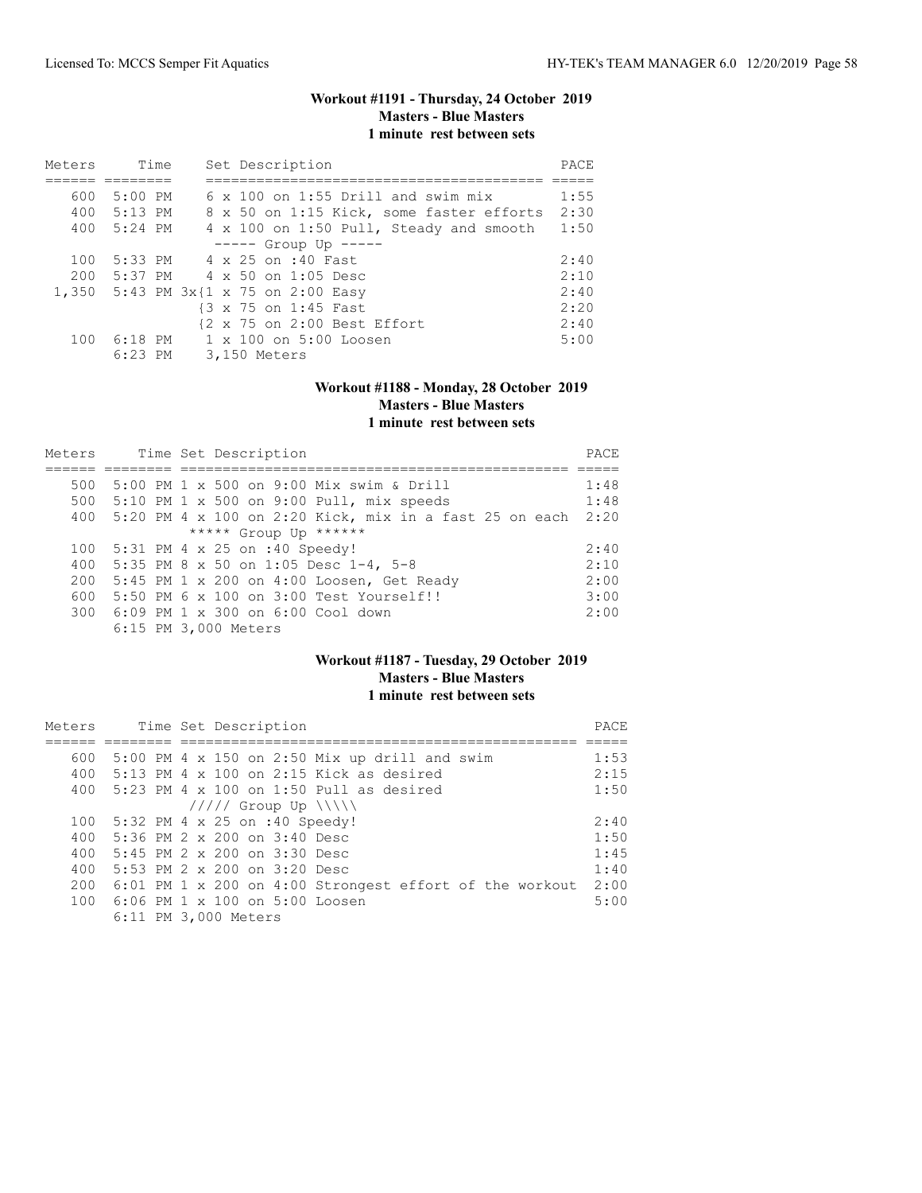### Workout #1191 - Thursday, 24 October 2019
### Masters - Blue Masters
### 1 minute rest between sets

| Meters | Time | Set Description | PACE |
|---|---|---|---|
| 600 | 5:00 PM | 6 x 100 on 1:55 Drill and swim mix | 1:55 |
| 400 | 5:13 PM | 8 x 50 on 1:15 Kick, some faster efforts | 2:30 |
| 400 | 5:24 PM | 4 x 100 on 1:50 Pull, Steady and smooth | 1:50 |
| | | ----- Group Up ----- | |
| 100 | 5:33 PM | 4 x 25 on :40 Fast | 2:40 |
| 200 | 5:37 PM | 4 x 50 on 1:05 Desc | 2:10 |
| 1,350 | 5:43 PM | 3x{1 x 75 on 2:00 Easy | 2:40 |
| | | {3 x 75 on 1:45 Fast | 2:20 |
| | | {2 x 75 on 2:00 Best Effort | 2:40 |
| 100 | 6:18 PM | 1 x 100 on 5:00 Loosen | 5:00 |
| | 6:23 PM | 3,150 Meters | |

### Workout #1188 - Monday, 28 October 2019
### Masters - Blue Masters
### 1 minute rest between sets

| Meters | Time | Set Description | PACE |
|---|---|---|---|
| 500 | 5:00 PM | 1 x 500 on 9:00 Mix swim & Drill | 1:48 |
| 500 | 5:10 PM | 1 x 500 on 9:00 Pull, mix speeds | 1:48 |
| 400 | 5:20 PM | 4 x 100 on 2:20 Kick, mix in a fast 25 on each | 2:20 |
| | | ***** Group Up ****** | |
| 100 | 5:31 PM | 4 x 25 on :40 Speedy! | 2:40 |
| 400 | 5:35 PM | 8 x 50 on 1:05 Desc 1-4, 5-8 | 2:10 |
| 200 | 5:45 PM | 1 x 200 on 4:00 Loosen, Get Ready | 2:00 |
| 600 | 5:50 PM | 6 x 100 on 3:00 Test Yourself!! | 3:00 |
| 300 | 6:09 PM | 1 x 300 on 6:00 Cool down | 2:00 |
| | 6:15 PM | 3,000 Meters | |

### Workout #1187 - Tuesday, 29 October 2019
### Masters - Blue Masters
### 1 minute rest between sets

| Meters | Time | Set Description | PACE |
|---|---|---|---|
| 600 | 5:00 PM | 4 x 150 on 2:50 Mix up drill and swim | 1:53 |
| 400 | 5:13 PM | 4 x 100 on 2:15 Kick as desired | 2:15 |
| 400 | 5:23 PM | 4 x 100 on 1:50 Pull as desired | 1:50 |
| | | ///// Group Up \\\\\ | |
| 100 | 5:32 PM | 4 x 25 on :40 Speedy! | 2:40 |
| 400 | 5:36 PM | 2 x 200 on 3:40 Desc | 1:50 |
| 400 | 5:45 PM | 2 x 200 on 3:30 Desc | 1:45 |
| 400 | 5:53 PM | 2 x 200 on 3:20 Desc | 1:40 |
| 200 | 6:01 PM | 1 x 200 on 4:00 Strongest effort of the workout | 2:00 |
| 100 | 6:06 PM | 1 x 100 on 5:00 Loosen | 5:00 |
| | 6:11 PM | 3,000 Meters | |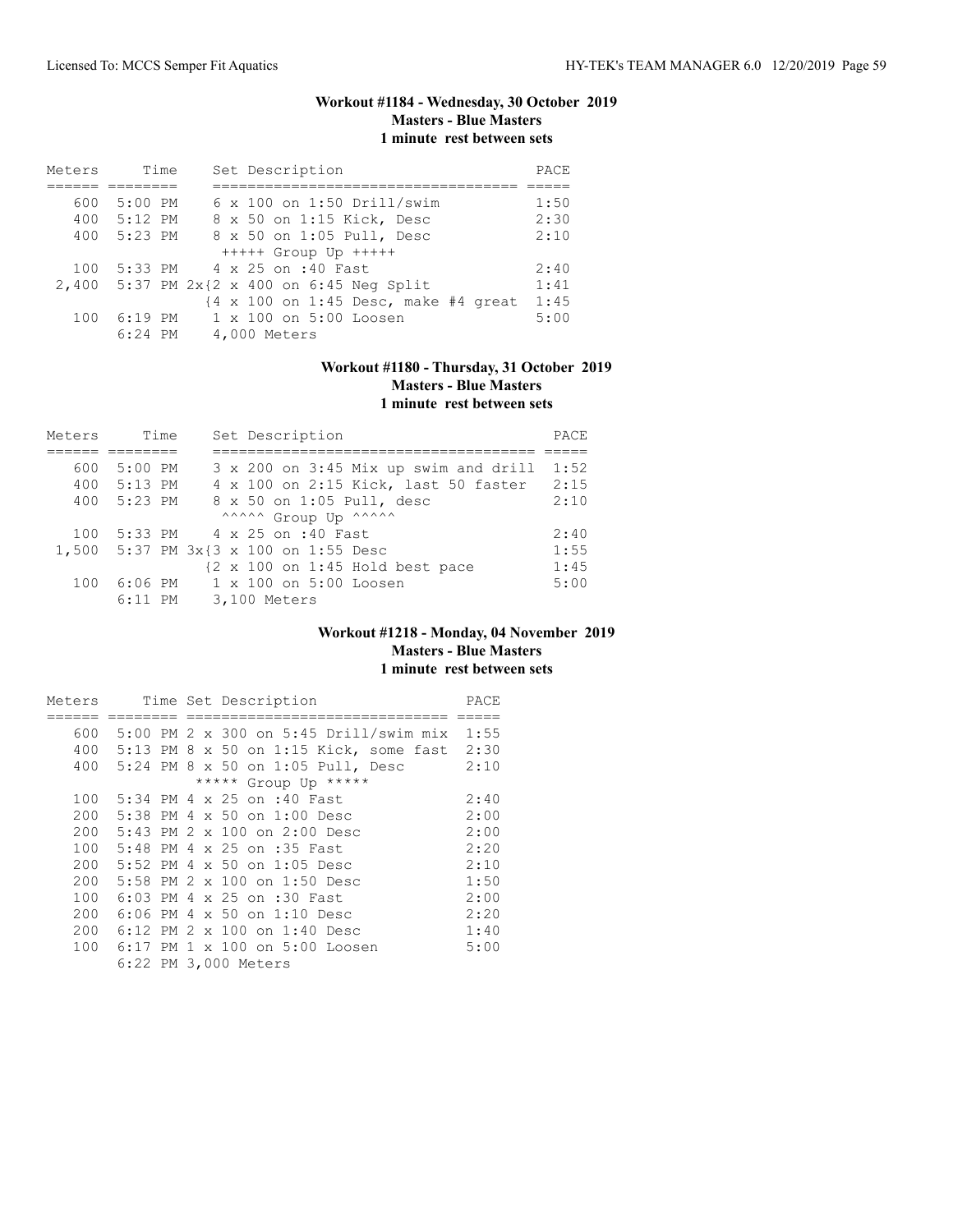### Workout #1184 - Wednesday, 30 October 2019
**Masters - Blue Masters**
**1 minute rest between sets**

| Meters | Time | Set Description | PACE |
|---|---|---|---|
| 600 | 5:00 PM | 6 x 100 on 1:50 Drill/swim | 1:50 |
| 400 | 5:12 PM | 8 x 50 on 1:15 Kick, Desc | 2:30 |
| 400 | 5:23 PM | 8 x 50 on 1:05 Pull, Desc | 2:10 |
| | | +++++ Group Up +++++ | |
| 100 | 5:33 PM | 4 x 25 on :40 Fast | 2:40 |
| 2,400 | 5:37 PM | 2x{2 x 400 on 6:45 Neg Split | 1:41 |
| | | {4 x 100 on 1:45 Desc, make #4 great | 1:45 |
| 100 | 6:19 PM | 1 x 100 on 5:00 Loosen | 5:00 |
| | 6:24 PM | 4,000 Meters | |

### Workout #1180 - Thursday, 31 October 2019
**Masters - Blue Masters**
**1 minute rest between sets**

| Meters | Time | Set Description | PACE |
|---|---|---|---|
| 600 | 5:00 PM | 3 x 200 on 3:45 Mix up swim and drill | 1:52 |
| 400 | 5:13 PM | 4 x 100 on 2:15 Kick, last 50 faster | 2:15 |
| 400 | 5:23 PM | 8 x 50 on 1:05 Pull, desc | 2:10 |
| | | ^^^^^ Group Up ^^^^^ | |
| 100 | 5:33 PM | 4 x 25 on :40 Fast | 2:40 |
| 1,500 | 5:37 PM | 3x{3 x 100 on 1:55 Desc | 1:55 |
| | | {2 x 100 on 1:45 Hold best pace | 1:45 |
| 100 | 6:06 PM | 1 x 100 on 5:00 Loosen | 5:00 |
| | 6:11 PM | 3,100 Meters | |

### Workout #1218 - Monday, 04 November 2019
**Masters - Blue Masters**
**1 minute rest between sets**

| Meters | Time | Set Description | PACE |
|---|---|---|---|
| 600 | 5:00 PM | 2 x 300 on 5:45 Drill/swim mix | 1:55 |
| 400 | 5:13 PM | 8 x 50 on 1:15 Kick, some fast | 2:30 |
| 400 | 5:24 PM | 8 x 50 on 1:05 Pull, Desc | 2:10 |
| | | ***** Group Up ***** | |
| 100 | 5:34 PM | 4 x 25 on :40 Fast | 2:40 |
| 200 | 5:38 PM | 4 x 50 on 1:00 Desc | 2:00 |
| 200 | 5:43 PM | 2 x 100 on 2:00 Desc | 2:00 |
| 100 | 5:48 PM | 4 x 25 on :35 Fast | 2:20 |
| 200 | 5:52 PM | 4 x 50 on 1:05 Desc | 2:10 |
| 200 | 5:58 PM | 2 x 100 on 1:50 Desc | 1:50 |
| 100 | 6:03 PM | 4 x 25 on :30 Fast | 2:00 |
| 200 | 6:06 PM | 4 x 50 on 1:10 Desc | 2:20 |
| 200 | 6:12 PM | 2 x 100 on 1:40 Desc | 1:40 |
| 100 | 6:17 PM | 1 x 100 on 5:00 Loosen | 5:00 |
| | 6:22 PM | 3,000 Meters | |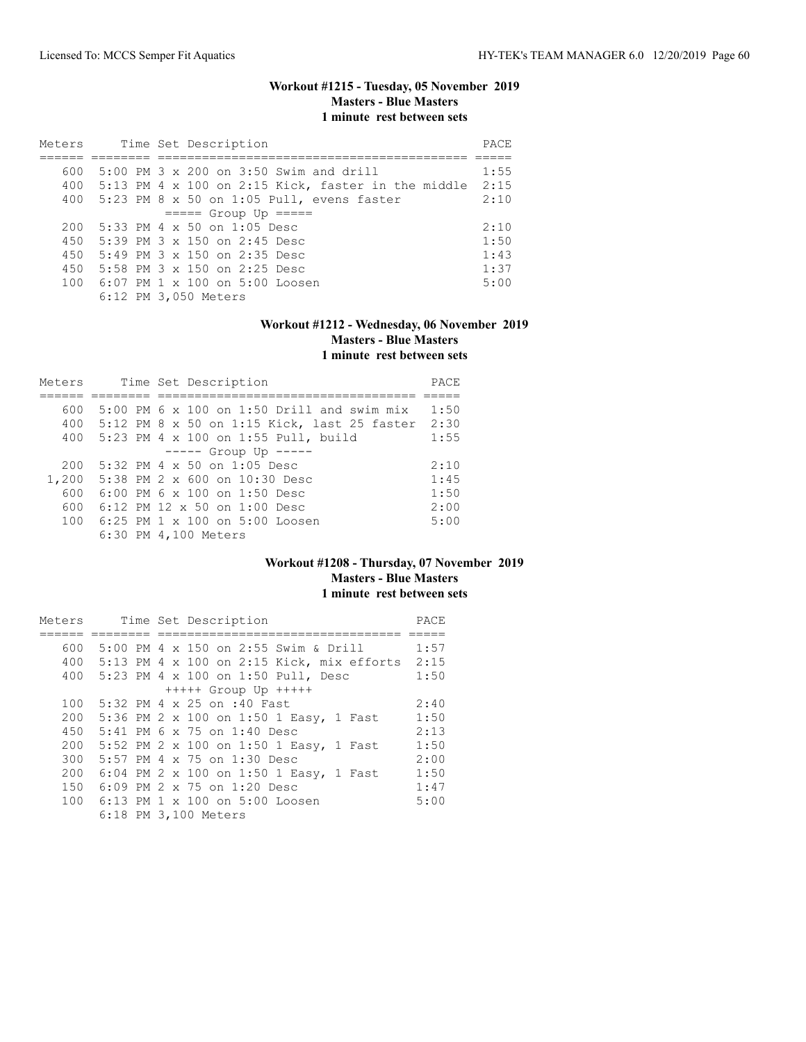### Workout #1215 - Tuesday, 05 November 2019
**Masters - Blue Masters**
**1 minute rest between sets**

| Meters | Time | Set Description | PACE |
|---|---|---|---|
| 600 | 5:00 PM | 3 x 200 on 3:50 Swim and drill | 1:55 |
| 400 | 5:13 PM | 4 x 100 on 2:15 Kick, faster in the middle | 2:15 |
| 400 | 5:23 PM | 8 x 50 on 1:05 Pull, evens faster | 2:10 |
| | | ===== Group Up ===== | |
| 200 | 5:33 PM | 4 x 50 on 1:05 Desc | 2:10 |
| 450 | 5:39 PM | 3 x 150 on 2:45 Desc | 1:50 |
| 450 | 5:49 PM | 3 x 150 on 2:35 Desc | 1:43 |
| 450 | 5:58 PM | 3 x 150 on 2:25 Desc | 1:37 |
| 100 | 6:07 PM | 1 x 100 on 5:00 Loosen | 5:00 |
| | 6:12 PM | 3,050 Meters | |

### Workout #1212 - Wednesday, 06 November 2019
**Masters - Blue Masters**
**1 minute rest between sets**

| Meters | Time | Set Description | PACE |
|---|---|---|---|
| 600 | 5:00 PM | 6 x 100 on 1:50 Drill and swim mix | 1:50 |
| 400 | 5:12 PM | 8 x 50 on 1:15 Kick, last 25 faster | 2:30 |
| 400 | 5:23 PM | 4 x 100 on 1:55 Pull, build | 1:55 |
| | | ----- Group Up ----- | |
| 200 | 5:32 PM | 4 x 50 on 1:05 Desc | 2:10 |
| 1,200 | 5:38 PM | 2 x 600 on 10:30 Desc | 1:45 |
| 600 | 6:00 PM | 6 x 100 on 1:50 Desc | 1:50 |
| 600 | 6:12 PM | 12 x 50 on 1:00 Desc | 2:00 |
| 100 | 6:25 PM | 1 x 100 on 5:00 Loosen | 5:00 |
| | 6:30 PM | 4,100 Meters | |

### Workout #1208 - Thursday, 07 November 2019
**Masters - Blue Masters**
**1 minute rest between sets**

| Meters | Time | Set Description | PACE |
|---|---|---|---|
| 600 | 5:00 PM | 4 x 150 on 2:55 Swim & Drill | 1:57 |
| 400 | 5:13 PM | 4 x 100 on 2:15 Kick, mix efforts | 2:15 |
| 400 | 5:23 PM | 4 x 100 on 1:50 Pull, Desc | 1:50 |
| | | +++++ Group Up +++++ | |
| 100 | 5:32 PM | 4 x 25 on :40 Fast | 2:40 |
| 200 | 5:36 PM | 2 x 100 on 1:50 1 Easy, 1 Fast | 1:50 |
| 450 | 5:41 PM | 6 x 75 on 1:40 Desc | 2:13 |
| 200 | 5:52 PM | 2 x 100 on 1:50 1 Easy, 1 Fast | 1:50 |
| 300 | 5:57 PM | 4 x 75 on 1:30 Desc | 2:00 |
| 200 | 6:04 PM | 2 x 100 on 1:50 1 Easy, 1 Fast | 1:50 |
| 150 | 6:09 PM | 2 x 75 on 1:20 Desc | 1:47 |
| 100 | 6:13 PM | 1 x 100 on 5:00 Loosen | 5:00 |
| | 6:18 PM | 3,100 Meters | |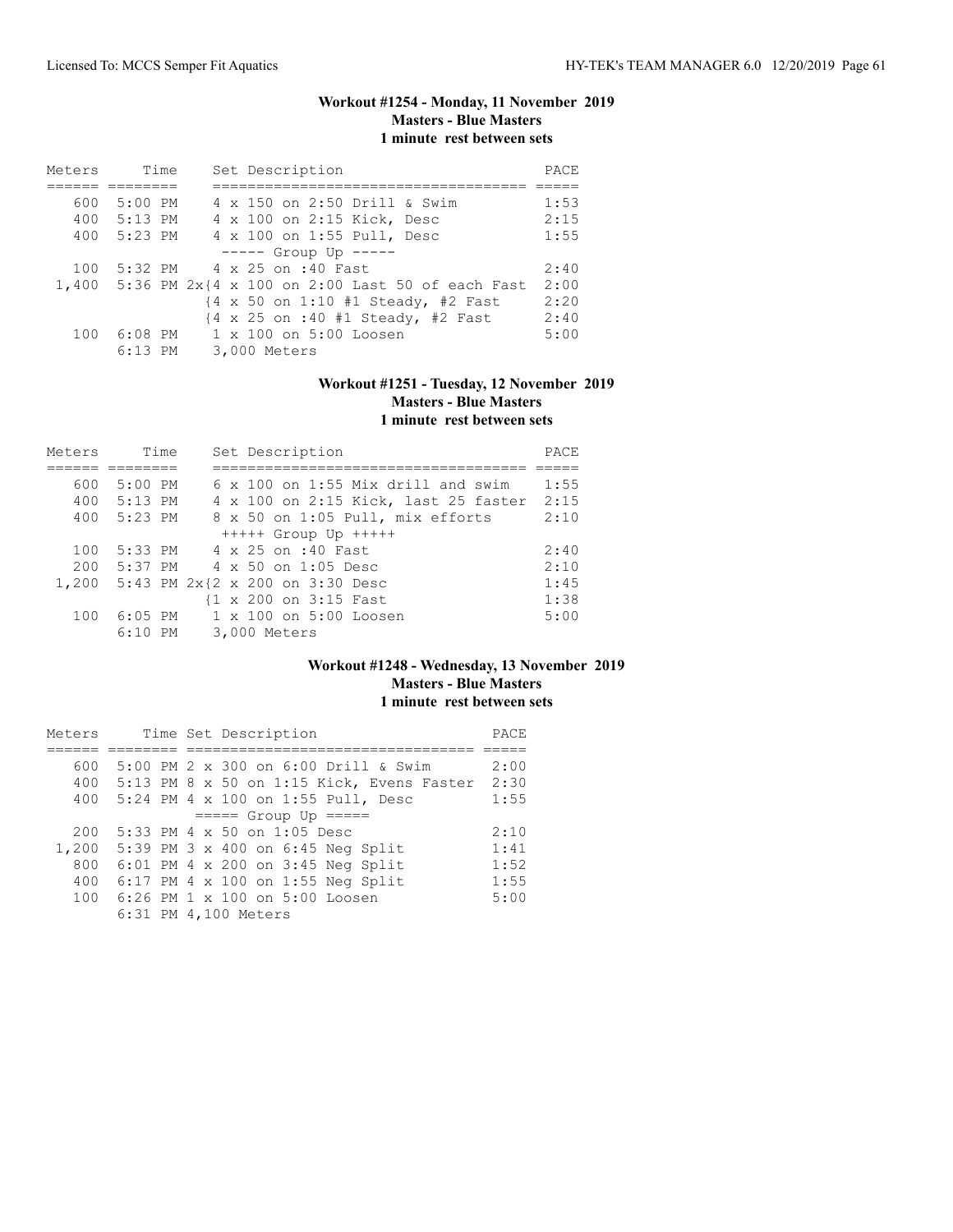### Workout #1254 - Monday, 11 November 2019
**Masters - Blue Masters**
**1 minute rest between sets**

| Meters | Time | Set Description | PACE |
|---|---|---|---|
| 600 | 5:00 PM | 4 x 150 on 2:50 Drill & Swim | 1:53 |
| 400 | 5:13 PM | 4 x 100 on 2:15 Kick, Desc | 2:15 |
| 400 | 5:23 PM | 4 x 100 on 1:55 Pull, Desc | 1:55 |
| | | ----- Group Up ----- | |
| 100 | 5:32 PM | 4 x 25 on :40 Fast | 2:40 |
| 1,400 | 5:36 PM | 2x{4 x 100 on 2:00 Last 50 of each Fast | 2:00 |
| | | {4 x 50 on 1:10 #1 Steady, #2 Fast | 2:20 |
| | | {4 x 25 on :40 #1 Steady, #2 Fast | 2:40 |
| 100 | 6:08 PM | 1 x 100 on 5:00 Loosen | 5:00 |
| | 6:13 PM | 3,000 Meters | |

### Workout #1251 - Tuesday, 12 November 2019
**Masters - Blue Masters**
**1 minute rest between sets**

| Meters | Time | Set Description | PACE |
|---|---|---|---|
| 600 | 5:00 PM | 6 x 100 on 1:55 Mix drill and swim | 1:55 |
| 400 | 5:13 PM | 4 x 100 on 2:15 Kick, last 25 faster | 2:15 |
| 400 | 5:23 PM | 8 x 50 on 1:05 Pull, mix efforts | 2:10 |
| | | +++++ Group Up +++++ | |
| 100 | 5:33 PM | 4 x 25 on :40 Fast | 2:40 |
| 200 | 5:37 PM | 4 x 50 on 1:05 Desc | 2:10 |
| 1,200 | 5:43 PM | 2x{2 x 200 on 3:30 Desc | 1:45 |
| | | {1 x 200 on 3:15 Fast | 1:38 |
| 100 | 6:05 PM | 1 x 100 on 5:00 Loosen | 5:00 |
| | 6:10 PM | 3,000 Meters | |

### Workout #1248 - Wednesday, 13 November 2019
**Masters - Blue Masters**
**1 minute rest between sets**

| Meters | Time | Set Description | PACE |
|---|---|---|---|
| 600 | 5:00 PM | 2 x 300 on 6:00 Drill & Swim | 2:00 |
| 400 | 5:13 PM | 8 x 50 on 1:15 Kick, Evens Faster | 2:30 |
| 400 | 5:24 PM | 4 x 100 on 1:55 Pull, Desc | 1:55 |
| | | ===== Group Up ===== | |
| 200 | 5:33 PM | 4 x 50 on 1:05 Desc | 2:10 |
| 1,200 | 5:39 PM | 3 x 400 on 6:45 Neg Split | 1:41 |
| 800 | 6:01 PM | 4 x 200 on 3:45 Neg Split | 1:52 |
| 400 | 6:17 PM | 4 x 100 on 1:55 Neg Split | 1:55 |
| 100 | 6:26 PM | 1 x 100 on 5:00 Loosen | 5:00 |
| | 6:31 PM | 4,100 Meters | |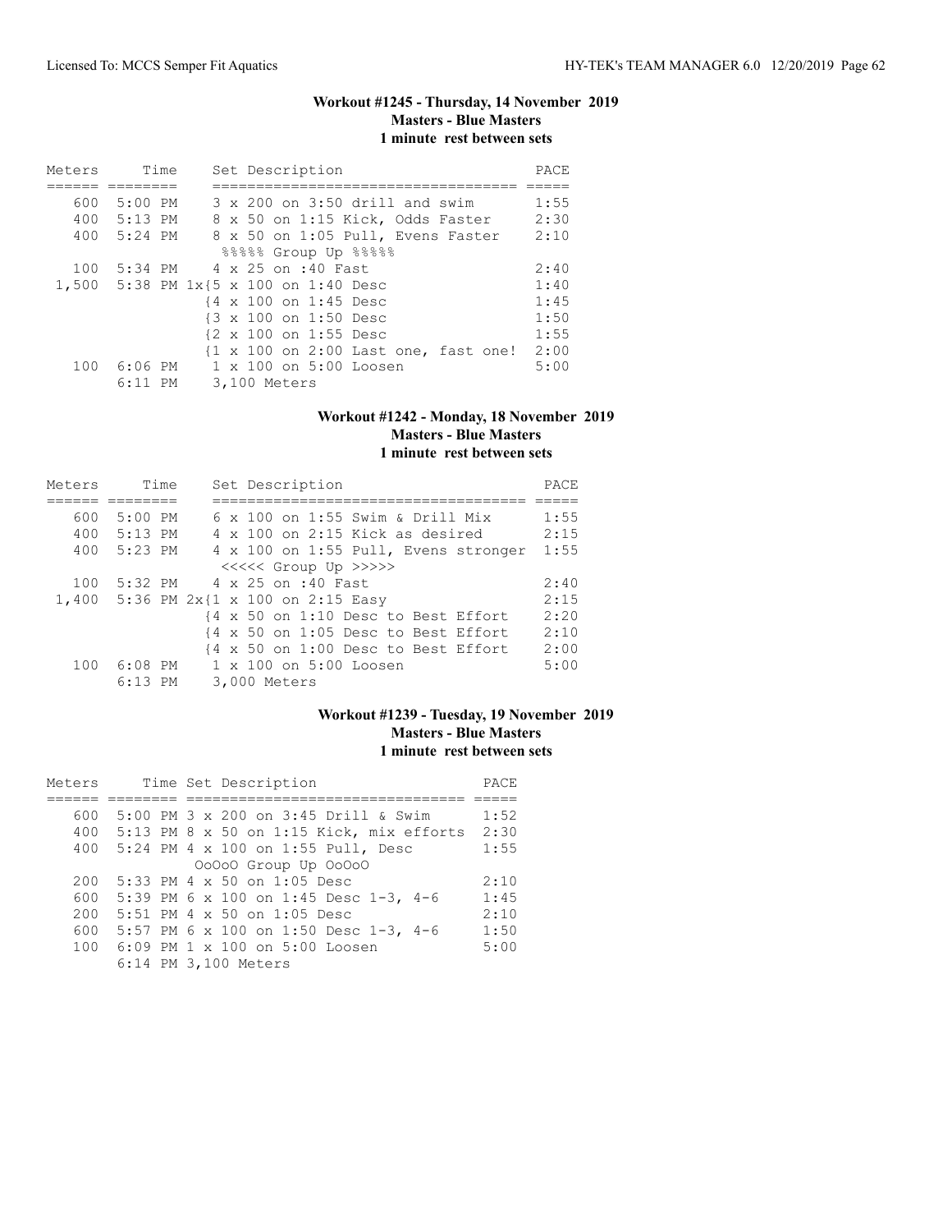### Workout #1245 - Thursday, 14 November 2019
**Masters - Blue Masters**
**1 minute rest between sets**

| Meters | Time | Set Description | PACE |
|---|---|---|---|
| 600 | 5:00 PM | 3 x 200 on 3:50 drill and swim | 1:55 |
| 400 | 5:13 PM | 8 x 50 on 1:15 Kick, Odds Faster | 2:30 |
| 400 | 5:24 PM | 8 x 50 on 1:05 Pull, Evens Faster | 2:10 |
| | | %%%%% Group Up %%%%% | |
| 100 | 5:34 PM | 4 x 25 on :40 Fast | 2:40 |
| 1,500 | 5:38 PM | 1x{5 x 100 on 1:40 Desc | 1:40 |
| | | {4 x 100 on 1:45 Desc | 1:45 |
| | | {3 x 100 on 1:50 Desc | 1:50 |
| | | {2 x 100 on 1:55 Desc | 1:55 |
| | | {1 x 100 on 2:00 Last one, fast one! | 2:00 |
| 100 | 6:06 PM | 1 x 100 on 5:00 Loosen | 5:00 |
| | 6:11 PM | 3,100 Meters | |

### Workout #1242 - Monday, 18 November 2019
**Masters - Blue Masters**
**1 minute rest between sets**

| Meters | Time | Set Description | PACE |
|---|---|---|---|
| 600 | 5:00 PM | 6 x 100 on 1:55 Swim & Drill Mix | 1:55 |
| 400 | 5:13 PM | 4 x 100 on 2:15 Kick as desired | 2:15 |
| 400 | 5:23 PM | 4 x 100 on 1:55 Pull, Evens stronger | 1:55 |
| | | <<<<< Group Up >>>>> | |
| 100 | 5:32 PM | 4 x 25 on :40 Fast | 2:40 |
| 1,400 | 5:36 PM | 2x{1 x 100 on 2:15 Easy | 2:15 |
| | | {4 x 50 on 1:10 Desc to Best Effort | 2:20 |
| | | {4 x 50 on 1:05 Desc to Best Effort | 2:10 |
| | | {4 x 50 on 1:00 Desc to Best Effort | 2:00 |
| 100 | 6:08 PM | 1 x 100 on 5:00 Loosen | 5:00 |
| | 6:13 PM | 3,000 Meters | |

### Workout #1239 - Tuesday, 19 November 2019
**Masters - Blue Masters**
**1 minute rest between sets**

| Meters | Time | Set Description | PACE |
|---|---|---|---|
| 600 | 5:00 PM | 3 x 200 on 3:45 Drill & Swim | 1:52 |
| 400 | 5:13 PM | 8 x 50 on 1:15 Kick, mix efforts | 2:30 |
| 400 | 5:24 PM | 4 x 100 on 1:55 Pull, Desc | 1:55 |
| | | OoOoO Group Up OoOoO | |
| 200 | 5:33 PM | 4 x 50 on 1:05 Desc | 2:10 |
| 600 | 5:39 PM | 6 x 100 on 1:45 Desc 1-3, 4-6 | 1:45 |
| 200 | 5:51 PM | 4 x 50 on 1:05 Desc | 2:10 |
| 600 | 5:57 PM | 6 x 100 on 1:50 Desc 1-3, 4-6 | 1:50 |
| 100 | 6:09 PM | 1 x 100 on 5:00 Loosen | 5:00 |
| | 6:14 PM | 3,100 Meters | |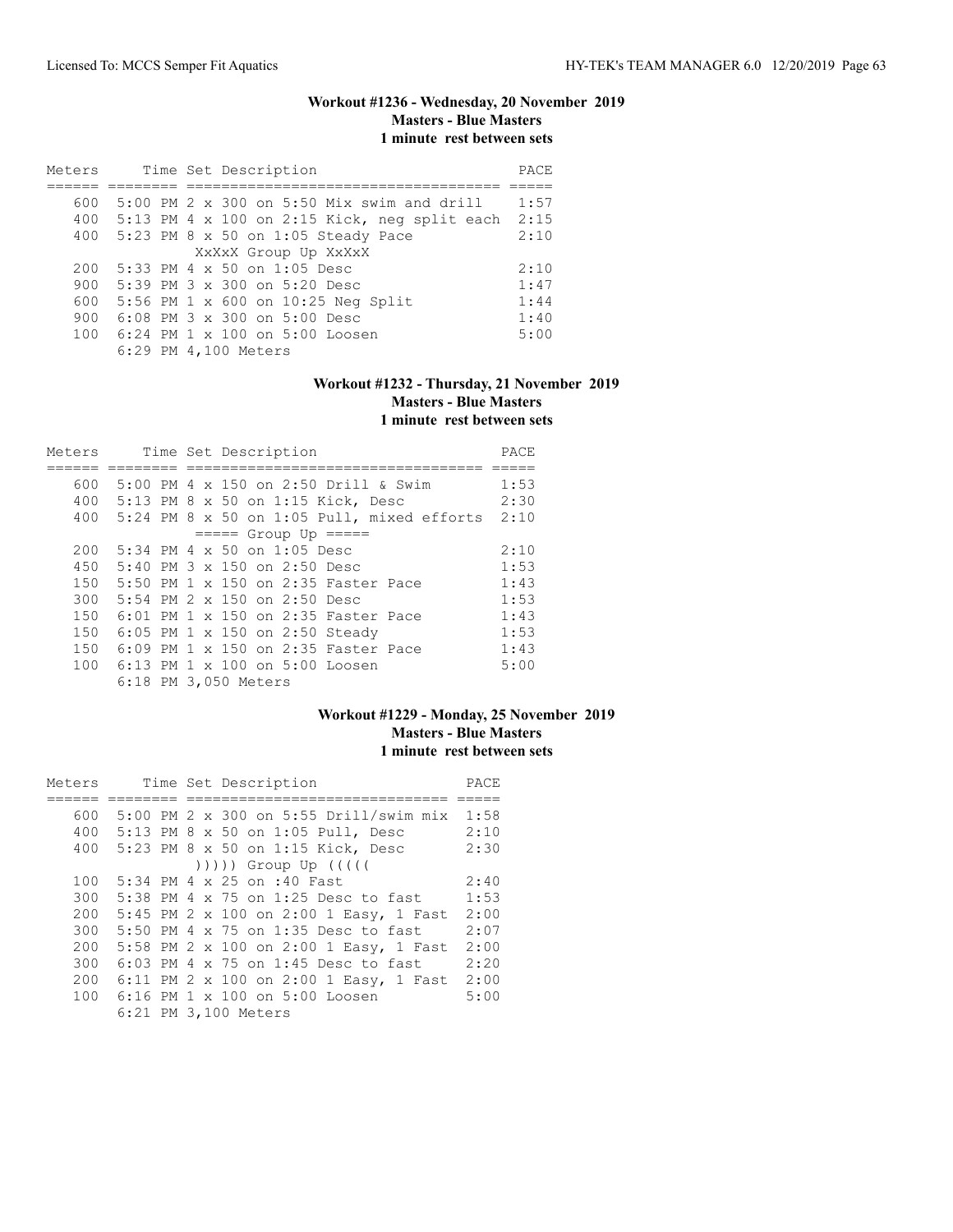### Workout #1236 - Wednesday, 20 November 2019
**Masters - Blue Masters**
**1 minute rest between sets**

| Meters | Time | Set Description | PACE |
|---|---|---|---|
| 600 | 5:00 PM | 2 x 300 on 5:50 Mix swim and drill | 1:57 |
| 400 | 5:13 PM | 4 x 100 on 2:15 Kick, neg split each | 2:15 |
| 400 | 5:23 PM | 8 x 50 on 1:05 Steady Pace | 2:10 |
| | | XxXxX Group Up XxXxX | |
| 200 | 5:33 PM | 4 x 50 on 1:05 Desc | 2:10 |
| 900 | 5:39 PM | 3 x 300 on 5:20 Desc | 1:47 |
| 600 | 5:56 PM | 1 x 600 on 10:25 Neg Split | 1:44 |
| 900 | 6:08 PM | 3 x 300 on 5:00 Desc | 1:40 |
| 100 | 6:24 PM | 1 x 100 on 5:00 Loosen | 5:00 |
| | 6:29 PM | 4,100 Meters | |

### Workout #1232 - Thursday, 21 November 2019
**Masters - Blue Masters**
**1 minute rest between sets**

| Meters | Time | Set Description | PACE |
|---|---|---|---|
| 600 | 5:00 PM | 4 x 150 on 2:50 Drill & Swim | 1:53 |
| 400 | 5:13 PM | 8 x 50 on 1:15 Kick, Desc | 2:30 |
| 400 | 5:24 PM | 8 x 50 on 1:05 Pull, mixed efforts | 2:10 |
| | | ===== Group Up ===== | |
| 200 | 5:34 PM | 4 x 50 on 1:05 Desc | 2:10 |
| 450 | 5:40 PM | 3 x 150 on 2:50 Desc | 1:53 |
| 150 | 5:50 PM | 1 x 150 on 2:35 Faster Pace | 1:43 |
| 300 | 5:54 PM | 2 x 150 on 2:50 Desc | 1:53 |
| 150 | 6:01 PM | 1 x 150 on 2:35 Faster Pace | 1:43 |
| 150 | 6:05 PM | 1 x 150 on 2:50 Steady | 1:53 |
| 150 | 6:09 PM | 1 x 150 on 2:35 Faster Pace | 1:43 |
| 100 | 6:13 PM | 1 x 100 on 5:00 Loosen | 5:00 |
| | 6:18 PM | 3,050 Meters | |

### Workout #1229 - Monday, 25 November 2019
**Masters - Blue Masters**
**1 minute rest between sets**

| Meters | Time | Set Description | PACE |
|---|---|---|---|
| 600 | 5:00 PM | 2 x 300 on 5:55 Drill/swim mix | 1:58 |
| 400 | 5:13 PM | 8 x 50 on 1:05 Pull, Desc | 2:10 |
| 400 | 5:23 PM | 8 x 50 on 1:15 Kick, Desc | 2:30 |
| | | ))))) Group Up ((((( | |
| 100 | 5:34 PM | 4 x 25 on :40 Fast | 2:40 |
| 300 | 5:38 PM | 4 x 75 on 1:25 Desc to fast | 1:53 |
| 200 | 5:45 PM | 2 x 100 on 2:00 1 Easy, 1 Fast | 2:00 |
| 300 | 5:50 PM | 4 x 75 on 1:35 Desc to fast | 2:07 |
| 200 | 5:58 PM | 2 x 100 on 2:00 1 Easy, 1 Fast | 2:00 |
| 300 | 6:03 PM | 4 x 75 on 1:45 Desc to fast | 2:20 |
| 200 | 6:11 PM | 2 x 100 on 2:00 1 Easy, 1 Fast | 2:00 |
| 100 | 6:16 PM | 1 x 100 on 5:00 Loosen | 5:00 |
| | 6:21 PM | 3,100 Meters | |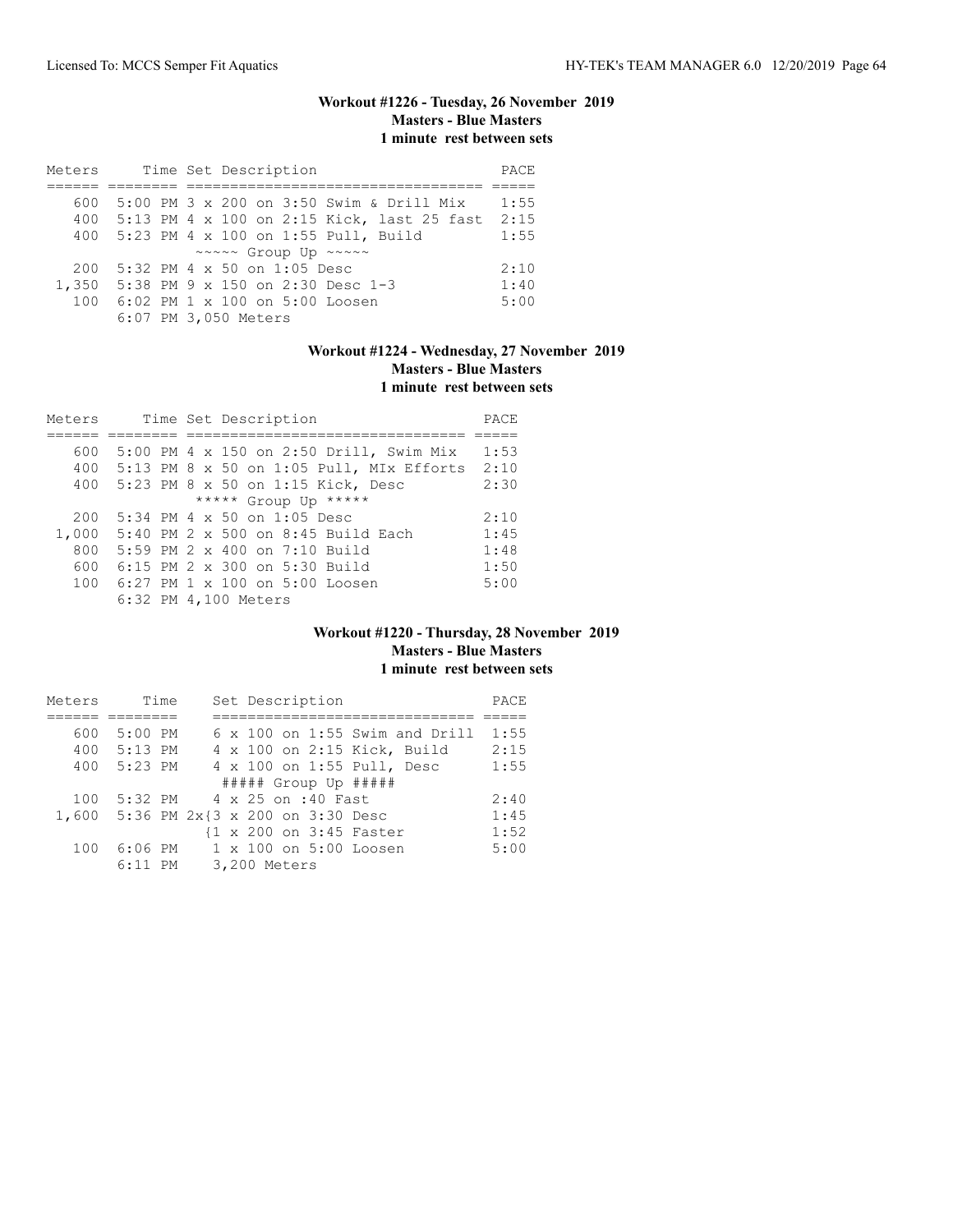### Workout #1226 - Tuesday, 26 November 2019
**Masters - Blue Masters**
**1 minute rest between sets**

| Meters | Time | Set Description | PACE |
|---|---|---|---|
| 600 | 5:00 PM | 3 x 200 on 3:50 Swim & Drill Mix | 1:55 |
| 400 | 5:13 PM | 4 x 100 on 2:15 Kick, last 25 fast | 2:15 |
| 400 | 5:23 PM | 4 x 100 on 1:55 Pull, Build | 1:55 |
| | | ~~~~~ Group Up ~~~~~ | |
| 200 | 5:32 PM | 4 x 50 on 1:05 Desc | 2:10 |
| 1,350 | 5:38 PM | 9 x 150 on 2:30 Desc 1-3 | 1:40 |
| 100 | 6:02 PM | 1 x 100 on 5:00 Loosen | 5:00 |
| | 6:07 PM | 3,050 Meters | |

### Workout #1224 - Wednesday, 27 November 2019
**Masters - Blue Masters**
**1 minute rest between sets**

| Meters | Time | Set Description | PACE |
|---|---|---|---|
| 600 | 5:00 PM | 4 x 150 on 2:50 Drill, Swim Mix | 1:53 |
| 400 | 5:13 PM | 8 x 50 on 1:05 Pull, MIx Efforts | 2:10 |
| 400 | 5:23 PM | 8 x 50 on 1:15 Kick, Desc | 2:30 |
| | | ***** Group Up ***** | |
| 200 | 5:34 PM | 4 x 50 on 1:05 Desc | 2:10 |
| 1,000 | 5:40 PM | 2 x 500 on 8:45 Build Each | 1:45 |
| 800 | 5:59 PM | 2 x 400 on 7:10 Build | 1:48 |
| 600 | 6:15 PM | 2 x 300 on 5:30 Build | 1:50 |
| 100 | 6:27 PM | 1 x 100 on 5:00 Loosen | 5:00 |
| | 6:32 PM | 4,100 Meters | |

### Workout #1220 - Thursday, 28 November 2019
**Masters - Blue Masters**
**1 minute rest between sets**

| Meters | Time | Set Description | PACE |
|---|---|---|---|
| 600 | 5:00 PM | 6 x 100 on 1:55 Swim and Drill | 1:55 |
| 400 | 5:13 PM | 4 x 100 on 2:15 Kick, Build | 2:15 |
| 400 | 5:23 PM | 4 x 100 on 1:55 Pull, Desc | 1:55 |
| | | ##### Group Up ##### | |
| 100 | 5:32 PM | 4 x 25 on :40 Fast | 2:40 |
| 1,600 | 5:36 PM | 2x{3 x 200 on 3:30 Desc | 1:45 |
| | | {1 x 200 on 3:45 Faster | 1:52 |
| 100 | 6:06 PM | 1 x 100 on 5:00 Loosen | 5:00 |
| | 6:11 PM | 3,200 Meters | |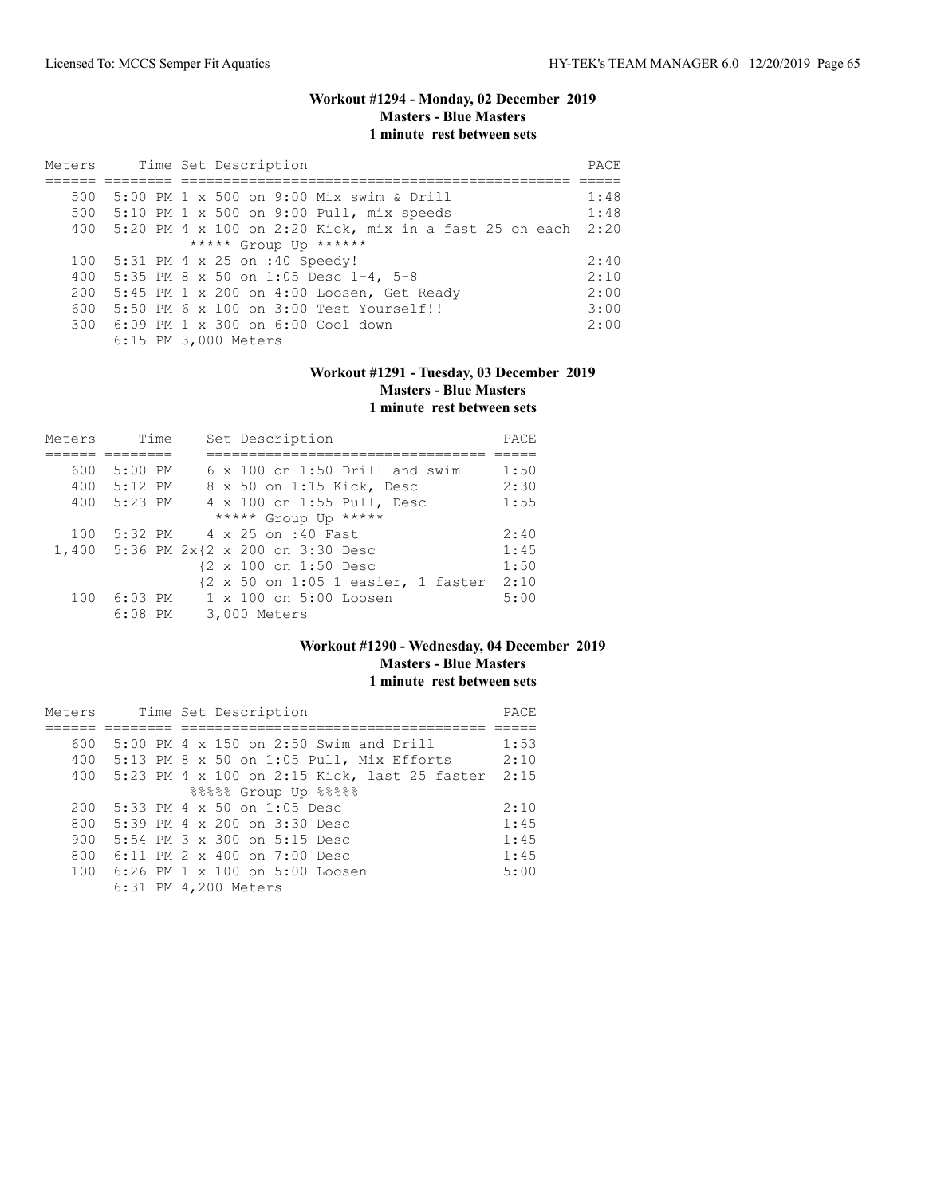### Workout #1294 - Monday, 02 December 2019
**Masters - Blue Masters**
**1 minute rest between sets**

| Meters | Time | Set Description | PACE |
|---|---|---|---|
| 500 | 5:00 PM | 1 x 500 on 9:00 Mix swim & Drill | 1:48 |
| 500 | 5:10 PM | 1 x 500 on 9:00 Pull, mix speeds | 1:48 |
| 400 | 5:20 PM | 4 x 100 on 2:20 Kick, mix in a fast 25 on each | 2:20 |
| | | ***** Group Up ****** | |
| 100 | 5:31 PM | 4 x 25 on :40 Speedy! | 2:40 |
| 400 | 5:35 PM | 8 x 50 on 1:05 Desc 1-4, 5-8 | 2:10 |
| 200 | 5:45 PM | 1 x 200 on 4:00 Loosen, Get Ready | 2:00 |
| 600 | 5:50 PM | 6 x 100 on 3:00 Test Yourself!! | 3:00 |
| 300 | 6:09 PM | 1 x 300 on 6:00 Cool down | 2:00 |
| | 6:15 PM | 3,000 Meters | |

### Workout #1291 - Tuesday, 03 December 2019
**Masters - Blue Masters**
**1 minute rest between sets**

| Meters | Time | Set Description | PACE |
|---|---|---|---|
| 600 | 5:00 PM | 6 x 100 on 1:50 Drill and swim | 1:50 |
| 400 | 5:12 PM | 8 x 50 on 1:15 Kick, Desc | 2:30 |
| 400 | 5:23 PM | 4 x 100 on 1:55 Pull, Desc | 1:55 |
| | | ***** Group Up ***** | |
| 100 | 5:32 PM | 4 x 25 on :40 Fast | 2:40 |
| 1,400 | 5:36 PM | 2x{2 x 200 on 3:30 Desc | 1:45 |
| | | {2 x 100 on 1:50 Desc | 1:50 |
| | | {2 x 50 on 1:05 1 easier, 1 faster | 2:10 |
| 100 | 6:03 PM | 1 x 100 on 5:00 Loosen | 5:00 |
| | 6:08 PM | 3,000 Meters | |

### Workout #1290 - Wednesday, 04 December 2019
**Masters - Blue Masters**
**1 minute rest between sets**

| Meters | Time | Set Description | PACE |
|---|---|---|---|
| 600 | 5:00 PM | 4 x 150 on 2:50 Swim and Drill | 1:53 |
| 400 | 5:13 PM | 8 x 50 on 1:05 Pull, Mix Efforts | 2:10 |
| 400 | 5:23 PM | 4 x 100 on 2:15 Kick, last 25 faster | 2:15 |
| | | %%%%% Group Up %%%%% | |
| 200 | 5:33 PM | 4 x 50 on 1:05 Desc | 2:10 |
| 800 | 5:39 PM | 4 x 200 on 3:30 Desc | 1:45 |
| 900 | 5:54 PM | 3 x 300 on 5:15 Desc | 1:45 |
| 800 | 6:11 PM | 2 x 400 on 7:00 Desc | 1:45 |
| 100 | 6:26 PM | 1 x 100 on 5:00 Loosen | 5:00 |
| | 6:31 PM | 4,200 Meters | |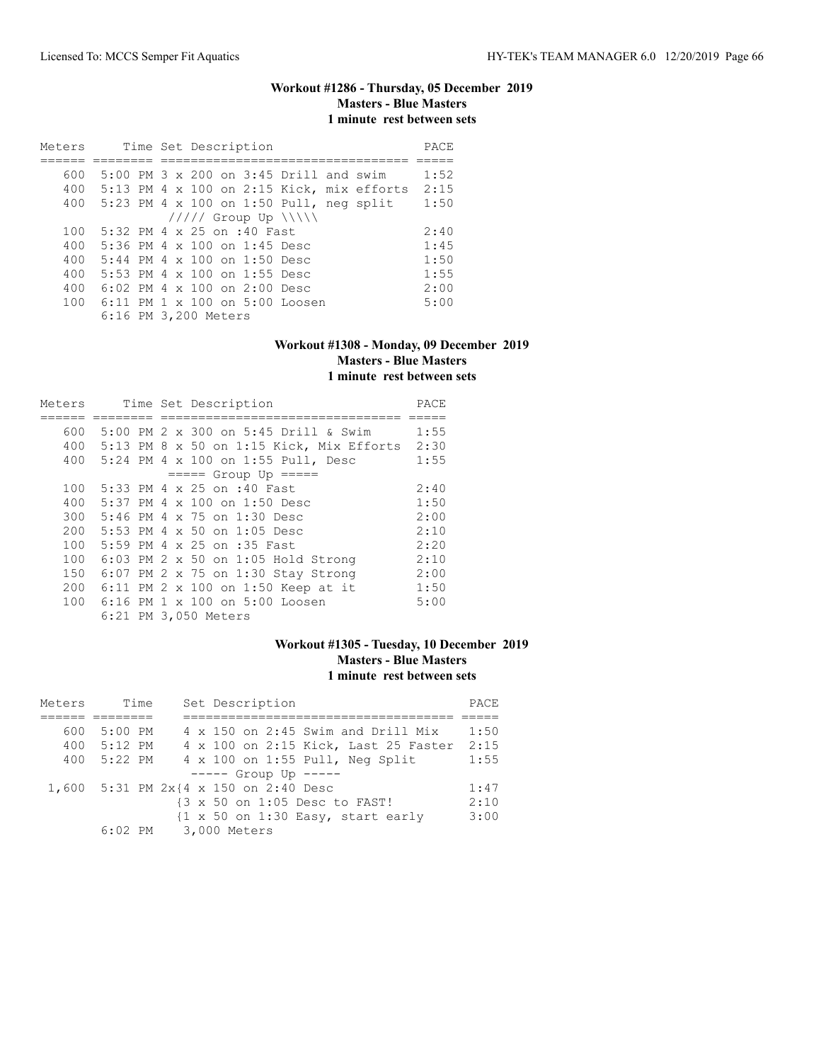### Workout #1286 - Thursday, 05 December 2019
**Masters - Blue Masters**
**1 minute rest between sets**

| Meters | Time | Set Description | PACE |
|---|---|---|---|
| 600 | 5:00 PM | 3 x 200 on 3:45 Drill and swim | 1:52 |
| 400 | 5:13 PM | 4 x 100 on 2:15 Kick, mix efforts | 2:15 |
| 400 | 5:23 PM | 4 x 100 on 1:50 Pull, neg split | 1:50 |
| | | ///// Group Up \\\\\ | |
| 100 | 5:32 PM | 4 x 25 on :40 Fast | 2:40 |
| 400 | 5:36 PM | 4 x 100 on 1:45 Desc | 1:45 |
| 400 | 5:44 PM | 4 x 100 on 1:50 Desc | 1:50 |
| 400 | 5:53 PM | 4 x 100 on 1:55 Desc | 1:55 |
| 400 | 6:02 PM | 4 x 100 on 2:00 Desc | 2:00 |
| 100 | 6:11 PM | 1 x 100 on 5:00 Loosen | 5:00 |
| | 6:16 PM | 3,200 Meters | |

### Workout #1308 - Monday, 09 December 2019
**Masters - Blue Masters**
**1 minute rest between sets**

| Meters | Time | Set Description | PACE |
|---|---|---|---|
| 600 | 5:00 PM | 2 x 300 on 5:45 Drill & Swim | 1:55 |
| 400 | 5:13 PM | 8 x 50 on 1:15 Kick, Mix Efforts | 2:30 |
| 400 | 5:24 PM | 4 x 100 on 1:55 Pull, Desc | 1:55 |
| | | ===== Group Up ===== | |
| 100 | 5:33 PM | 4 x 25 on :40 Fast | 2:40 |
| 400 | 5:37 PM | 4 x 100 on 1:50 Desc | 1:50 |
| 300 | 5:46 PM | 4 x 75 on 1:30 Desc | 2:00 |
| 200 | 5:53 PM | 4 x 50 on 1:05 Desc | 2:10 |
| 100 | 5:59 PM | 4 x 25 on :35 Fast | 2:20 |
| 100 | 6:03 PM | 2 x 50 on 1:05 Hold Strong | 2:10 |
| 150 | 6:07 PM | 2 x 75 on 1:30 Stay Strong | 2:00 |
| 200 | 6:11 PM | 2 x 100 on 1:50 Keep at it | 1:50 |
| 100 | 6:16 PM | 1 x 100 on 5:00 Loosen | 5:00 |
| | 6:21 PM | 3,050 Meters | |

### Workout #1305 - Tuesday, 10 December 2019
**Masters - Blue Masters**
**1 minute rest between sets**

| Meters | Time | Set Description | PACE |
|---|---|---|---|
| 600 | 5:00 PM | 4 x 150 on 2:45 Swim and Drill Mix | 1:50 |
| 400 | 5:12 PM | 4 x 100 on 2:15 Kick, Last 25 Faster | 2:15 |
| 400 | 5:22 PM | 4 x 100 on 1:55 Pull, Neg Split | 1:55 |
| | | ----- Group Up ----- | |
| 1,600 | 5:31 PM | 2x{4 x 150 on 2:40 Desc | 1:47 |
| | | {3 x 50 on 1:05 Desc to FAST! | 2:10 |
| | | {1 x 50 on 1:30 Easy, start early | 3:00 |
| | 6:02 PM | 3,000 Meters | |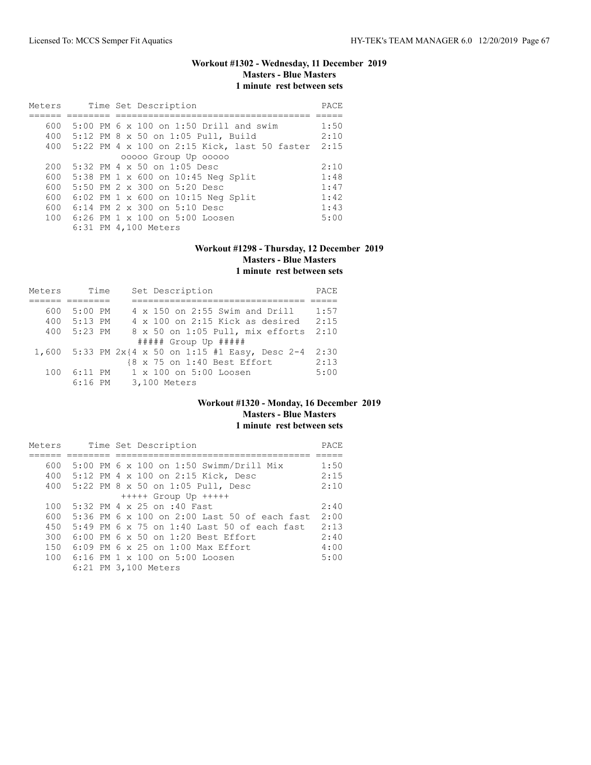### Workout #1302 - Wednesday, 11 December 2019
**Masters - Blue Masters**
**1 minute rest between sets**

| Meters | Time | Set Description | PACE |
|---|---|---|---|
| 600 | 5:00 PM | 6 x 100 on 1:50 Drill and swim | 1:50 |
| 400 | 5:12 PM | 8 x 50 on 1:05 Pull, Build | 2:10 |
| 400 | 5:22 PM | 4 x 100 on 2:15 Kick, last 50 faster | 2:15 |
| | | ooooo Group Up ooooo | |
| 200 | 5:32 PM | 4 x 50 on 1:05 Desc | 2:10 |
| 600 | 5:38 PM | 1 x 600 on 10:45 Neg Split | 1:48 |
| 600 | 5:50 PM | 2 x 300 on 5:20 Desc | 1:47 |
| 600 | 6:02 PM | 1 x 600 on 10:15 Neg Split | 1:42 |
| 600 | 6:14 PM | 2 x 300 on 5:10 Desc | 1:43 |
| 100 | 6:26 PM | 1 x 100 on 5:00 Loosen | 5:00 |
| | 6:31 PM | 4,100 Meters | |

### Workout #1298 - Thursday, 12 December 2019
**Masters - Blue Masters**
**1 minute rest between sets**

| Meters | Time | Set Description | PACE |
|---|---|---|---|
| 600 | 5:00 PM | 4 x 150 on 2:55 Swim and Drill | 1:57 |
| 400 | 5:13 PM | 4 x 100 on 2:15 Kick as desired | 2:15 |
| 400 | 5:23 PM | 8 x 50 on 1:05 Pull, mix efforts | 2:10 |
| | | ##### Group Up ##### | |
| 1,600 | 5:33 PM | 2x{4 x 50 on 1:15 #1 Easy, Desc 2-4 | 2:30 |
| | | {8 x 75 on 1:40 Best Effort | 2:13 |
| 100 | 6:11 PM | 1 x 100 on 5:00 Loosen | 5:00 |
| | 6:16 PM | 3,100 Meters | |

### Workout #1320 - Monday, 16 December 2019
**Masters - Blue Masters**
**1 minute rest between sets**

| Meters | Time | Set Description | PACE |
|---|---|---|---|
| 600 | 5:00 PM | 6 x 100 on 1:50 Swimm/Drill Mix | 1:50 |
| 400 | 5:12 PM | 4 x 100 on 2:15 Kick, Desc | 2:15 |
| 400 | 5:22 PM | 8 x 50 on 1:05 Pull, Desc | 2:10 |
| | | +++++ Group Up +++++ | |
| 100 | 5:32 PM | 4 x 25 on :40 Fast | 2:40 |
| 600 | 5:36 PM | 6 x 100 on 2:00 Last 50 of each fast | 2:00 |
| 450 | 5:49 PM | 6 x 75 on 1:40 Last 50 of each fast | 2:13 |
| 300 | 6:00 PM | 6 x 50 on 1:20 Best Effort | 2:40 |
| 150 | 6:09 PM | 6 x 25 on 1:00 Max Effort | 4:00 |
| 100 | 6:16 PM | 1 x 100 on 5:00 Loosen | 5:00 |
| | 6:21 PM | 3,100 Meters | |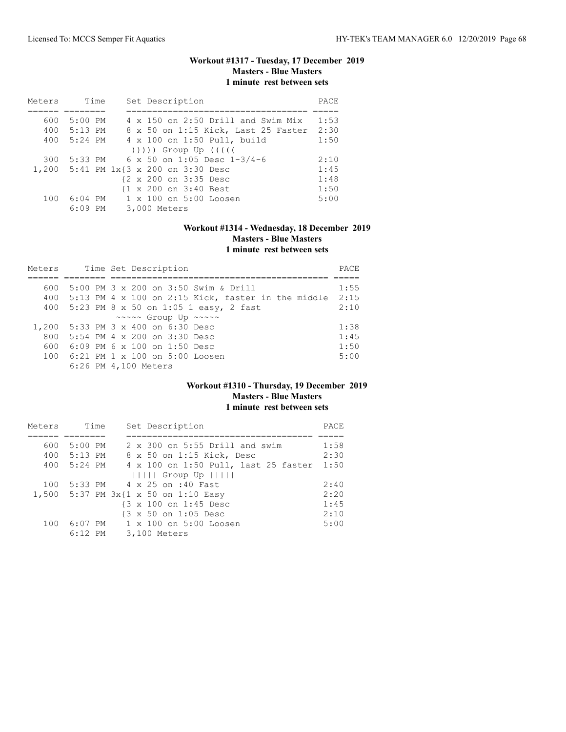### Workout #1317 - Tuesday, 17 December 2019
**Masters - Blue Masters**
**1 minute rest between sets**

| Meters | Time | Set Description | PACE |
|---|---|---|---|
| 600 | 5:00 PM | 4 x 150 on 2:50 Drill and Swim Mix | 1:53 |
| 400 | 5:13 PM | 8 x 50 on 1:15 Kick, Last 25 Faster | 2:30 |
| 400 | 5:24 PM | 4 x 100 on 1:50 Pull, build | 1:50 |
| | | ))))) Group Up ((((( | |
| 300 | 5:33 PM | 6 x 50 on 1:05 Desc 1-3/4-6 | 2:10 |
| 1,200 | 5:41 PM | 1x{3 x 200 on 3:30 Desc | 1:45 |
| | | {2 x 200 on 3:35 Desc | 1:48 |
| | | {1 x 200 on 3:40 Best | 1:50 |
| 100 | 6:04 PM | 1 x 100 on 5:00 Loosen | 5:00 |
| | 6:09 PM | 3,000 Meters | |

### Workout #1314 - Wednesday, 18 December 2019
**Masters - Blue Masters**
**1 minute rest between sets**

| Meters | Time | Set Description | PACE |
|---|---|---|---|
| 600 | 5:00 PM | 3 x 200 on 3:50 Swim & Drill | 1:55 |
| 400 | 5:13 PM | 4 x 100 on 2:15 Kick, faster in the middle | 2:15 |
| 400 | 5:23 PM | 8 x 50 on 1:05 1 easy, 2 fast | 2:10 |
| | | ~~~~~ Group Up ~~~~~ | |
| 1,200 | 5:33 PM | 3 x 400 on 6:30 Desc | 1:38 |
| 800 | 5:54 PM | 4 x 200 on 3:30 Desc | 1:45 |
| 600 | 6:09 PM | 6 x 100 on 1:50 Desc | 1:50 |
| 100 | 6:21 PM | 1 x 100 on 5:00 Loosen | 5:00 |
| | 6:26 PM | 4,100 Meters | |

### Workout #1310 - Thursday, 19 December 2019
**Masters - Blue Masters**
**1 minute rest between sets**

| Meters | Time | Set Description | PACE |
|---|---|---|---|
| 600 | 5:00 PM | 2 x 300 on 5:55 Drill and swim | 1:58 |
| 400 | 5:13 PM | 8 x 50 on 1:15 Kick, Desc | 2:30 |
| 400 | 5:24 PM | 4 x 100 on 1:50 Pull, last 25 faster | 1:50 |
| | | &#124;&#124;&#124;&#124;&#124; Group Up &#124;&#124;&#124;&#124;&#124; | |
| 100 | 5:33 PM | 4 x 25 on :40 Fast | 2:40 |
| 1,500 | 5:37 PM | 3x{1 x 50 on 1:10 Easy | 2:20 |
| | | {3 x 100 on 1:45 Desc | 1:45 |
| | | {3 x 50 on 1:05 Desc | 2:10 |
| 100 | 6:07 PM | 1 x 100 on 5:00 Loosen | 5:00 |
| | 6:12 PM | 3,100 Meters | |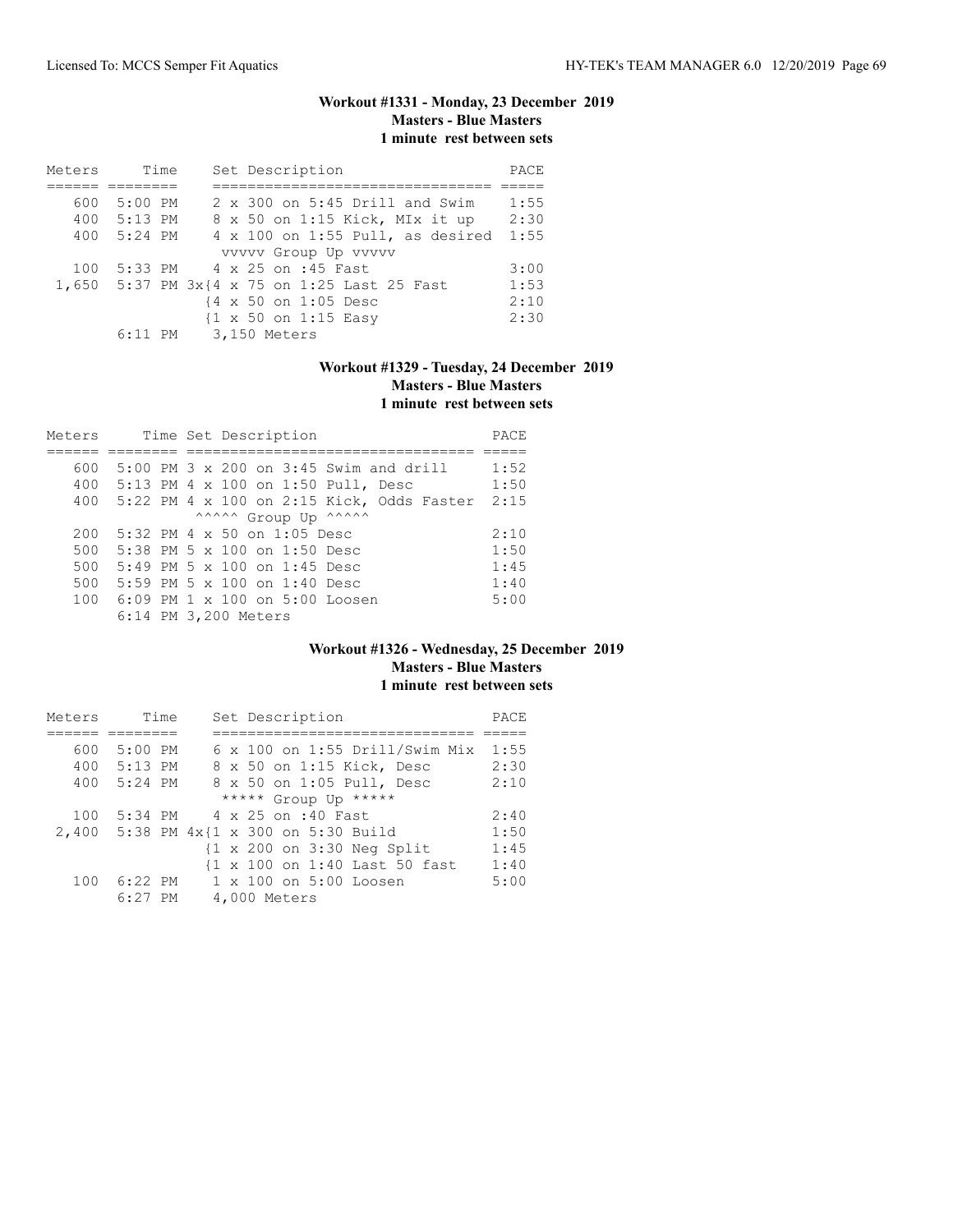### Workout #1331 - Monday, 23 December 2019
**Masters - Blue Masters**
**1 minute rest between sets**

| Meters | Time | Set Description | PACE |
|---|---|---|---|
| 600 | 5:00 PM | 2 x 300 on 5:45 Drill and Swim | 1:55 |
| 400 | 5:13 PM | 8 x 50 on 1:15 Kick, MIx it up | 2:30 |
| 400 | 5:24 PM | 4 x 100 on 1:55 Pull, as desired | 1:55 |
| | | vvvvv Group Up vvvvv | |
| 100 | 5:33 PM | 4 x 25 on :45 Fast | 3:00 |
| 1,650 | 5:37 PM | 3x{4 x 75 on 1:25 Last 25 Fast | 1:53 |
| | | {4 x 50 on 1:05 Desc | 2:10 |
| | | {1 x 50 on 1:15 Easy | 2:30 |
| | 6:11 PM | 3,150 Meters | |

### Workout #1329 - Tuesday, 24 December 2019
**Masters - Blue Masters**
**1 minute rest between sets**

| Meters | Time | Set Description | PACE |
|---|---|---|---|
| 600 | 5:00 PM | 3 x 200 on 3:45 Swim and drill | 1:52 |
| 400 | 5:13 PM | 4 x 100 on 1:50 Pull, Desc | 1:50 |
| 400 | 5:22 PM | 4 x 100 on 2:15 Kick, Odds Faster | 2:15 |
| | | ^^^^^ Group Up ^^^^^ | |
| 200 | 5:32 PM | 4 x 50 on 1:05 Desc | 2:10 |
| 500 | 5:38 PM | 5 x 100 on 1:50 Desc | 1:50 |
| 500 | 5:49 PM | 5 x 100 on 1:45 Desc | 1:45 |
| 500 | 5:59 PM | 5 x 100 on 1:40 Desc | 1:40 |
| 100 | 6:09 PM | 1 x 100 on 5:00 Loosen | 5:00 |
| | 6:14 PM | 3,200 Meters | |

### Workout #1326 - Wednesday, 25 December 2019
**Masters - Blue Masters**
**1 minute rest between sets**

| Meters | Time | Set Description | PACE |
|---|---|---|---|
| 600 | 5:00 PM | 6 x 100 on 1:55 Drill/Swim Mix | 1:55 |
| 400 | 5:13 PM | 8 x 50 on 1:15 Kick, Desc | 2:30 |
| 400 | 5:24 PM | 8 x 50 on 1:05 Pull, Desc | 2:10 |
| | | ***** Group Up ***** | |
| 100 | 5:34 PM | 4 x 25 on :40 Fast | 2:40 |
| 2,400 | 5:38 PM | 4x{1 x 300 on 5:30 Build | 1:50 |
| | | {1 x 200 on 3:30 Neg Split | 1:45 |
| | | {1 x 100 on 1:40 Last 50 fast | 1:40 |
| 100 | 6:22 PM | 1 x 100 on 5:00 Loosen | 5:00 |
| | 6:27 PM | 4,000 Meters | |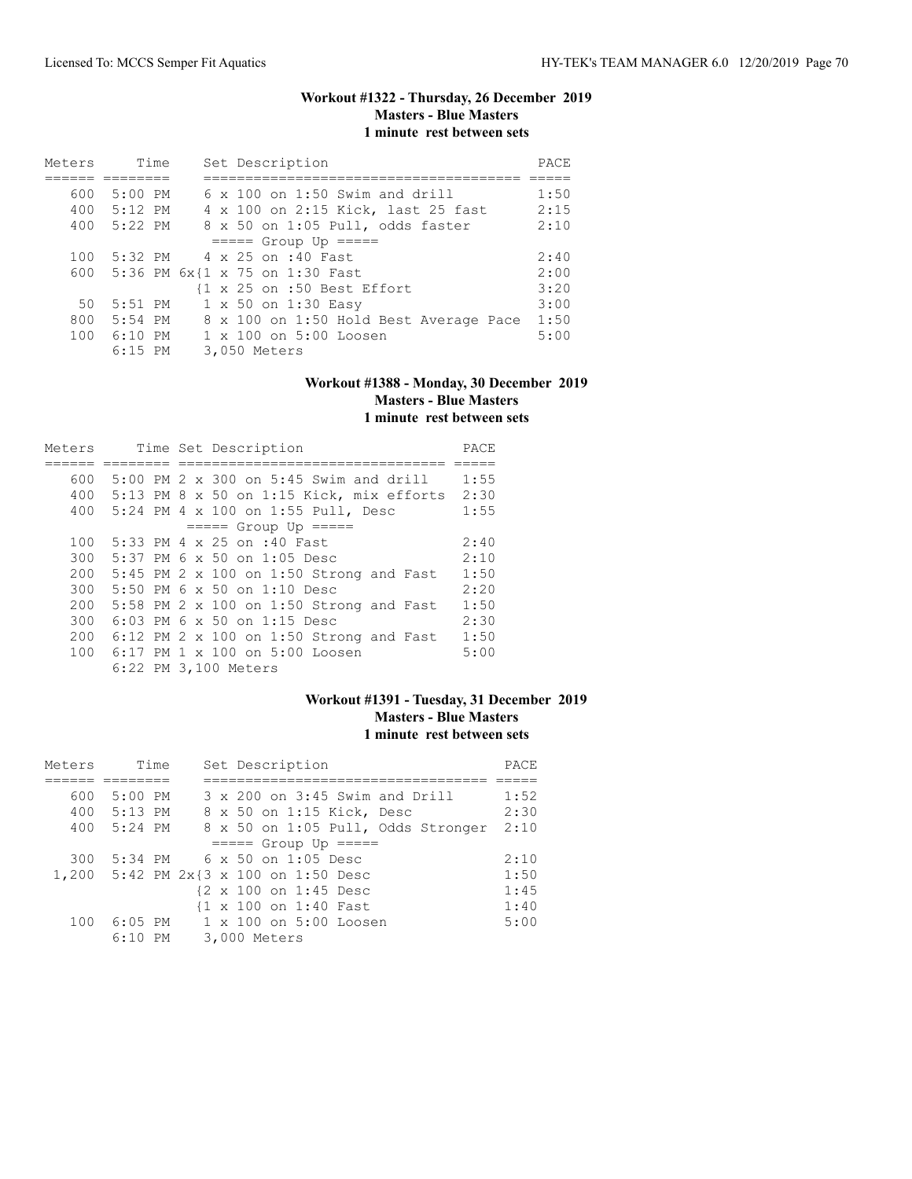### Workout #1322 - Thursday, 26 December 2019
**Masters - Blue Masters**
**1 minute rest between sets**

| Meters | Time | Set Description | PACE |
|---|---|---|---|
| 600 | 5:00 PM | 6 x 100 on 1:50 Swim and drill | 1:50 |
| 400 | 5:12 PM | 4 x 100 on 2:15 Kick, last 25 fast | 2:15 |
| 400 | 5:22 PM | 8 x 50 on 1:05 Pull, odds faster | 2:10 |
| | | ===== Group Up ===== | |
| 100 | 5:32 PM | 4 x 25 on :40 Fast | 2:40 |
| 600 | 5:36 PM | 6x{1 x 75 on 1:30 Fast | 2:00 |
| | | {1 x 25 on :50 Best Effort | 3:20 |
| 50 | 5:51 PM | 1 x 50 on 1:30 Easy | 3:00 |
| 800 | 5:54 PM | 8 x 100 on 1:50 Hold Best Average Pace | 1:50 |
| 100 | 6:10 PM | 1 x 100 on 5:00 Loosen | 5:00 |
| | 6:15 PM | 3,050 Meters | |

### Workout #1388 - Monday, 30 December 2019
**Masters - Blue Masters**
**1 minute rest between sets**

| Meters | Time | Set Description | PACE |
|---|---|---|---|
| 600 | 5:00 PM | 2 x 300 on 5:45 Swim and drill | 1:55 |
| 400 | 5:13 PM | 8 x 50 on 1:15 Kick, mix efforts | 2:30 |
| 400 | 5:24 PM | 4 x 100 on 1:55 Pull, Desc | 1:55 |
| | | ===== Group Up ===== | |
| 100 | 5:33 PM | 4 x 25 on :40 Fast | 2:40 |
| 300 | 5:37 PM | 6 x 50 on 1:05 Desc | 2:10 |
| 200 | 5:45 PM | 2 x 100 on 1:50 Strong and Fast | 1:50 |
| 300 | 5:50 PM | 6 x 50 on 1:10 Desc | 2:20 |
| 200 | 5:58 PM | 2 x 100 on 1:50 Strong and Fast | 1:50 |
| 300 | 6:03 PM | 6 x 50 on 1:15 Desc | 2:30 |
| 200 | 6:12 PM | 2 x 100 on 1:50 Strong and Fast | 1:50 |
| 100 | 6:17 PM | 1 x 100 on 5:00 Loosen | 5:00 |
| | 6:22 PM | 3,100 Meters | |

### Workout #1391 - Tuesday, 31 December 2019
**Masters - Blue Masters**
**1 minute rest between sets**

| Meters | Time | Set Description | PACE |
|---|---|---|---|
| 600 | 5:00 PM | 3 x 200 on 3:45 Swim and Drill | 1:52 |
| 400 | 5:13 PM | 8 x 50 on 1:15 Kick, Desc | 2:30 |
| 400 | 5:24 PM | 8 x 50 on 1:05 Pull, Odds Stronger | 2:10 |
| | | ===== Group Up ===== | |
| 300 | 5:34 PM | 6 x 50 on 1:05 Desc | 2:10 |
| 1,200 | 5:42 PM | 2x{3 x 100 on 1:50 Desc | 1:50 |
| | | {2 x 100 on 1:45 Desc | 1:45 |
| | | {1 x 100 on 1:40 Fast | 1:40 |
| 100 | 6:05 PM | 1 x 100 on 5:00 Loosen | 5:00 |
| | 6:10 PM | 3,000 Meters | |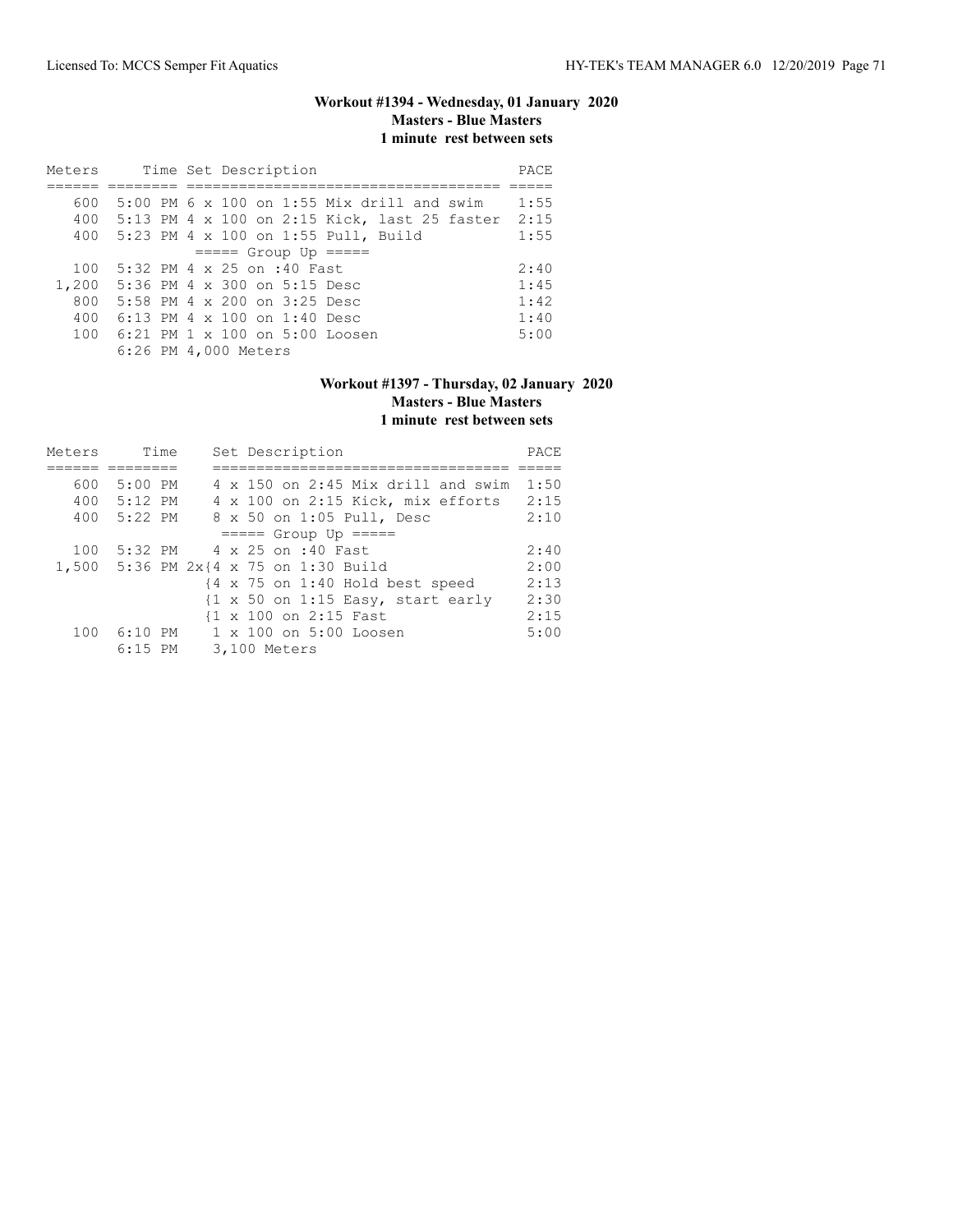### Workout #1394 - Wednesday, 01 January 2020
**Masters - Blue Masters**
**1 minute rest between sets**

| Meters | Time | Set Description | PACE |
|---|---|---|---|
| 600 | 5:00 PM | 6 x 100 on 1:55 Mix drill and swim | 1:55 |
| 400 | 5:13 PM | 4 x 100 on 2:15 Kick, last 25 faster | 2:15 |
| 400 | 5:23 PM | 4 x 100 on 1:55 Pull, Build | 1:55 |
| | | ===== Group Up ===== | |
| 100 | 5:32 PM | 4 x 25 on :40 Fast | 2:40 |
| 1,200 | 5:36 PM | 4 x 300 on 5:15 Desc | 1:45 |
| 800 | 5:58 PM | 4 x 200 on 3:25 Desc | 1:42 |
| 400 | 6:13 PM | 4 x 100 on 1:40 Desc | 1:40 |
| 100 | 6:21 PM | 1 x 100 on 5:00 Loosen | 5:00 |
| | 6:26 PM | 4,000 Meters | |

### Workout #1397 - Thursday, 02 January 2020
**Masters - Blue Masters**
**1 minute rest between sets**

| Meters | Time | Set Description | PACE |
|---|---|---|---|
| 600 | 5:00 PM | 4 x 150 on 2:45 Mix drill and swim | 1:50 |
| 400 | 5:12 PM | 4 x 100 on 2:15 Kick, mix efforts | 2:15 |
| 400 | 5:22 PM | 8 x 50 on 1:05 Pull, Desc | 2:10 |
| | | ===== Group Up ===== | |
| 100 | 5:32 PM | 4 x 25 on :40 Fast | 2:40 |
| 1,500 | 5:36 PM | 2x{4 x 75 on 1:30 Build | 2:00 |
| | | {4 x 75 on 1:40 Hold best speed | 2:13 |
| | | {1 x 50 on 1:15 Easy, start early | 2:30 |
| | | {1 x 100 on 2:15 Fast | 2:15 |
| 100 | 6:10 PM | 1 x 100 on 5:00 Loosen | 5:00 |
| | 6:15 PM | 3,100 Meters | |